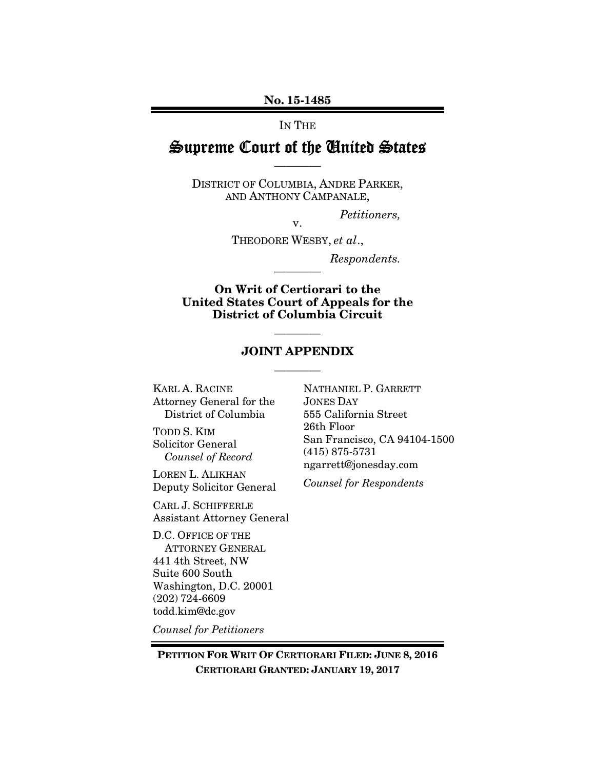**No. 15-1485**

IN THE

# Supreme Court of the United States

---

DISTRICT OF COLUMBIA, ANDRE PARKER, AND ANTHONY CAMPANALE,

*Petitioners,*

v.

THEODORE WESBY, *et al*.,

*Respondents.*

---

**On Writ of Certiorari to the United States Court of Appeals for the District of Columbia Circuit**

---

## JOINT APPENDIX

---

KARL A. RACINE
Attorney General for the District of Columbia

TODD S. KIM
Solicitor General
*Counsel of Record*

LOREN L. ALIKHAN
Deputy Solicitor General

CARL J. SCHIFFERLE
Assistant Attorney General

D.C. OFFICE OF THE ATTORNEY GENERAL
441 4th Street, NW
Suite 600 South
Washington, D.C. 20001
(202) 724-6609
todd.kim@dc.gov

*Counsel for Petitioners*

NATHANIEL P. GARRETT
JONES DAY
555 California Street
26th Floor
San Francisco, CA 94104-1500
(415) 875-5731
ngarrett@jonesday.com

*Counsel for Respondents*

---

**PETITION FOR WRIT OF CERTIORARI FILED: JUNE 8, 2016**
**CERTIORARI GRANTED: JANUARY 19, 2017**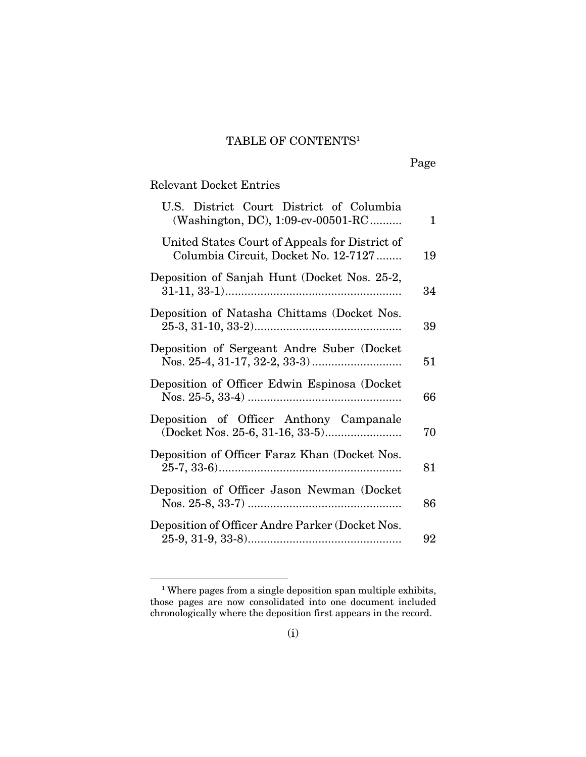# TABLE OF CONTENTS[1]

| | Page |
|---|---|
| Relevant Docket Entries | |
| U.S. District Court District of Columbia (Washington, DC), 1:09-cv-00501-RC | 1 |
| United States Court of Appeals for District of Columbia Circuit, Docket No. 12-7127 | 19 |
| Deposition of Sanjah Hunt (Docket Nos. 25-2, 31-11, 33-1) | 34 |
| Deposition of Natasha Chittams (Docket Nos. 25-3, 31-10, 33-2) | 39 |
| Deposition of Sergeant Andre Suber (Docket Nos. 25-4, 31-17, 32-2, 33-3) | 51 |
| Deposition of Officer Edwin Espinosa (Docket Nos. 25-5, 33-4) | 66 |
| Deposition of Officer Anthony Campanale (Docket Nos. 25-6, 31-16, 33-5) | 70 |
| Deposition of Officer Faraz Khan (Docket Nos. 25-7, 33-6) | 81 |
| Deposition of Officer Jason Newman (Docket Nos. 25-8, 33-7) | 86 |
| Deposition of Officer Andre Parker (Docket Nos. 25-9, 31-9, 33-8) | 92 |

[1] Where pages from a single deposition span multiple exhibits, those pages are now consolidated into one document included chronologically where the deposition first appears in the record.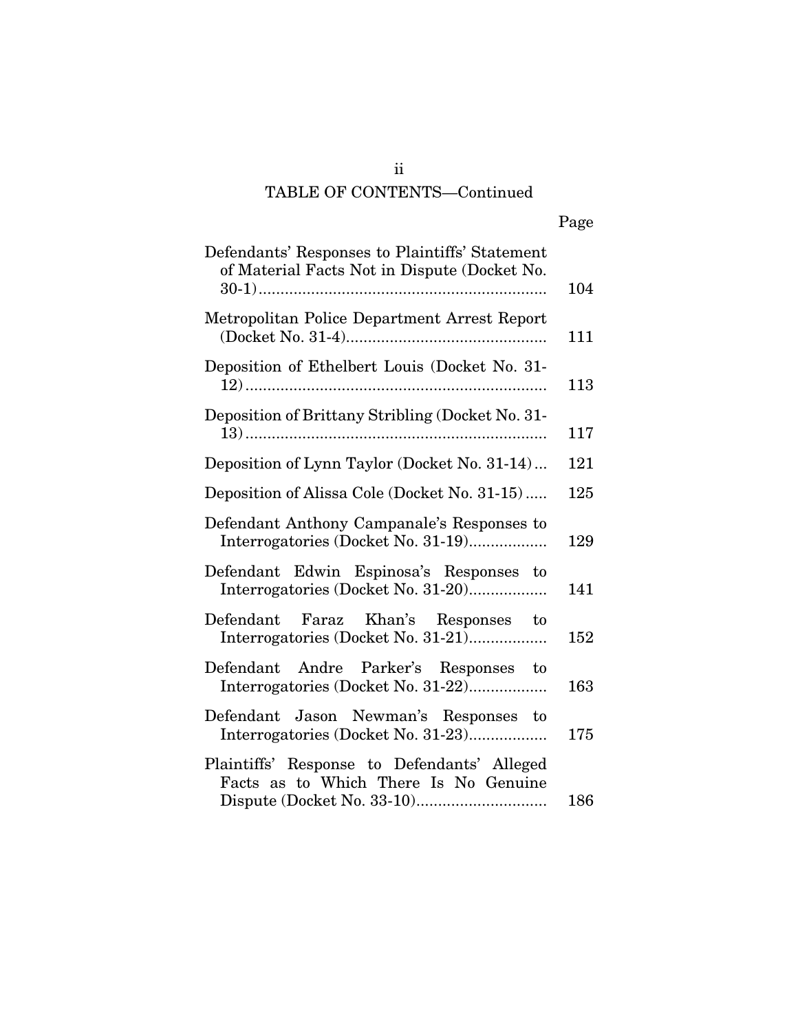## TABLE OF CONTENTS—Continued

| | Page |
|---|---|
| Defendants' Responses to Plaintiffs' Statement of Material Facts Not in Dispute (Docket No. 30-1) | 104 |
| Metropolitan Police Department Arrest Report (Docket No. 31-4) | 111 |
| Deposition of Ethelbert Louis (Docket No. 31-12) | 113 |
| Deposition of Brittany Stribling (Docket No. 31-13) | 117 |
| Deposition of Lynn Taylor (Docket No. 31-14) | 121 |
| Deposition of Alissa Cole (Docket No. 31-15) | 125 |
| Defendant Anthony Campanale's Responses to Interrogatories (Docket No. 31-19) | 129 |
| Defendant Edwin Espinosa's Responses to Interrogatories (Docket No. 31-20) | 141 |
| Defendant Faraz Khan's Responses to Interrogatories (Docket No. 31-21) | 152 |
| Defendant Andre Parker's Responses to Interrogatories (Docket No. 31-22) | 163 |
| Defendant Jason Newman's Responses to Interrogatories (Docket No. 31-23) | 175 |
| Plaintiffs' Response to Defendants' Alleged Facts as to Which There Is No Genuine Dispute (Docket No. 33-10) | 186 |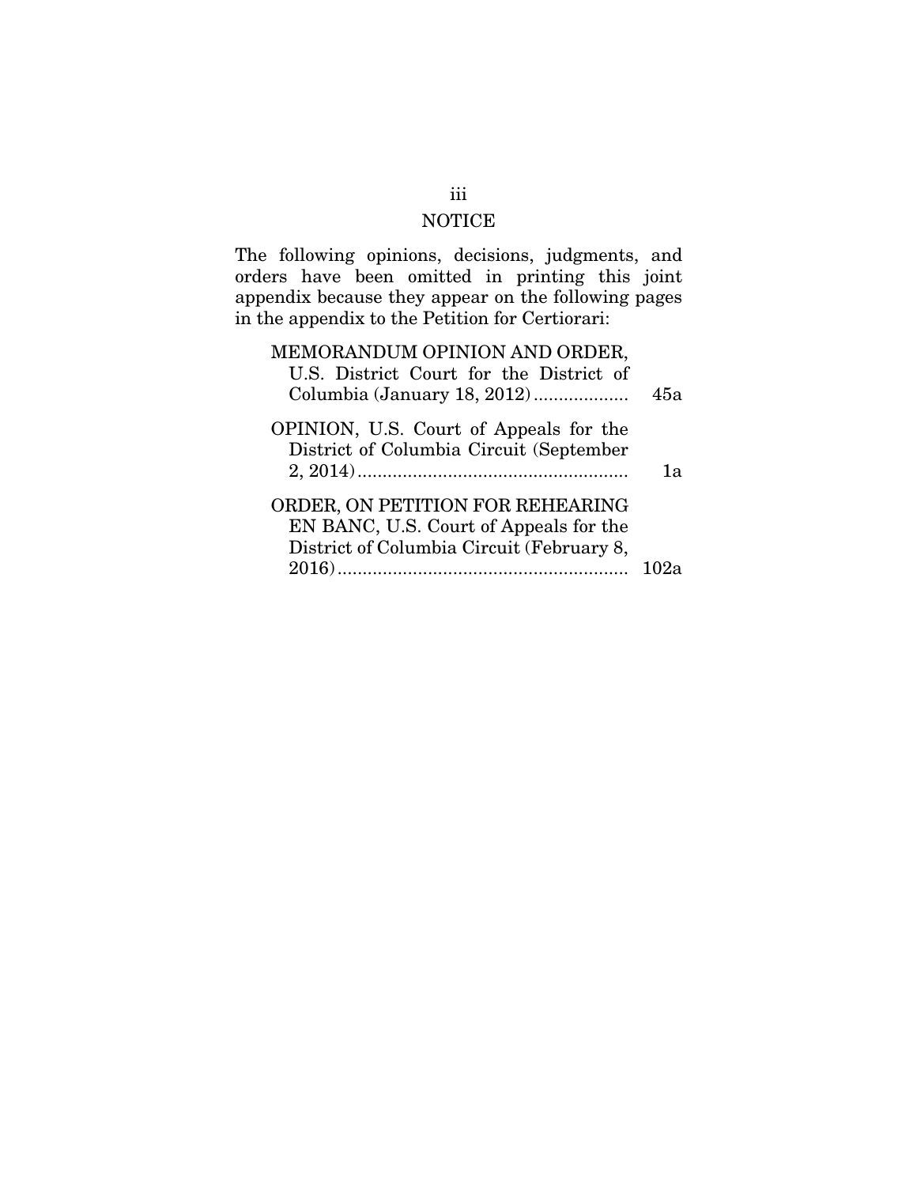# NOTICE

The following opinions, decisions, judgments, and orders have been omitted in printing this joint appendix because they appear on the following pages in the appendix to the Petition for Certiorari:

MEMORANDUM OPINION AND ORDER, U.S. District Court for the District of Columbia (January 18, 2012) .................. 45a

OPINION, U.S. Court of Appeals for the District of Columbia Circuit (September 2, 2014) ...................................................... 1a

ORDER, ON PETITION FOR REHEARING EN BANC, U.S. Court of Appeals for the District of Columbia Circuit (February 8, 2016) ......................................................... 102a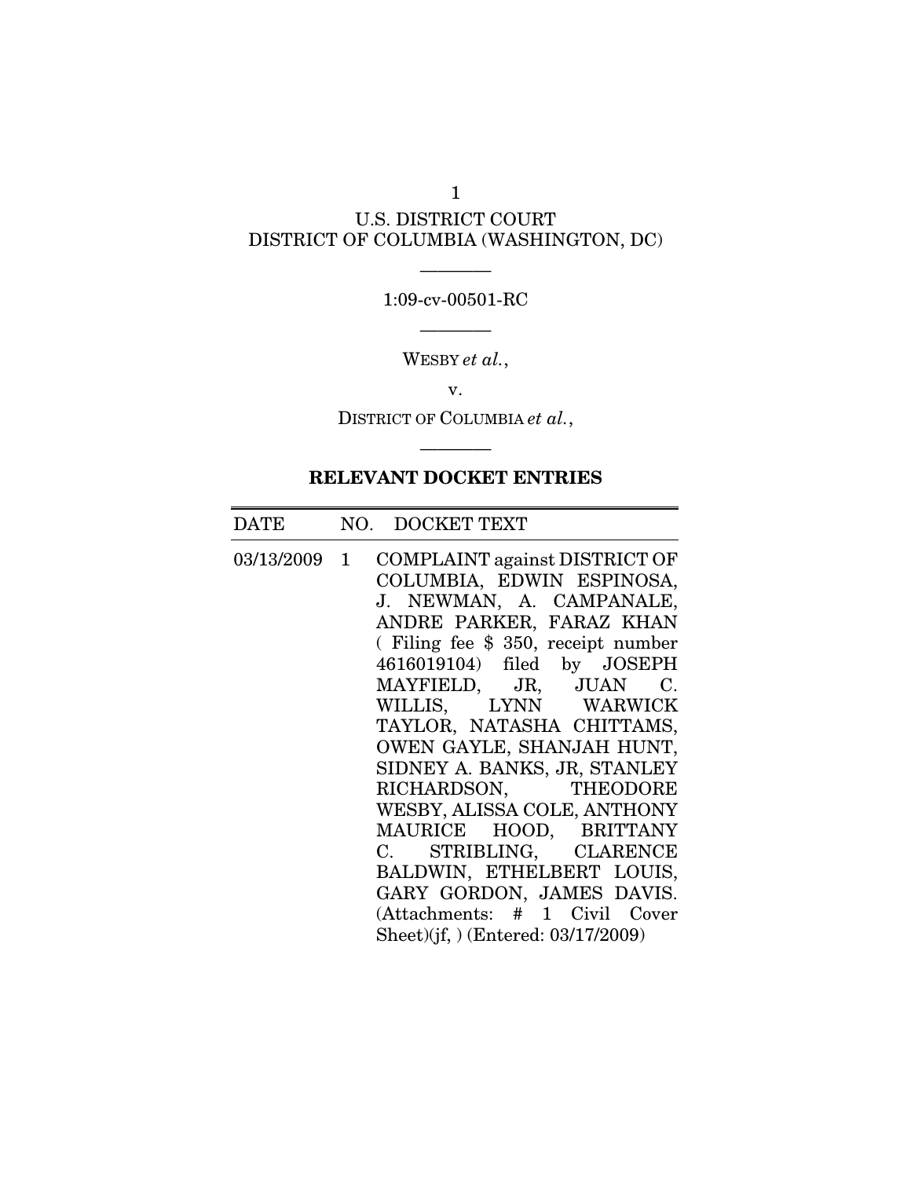U.S. DISTRICT COURT
DISTRICT OF COLUMBIA (WASHINGTON, DC)

———

1:09-cv-00501-RC

———

WESBY *et al.*,

v.

DISTRICT OF COLUMBIA *et al.*,

———

**RELEVANT DOCKET ENTRIES**

| DATE | NO. | DOCKET TEXT |
|---|---|---|
| 03/13/2009 | 1 | COMPLAINT against DISTRICT OF COLUMBIA, EDWIN ESPINOSA, J. NEWMAN, A. CAMPANALE, ANDRE PARKER, FARAZ KHAN ( Filing fee $ 350, receipt number 4616019104) filed by JOSEPH MAYFIELD, JR, JUAN C. WILLIS, LYNN WARWICK TAYLOR, NATASHA CHITTAMS, OWEN GAYLE, SHANJAH HUNT, SIDNEY A. BANKS, JR, STANLEY RICHARDSON, THEODORE WESBY, ALISSA COLE, ANTHONY MAURICE HOOD, BRITTANY C. STRIBLING, CLARENCE BALDWIN, ETHELBERT LOUIS, GARY GORDON, JAMES DAVIS. (Attachments: # 1 Civil Cover Sheet)(jf, ) (Entered: 03/17/2009) |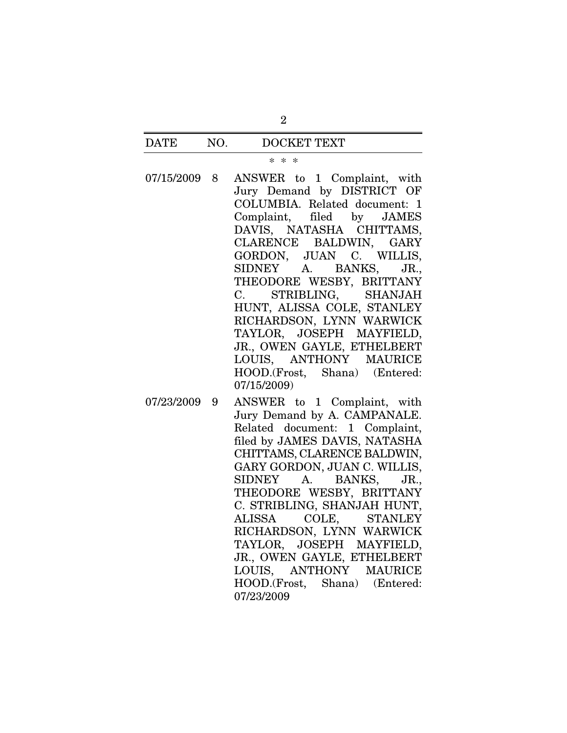| DATE | NO. | DOCKET TEXT |
|---|---|---|
| | | * * * |
| 07/15/2009 | 8 | ANSWER to 1 Complaint, with Jury Demand by DISTRICT OF COLUMBIA. Related document: 1 Complaint, filed by JAMES DAVIS, NATASHA CHITTAMS, CLARENCE BALDWIN, GARY GORDON, JUAN C. WILLIS, SIDNEY A. BANKS, JR., THEODORE WESBY, BRITTANY C. STRIBLING, SHANJAH HUNT, ALISSA COLE, STANLEY RICHARDSON, LYNN WARWICK TAYLOR, JOSEPH MAYFIELD, JR., OWEN GAYLE, ETHELBERT LOUIS, ANTHONY MAURICE HOOD.(Frost, Shana) (Entered: 07/15/2009) |
| 07/23/2009 | 9 | ANSWER to 1 Complaint, with Jury Demand by A. CAMPANALE. Related document: 1 Complaint, filed by JAMES DAVIS, NATASHA CHITTAMS, CLARENCE BALDWIN, GARY GORDON, JUAN C. WILLIS, SIDNEY A. BANKS, JR., THEODORE WESBY, BRITTANY C. STRIBLING, SHANJAH HUNT, ALISSA COLE, STANLEY RICHARDSON, LYNN WARWICK TAYLOR, JOSEPH MAYFIELD, JR., OWEN GAYLE, ETHELBERT LOUIS, ANTHONY MAURICE HOOD.(Frost, Shana) (Entered: 07/23/2009 |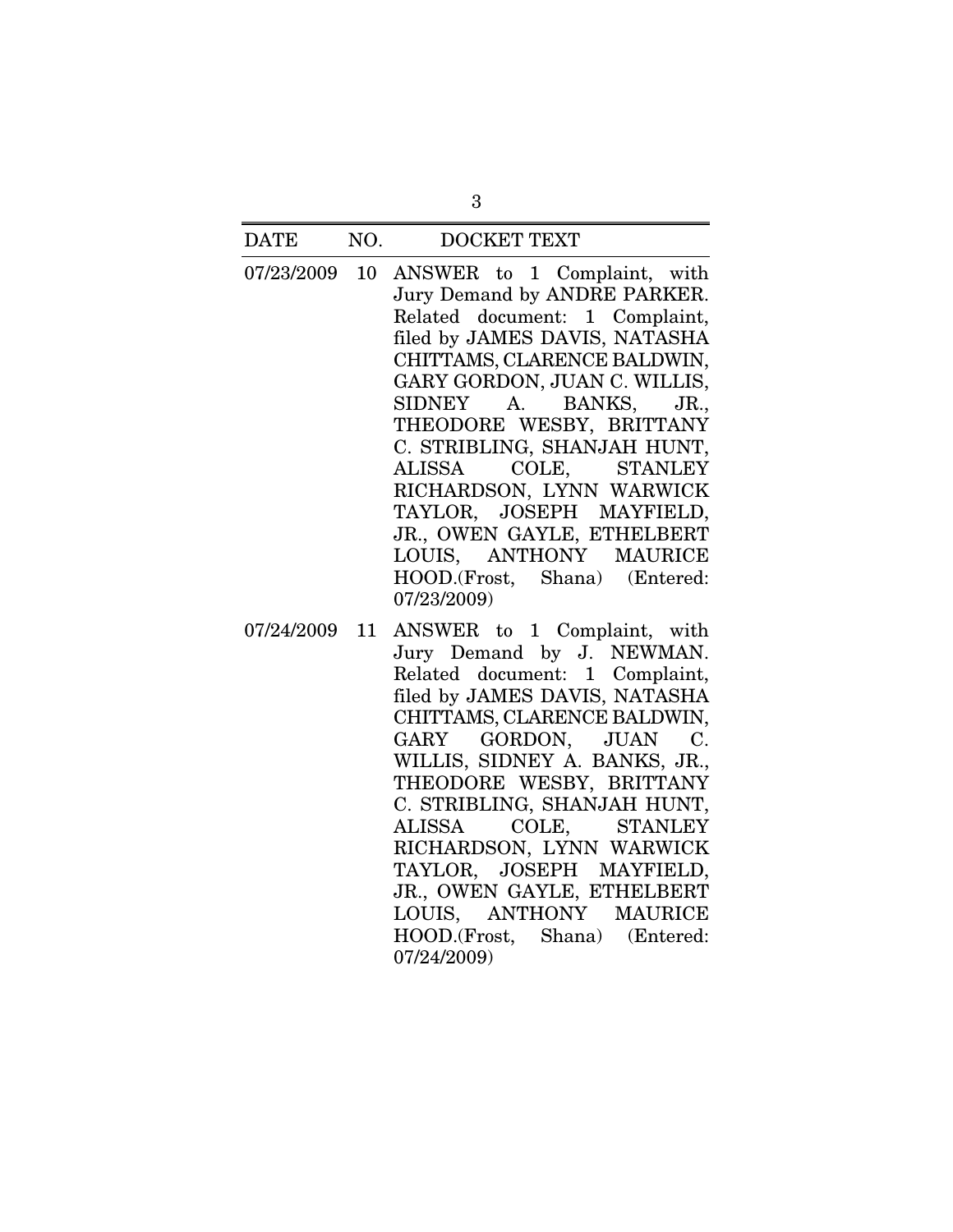| DATE | NO. | DOCKET TEXT |
|---|---|---|
| 07/23/2009 | 10 | ANSWER to 1 Complaint, with Jury Demand by ANDRE PARKER. Related document: 1 Complaint, filed by JAMES DAVIS, NATASHA CHITTAMS, CLARENCE BALDWIN, GARY GORDON, JUAN C. WILLIS, SIDNEY A. BANKS, JR., THEODORE WESBY, BRITTANY C. STRIBLING, SHANJAH HUNT, ALISSA COLE, STANLEY RICHARDSON, LYNN WARWICK TAYLOR, JOSEPH MAYFIELD, JR., OWEN GAYLE, ETHELBERT LOUIS, ANTHONY MAURICE HOOD.(Frost, Shana) (Entered: 07/23/2009) |
| 07/24/2009 | 11 | ANSWER to 1 Complaint, with Jury Demand by J. NEWMAN. Related document: 1 Complaint, filed by JAMES DAVIS, NATASHA CHITTAMS, CLARENCE BALDWIN, GARY GORDON, JUAN C. WILLIS, SIDNEY A. BANKS, JR., THEODORE WESBY, BRITTANY C. STRIBLING, SHANJAH HUNT, ALISSA COLE, STANLEY RICHARDSON, LYNN WARWICK TAYLOR, JOSEPH MAYFIELD, JR., OWEN GAYLE, ETHELBERT LOUIS, ANTHONY MAURICE HOOD.(Frost, Shana) (Entered: 07/24/2009) |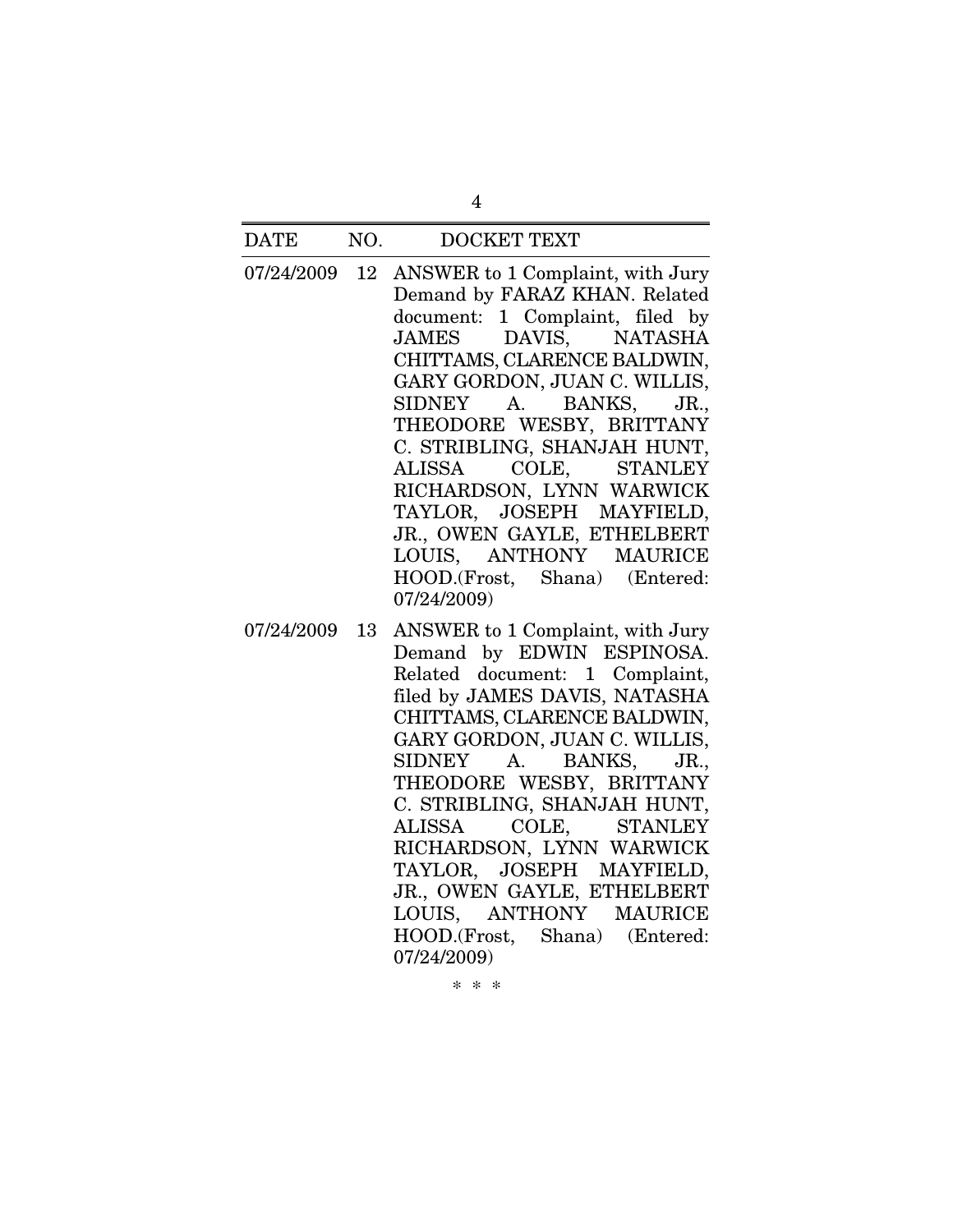| DATE | NO. | DOCKET TEXT |
| --- | --- | --- |
| 07/24/2009 | 12 | ANSWER to 1 Complaint, with Jury Demand by FARAZ KHAN. Related document: 1 Complaint, filed by JAMES DAVIS, NATASHA CHITTAMS, CLARENCE BALDWIN, GARY GORDON, JUAN C. WILLIS, SIDNEY A. BANKS, JR., THEODORE WESBY, BRITTANY C. STRIBLING, SHANJAH HUNT, ALISSA COLE, STANLEY RICHARDSON, LYNN WARWICK TAYLOR, JOSEPH MAYFIELD, JR., OWEN GAYLE, ETHELBERT LOUIS, ANTHONY MAURICE HOOD.(Frost, Shana) (Entered: 07/24/2009) |
| 07/24/2009 | 13 | ANSWER to 1 Complaint, with Jury Demand by EDWIN ESPINOSA. Related document: 1 Complaint, filed by JAMES DAVIS, NATASHA CHITTAMS, CLARENCE BALDWIN, GARY GORDON, JUAN C. WILLIS, SIDNEY A. BANKS, JR., THEODORE WESBY, BRITTANY C. STRIBLING, SHANJAH HUNT, ALISSA COLE, STANLEY RICHARDSON, LYNN WARWICK TAYLOR, JOSEPH MAYFIELD, JR., OWEN GAYLE, ETHELBERT LOUIS, ANTHONY MAURICE HOOD.(Frost, Shana) (Entered: 07/24/2009) |

\* \* \*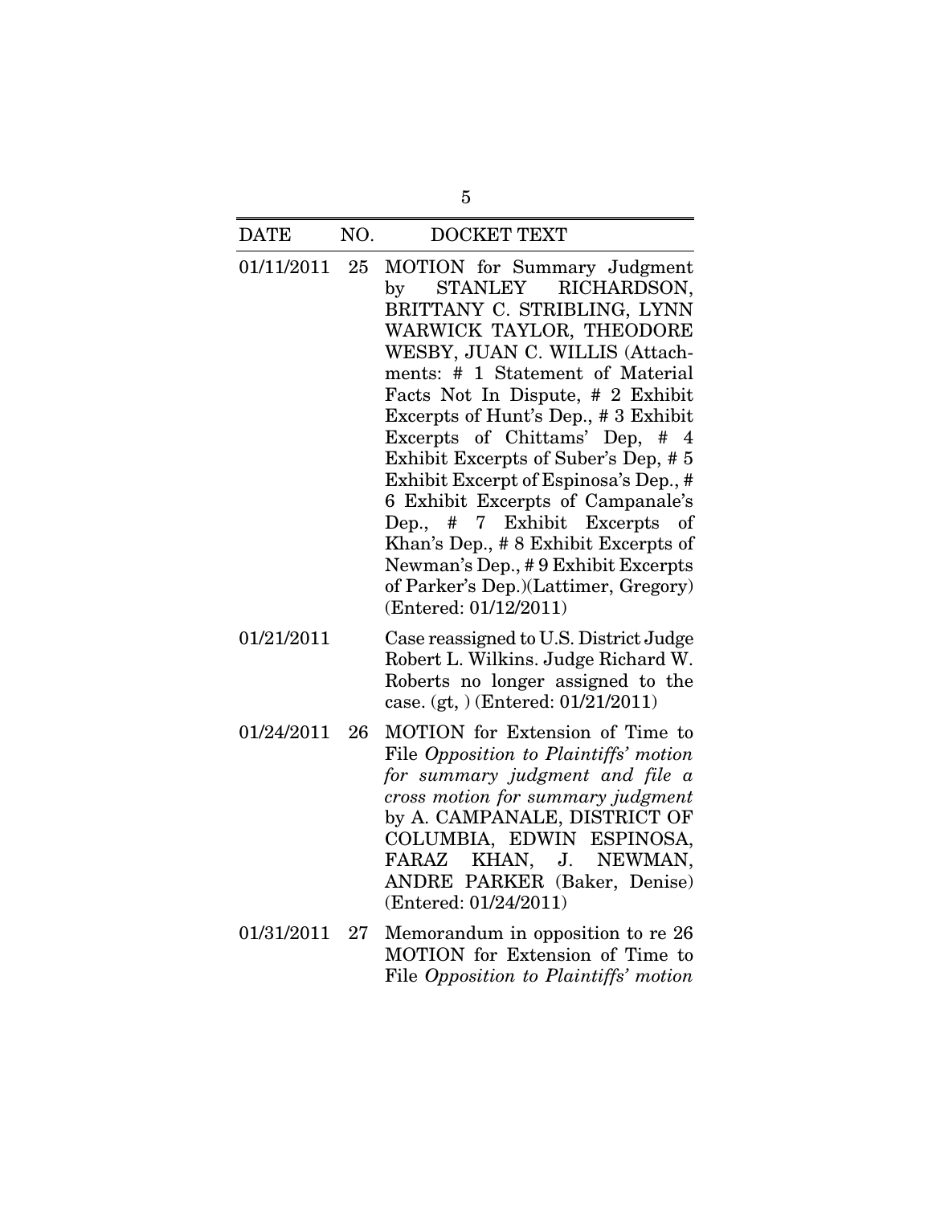| DATE | NO. | DOCKET TEXT |
|---|---|---|
| 01/11/2011 | 25 | MOTION for Summary Judgment by STANLEY RICHARDSON, BRITTANY C. STRIBLING, LYNN WARWICK TAYLOR, THEODORE WESBY, JUAN C. WILLIS (Attachments: # 1 Statement of Material Facts Not In Dispute, # 2 Exhibit Excerpts of Hunt's Dep., # 3 Exhibit Excerpts of Chittams' Dep, # 4 Exhibit Excerpts of Suber's Dep, # 5 Exhibit Excerpt of Espinosa's Dep., # 6 Exhibit Excerpts of Campanale's Dep., # 7 Exhibit Excerpts of Khan's Dep., # 8 Exhibit Excerpts of Newman's Dep., # 9 Exhibit Excerpts of Parker's Dep.)(Lattimer, Gregory) (Entered: 01/12/2011) |
| 01/21/2011 | | Case reassigned to U.S. District Judge Robert L. Wilkins. Judge Richard W. Roberts no longer assigned to the case. (gt, ) (Entered: 01/21/2011) |
| 01/24/2011 | 26 | MOTION for Extension of Time to File *Opposition to Plaintiffs' motion for summary judgment and file a cross motion for summary judgment* by A. CAMPANALE, DISTRICT OF COLUMBIA, EDWIN ESPINOSA, FARAZ KHAN, J. NEWMAN, ANDRE PARKER (Baker, Denise) (Entered: 01/24/2011) |
| 01/31/2011 | 27 | Memorandum in opposition to re 26 MOTION for Extension of Time to File *Opposition to Plaintiffs' motion* |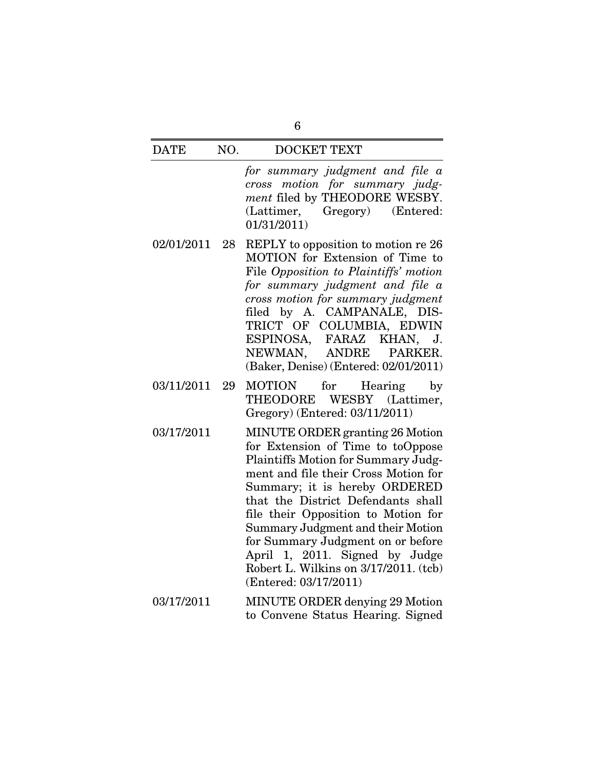| DATE | NO. | DOCKET TEXT |
|---|---|---|
| | | *for summary judgment and file a cross motion for summary judgment* filed by THEODORE WESBY. (Lattimer, Gregory) (Entered: 01/31/2011) |
| 02/01/2011 | 28 | REPLY to opposition to motion re 26 MOTION for Extension of Time to File *Opposition to Plaintiffs' motion for summary judgment and file a cross motion for summary judgment* filed by A. CAMPANALE, DISTRICT OF COLUMBIA, EDWIN ESPINOSA, FARAZ KHAN, J. NEWMAN, ANDRE PARKER. (Baker, Denise) (Entered: 02/01/2011) |
| 03/11/2011 | 29 | MOTION for Hearing by THEODORE WESBY (Lattimer, Gregory) (Entered: 03/11/2011) |
| 03/17/2011 | | MINUTE ORDER granting 26 Motion for Extension of Time to toOppose Plaintiffs Motion for Summary Judgment and file their Cross Motion for Summary; it is hereby ORDERED that the District Defendants shall file their Opposition to Motion for Summary Judgment and their Motion for Summary Judgment on or before April 1, 2011. Signed by Judge Robert L. Wilkins on 3/17/2011. (tcb) (Entered: 03/17/2011) |
| 03/17/2011 | | MINUTE ORDER denying 29 Motion to Convene Status Hearing. Signed |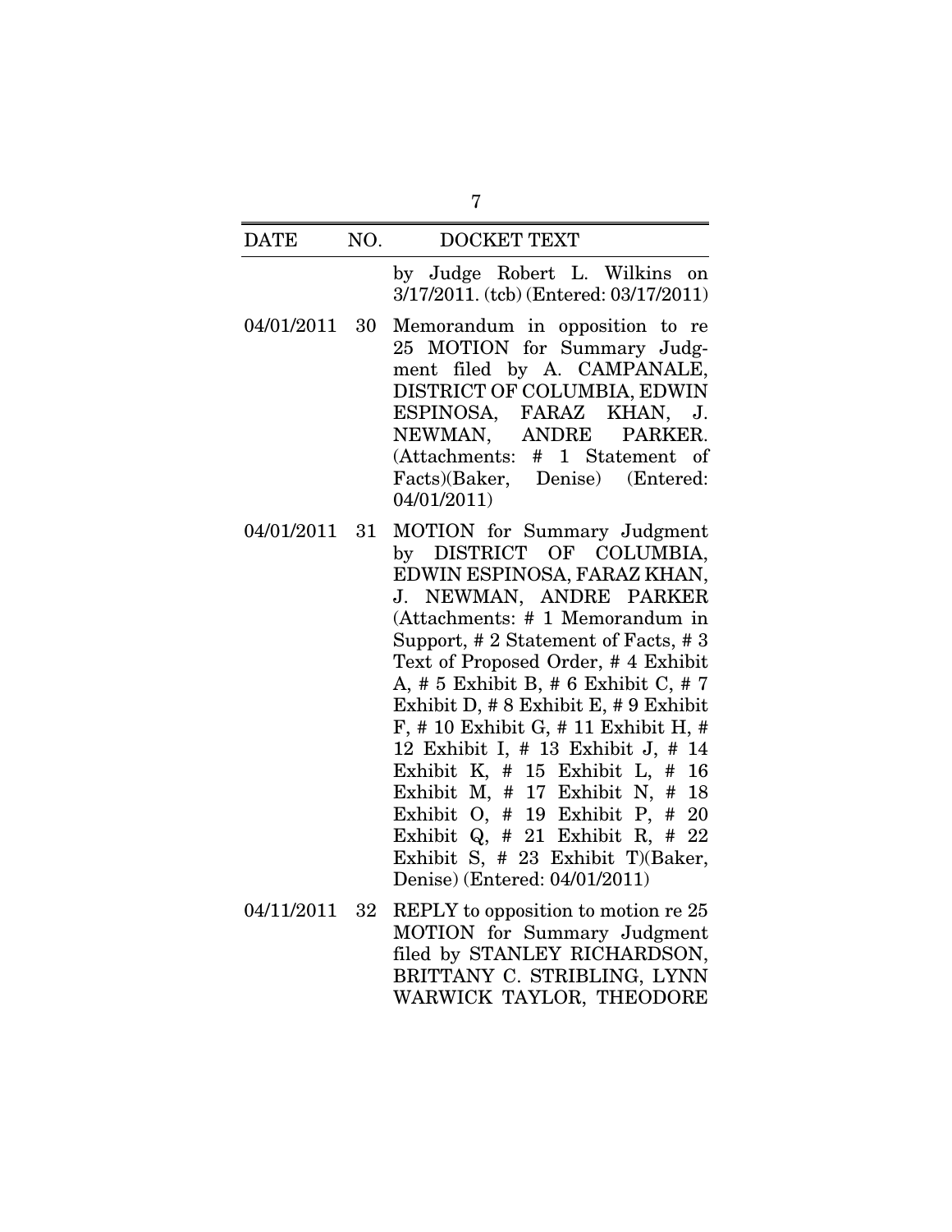| DATE | NO. | DOCKET TEXT |
|---|---|---|
| | | by Judge Robert L. Wilkins on 3/17/2011. (tcb) (Entered: 03/17/2011) |
| 04/01/2011 | 30 | Memorandum in opposition to re 25 MOTION for Summary Judgment filed by A. CAMPANALE, DISTRICT OF COLUMBIA, EDWIN ESPINOSA, FARAZ KHAN, J. NEWMAN, ANDRE PARKER. (Attachments: # 1 Statement of Facts)(Baker, Denise) (Entered: 04/01/2011) |
| 04/01/2011 | 31 | MOTION for Summary Judgment by DISTRICT OF COLUMBIA, EDWIN ESPINOSA, FARAZ KHAN, J. NEWMAN, ANDRE PARKER (Attachments: # 1 Memorandum in Support, # 2 Statement of Facts, # 3 Text of Proposed Order, # 4 Exhibit A, # 5 Exhibit B, # 6 Exhibit C, # 7 Exhibit D, # 8 Exhibit E, # 9 Exhibit F, # 10 Exhibit G, # 11 Exhibit H, # 12 Exhibit I, # 13 Exhibit J, # 14 Exhibit K, # 15 Exhibit L, # 16 Exhibit M, # 17 Exhibit N, # 18 Exhibit O, # 19 Exhibit P, # 20 Exhibit Q, # 21 Exhibit R, # 22 Exhibit S, # 23 Exhibit T)(Baker, Denise) (Entered: 04/01/2011) |
| 04/11/2011 | 32 | REPLY to opposition to motion re 25 MOTION for Summary Judgment filed by STANLEY RICHARDSON, BRITTANY C. STRIBLING, LYNN WARWICK TAYLOR, THEODORE |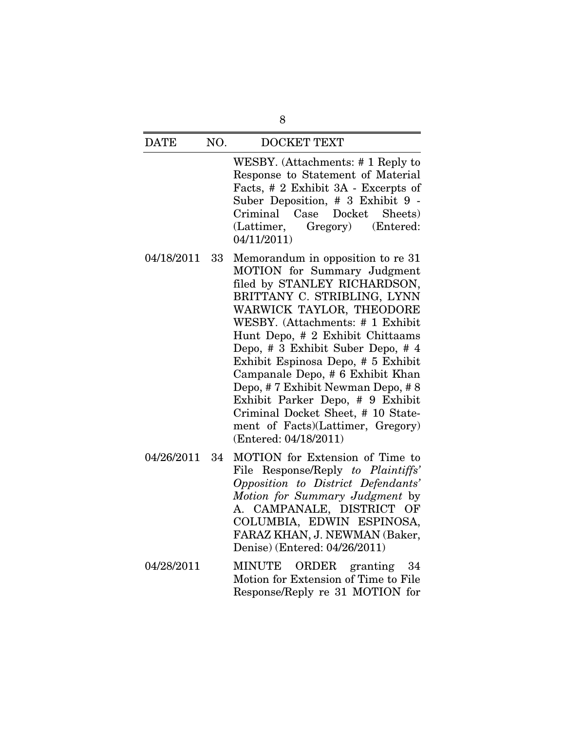| DATE | NO. | DOCKET TEXT |
|---|---|---|
| | | WESBY. (Attachments: # 1 Reply to Response to Statement of Material Facts, # 2 Exhibit 3A - Excerpts of Suber Deposition, # 3 Exhibit 9 - Criminal Case Docket Sheets) (Lattimer, Gregory) (Entered: 04/11/2011) |
| 04/18/2011 | 33 | Memorandum in opposition to re 31 MOTION for Summary Judgment filed by STANLEY RICHARDSON, BRITTANY C. STRIBLING, LYNN WARWICK TAYLOR, THEODORE WESBY. (Attachments: # 1 Exhibit Hunt Depo, # 2 Exhibit Chittaams Depo, # 3 Exhibit Suber Depo, # 4 Exhibit Espinosa Depo, # 5 Exhibit Campanale Depo, # 6 Exhibit Khan Depo, # 7 Exhibit Newman Depo, # 8 Exhibit Parker Depo, # 9 Exhibit Criminal Docket Sheet, # 10 Statement of Facts)(Lattimer, Gregory) (Entered: 04/18/2011) |
| 04/26/2011 | 34 | MOTION for Extension of Time to File Response/Reply *to Plaintiffs' Opposition to District Defendants' Motion for Summary Judgment* by A. CAMPANALE, DISTRICT OF COLUMBIA, EDWIN ESPINOSA, FARAZ KHAN, J. NEWMAN (Baker, Denise) (Entered: 04/26/2011) |
| 04/28/2011 | | MINUTE ORDER granting 34 Motion for Extension of Time to File Response/Reply re 31 MOTION for |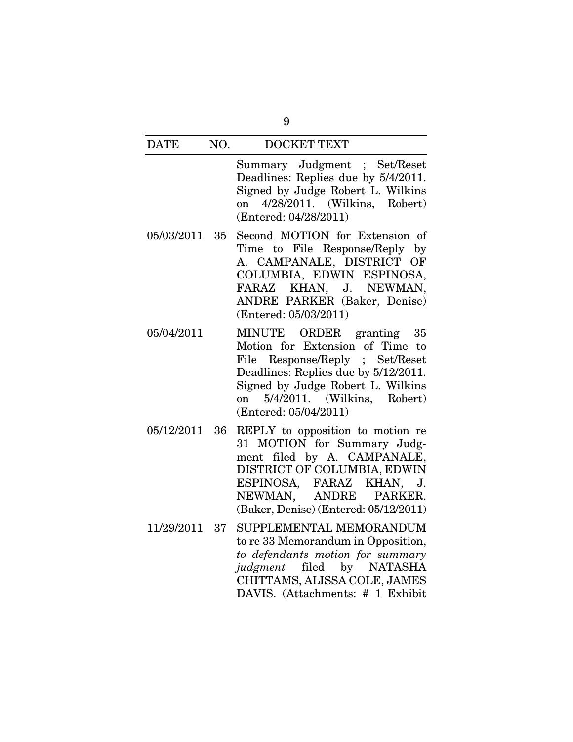| DATE | NO. | DOCKET TEXT |
|---|---|---|
| | | Summary Judgment ; Set/Reset Deadlines: Replies due by 5/4/2011. Signed by Judge Robert L. Wilkins on 4/28/2011. (Wilkins, Robert) (Entered: 04/28/2011) |
| 05/03/2011 | 35 | Second MOTION for Extension of Time to File Response/Reply by A. CAMPANALE, DISTRICT OF COLUMBIA, EDWIN ESPINOSA, FARAZ KHAN, J. NEWMAN, ANDRE PARKER (Baker, Denise) (Entered: 05/03/2011) |
| 05/04/2011 | | MINUTE ORDER granting 35 Motion for Extension of Time to File Response/Reply ; Set/Reset Deadlines: Replies due by 5/12/2011. Signed by Judge Robert L. Wilkins on 5/4/2011. (Wilkins, Robert) (Entered: 05/04/2011) |
| 05/12/2011 | 36 | REPLY to opposition to motion re 31 MOTION for Summary Judgment filed by A. CAMPANALE, DISTRICT OF COLUMBIA, EDWIN ESPINOSA, FARAZ KHAN, J. NEWMAN, ANDRE PARKER. (Baker, Denise) (Entered: 05/12/2011) |
| 11/29/2011 | 37 | SUPPLEMENTAL MEMORANDUM to re 33 Memorandum in Opposition, *to defendants motion for summary judgment* filed by NATASHA CHITTAMS, ALISSA COLE, JAMES DAVIS. (Attachments: # 1 Exhibit |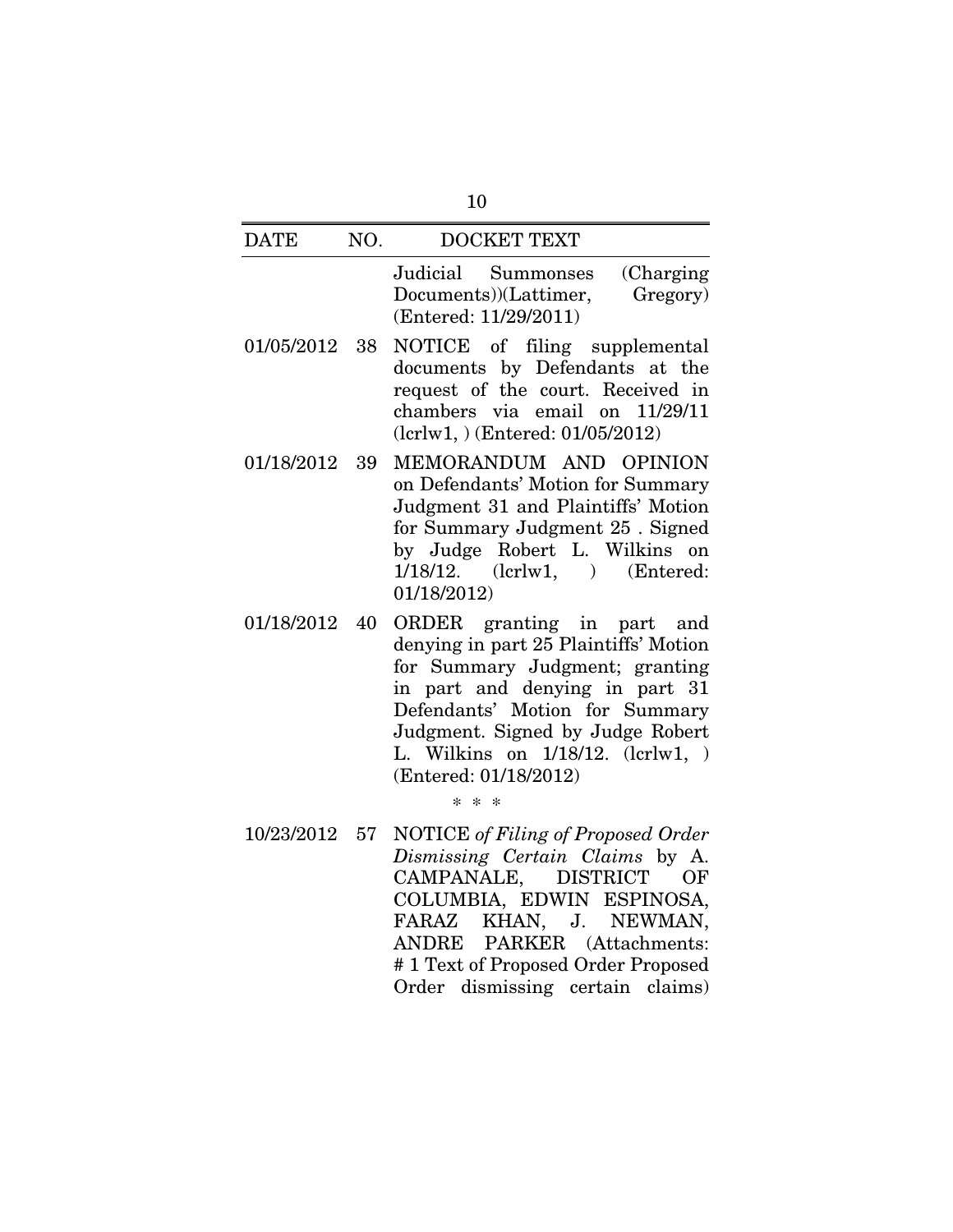| DATE | NO. | DOCKET TEXT |
|---|---|---|
| | | Judicial Summonses (Charging Documents))(Lattimer, Gregory) (Entered: 11/29/2011) |
| 01/05/2012 | 38 | NOTICE of filing supplemental documents by Defendants at the request of the court. Received in chambers via email on 11/29/11 (lcrlw1, ) (Entered: 01/05/2012) |
| 01/18/2012 | 39 | MEMORANDUM AND OPINION on Defendants' Motion for Summary Judgment 31 and Plaintiffs' Motion for Summary Judgment 25 . Signed by Judge Robert L. Wilkins on 1/18/12. (lcrlw1, ) (Entered: 01/18/2012) |
| 01/18/2012 | 40 | ORDER granting in part and denying in part 25 Plaintiffs' Motion for Summary Judgment; granting in part and denying in part 31 Defendants' Motion for Summary Judgment. Signed by Judge Robert L. Wilkins on 1/18/12. (lcrlw1, ) (Entered: 01/18/2012) |
| | | * * * |
| 10/23/2012 | 57 | NOTICE *of Filing of Proposed Order Dismissing Certain Claims* by A. CAMPANALE, DISTRICT OF COLUMBIA, EDWIN ESPINOSA, FARAZ KHAN, J. NEWMAN, ANDRE PARKER (Attachments: # 1 Text of Proposed Order Proposed Order dismissing certain claims) |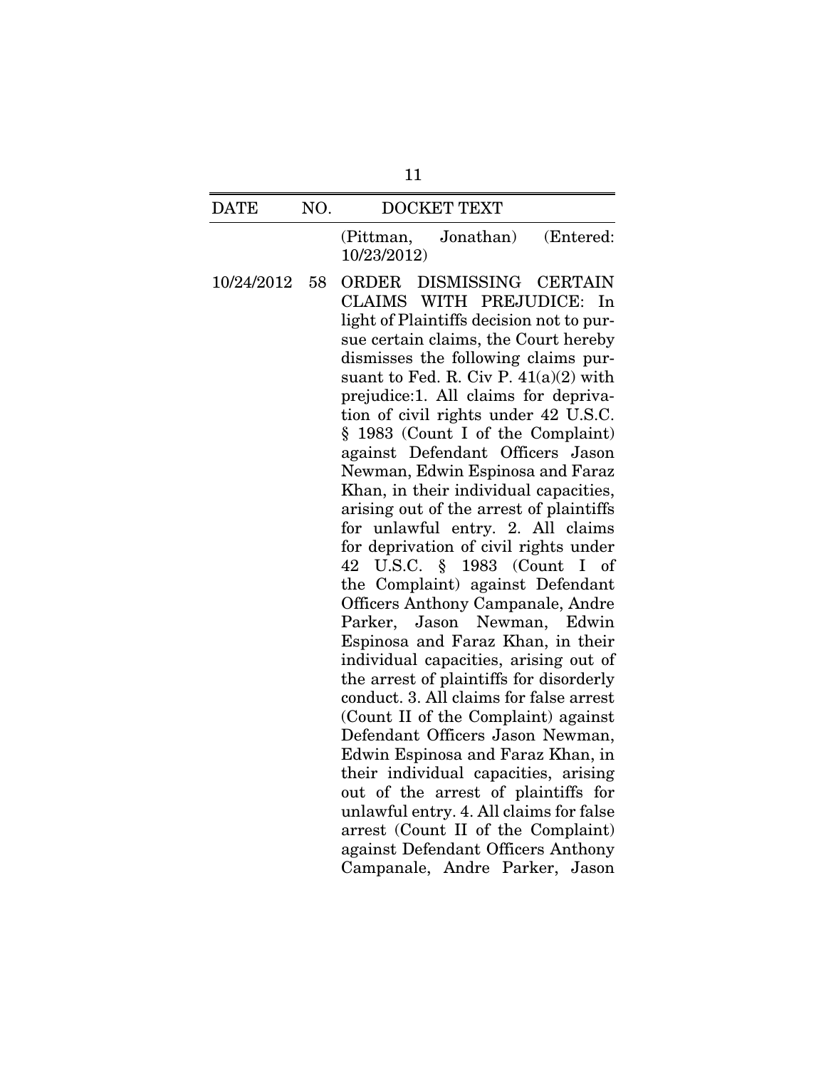| DATE | NO. | DOCKET TEXT |
|---|---|---|
| | | (Pittman, Jonathan) (Entered: 10/23/2012) |
| 10/24/2012 | 58 | ORDER DISMISSING CERTAIN CLAIMS WITH PREJUDICE: In light of Plaintiffs decision not to pursue certain claims, the Court hereby dismisses the following claims pursuant to Fed. R. Civ P. 41(a)(2) with prejudice:1. All claims for deprivation of civil rights under 42 U.S.C. § 1983 (Count I of the Complaint) against Defendant Officers Jason Newman, Edwin Espinosa and Faraz Khan, in their individual capacities, arising out of the arrest of plaintiffs for unlawful entry. 2. All claims for deprivation of civil rights under 42 U.S.C. § 1983 (Count I of the Complaint) against Defendant Officers Anthony Campanale, Andre Parker, Jason Newman, Edwin Espinosa and Faraz Khan, in their individual capacities, arising out of the arrest of plaintiffs for disorderly conduct. 3. All claims for false arrest (Count II of the Complaint) against Defendant Officers Jason Newman, Edwin Espinosa and Faraz Khan, in their individual capacities, arising out of the arrest of plaintiffs for unlawful entry. 4. All claims for false arrest (Count II of the Complaint) against Defendant Officers Anthony Campanale, Andre Parker, Jason |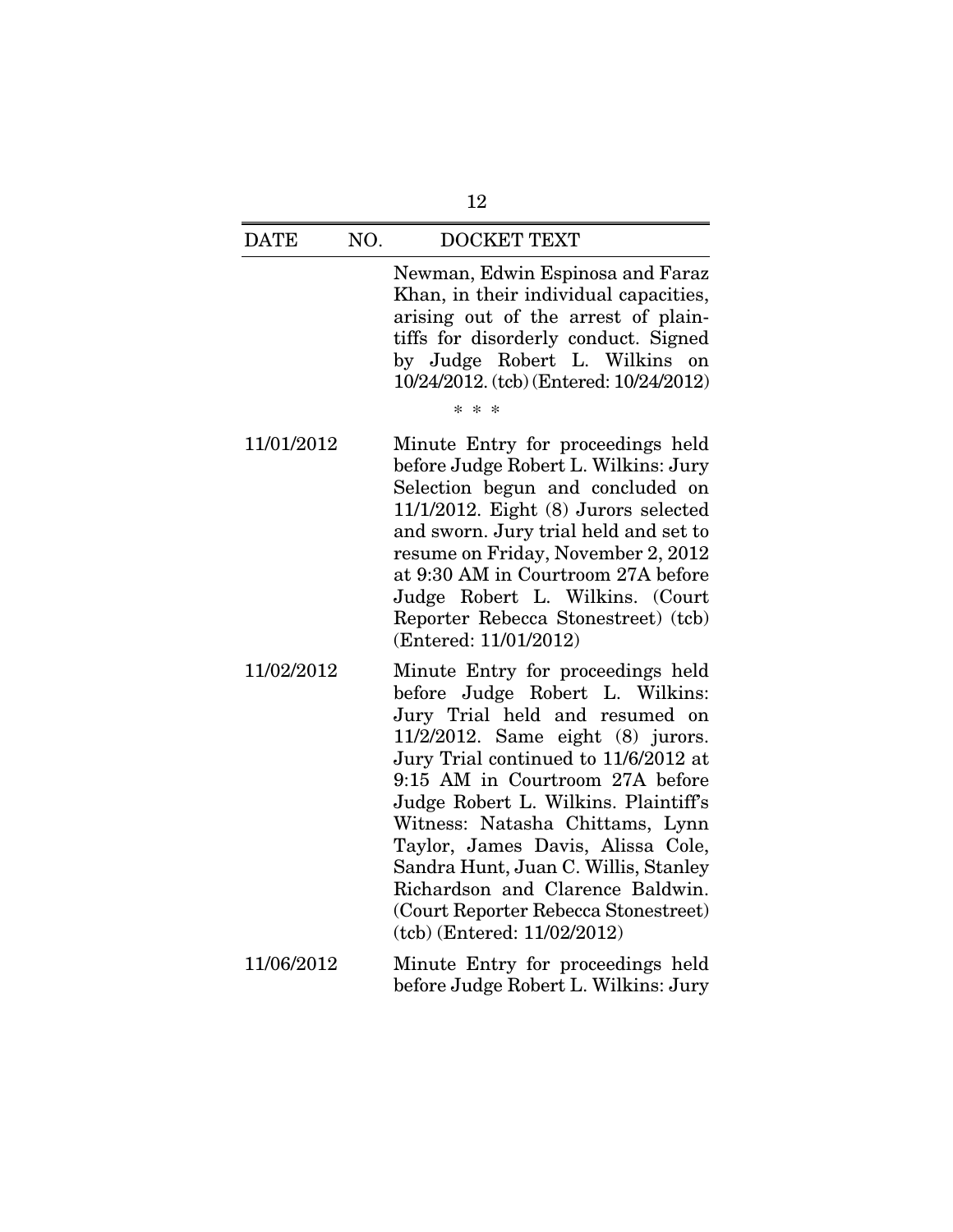| DATE | NO. | DOCKET TEXT |
|---|---|---|
| | | Newman, Edwin Espinosa and Faraz Khan, in their individual capacities, arising out of the arrest of plaintiffs for disorderly conduct. Signed by Judge Robert L. Wilkins on 10/24/2012. (tcb) (Entered: 10/24/2012) |
| | | * * * |
| 11/01/2012 | | Minute Entry for proceedings held before Judge Robert L. Wilkins: Jury Selection begun and concluded on 11/1/2012. Eight (8) Jurors selected and sworn. Jury trial held and set to resume on Friday, November 2, 2012 at 9:30 AM in Courtroom 27A before Judge Robert L. Wilkins. (Court Reporter Rebecca Stonestreet) (tcb) (Entered: 11/01/2012) |
| 11/02/2012 | | Minute Entry for proceedings held before Judge Robert L. Wilkins: Jury Trial held and resumed on 11/2/2012. Same eight (8) jurors. Jury Trial continued to 11/6/2012 at 9:15 AM in Courtroom 27A before Judge Robert L. Wilkins. Plaintiff's Witness: Natasha Chittams, Lynn Taylor, James Davis, Alissa Cole, Sandra Hunt, Juan C. Willis, Stanley Richardson and Clarence Baldwin. (Court Reporter Rebecca Stonestreet) (tcb) (Entered: 11/02/2012) |
| 11/06/2012 | | Minute Entry for proceedings held before Judge Robert L. Wilkins: Jury |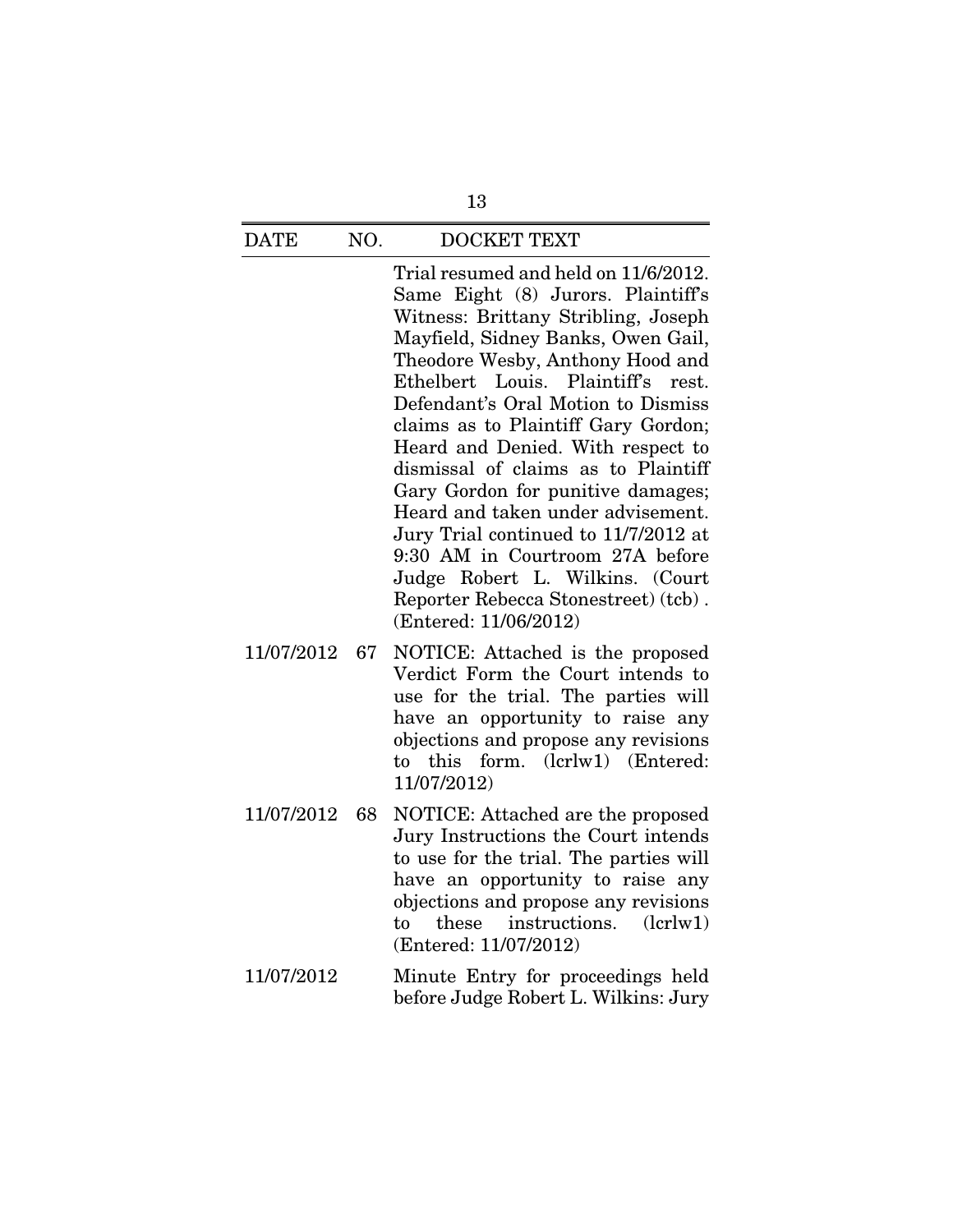| DATE | NO. | DOCKET TEXT |
|---|---|---|
| | | Trial resumed and held on 11/6/2012. Same Eight (8) Jurors. Plaintiff's Witness: Brittany Stribling, Joseph Mayfield, Sidney Banks, Owen Gail, Theodore Wesby, Anthony Hood and Ethelbert Louis. Plaintiff's rest. Defendant's Oral Motion to Dismiss claims as to Plaintiff Gary Gordon; Heard and Denied. With respect to dismissal of claims as to Plaintiff Gary Gordon for punitive damages; Heard and taken under advisement. Jury Trial continued to 11/7/2012 at 9:30 AM in Courtroom 27A before Judge Robert L. Wilkins. (Court Reporter Rebecca Stonestreet) (tcb) . (Entered: 11/06/2012) |
| 11/07/2012 | 67 | NOTICE: Attached is the proposed Verdict Form the Court intends to use for the trial. The parties will have an opportunity to raise any objections and propose any revisions to this form. (lcrlw1) (Entered: 11/07/2012) |
| 11/07/2012 | 68 | NOTICE: Attached are the proposed Jury Instructions the Court intends to use for the trial. The parties will have an opportunity to raise any objections and propose any revisions to these instructions. (lcrlw1) (Entered: 11/07/2012) |
| 11/07/2012 | | Minute Entry for proceedings held before Judge Robert L. Wilkins: Jury |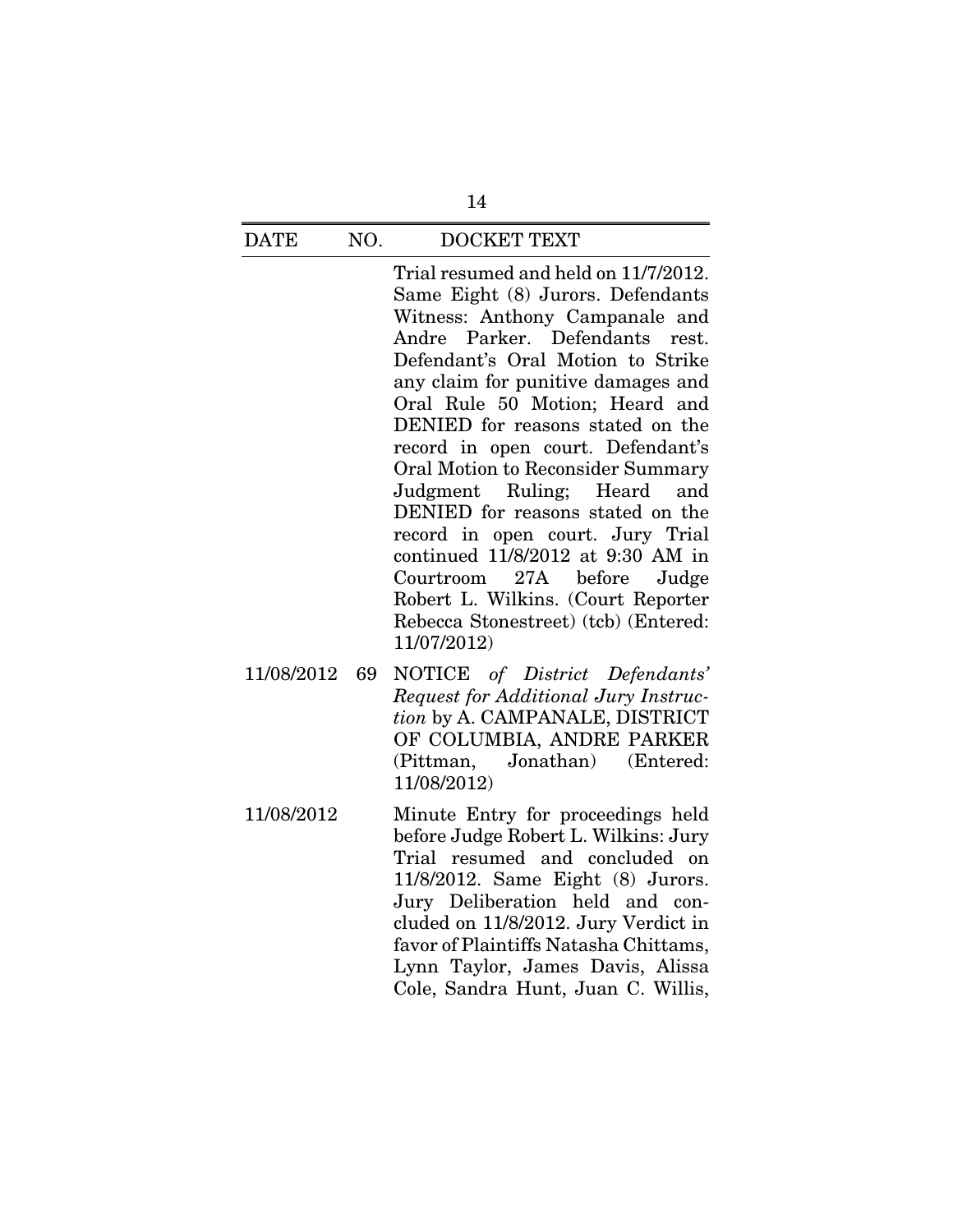| DATE | NO. | DOCKET TEXT |
|---|---|---|
| | | Trial resumed and held on 11/7/2012. Same Eight (8) Jurors. Defendants Witness: Anthony Campanale and Andre Parker. Defendants rest. Defendant's Oral Motion to Strike any claim for punitive damages and Oral Rule 50 Motion; Heard and DENIED for reasons stated on the record in open court. Defendant's Oral Motion to Reconsider Summary Judgment Ruling; Heard and DENIED for reasons stated on the record in open court. Jury Trial continued 11/8/2012 at 9:30 AM in Courtroom 27A before Judge Robert L. Wilkins. (Court Reporter Rebecca Stonestreet) (tcb) (Entered: 11/07/2012) |
| 11/08/2012 | 69 | NOTICE *of District Defendants' Request for Additional Jury Instruction* by A. CAMPANALE, DISTRICT OF COLUMBIA, ANDRE PARKER (Pittman, Jonathan) (Entered: 11/08/2012) |
| 11/08/2012 | | Minute Entry for proceedings held before Judge Robert L. Wilkins: Jury Trial resumed and concluded on 11/8/2012. Same Eight (8) Jurors. Jury Deliberation held and concluded on 11/8/2012. Jury Verdict in favor of Plaintiffs Natasha Chittams, Lynn Taylor, James Davis, Alissa Cole, Sandra Hunt, Juan C. Willis, |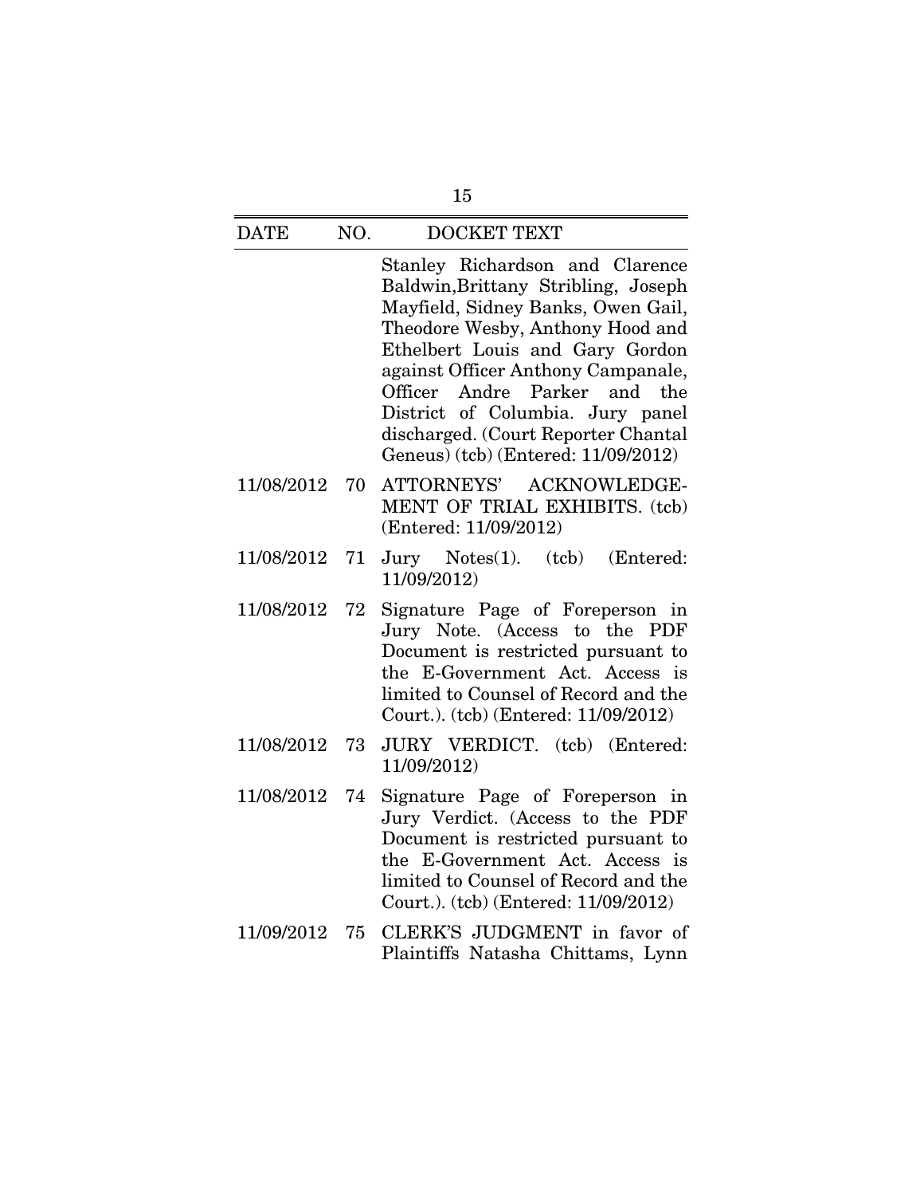| DATE | NO. | DOCKET TEXT |
|---|---|---|
| | | Stanley Richardson and Clarence Baldwin,Brittany Stribling, Joseph Mayfield, Sidney Banks, Owen Gail, Theodore Wesby, Anthony Hood and Ethelbert Louis and Gary Gordon against Officer Anthony Campanale, Officer Andre Parker and the District of Columbia. Jury panel discharged. (Court Reporter Chantal Geneus) (tcb) (Entered: 11/09/2012) |
| 11/08/2012 | 70 | ATTORNEYS' ACKNOWLEDGE-MENT OF TRIAL EXHIBITS. (tcb) (Entered: 11/09/2012) |
| 11/08/2012 | 71 | Jury Notes(1). (tcb) (Entered: 11/09/2012) |
| 11/08/2012 | 72 | Signature Page of Foreperson in Jury Note. (Access to the PDF Document is restricted pursuant to the E-Government Act. Access is limited to Counsel of Record and the Court.). (tcb) (Entered: 11/09/2012) |
| 11/08/2012 | 73 | JURY VERDICT. (tcb) (Entered: 11/09/2012) |
| 11/08/2012 | 74 | Signature Page of Foreperson in Jury Verdict. (Access to the PDF Document is restricted pursuant to the E-Government Act. Access is limited to Counsel of Record and the Court.). (tcb) (Entered: 11/09/2012) |
| 11/09/2012 | 75 | CLERK'S JUDGMENT in favor of Plaintiffs Natasha Chittams, Lynn |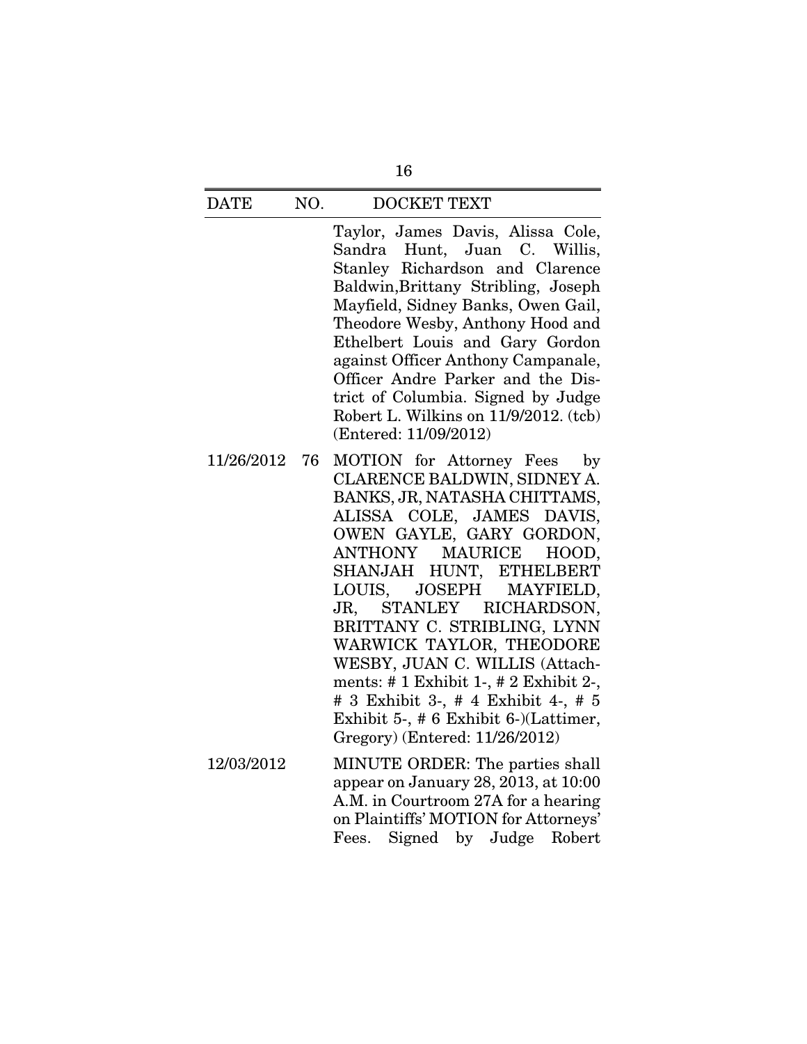| DATE | NO. | DOCKET TEXT |
|---|---|---|
| | | Taylor, James Davis, Alissa Cole, Sandra Hunt, Juan C. Willis, Stanley Richardson and Clarence Baldwin,Brittany Stribling, Joseph Mayfield, Sidney Banks, Owen Gail, Theodore Wesby, Anthony Hood and Ethelbert Louis and Gary Gordon against Officer Anthony Campanale, Officer Andre Parker and the District of Columbia. Signed by Judge Robert L. Wilkins on 11/9/2012. (tcb) (Entered: 11/09/2012) |
| 11/26/2012 | 76 | MOTION for Attorney Fees by CLARENCE BALDWIN, SIDNEY A. BANKS, JR, NATASHA CHITTAMS, ALISSA COLE, JAMES DAVIS, OWEN GAYLE, GARY GORDON, ANTHONY MAURICE HOOD, SHANJAH HUNT, ETHELBERT LOUIS, JOSEPH MAYFIELD, JR, STANLEY RICHARDSON, BRITTANY C. STRIBLING, LYNN WARWICK TAYLOR, THEODORE WESBY, JUAN C. WILLIS (Attachments: # 1 Exhibit 1-, # 2 Exhibit 2-, # 3 Exhibit 3-, # 4 Exhibit 4-, # 5 Exhibit 5-, # 6 Exhibit 6-)(Lattimer, Gregory) (Entered: 11/26/2012) |
| 12/03/2012 | | MINUTE ORDER: The parties shall appear on January 28, 2013, at 10:00 A.M. in Courtroom 27A for a hearing on Plaintiffs' MOTION for Attorneys' Fees. Signed by Judge Robert |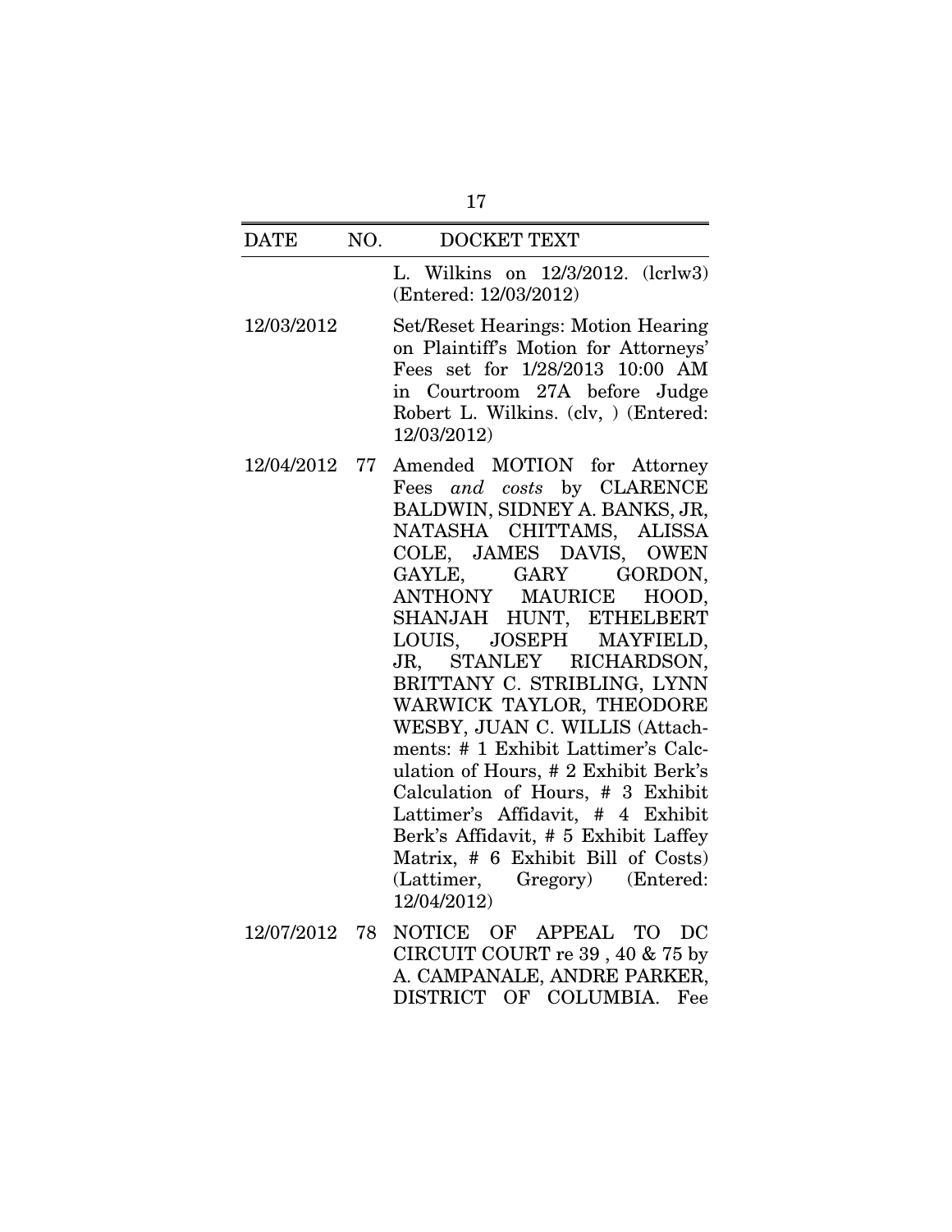| DATE | NO. | DOCKET TEXT |
|---|---|---|
| | | L. Wilkins on 12/3/2012. (lcrlw3) (Entered: 12/03/2012) |
| 12/03/2012 | | Set/Reset Hearings: Motion Hearing on Plaintiff's Motion for Attorneys' Fees set for 1/28/2013 10:00 AM in Courtroom 27A before Judge Robert L. Wilkins. (clv, ) (Entered: 12/03/2012) |
| 12/04/2012 | 77 | Amended MOTION for Attorney Fees *and costs* by CLARENCE BALDWIN, SIDNEY A. BANKS, JR, NATASHA CHITTAMS, ALISSA COLE, JAMES DAVIS, OWEN GAYLE, GARY GORDON, ANTHONY MAURICE HOOD, SHANJAH HUNT, ETHELBERT LOUIS, JOSEPH MAYFIELD, JR, STANLEY RICHARDSON, BRITTANY C. STRIBLING, LYNN WARWICK TAYLOR, THEODORE WESBY, JUAN C. WILLIS (Attachments: # 1 Exhibit Lattimer's Calculation of Hours, # 2 Exhibit Berk's Calculation of Hours, # 3 Exhibit Lattimer's Affidavit, # 4 Exhibit Berk's Affidavit, # 5 Exhibit Laffey Matrix, # 6 Exhibit Bill of Costs) (Lattimer, Gregory) (Entered: 12/04/2012) |
| 12/07/2012 | 78 | NOTICE OF APPEAL TO DC CIRCUIT COURT re 39 , 40 & 75 by A. CAMPANALE, ANDRE PARKER, DISTRICT OF COLUMBIA. Fee |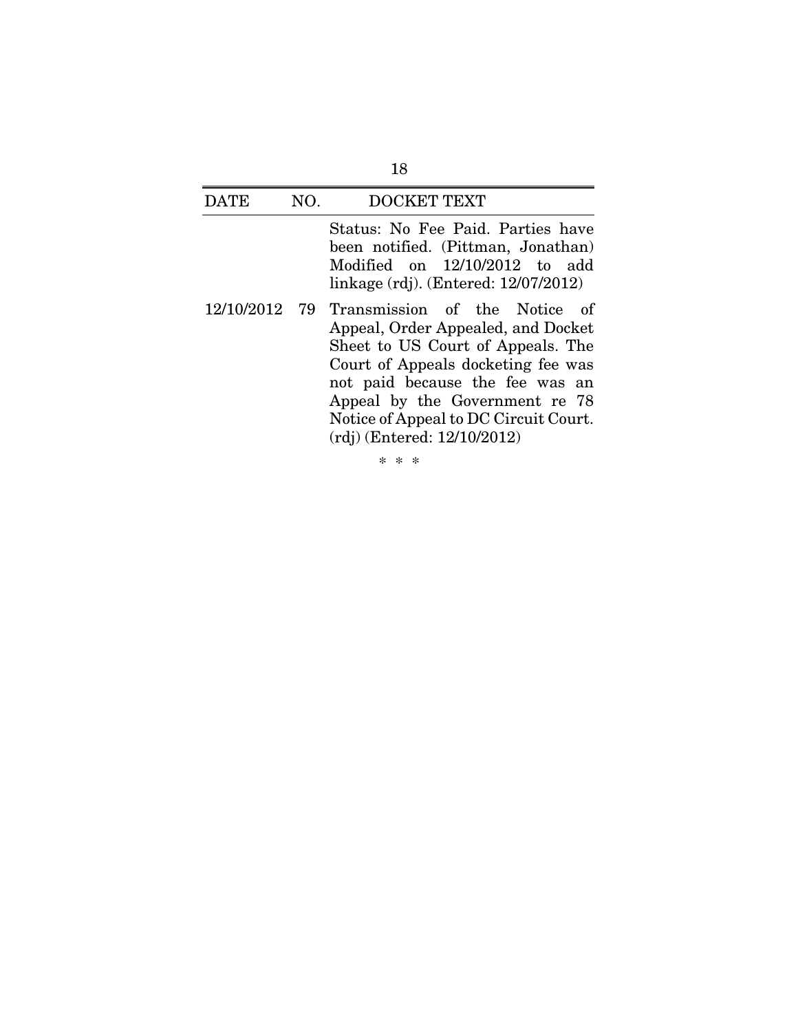| DATE | NO. | DOCKET TEXT |
|---|---|---|
| | | Status: No Fee Paid. Parties have been notified. (Pittman, Jonathan) Modified on 12/10/2012 to add linkage (rdj). (Entered: 12/07/2012) |
| 12/10/2012 | 79 | Transmission of the Notice of Appeal, Order Appealed, and Docket Sheet to US Court of Appeals. The Court of Appeals docketing fee was not paid because the fee was an Appeal by the Government re 78 Notice of Appeal to DC Circuit Court. (rdj) (Entered: 12/10/2012) |

\* \* \*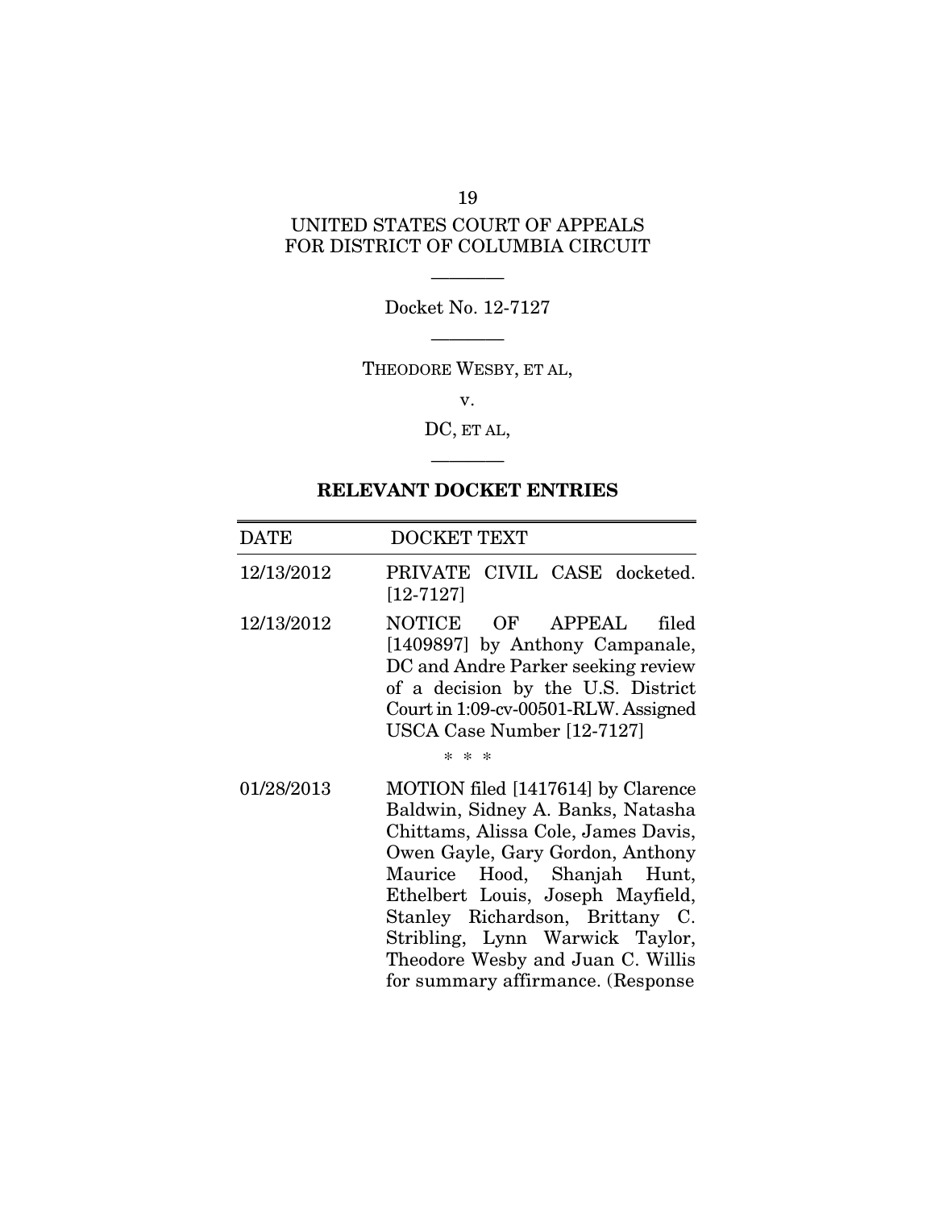UNITED STATES COURT OF APPEALS
FOR DISTRICT OF COLUMBIA CIRCUIT

---

Docket No. 12-7127

---

THEODORE WESBY, ET AL,

v.

DC, ET AL,

---

**RELEVANT DOCKET ENTRIES**

| DATE | DOCKET TEXT |
|---|---|
| 12/13/2012 | PRIVATE CIVIL CASE docketed. [12-7127] |
| 12/13/2012 | NOTICE OF APPEAL filed [1409897] by Anthony Campanale, DC and Andre Parker seeking review of a decision by the U.S. District Court in 1:09-cv-00501-RLW. Assigned USCA Case Number [12-7127]<br>\* \* \* |
| 01/28/2013 | MOTION filed [1417614] by Clarence Baldwin, Sidney A. Banks, Natasha Chittams, Alissa Cole, James Davis, Owen Gayle, Gary Gordon, Anthony Maurice Hood, Shanjah Hunt, Ethelbert Louis, Joseph Mayfield, Stanley Richardson, Brittany C. Stribling, Lynn Warwick Taylor, Theodore Wesby and Juan C. Willis for summary affirmance. (Response |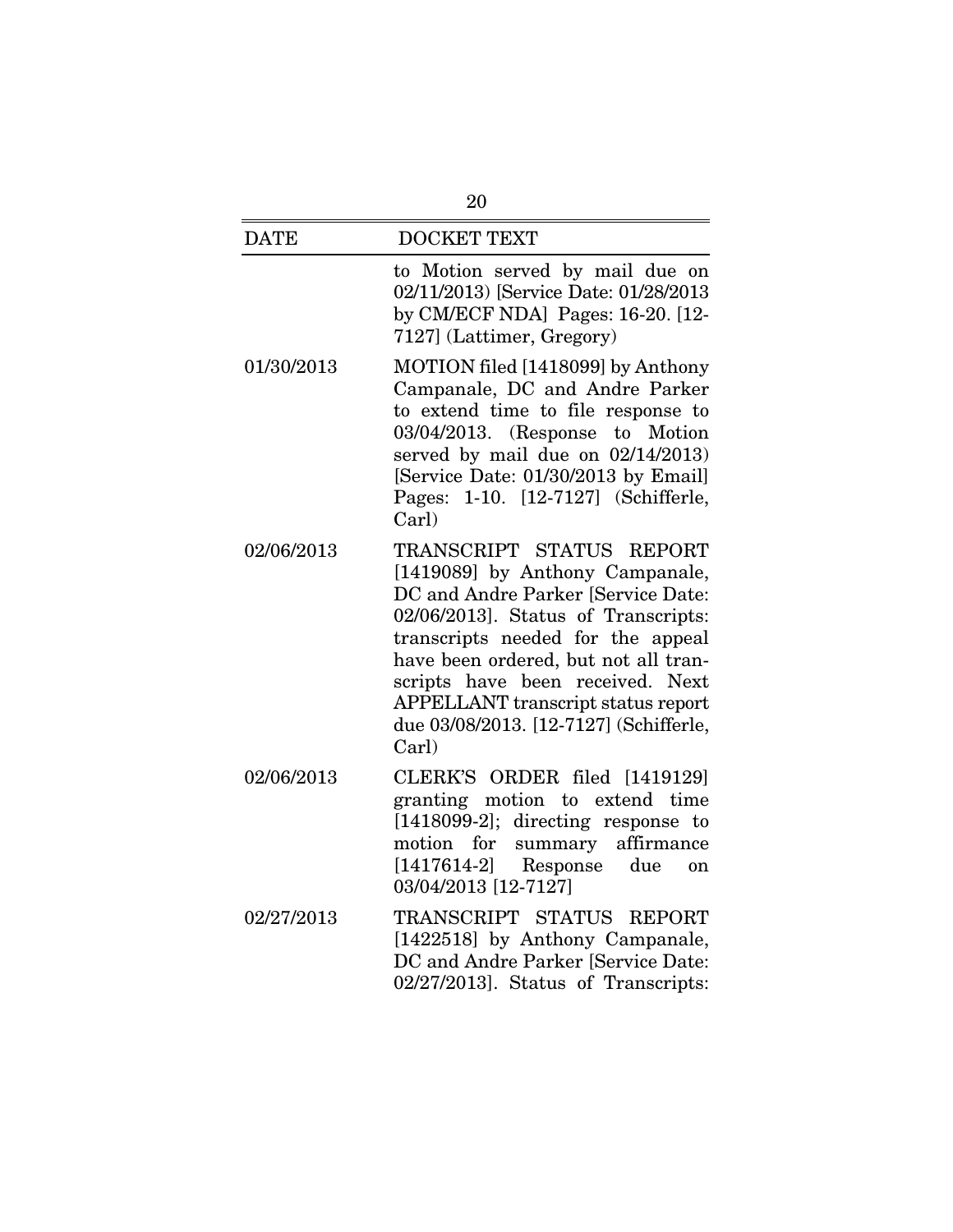| DATE | DOCKET TEXT |
|---|---|
| | to Motion served by mail due on 02/11/2013) [Service Date: 01/28/2013 by CM/ECF NDA] Pages: 16-20. [12-7127] (Lattimer, Gregory) |
| 01/30/2013 | MOTION filed [1418099] by Anthony Campanale, DC and Andre Parker to extend time to file response to 03/04/2013. (Response to Motion served by mail due on 02/14/2013) [Service Date: 01/30/2013 by Email] Pages: 1-10. [12-7127] (Schifferle, Carl) |
| 02/06/2013 | TRANSCRIPT STATUS REPORT [1419089] by Anthony Campanale, DC and Andre Parker [Service Date: 02/06/2013]. Status of Transcripts: transcripts needed for the appeal have been ordered, but not all transcripts have been received. Next APPELLANT transcript status report due 03/08/2013. [12-7127] (Schifferle, Carl) |
| 02/06/2013 | CLERK'S ORDER filed [1419129] granting motion to extend time [1418099-2]; directing response to motion for summary affirmance [1417614-2] Response due on 03/04/2013 [12-7127] |
| 02/27/2013 | TRANSCRIPT STATUS REPORT [1422518] by Anthony Campanale, DC and Andre Parker [Service Date: 02/27/2013]. Status of Transcripts: |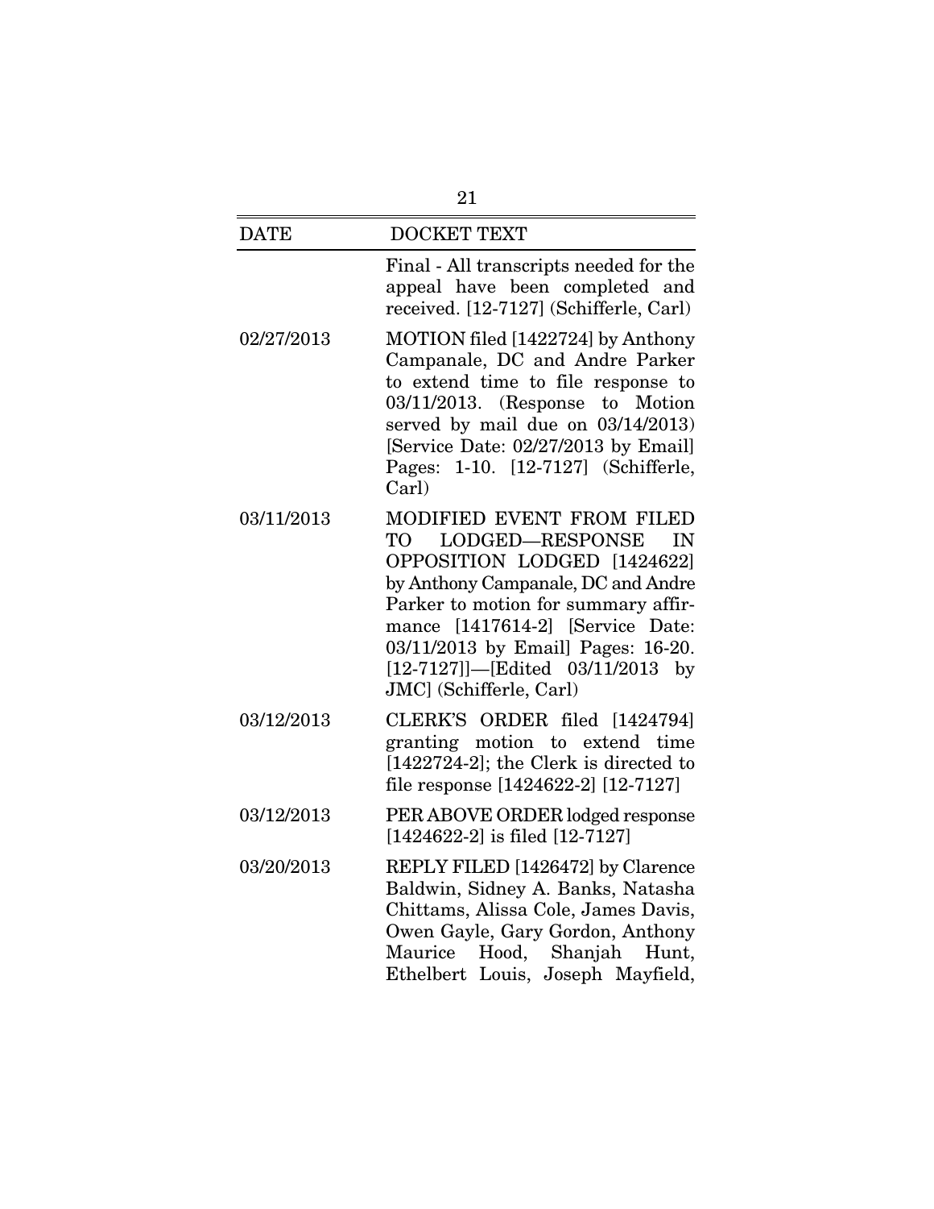| DATE | DOCKET TEXT |
|---|---|
| | Final - All transcripts needed for the appeal have been completed and received. [12-7127] (Schifferle, Carl) |
| 02/27/2013 | MOTION filed [1422724] by Anthony Campanale, DC and Andre Parker to extend time to file response to 03/11/2013. (Response to Motion served by mail due on 03/14/2013) [Service Date: 02/27/2013 by Email] Pages: 1-10. [12-7127] (Schifferle, Carl) |
| 03/11/2013 | MODIFIED EVENT FROM FILED TO LODGED—RESPONSE IN OPPOSITION LODGED [1424622] by Anthony Campanale, DC and Andre Parker to motion for summary affirmance [1417614-2] [Service Date: 03/11/2013 by Email] Pages: 16-20. [12-7127]]—[Edited 03/11/2013 by JMC] (Schifferle, Carl) |
| 03/12/2013 | CLERK'S ORDER filed [1424794] granting motion to extend time [1422724-2]; the Clerk is directed to file response [1424622-2] [12-7127] |
| 03/12/2013 | PER ABOVE ORDER lodged response [1424622-2] is filed [12-7127] |
| 03/20/2013 | REPLY FILED [1426472] by Clarence Baldwin, Sidney A. Banks, Natasha Chittams, Alissa Cole, James Davis, Owen Gayle, Gary Gordon, Anthony Maurice Hood, Shanjah Hunt, Ethelbert Louis, Joseph Mayfield, |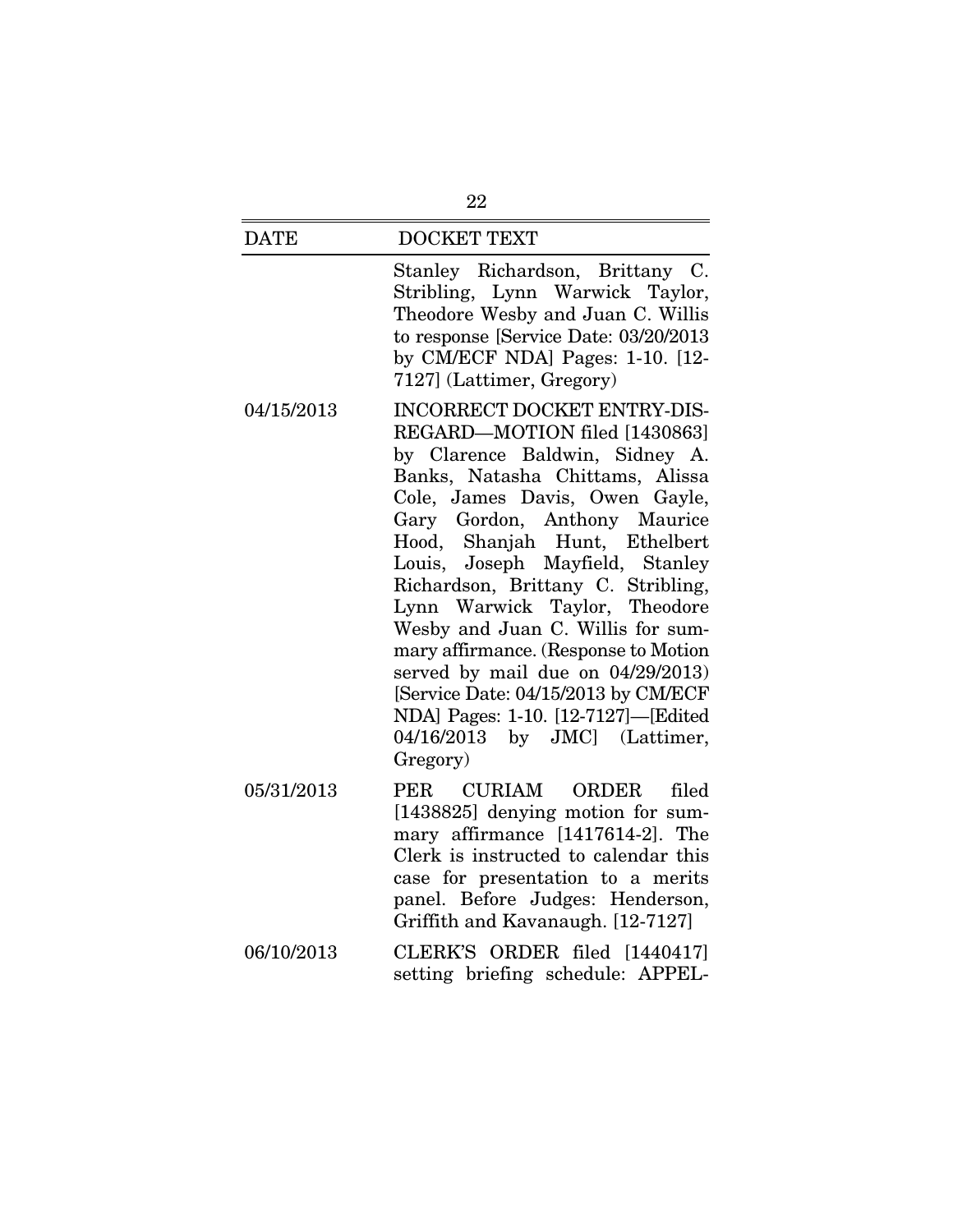| DATE | DOCKET TEXT |
|---|---|
| | Stanley Richardson, Brittany C. Stribling, Lynn Warwick Taylor, Theodore Wesby and Juan C. Willis to response [Service Date: 03/20/2013 by CM/ECF NDA] Pages: 1-10. [12-7127] (Lattimer, Gregory) |
| 04/15/2013 | INCORRECT DOCKET ENTRY-DISREGARD—MOTION filed [1430863] by Clarence Baldwin, Sidney A. Banks, Natasha Chittams, Alissa Cole, James Davis, Owen Gayle, Gary Gordon, Anthony Maurice Hood, Shanjah Hunt, Ethelbert Louis, Joseph Mayfield, Stanley Richardson, Brittany C. Stribling, Lynn Warwick Taylor, Theodore Wesby and Juan C. Willis for summary affirmance. (Response to Motion served by mail due on 04/29/2013) [Service Date: 04/15/2013 by CM/ECF NDA] Pages: 1-10. [12-7127]—[Edited 04/16/2013 by JMC] (Lattimer, Gregory) |
| 05/31/2013 | PER CURIAM ORDER filed [1438825] denying motion for summary affirmance [1417614-2]. The Clerk is instructed to calendar this case for presentation to a merits panel. Before Judges: Henderson, Griffith and Kavanaugh. [12-7127] |
| 06/10/2013 | CLERK'S ORDER filed [1440417] setting briefing schedule: APPEL- |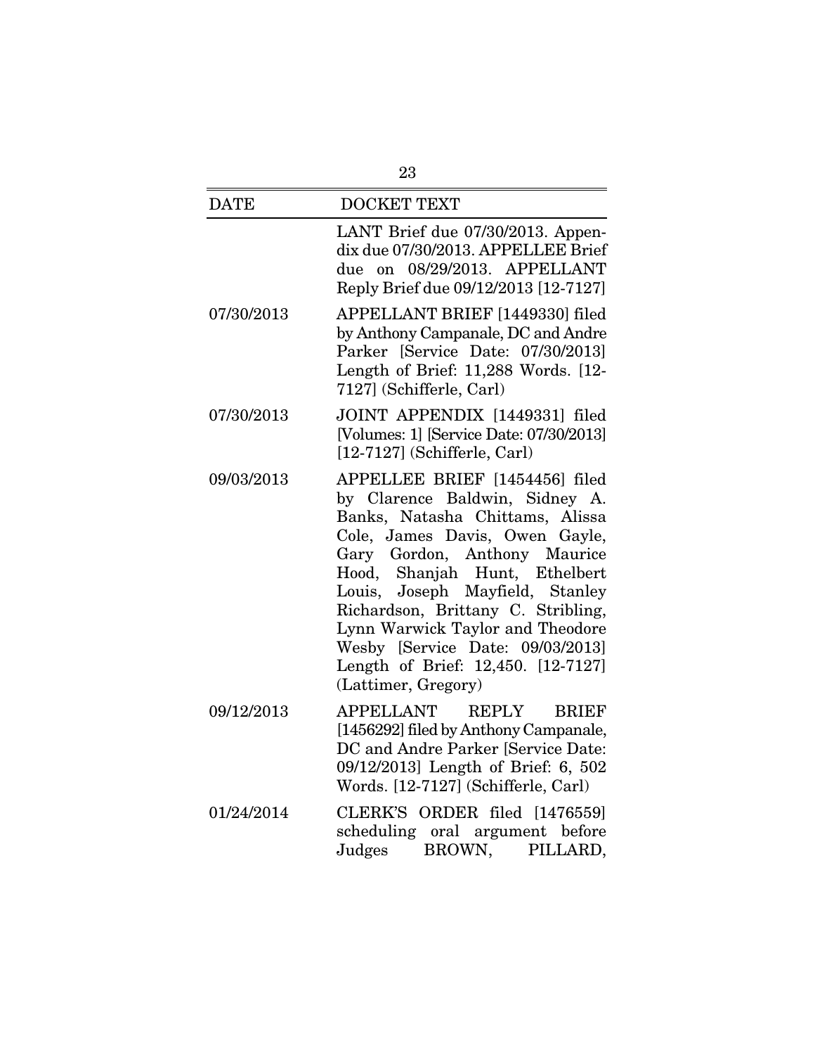| DATE | DOCKET TEXT |
|---|---|
| | LANT Brief due 07/30/2013. Appendix due 07/30/2013. APPELLEE Brief due on 08/29/2013. APPELLANT Reply Brief due 09/12/2013 [12-7127] |
| 07/30/2013 | APPELLANT BRIEF [1449330] filed by Anthony Campanale, DC and Andre Parker [Service Date: 07/30/2013] Length of Brief: 11,288 Words. [12-7127] (Schifferle, Carl) |
| 07/30/2013 | JOINT APPENDIX [1449331] filed [Volumes: 1] [Service Date: 07/30/2013] [12-7127] (Schifferle, Carl) |
| 09/03/2013 | APPELLEE BRIEF [1454456] filed by Clarence Baldwin, Sidney A. Banks, Natasha Chittams, Alissa Cole, James Davis, Owen Gayle, Gary Gordon, Anthony Maurice Hood, Shanjah Hunt, Ethelbert Louis, Joseph Mayfield, Stanley Richardson, Brittany C. Stribling, Lynn Warwick Taylor and Theodore Wesby [Service Date: 09/03/2013] Length of Brief: 12,450. [12-7127] (Lattimer, Gregory) |
| 09/12/2013 | APPELLANT REPLY BRIEF [1456292] filed by Anthony Campanale, DC and Andre Parker [Service Date: 09/12/2013] Length of Brief: 6, 502 Words. [12-7127] (Schifferle, Carl) |
| 01/24/2014 | CLERK'S ORDER filed [1476559] scheduling oral argument before Judges BROWN, PILLARD, |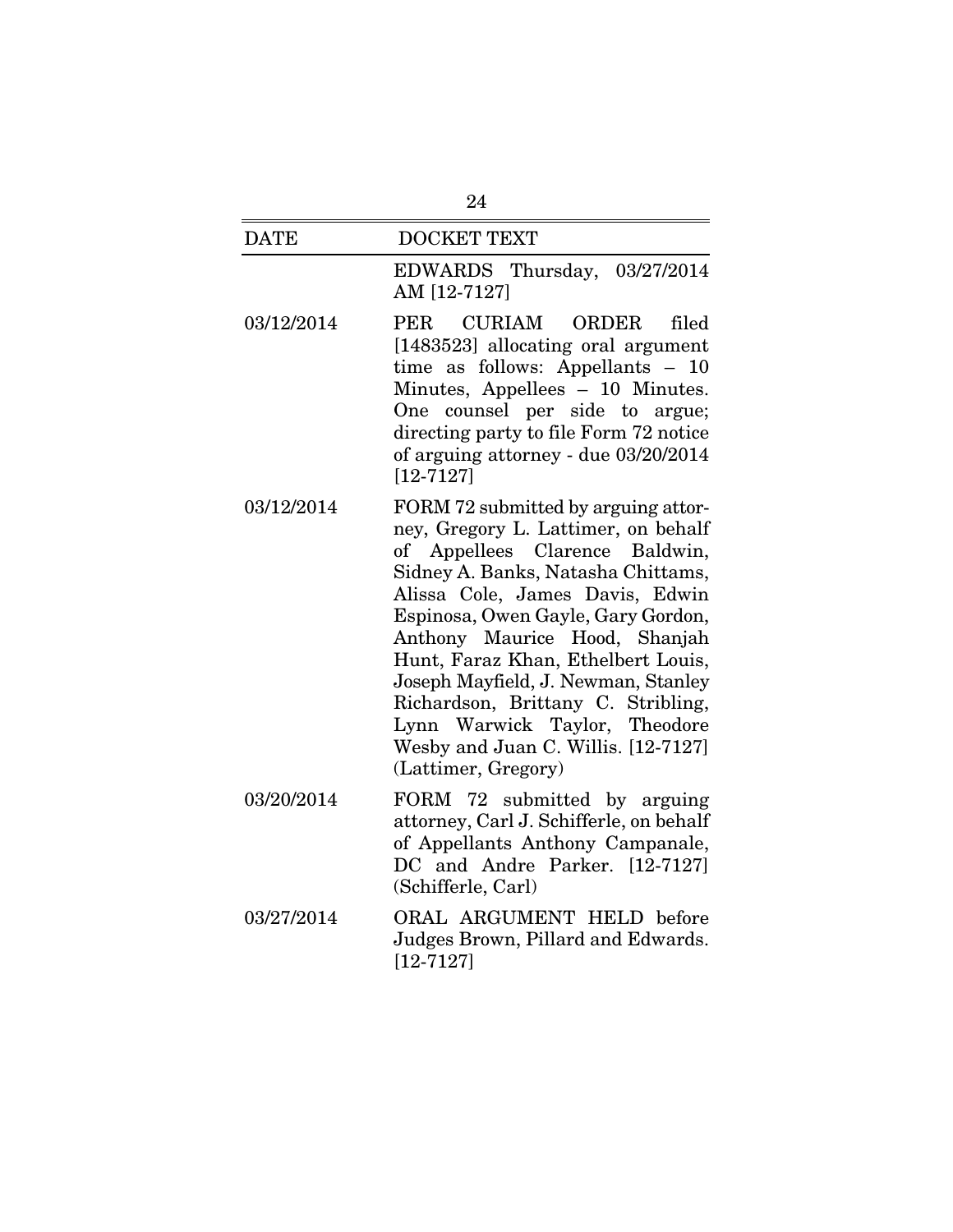| DATE | DOCKET TEXT |
|---|---|
| | EDWARDS Thursday, 03/27/2014 AM [12-7127] |
| 03/12/2014 | PER CURIAM ORDER filed [1483523] allocating oral argument time as follows: Appellants – 10 Minutes, Appellees – 10 Minutes. One counsel per side to argue; directing party to file Form 72 notice of arguing attorney - due 03/20/2014 [12-7127] |
| 03/12/2014 | FORM 72 submitted by arguing attorney, Gregory L. Lattimer, on behalf of Appellees Clarence Baldwin, Sidney A. Banks, Natasha Chittams, Alissa Cole, James Davis, Edwin Espinosa, Owen Gayle, Gary Gordon, Anthony Maurice Hood, Shanjah Hunt, Faraz Khan, Ethelbert Louis, Joseph Mayfield, J. Newman, Stanley Richardson, Brittany C. Stribling, Lynn Warwick Taylor, Theodore Wesby and Juan C. Willis. [12-7127] (Lattimer, Gregory) |
| 03/20/2014 | FORM 72 submitted by arguing attorney, Carl J. Schifferle, on behalf of Appellants Anthony Campanale, DC and Andre Parker. [12-7127] (Schifferle, Carl) |
| 03/27/2014 | ORAL ARGUMENT HELD before Judges Brown, Pillard and Edwards. [12-7127] |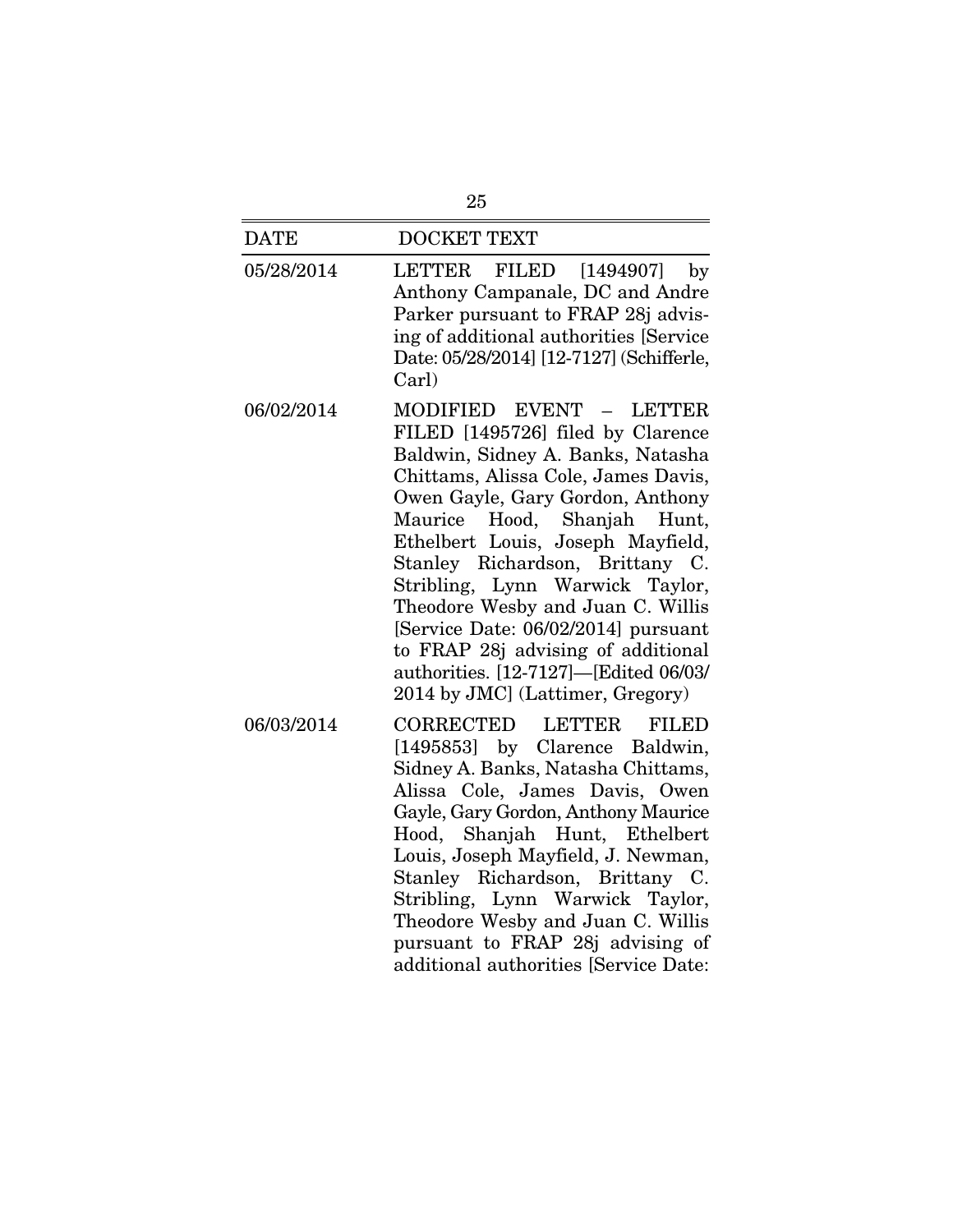| DATE | DOCKET TEXT |
|---|---|
| 05/28/2014 | LETTER FILED [1494907] by Anthony Campanale, DC and Andre Parker pursuant to FRAP 28j advising of additional authorities [Service Date: 05/28/2014] [12-7127] (Schifferle, Carl) |
| 06/02/2014 | MODIFIED EVENT – LETTER FILED [1495726] filed by Clarence Baldwin, Sidney A. Banks, Natasha Chittams, Alissa Cole, James Davis, Owen Gayle, Gary Gordon, Anthony Maurice Hood, Shanjah Hunt, Ethelbert Louis, Joseph Mayfield, Stanley Richardson, Brittany C. Stribling, Lynn Warwick Taylor, Theodore Wesby and Juan C. Willis [Service Date: 06/02/2014] pursuant to FRAP 28j advising of additional authorities. [12-7127]—[Edited 06/03/2014 by JMC] (Lattimer, Gregory) |
| 06/03/2014 | CORRECTED LETTER FILED [1495853] by Clarence Baldwin, Sidney A. Banks, Natasha Chittams, Alissa Cole, James Davis, Owen Gayle, Gary Gordon, Anthony Maurice Hood, Shanjah Hunt, Ethelbert Louis, Joseph Mayfield, J. Newman, Stanley Richardson, Brittany C. Stribling, Lynn Warwick Taylor, Theodore Wesby and Juan C. Willis pursuant to FRAP 28j advising of additional authorities [Service Date: |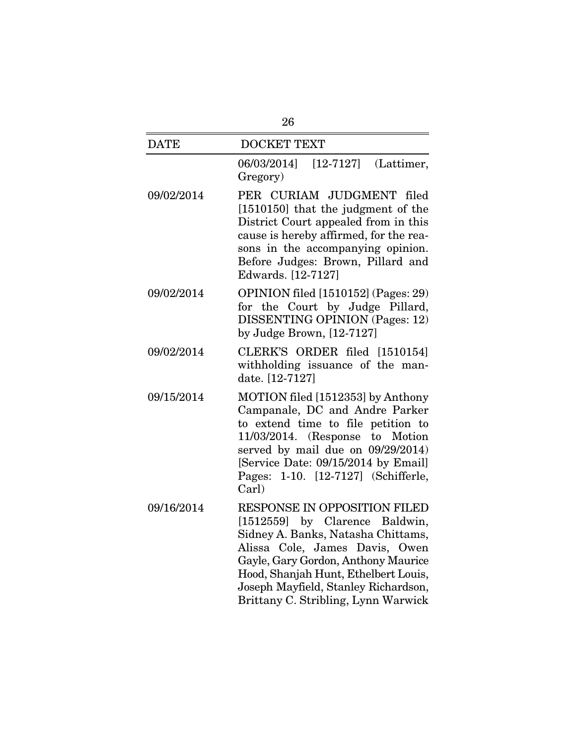| DATE | DOCKET TEXT |
|---|---|
| | 06/03/2014] [12-7127] (Lattimer, Gregory) |
| 09/02/2014 | PER CURIAM JUDGMENT filed [1510150] that the judgment of the District Court appealed from in this cause is hereby affirmed, for the reasons in the accompanying opinion. Before Judges: Brown, Pillard and Edwards. [12-7127] |
| 09/02/2014 | OPINION filed [1510152] (Pages: 29) for the Court by Judge Pillard, DISSENTING OPINION (Pages: 12) by Judge Brown, [12-7127] |
| 09/02/2014 | CLERK'S ORDER filed [1510154] withholding issuance of the mandate. [12-7127] |
| 09/15/2014 | MOTION filed [1512353] by Anthony Campanale, DC and Andre Parker to extend time to file petition to 11/03/2014. (Response to Motion served by mail due on 09/29/2014) [Service Date: 09/15/2014 by Email] Pages: 1-10. [12-7127] (Schifferle, Carl) |
| 09/16/2014 | RESPONSE IN OPPOSITION FILED [1512559] by Clarence Baldwin, Sidney A. Banks, Natasha Chittams, Alissa Cole, James Davis, Owen Gayle, Gary Gordon, Anthony Maurice Hood, Shanjah Hunt, Ethelbert Louis, Joseph Mayfield, Stanley Richardson, Brittany C. Stribling, Lynn Warwick |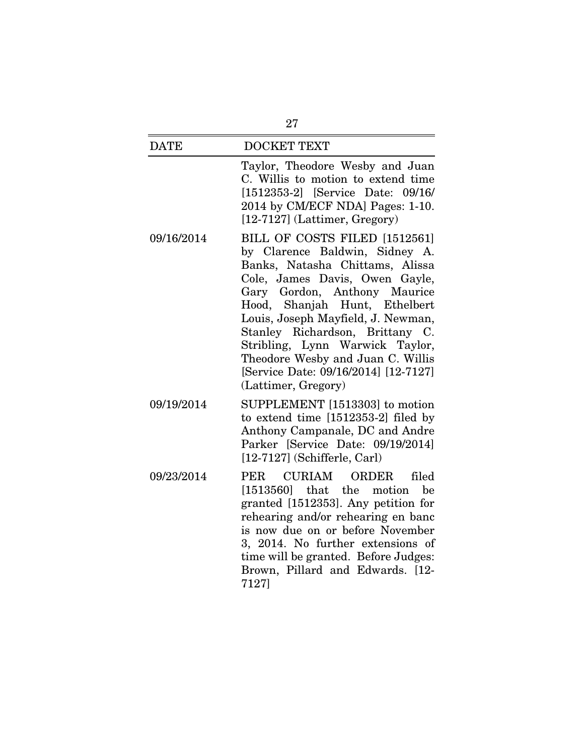| DATE | DOCKET TEXT |
| --- | --- |
| | Taylor, Theodore Wesby and Juan C. Willis to motion to extend time [1512353-2] [Service Date: 09/16/2014 by CM/ECF NDA] Pages: 1-10. [12-7127] (Lattimer, Gregory) |
| 09/16/2014 | BILL OF COSTS FILED [1512561] by Clarence Baldwin, Sidney A. Banks, Natasha Chittams, Alissa Cole, James Davis, Owen Gayle, Gary Gordon, Anthony Maurice Hood, Shanjah Hunt, Ethelbert Louis, Joseph Mayfield, J. Newman, Stanley Richardson, Brittany C. Stribling, Lynn Warwick Taylor, Theodore Wesby and Juan C. Willis [Service Date: 09/16/2014] [12-7127] (Lattimer, Gregory) |
| 09/19/2014 | SUPPLEMENT [1513303] to motion to extend time [1512353-2] filed by Anthony Campanale, DC and Andre Parker [Service Date: 09/19/2014] [12-7127] (Schifferle, Carl) |
| 09/23/2014 | PER CURIAM ORDER filed [1513560] that the motion be granted [1512353]. Any petition for rehearing and/or rehearing en banc is now due on or before November 3, 2014. No further extensions of time will be granted. Before Judges: Brown, Pillard and Edwards. [12-7127] |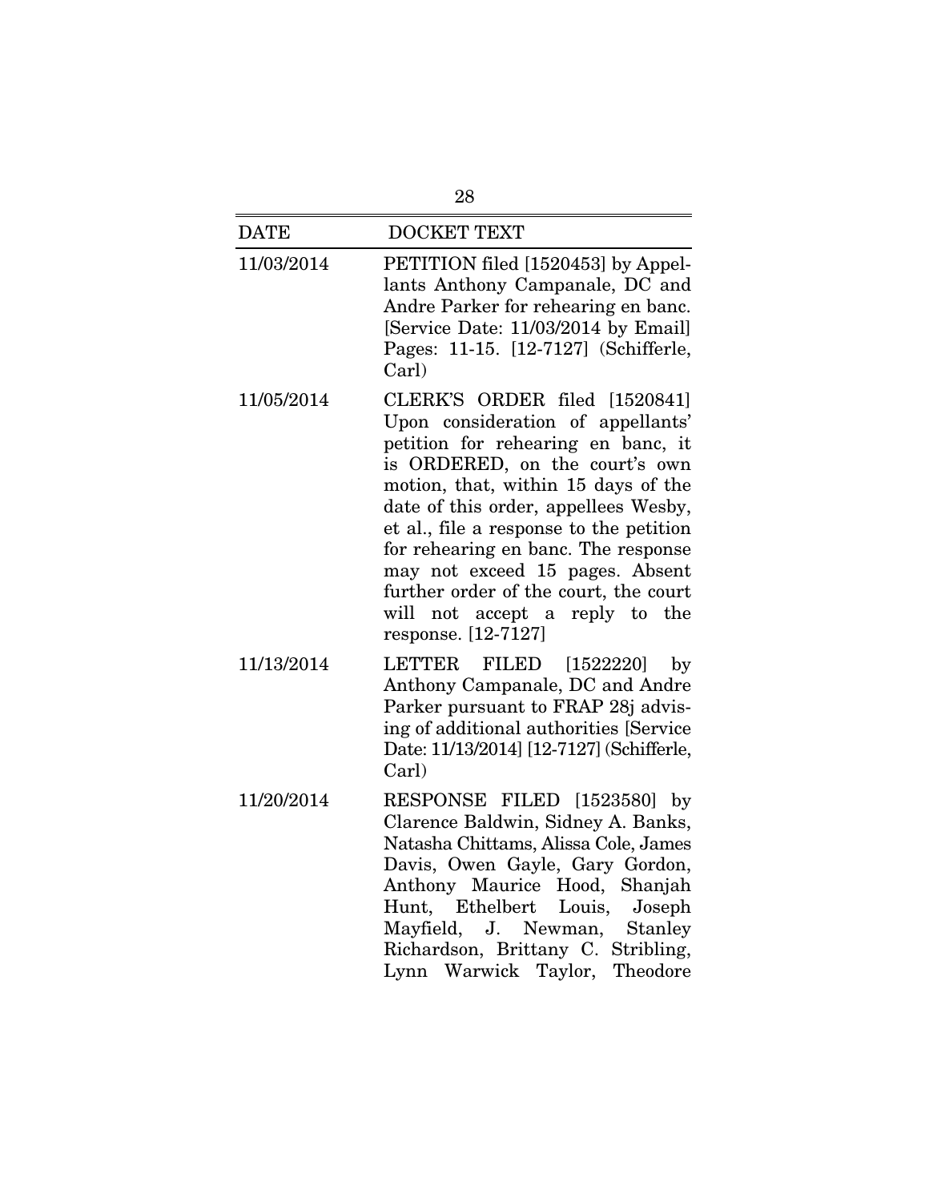| DATE | DOCKET TEXT |
|---|---|
| 11/03/2014 | PETITION filed [1520453] by Appellants Anthony Campanale, DC and Andre Parker for rehearing en banc. [Service Date: 11/03/2014 by Email] Pages: 11-15. [12-7127] (Schifferle, Carl) |
| 11/05/2014 | CLERK'S ORDER filed [1520841] Upon consideration of appellants' petition for rehearing en banc, it is ORDERED, on the court's own motion, that, within 15 days of the date of this order, appellees Wesby, et al., file a response to the petition for rehearing en banc. The response may not exceed 15 pages. Absent further order of the court, the court will not accept a reply to the response. [12-7127] |
| 11/13/2014 | LETTER FILED [1522220] by Anthony Campanale, DC and Andre Parker pursuant to FRAP 28j advising of additional authorities [Service Date: 11/13/2014] [12-7127] (Schifferle, Carl) |
| 11/20/2014 | RESPONSE FILED [1523580] by Clarence Baldwin, Sidney A. Banks, Natasha Chittams, Alissa Cole, James Davis, Owen Gayle, Gary Gordon, Anthony Maurice Hood, Shanjah Hunt, Ethelbert Louis, Joseph Mayfield, J. Newman, Stanley Richardson, Brittany C. Stribling, Lynn Warwick Taylor, Theodore |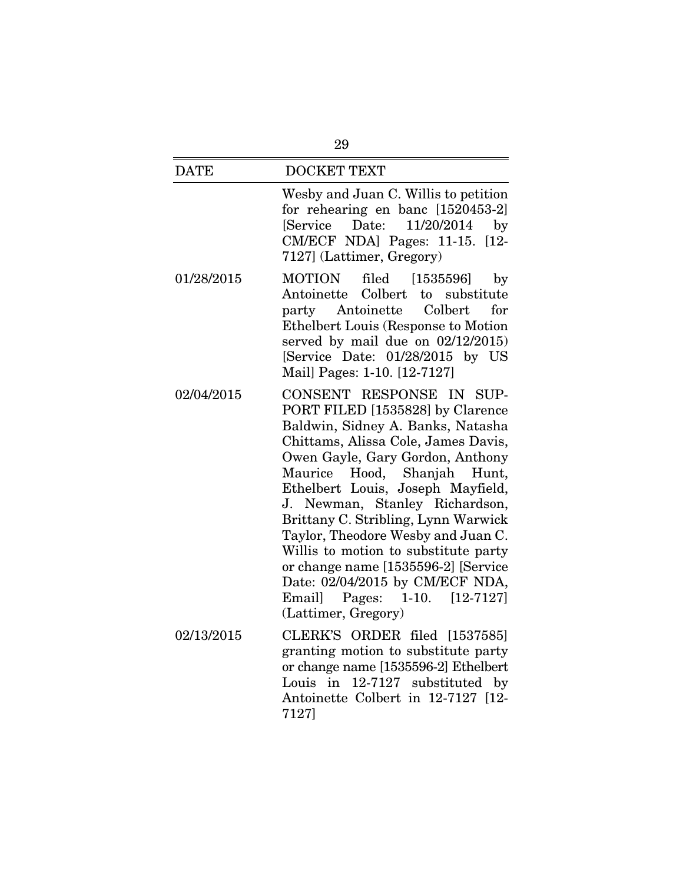| DATE | DOCKET TEXT |
|---|---|
| | Wesby and Juan C. Willis to petition for rehearing en banc [1520453-2] [Service Date: 11/20/2014 by CM/ECF NDA] Pages: 11-15. [12-7127] (Lattimer, Gregory) |
| 01/28/2015 | MOTION filed [1535596] by Antoinette Colbert to substitute party Antoinette Colbert for Ethelbert Louis (Response to Motion served by mail due on 02/12/2015) [Service Date: 01/28/2015 by US Mail] Pages: 1-10. [12-7127] |
| 02/04/2015 | CONSENT RESPONSE IN SUPPORT FILED [1535828] by Clarence Baldwin, Sidney A. Banks, Natasha Chittams, Alissa Cole, James Davis, Owen Gayle, Gary Gordon, Anthony Maurice Hood, Shanjah Hunt, Ethelbert Louis, Joseph Mayfield, J. Newman, Stanley Richardson, Brittany C. Stribling, Lynn Warwick Taylor, Theodore Wesby and Juan C. Willis to motion to substitute party or change name [1535596-2] [Service Date: 02/04/2015 by CM/ECF NDA, Email] Pages: 1-10. [12-7127] (Lattimer, Gregory) |
| 02/13/2015 | CLERK'S ORDER filed [1537585] granting motion to substitute party or change name [1535596-2] Ethelbert Louis in 12-7127 substituted by Antoinette Colbert in 12-7127 [12-7127] |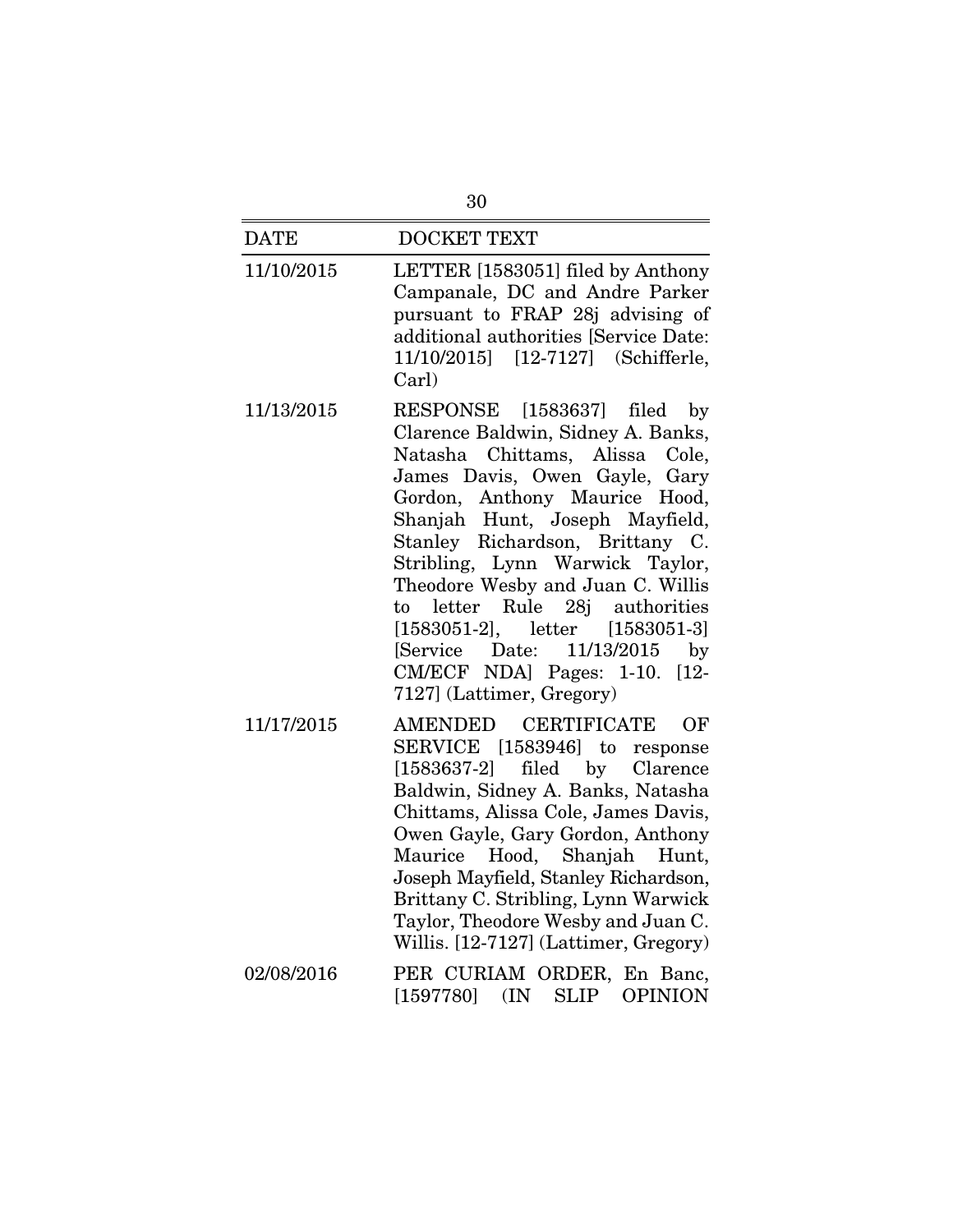| DATE | DOCKET TEXT |
|---|---|
| 11/10/2015 | LETTER [1583051] filed by Anthony Campanale, DC and Andre Parker pursuant to FRAP 28j advising of additional authorities [Service Date: 11/10/2015] [12-7127] (Schifferle, Carl) |
| 11/13/2015 | RESPONSE [1583637] filed by Clarence Baldwin, Sidney A. Banks, Natasha Chittams, Alissa Cole, James Davis, Owen Gayle, Gary Gordon, Anthony Maurice Hood, Shanjah Hunt, Joseph Mayfield, Stanley Richardson, Brittany C. Stribling, Lynn Warwick Taylor, Theodore Wesby and Juan C. Willis to letter Rule 28j authorities [1583051-2], letter [1583051-3] [Service Date: 11/13/2015 by CM/ECF NDA] Pages: 1-10. [12-7127] (Lattimer, Gregory) |
| 11/17/2015 | AMENDED CERTIFICATE OF SERVICE [1583946] to response [1583637-2] filed by Clarence Baldwin, Sidney A. Banks, Natasha Chittams, Alissa Cole, James Davis, Owen Gayle, Gary Gordon, Anthony Maurice Hood, Shanjah Hunt, Joseph Mayfield, Stanley Richardson, Brittany C. Stribling, Lynn Warwick Taylor, Theodore Wesby and Juan C. Willis. [12-7127] (Lattimer, Gregory) |
| 02/08/2016 | PER CURIAM ORDER, En Banc, [1597780] (IN SLIP OPINION |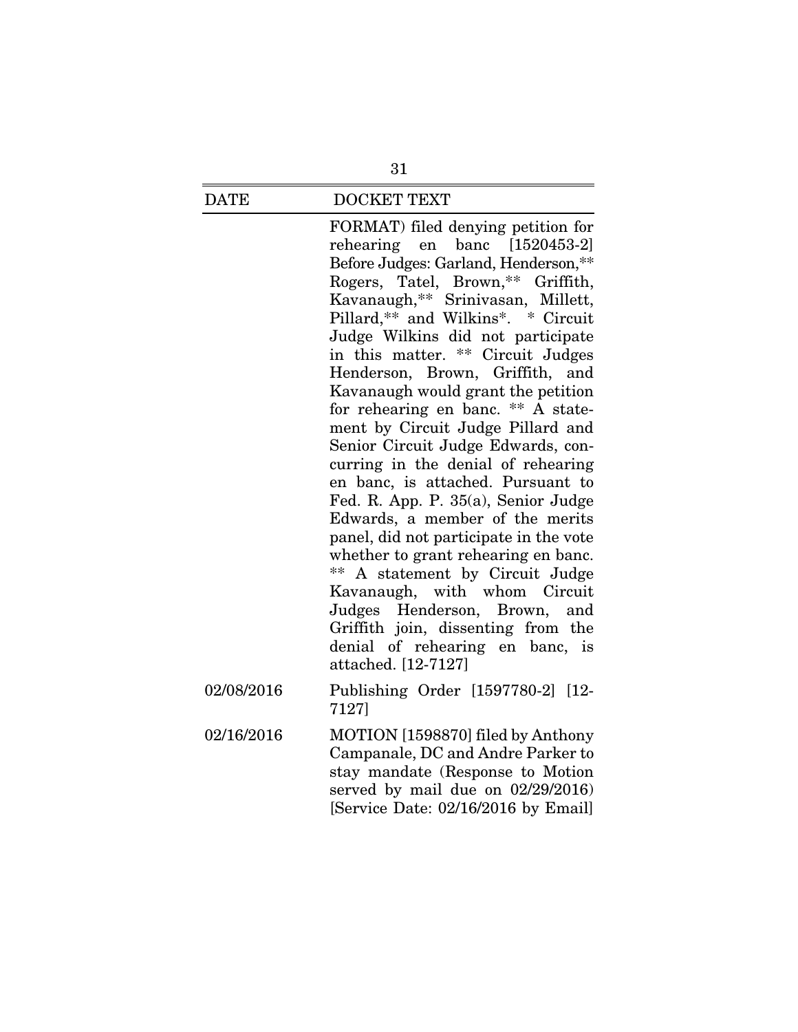| DATE | DOCKET TEXT |
| --- | --- |
| | FORMAT) filed denying petition for rehearing en banc [1520453-2] Before Judges: Garland, Henderson,** Rogers, Tatel, Brown,** Griffith, Kavanaugh,** Srinivasan, Millett, Pillard,** and Wilkins*. * Circuit Judge Wilkins did not participate in this matter. ** Circuit Judges Henderson, Brown, Griffith, and Kavanaugh would grant the petition for rehearing en banc. ** A statement by Circuit Judge Pillard and Senior Circuit Judge Edwards, concurring in the denial of rehearing en banc, is attached. Pursuant to Fed. R. App. P. 35(a), Senior Judge Edwards, a member of the merits panel, did not participate in the vote whether to grant rehearing en banc. ** A statement by Circuit Judge Kavanaugh, with whom Circuit Judges Henderson, Brown, and Griffith join, dissenting from the denial of rehearing en banc, is attached. [12-7127] |
| 02/08/2016 | Publishing Order [1597780-2] [12-7127] |
| 02/16/2016 | MOTION [1598870] filed by Anthony Campanale, DC and Andre Parker to stay mandate (Response to Motion served by mail due on 02/29/2016) [Service Date: 02/16/2016 by Email] |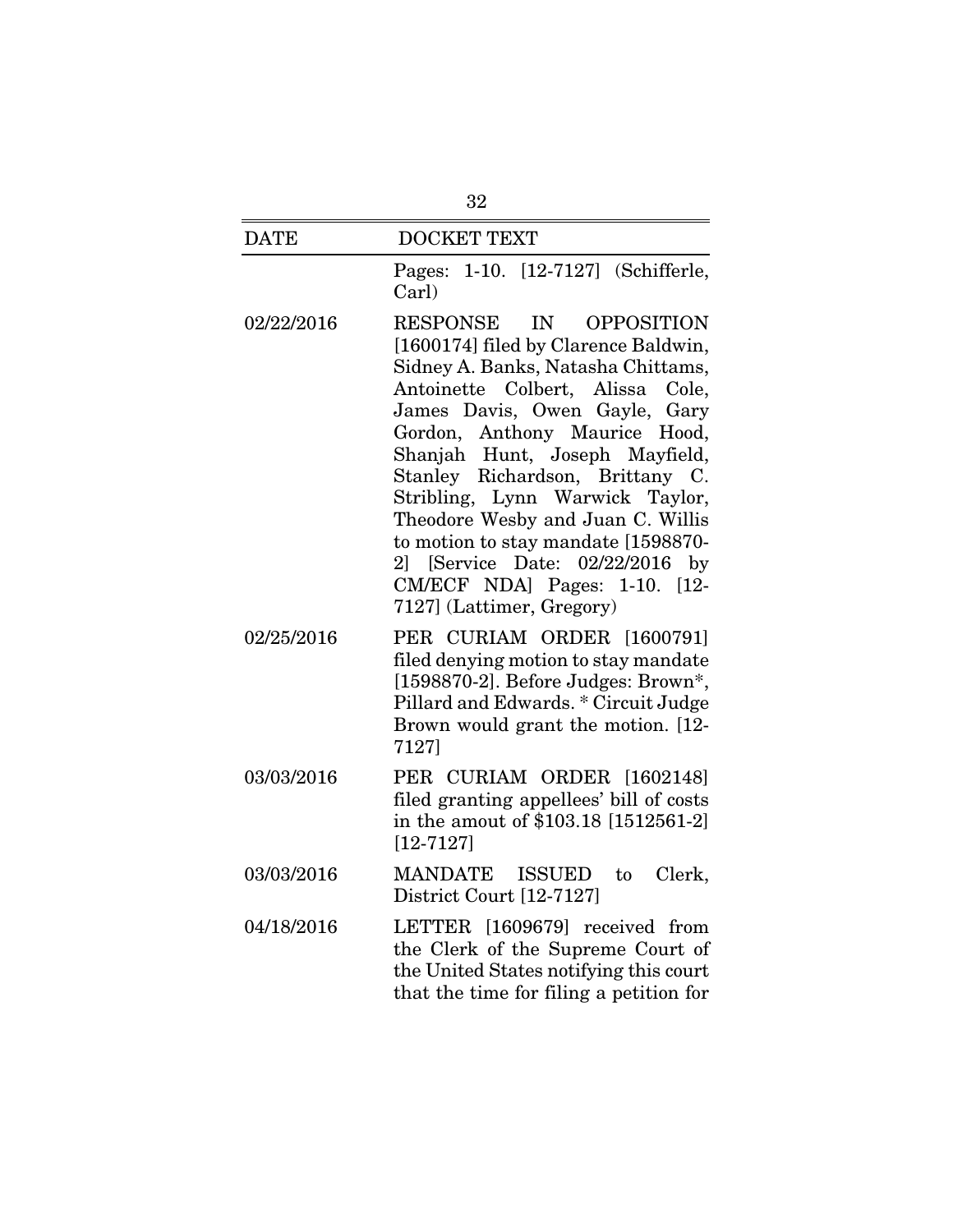| DATE | DOCKET TEXT |
|---|---|
| | Pages: 1-10. [12-7127] (Schifferle, Carl) |
| 02/22/2016 | RESPONSE IN OPPOSITION [1600174] filed by Clarence Baldwin, Sidney A. Banks, Natasha Chittams, Antoinette Colbert, Alissa Cole, James Davis, Owen Gayle, Gary Gordon, Anthony Maurice Hood, Shanjah Hunt, Joseph Mayfield, Stanley Richardson, Brittany C. Stribling, Lynn Warwick Taylor, Theodore Wesby and Juan C. Willis to motion to stay mandate [1598870-2] [Service Date: 02/22/2016 by CM/ECF NDA] Pages: 1-10. [12-7127] (Lattimer, Gregory) |
| 02/25/2016 | PER CURIAM ORDER [1600791] filed denying motion to stay mandate [1598870-2]. Before Judges: Brown*, Pillard and Edwards. * Circuit Judge Brown would grant the motion. [12-7127] |
| 03/03/2016 | PER CURIAM ORDER [1602148] filed granting appellees' bill of costs in the amout of $103.18 [1512561-2] [12-7127] |
| 03/03/2016 | MANDATE ISSUED to Clerk, District Court [12-7127] |
| 04/18/2016 | LETTER [1609679] received from the Clerk of the Supreme Court of the United States notifying this court that the time for filing a petition for |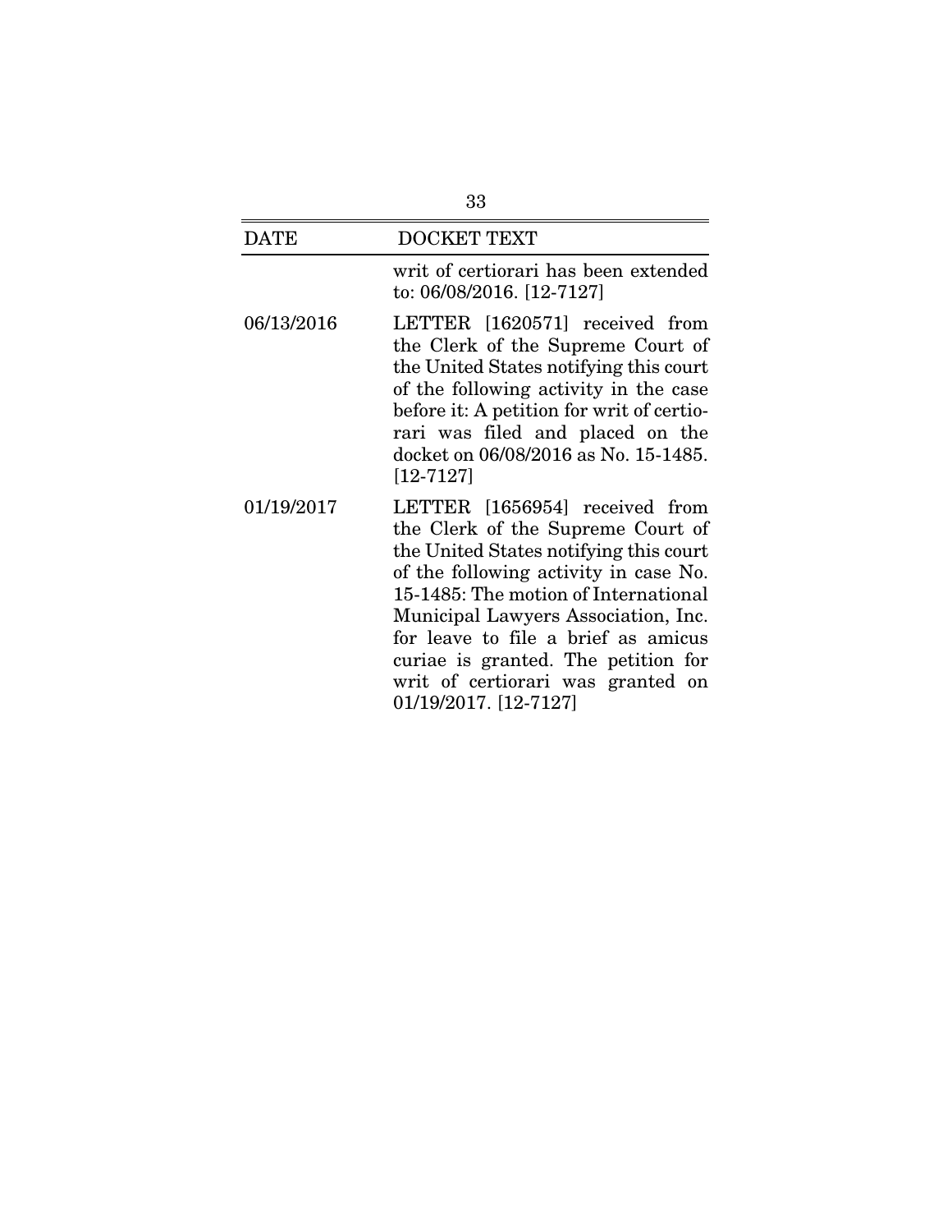| DATE | DOCKET TEXT |
|---|---|
| | writ of certiorari has been extended to: 06/08/2016. [12-7127] |
| 06/13/2016 | LETTER [1620571] received from the Clerk of the Supreme Court of the United States notifying this court of the following activity in the case before it: A petition for writ of certiorari was filed and placed on the docket on 06/08/2016 as No. 15-1485. [12-7127] |
| 01/19/2017 | LETTER [1656954] received from the Clerk of the Supreme Court of the United States notifying this court of the following activity in case No. 15-1485: The motion of International Municipal Lawyers Association, Inc. for leave to file a brief as amicus curiae is granted. The petition for writ of certiorari was granted on 01/19/2017. [12-7127] |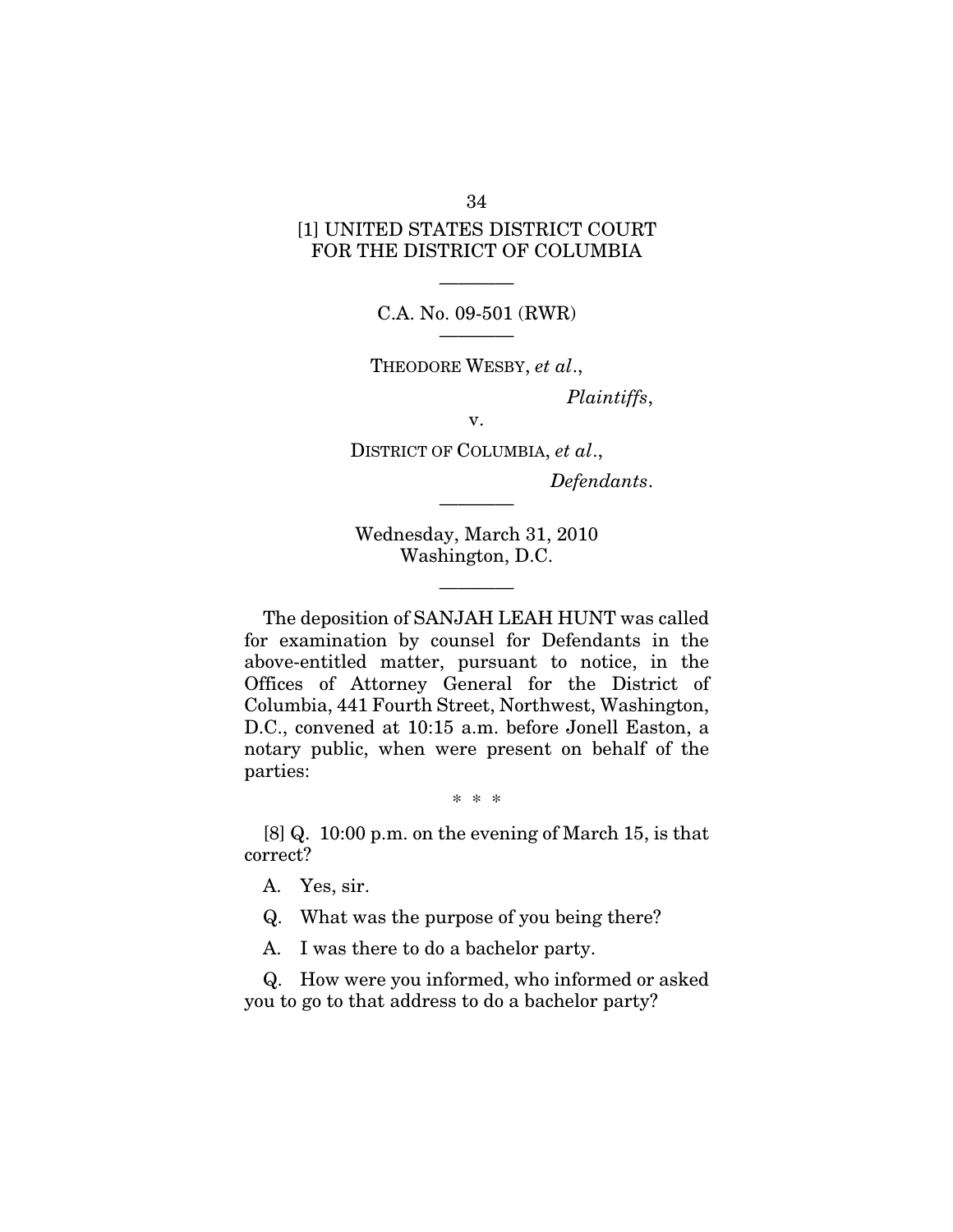[1] UNITED STATES DISTRICT COURT
FOR THE DISTRICT OF COLUMBIA

———

C.A. No. 09-501 (RWR)

———

THEODORE WESBY, *et al*.,

*Plaintiffs*,

v.

DISTRICT OF COLUMBIA, *et al*.,

*Defendants*.

———

Wednesday, March 31, 2010
Washington, D.C.

———

The deposition of SANJAH LEAH HUNT was called for examination by counsel for Defendants in the above-entitled matter, pursuant to notice, in the Offices of Attorney General for the District of Columbia, 441 Fourth Street, Northwest, Washington, D.C., convened at 10:15 a.m. before Jonell Easton, a notary public, when were present on behalf of the parties:

\* \* \*

[8] Q. 10:00 p.m. on the evening of March 15, is that correct?

A. Yes, sir.

Q. What was the purpose of you being there?

A. I was there to do a bachelor party.

Q. How were you informed, who informed or asked you to go to that address to do a bachelor party?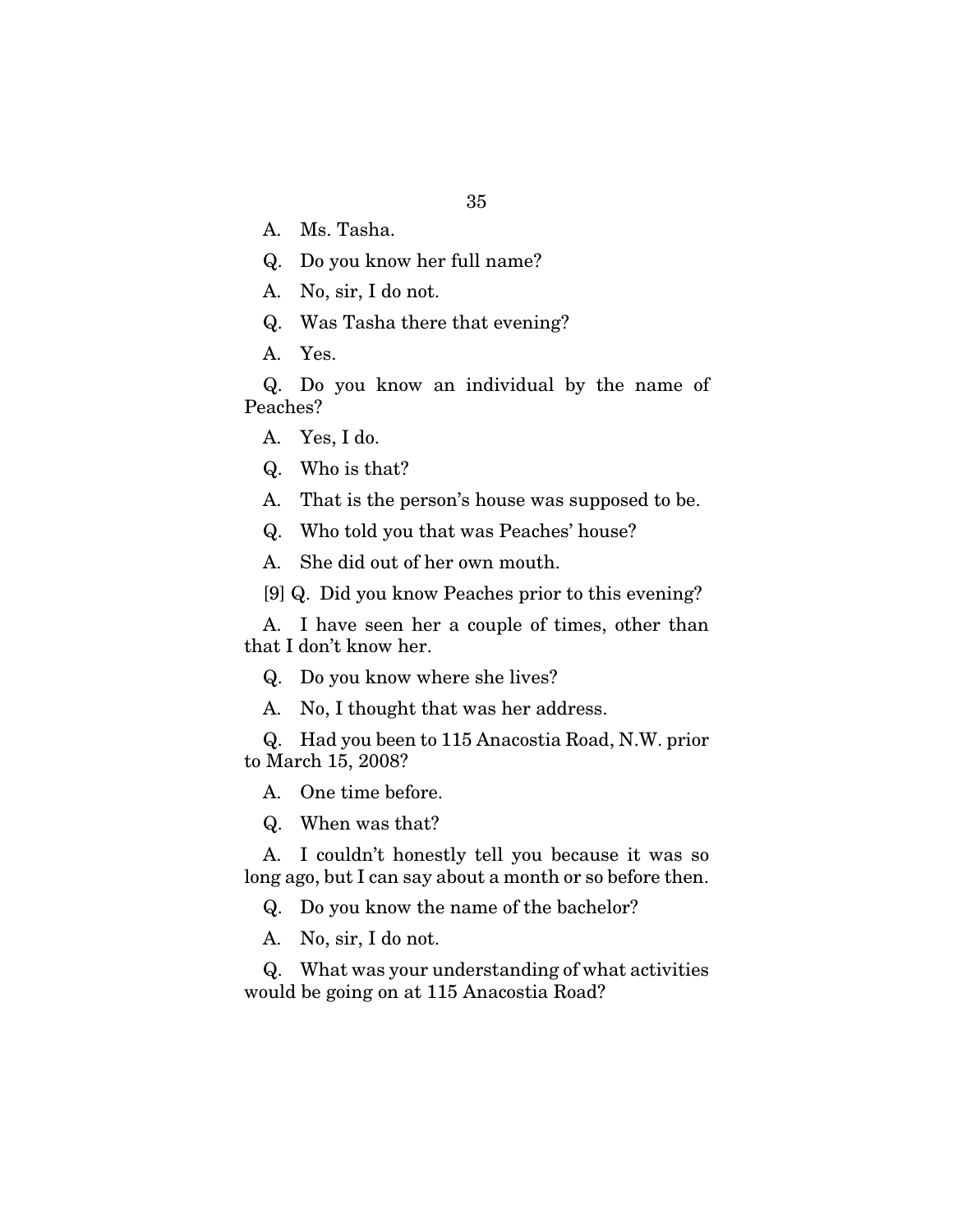A. Ms. Tasha.

Q. Do you know her full name?

A. No, sir, I do not.

Q. Was Tasha there that evening?

A. Yes.

Q. Do you know an individual by the name of Peaches?

A. Yes, I do.

Q. Who is that?

A. That is the person's house was supposed to be.

Q. Who told you that was Peaches' house?

A. She did out of her own mouth.

[9] Q. Did you know Peaches prior to this evening?

A. I have seen her a couple of times, other than that I don't know her.

Q. Do you know where she lives?

A. No, I thought that was her address.

Q. Had you been to 115 Anacostia Road, N.W. prior to March 15, 2008?

A. One time before.

Q. When was that?

A. I couldn't honestly tell you because it was so long ago, but I can say about a month or so before then.

Q. Do you know the name of the bachelor?

A. No, sir, I do not.

Q. What was your understanding of what activities would be going on at 115 Anacostia Road?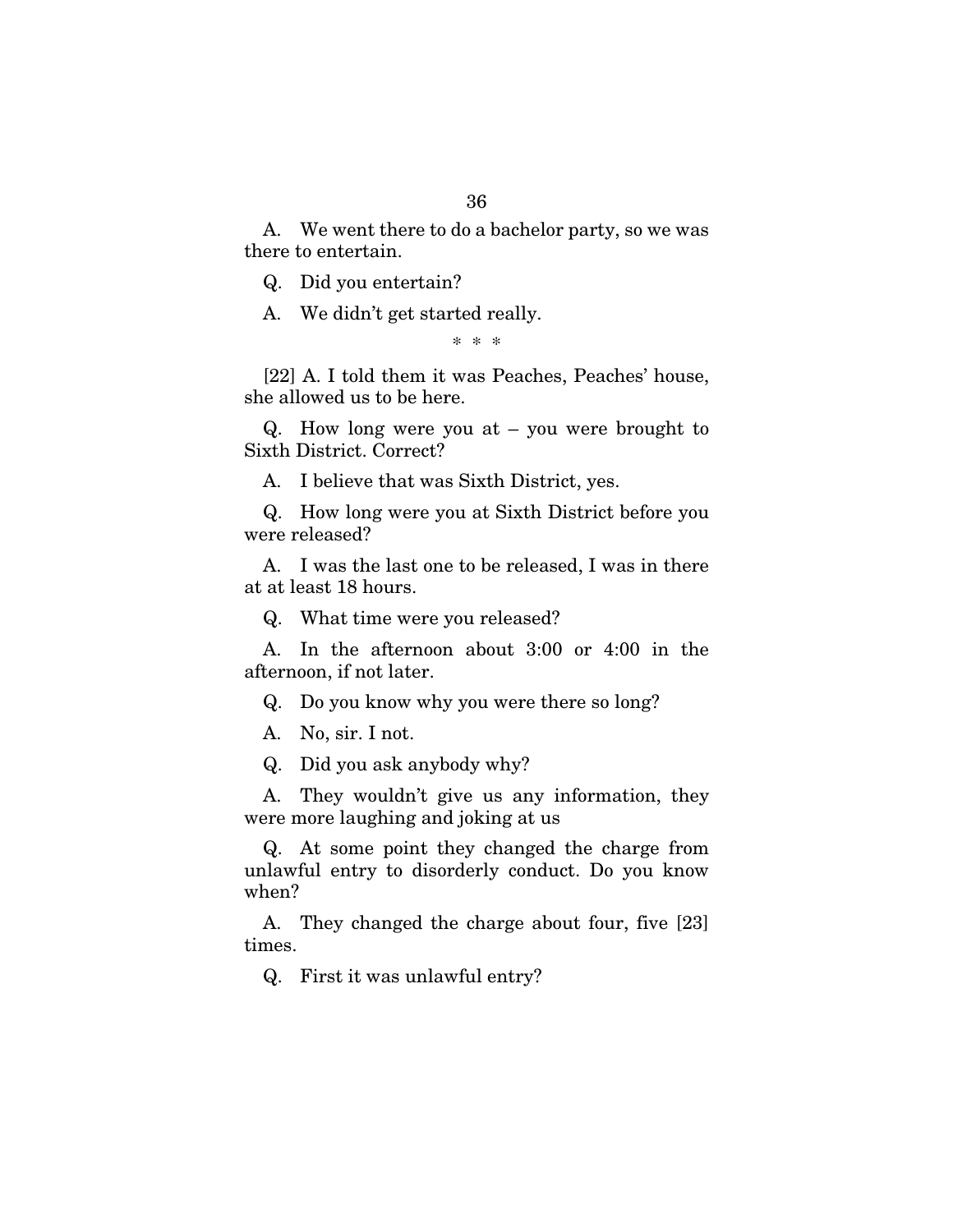A. We went there to do a bachelor party, so we was there to entertain.

Q. Did you entertain?

A. We didn't get started really.

\* \* \*

[22] A. I told them it was Peaches, Peaches' house, she allowed us to be here.

Q. How long were you at – you were brought to Sixth District. Correct?

A. I believe that was Sixth District, yes.

Q. How long were you at Sixth District before you were released?

A. I was the last one to be released, I was in there at at least 18 hours.

Q. What time were you released?

A. In the afternoon about 3:00 or 4:00 in the afternoon, if not later.

Q. Do you know why you were there so long?

A. No, sir. I not.

Q. Did you ask anybody why?

A. They wouldn't give us any information, they were more laughing and joking at us

Q. At some point they changed the charge from unlawful entry to disorderly conduct. Do you know when?

A. They changed the charge about four, five [23] times.

Q. First it was unlawful entry?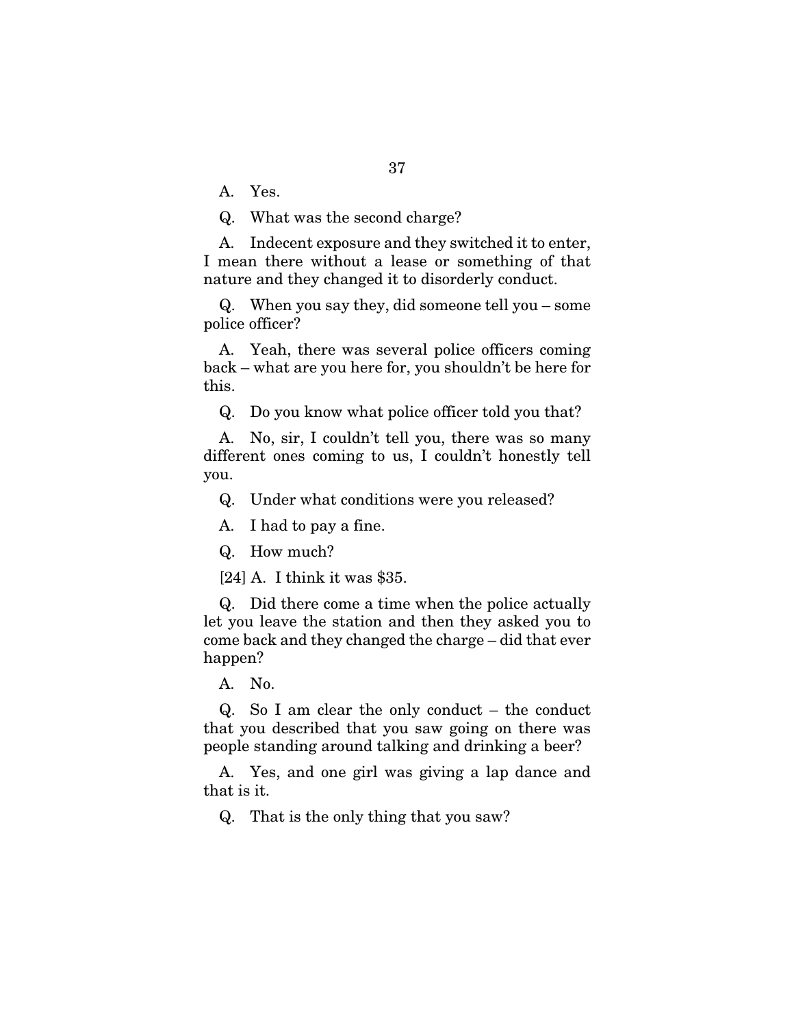A. Yes.

Q. What was the second charge?

A. Indecent exposure and they switched it to enter, I mean there without a lease or something of that nature and they changed it to disorderly conduct.

Q. When you say they, did someone tell you – some police officer?

A. Yeah, there was several police officers coming back – what are you here for, you shouldn't be here for this.

Q. Do you know what police officer told you that?

A. No, sir, I couldn't tell you, there was so many different ones coming to us, I couldn't honestly tell you.

Q. Under what conditions were you released?

A. I had to pay a fine.

Q. How much?

[24] A. I think it was $35.

Q. Did there come a time when the police actually let you leave the station and then they asked you to come back and they changed the charge – did that ever happen?

A. No.

Q. So I am clear the only conduct – the conduct that you described that you saw going on there was people standing around talking and drinking a beer?

A. Yes, and one girl was giving a lap dance and that is it.

Q. That is the only thing that you saw?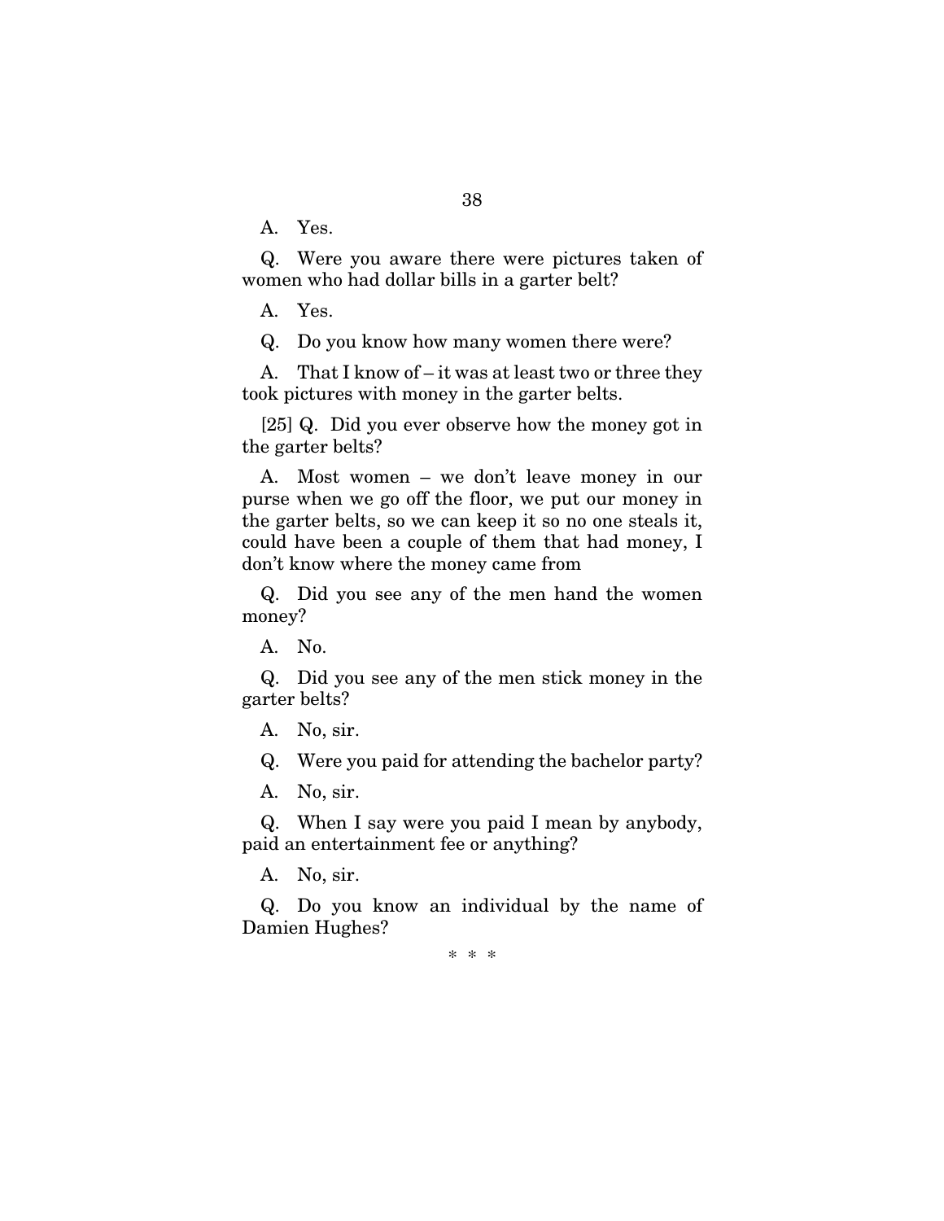A. Yes.

Q. Were you aware there were pictures taken of women who had dollar bills in a garter belt?

A. Yes.

Q. Do you know how many women there were?

A. That I know of – it was at least two or three they took pictures with money in the garter belts.

[25] Q. Did you ever observe how the money got in the garter belts?

A. Most women – we don't leave money in our purse when we go off the floor, we put our money in the garter belts, so we can keep it so no one steals it, could have been a couple of them that had money, I don't know where the money came from

Q. Did you see any of the men hand the women money?

A. No.

Q. Did you see any of the men stick money in the garter belts?

A. No, sir.

Q. Were you paid for attending the bachelor party?

A. No, sir.

Q. When I say were you paid I mean by anybody, paid an entertainment fee or anything?

A. No, sir.

Q. Do you know an individual by the name of Damien Hughes?

\* \* \*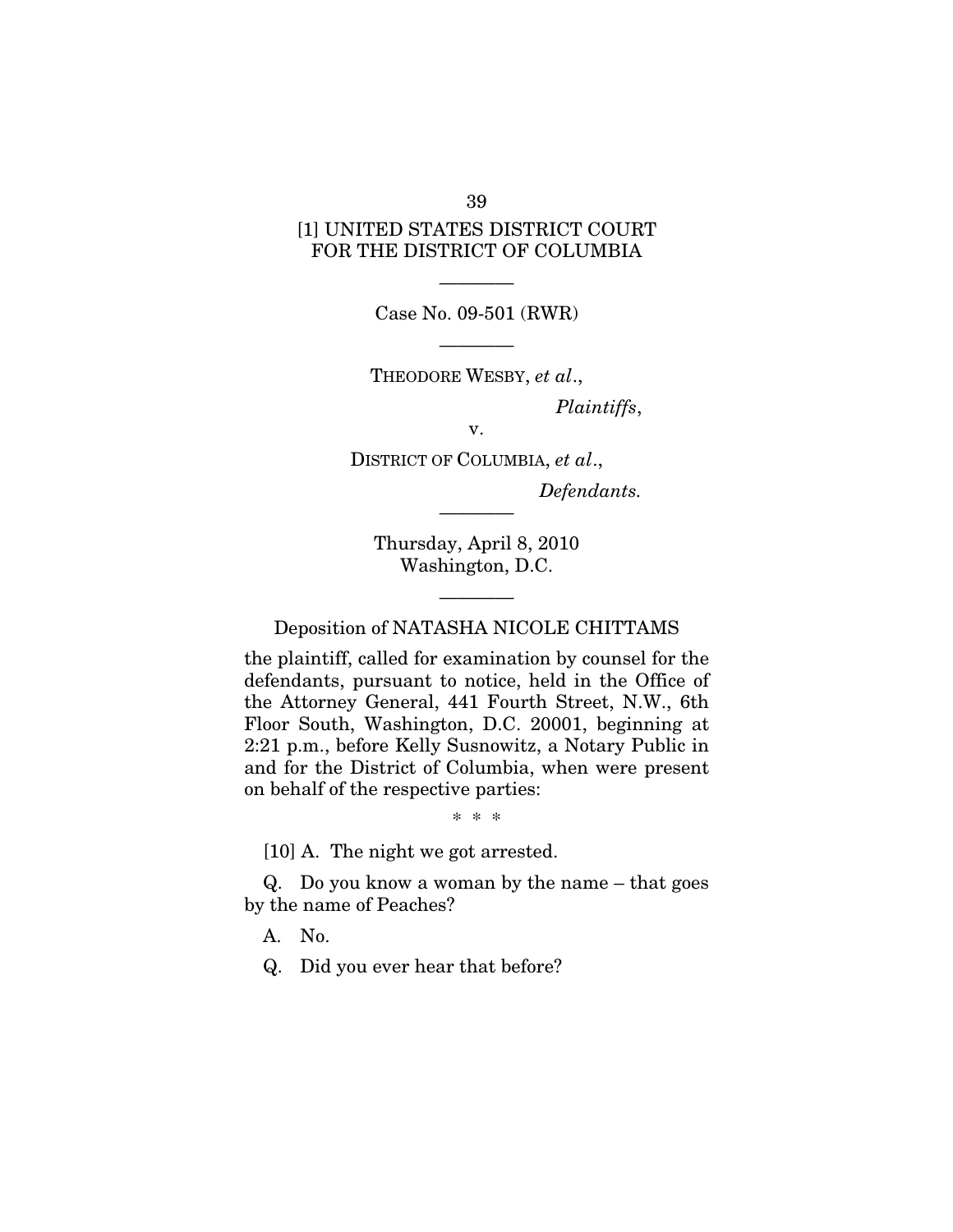[1] UNITED STATES DISTRICT COURT
FOR THE DISTRICT OF COLUMBIA

————

Case No. 09-501 (RWR)

————

THEODORE WESBY, *et al*.,

*Plaintiffs*,

v.

DISTRICT OF COLUMBIA, *et al*.,

*Defendants.*

————

Thursday, April 8, 2010
Washington, D.C.

————

Deposition of NATASHA NICOLE CHITTAMS

the plaintiff, called for examination by counsel for the defendants, pursuant to notice, held in the Office of the Attorney General, 441 Fourth Street, N.W., 6th Floor South, Washington, D.C. 20001, beginning at 2:21 p.m., before Kelly Susnowitz, a Notary Public in and for the District of Columbia, when were present on behalf of the respective parties:

\* \* \*

[10] A. The night we got arrested.

Q. Do you know a woman by the name – that goes by the name of Peaches?

A. No.

Q. Did you ever hear that before?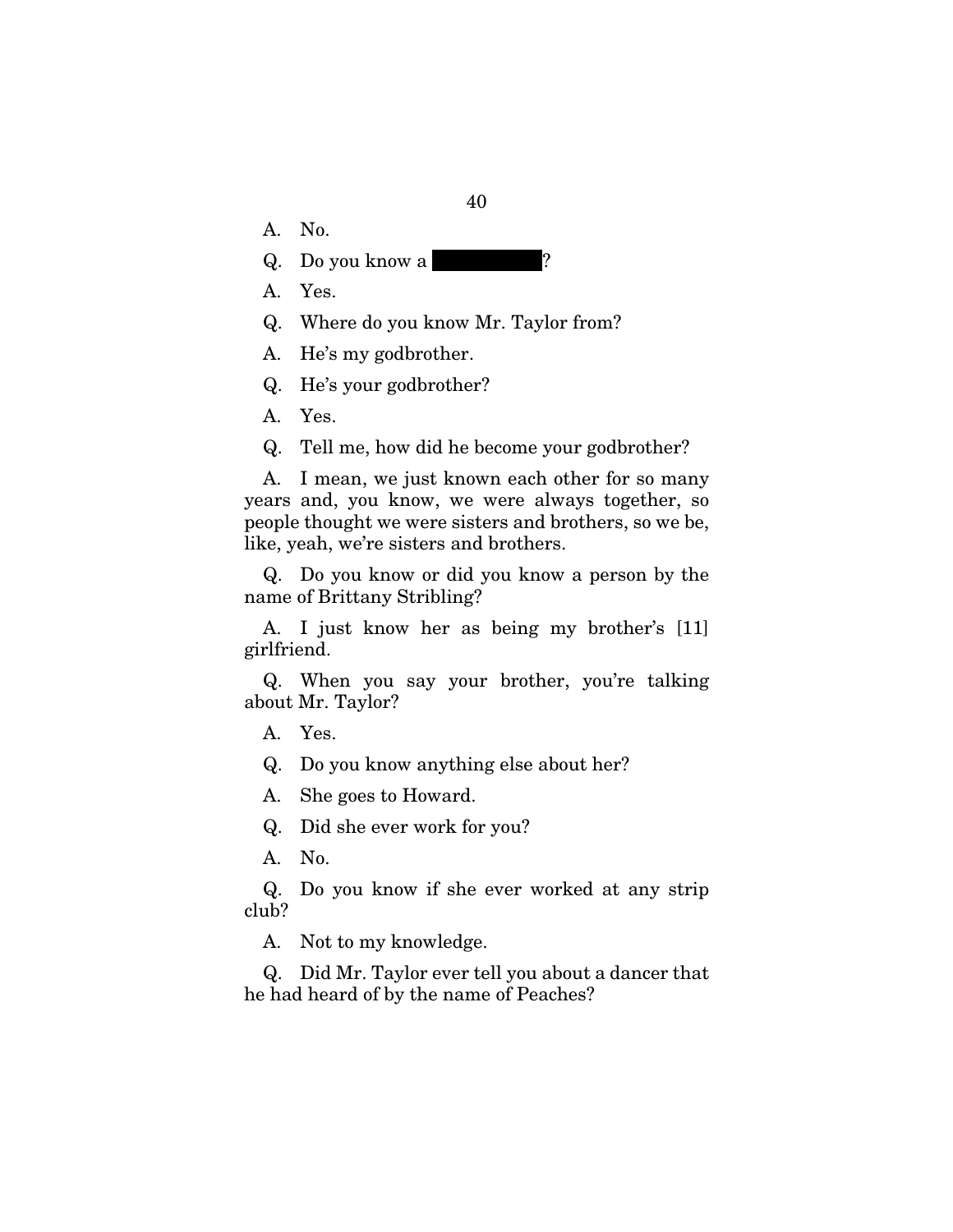A. No.

Q. Do you know a ██████████?

A. Yes.

Q. Where do you know Mr. Taylor from?

A. He's my godbrother.

Q. He's your godbrother?

A. Yes.

Q. Tell me, how did he become your godbrother?

A. I mean, we just known each other for so many years and, you know, we were always together, so people thought we were sisters and brothers, so we be, like, yeah, we're sisters and brothers.

Q. Do you know or did you know a person by the name of Brittany Stribling?

A. I just know her as being my brother's [11] girlfriend.

Q. When you say your brother, you're talking about Mr. Taylor?

A. Yes.

Q. Do you know anything else about her?

A. She goes to Howard.

Q. Did she ever work for you?

A. No.

Q. Do you know if she ever worked at any strip club?

A. Not to my knowledge.

Q. Did Mr. Taylor ever tell you about a dancer that he had heard of by the name of Peaches?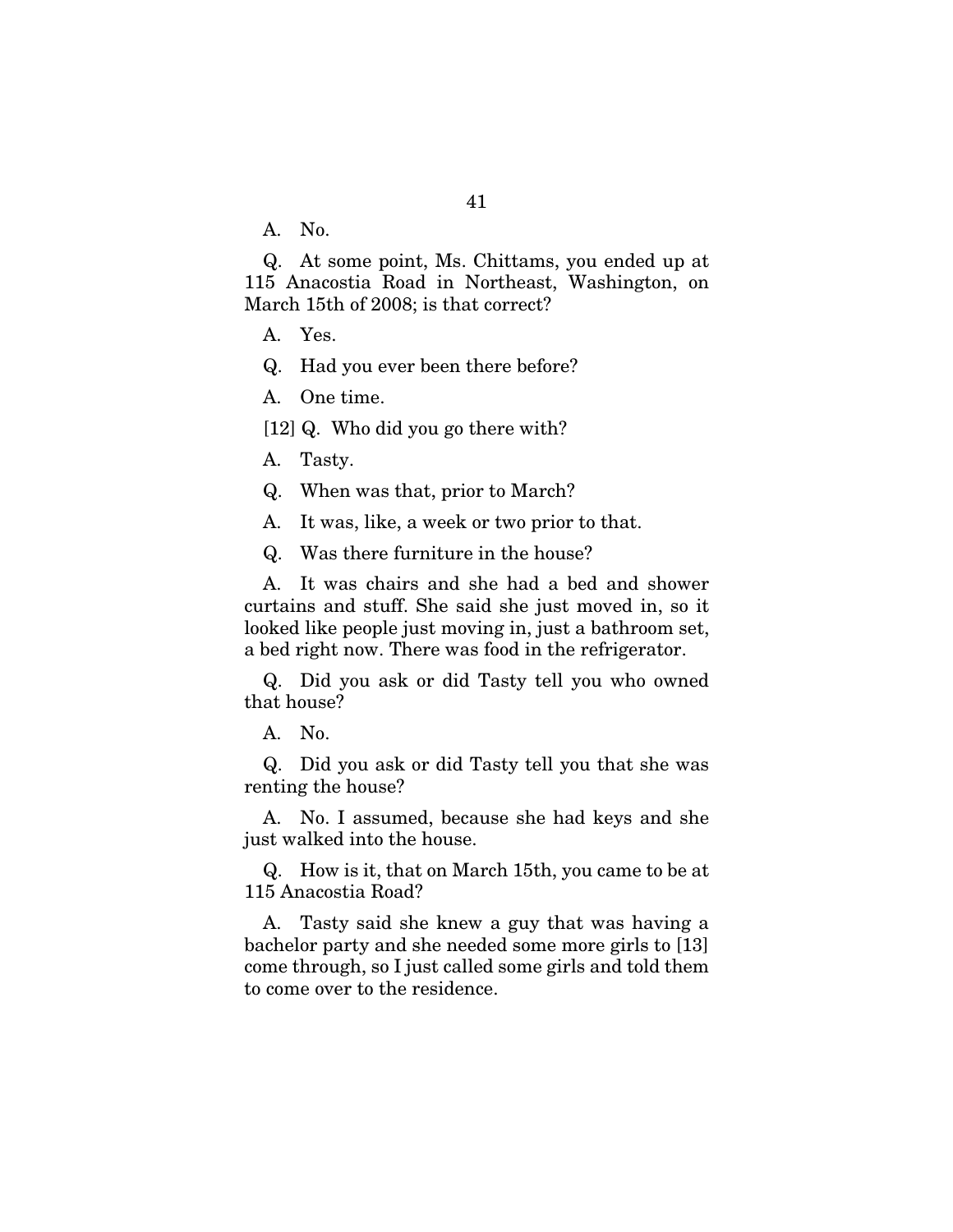A. No.

Q. At some point, Ms. Chittams, you ended up at 115 Anacostia Road in Northeast, Washington, on March 15th of 2008; is that correct?

A. Yes.

Q. Had you ever been there before?

A. One time.

[12] Q. Who did you go there with?

A. Tasty.

Q. When was that, prior to March?

A. It was, like, a week or two prior to that.

Q. Was there furniture in the house?

A. It was chairs and she had a bed and shower curtains and stuff. She said she just moved in, so it looked like people just moving in, just a bathroom set, a bed right now. There was food in the refrigerator.

Q. Did you ask or did Tasty tell you who owned that house?

A. No.

Q. Did you ask or did Tasty tell you that she was renting the house?

A. No. I assumed, because she had keys and she just walked into the house.

Q. How is it, that on March 15th, you came to be at 115 Anacostia Road?

A. Tasty said she knew a guy that was having a bachelor party and she needed some more girls to [13] come through, so I just called some girls and told them to come over to the residence.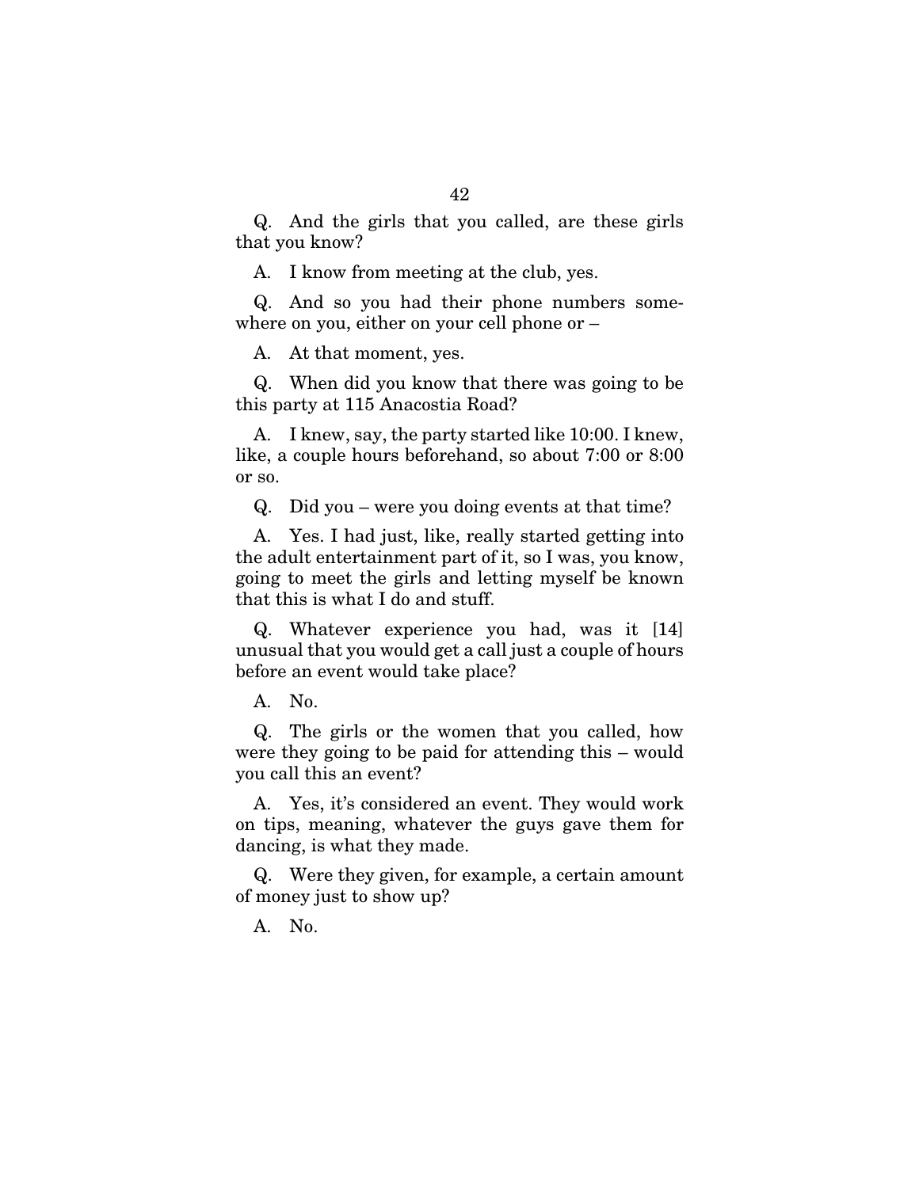Q. And the girls that you called, are these girls that you know?

A. I know from meeting at the club, yes.

Q. And so you had their phone numbers somewhere on you, either on your cell phone or –

A. At that moment, yes.

Q. When did you know that there was going to be this party at 115 Anacostia Road?

A. I knew, say, the party started like 10:00. I knew, like, a couple hours beforehand, so about 7:00 or 8:00 or so.

Q. Did you – were you doing events at that time?

A. Yes. I had just, like, really started getting into the adult entertainment part of it, so I was, you know, going to meet the girls and letting myself be known that this is what I do and stuff.

Q. Whatever experience you had, was it [14] unusual that you would get a call just a couple of hours before an event would take place?

A. No.

Q. The girls or the women that you called, how were they going to be paid for attending this – would you call this an event?

A. Yes, it's considered an event. They would work on tips, meaning, whatever the guys gave them for dancing, is what they made.

Q. Were they given, for example, a certain amount of money just to show up?

A. No.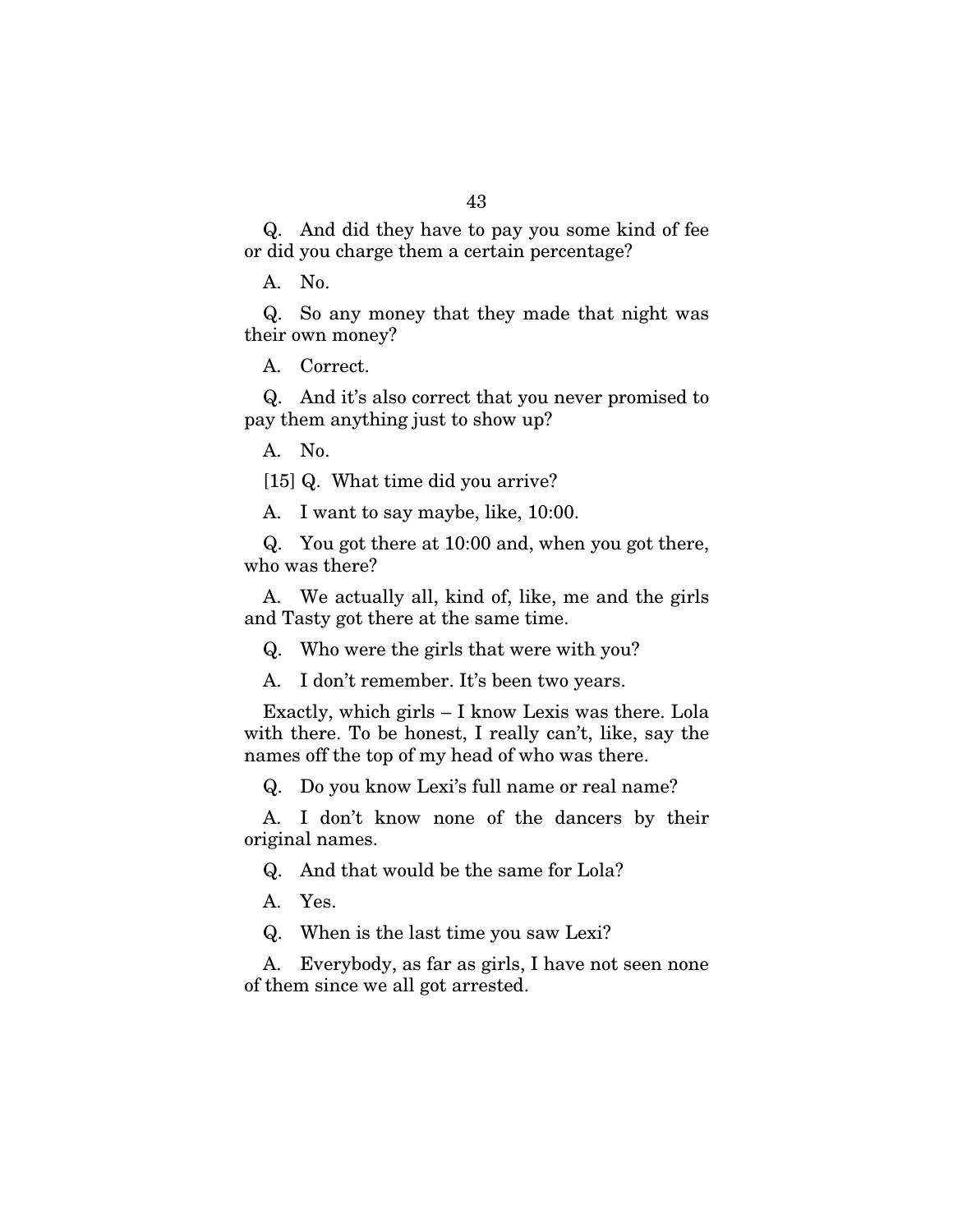Q. And did they have to pay you some kind of fee or did you charge them a certain percentage?

A. No.

Q. So any money that they made that night was their own money?

A. Correct.

Q. And it's also correct that you never promised to pay them anything just to show up?

A. No.

[15] Q. What time did you arrive?

A. I want to say maybe, like, 10:00.

Q. You got there at 10:00 and, when you got there, who was there?

A. We actually all, kind of, like, me and the girls and Tasty got there at the same time.

Q. Who were the girls that were with you?

A. I don't remember. It's been two years.

Exactly, which girls – I know Lexis was there. Lola with there. To be honest, I really can't, like, say the names off the top of my head of who was there.

Q. Do you know Lexi's full name or real name?

A. I don't know none of the dancers by their original names.

Q. And that would be the same for Lola?

A. Yes.

Q. When is the last time you saw Lexi?

A. Everybody, as far as girls, I have not seen none of them since we all got arrested.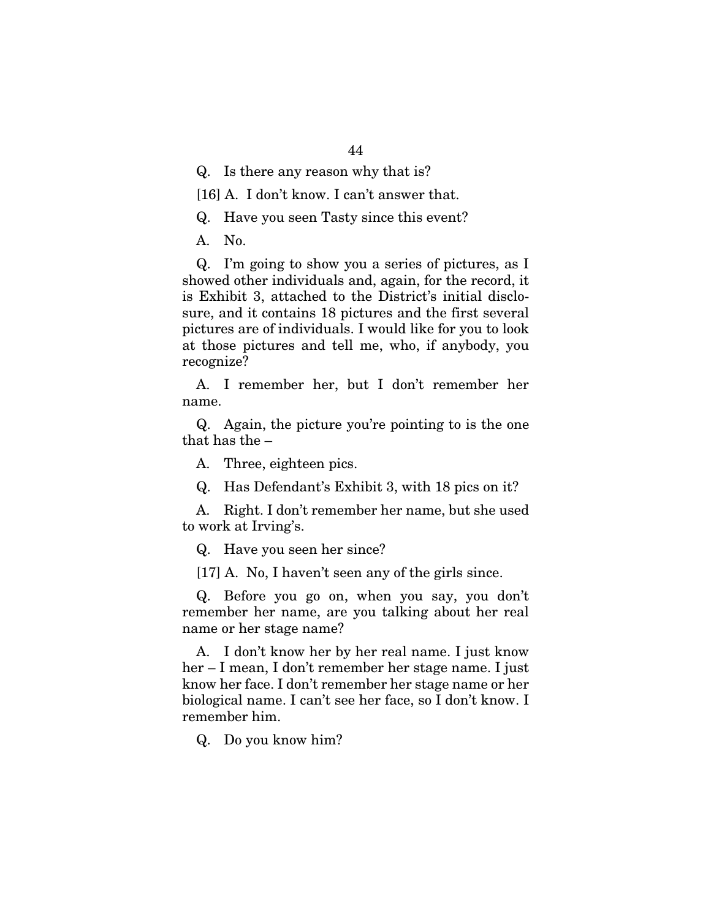Q. Is there any reason why that is?

[16] A. I don't know. I can't answer that.

Q. Have you seen Tasty since this event?

A. No.

Q. I'm going to show you a series of pictures, as I showed other individuals and, again, for the record, it is Exhibit 3, attached to the District's initial disclosure, and it contains 18 pictures and the first several pictures are of individuals. I would like for you to look at those pictures and tell me, who, if anybody, you recognize?

A. I remember her, but I don't remember her name.

Q. Again, the picture you're pointing to is the one that has the –

A. Three, eighteen pics.

Q. Has Defendant's Exhibit 3, with 18 pics on it?

A. Right. I don't remember her name, but she used to work at Irving's.

Q. Have you seen her since?

[17] A. No, I haven't seen any of the girls since.

Q. Before you go on, when you say, you don't remember her name, are you talking about her real name or her stage name?

A. I don't know her by her real name. I just know her – I mean, I don't remember her stage name. I just know her face. I don't remember her stage name or her biological name. I can't see her face, so I don't know. I remember him.

Q. Do you know him?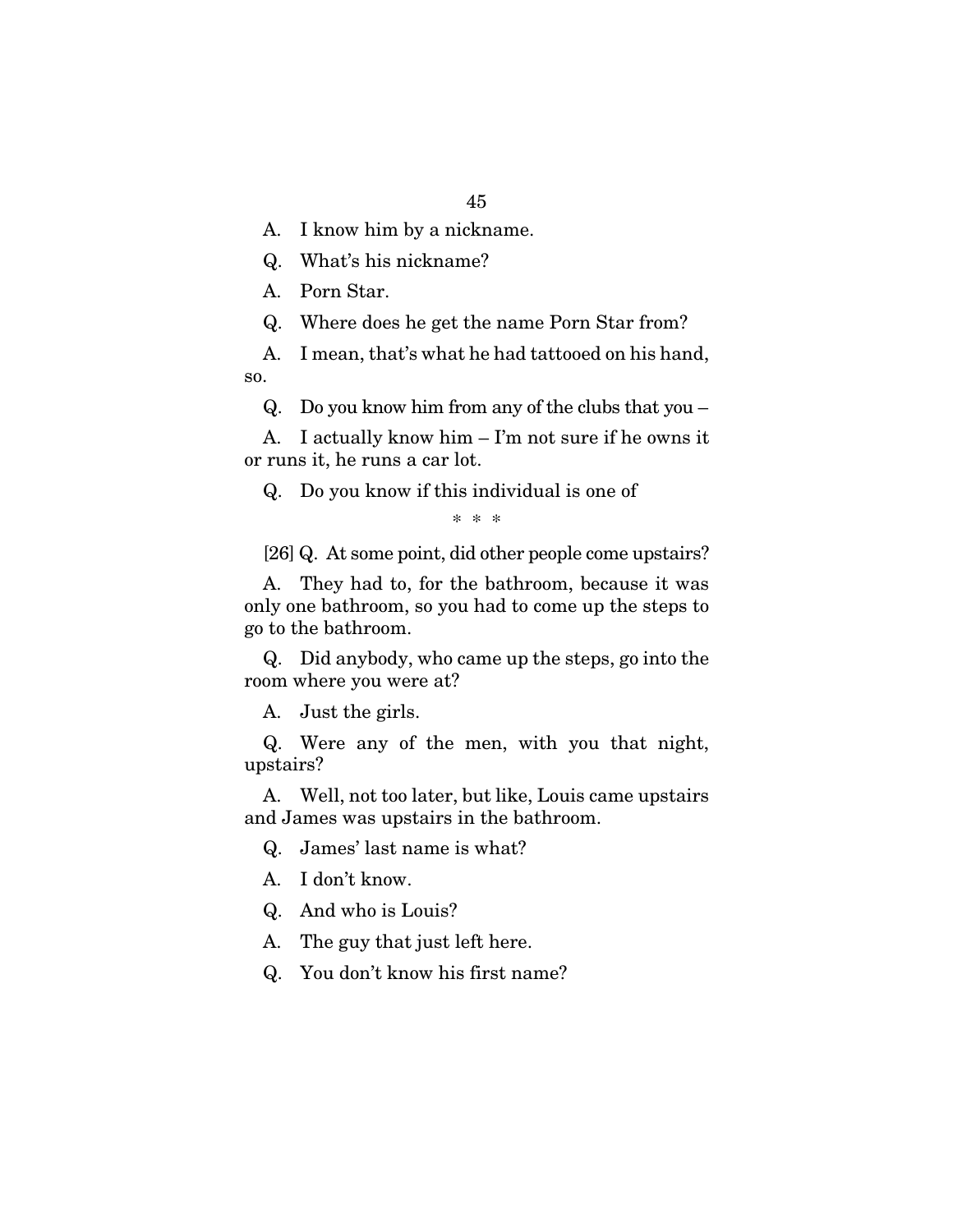A. I know him by a nickname.

Q. What's his nickname?

A. Porn Star.

Q. Where does he get the name Porn Star from?

A. I mean, that's what he had tattooed on his hand, so.

Q. Do you know him from any of the clubs that you –

A. I actually know him – I'm not sure if he owns it or runs it, he runs a car lot.

Q. Do you know if this individual is one of

\* \* \*

[26] Q. At some point, did other people come upstairs?

A. They had to, for the bathroom, because it was only one bathroom, so you had to come up the steps to go to the bathroom.

Q. Did anybody, who came up the steps, go into the room where you were at?

A. Just the girls.

Q. Were any of the men, with you that night, upstairs?

A. Well, not too later, but like, Louis came upstairs and James was upstairs in the bathroom.

Q. James' last name is what?

A. I don't know.

Q. And who is Louis?

A. The guy that just left here.

Q. You don't know his first name?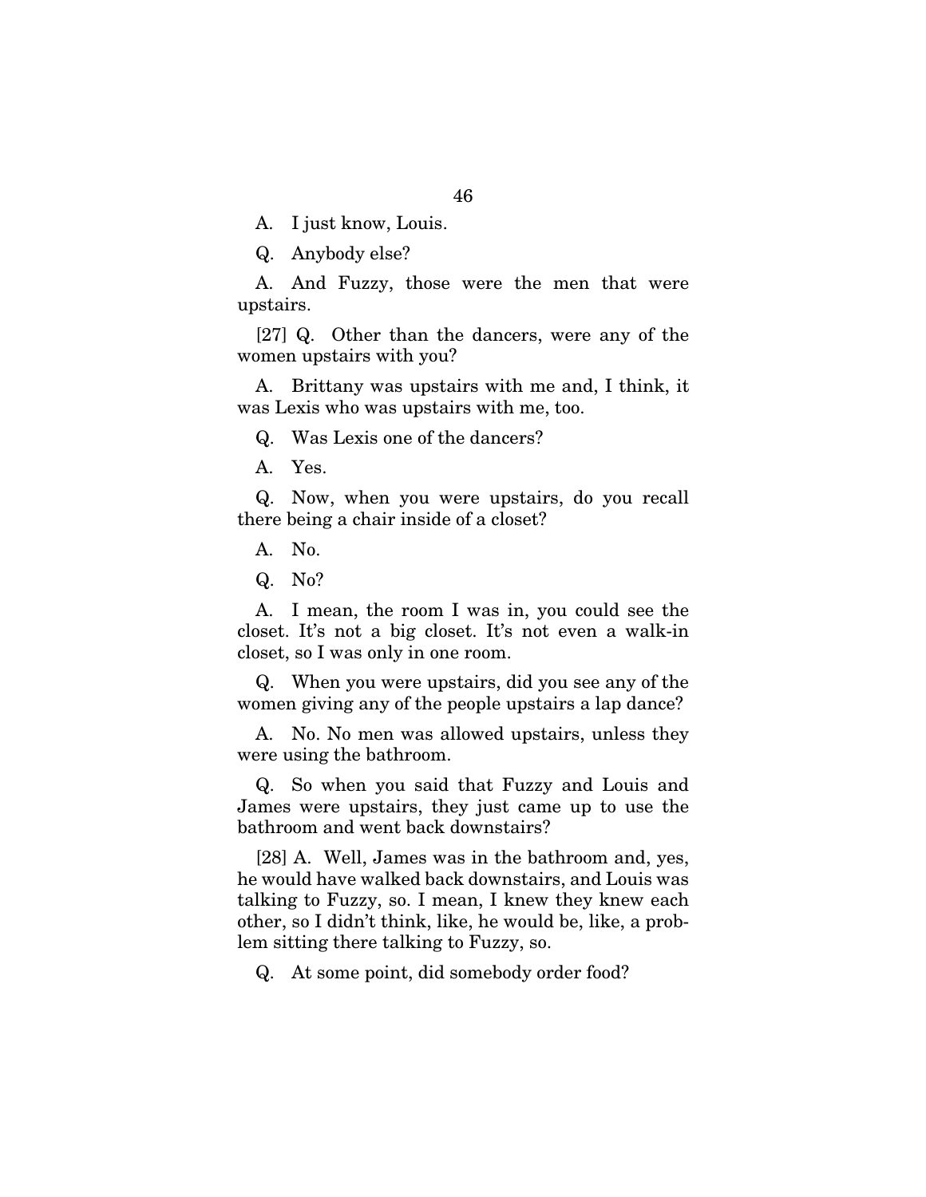A. I just know, Louis.

Q. Anybody else?

A. And Fuzzy, those were the men that were upstairs.

[27] Q. Other than the dancers, were any of the women upstairs with you?

A. Brittany was upstairs with me and, I think, it was Lexis who was upstairs with me, too.

Q. Was Lexis one of the dancers?

A. Yes.

Q. Now, when you were upstairs, do you recall there being a chair inside of a closet?

A. No.

Q. No?

A. I mean, the room I was in, you could see the closet. It's not a big closet. It's not even a walk-in closet, so I was only in one room.

Q. When you were upstairs, did you see any of the women giving any of the people upstairs a lap dance?

A. No. No men was allowed upstairs, unless they were using the bathroom.

Q. So when you said that Fuzzy and Louis and James were upstairs, they just came up to use the bathroom and went back downstairs?

[28] A. Well, James was in the bathroom and, yes, he would have walked back downstairs, and Louis was talking to Fuzzy, so. I mean, I knew they knew each other, so I didn't think, like, he would be, like, a problem sitting there talking to Fuzzy, so.

Q. At some point, did somebody order food?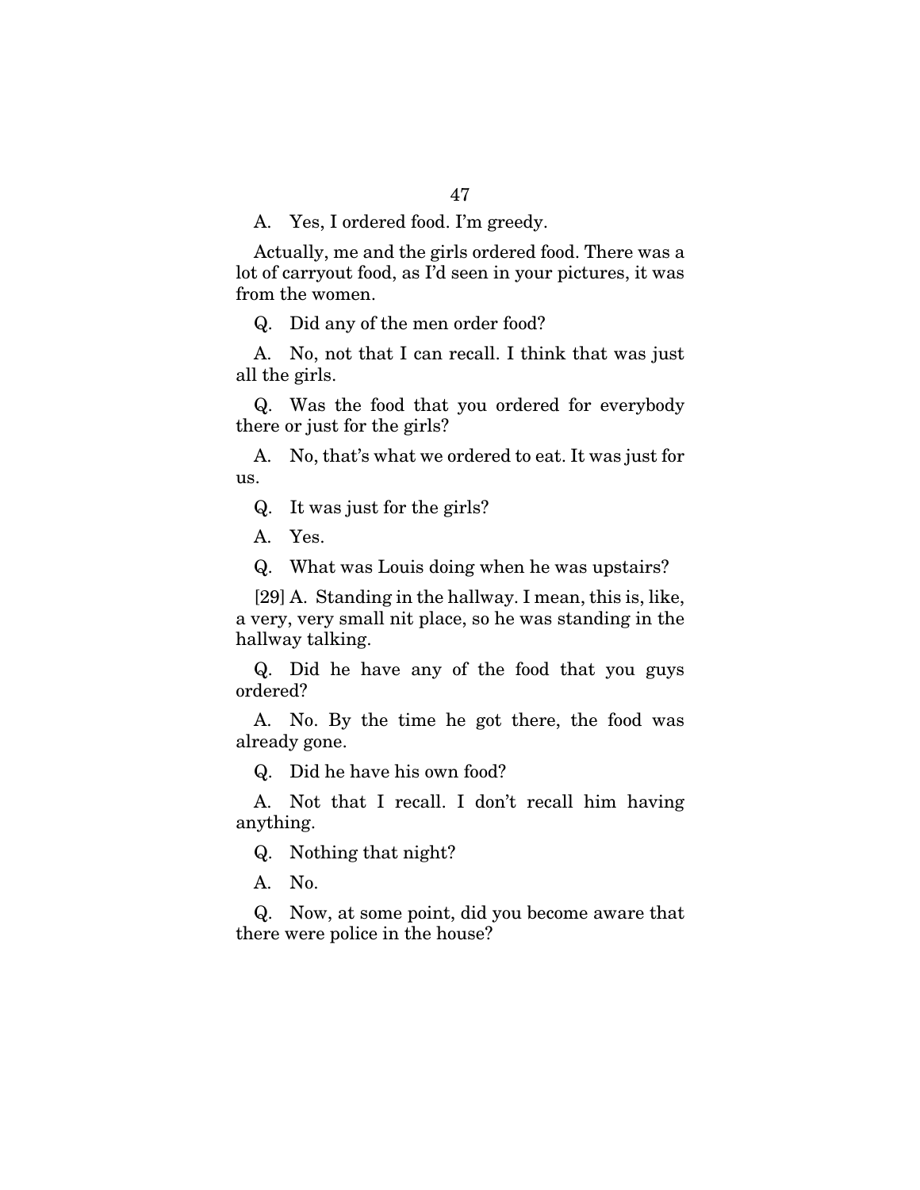A. Yes, I ordered food. I'm greedy.

Actually, me and the girls ordered food. There was a lot of carryout food, as I'd seen in your pictures, it was from the women.

Q. Did any of the men order food?

A. No, not that I can recall. I think that was just all the girls.

Q. Was the food that you ordered for everybody there or just for the girls?

A. No, that's what we ordered to eat. It was just for us.

Q. It was just for the girls?

A. Yes.

Q. What was Louis doing when he was upstairs?

[29] A. Standing in the hallway. I mean, this is, like, a very, very small nit place, so he was standing in the hallway talking.

Q. Did he have any of the food that you guys ordered?

A. No. By the time he got there, the food was already gone.

Q. Did he have his own food?

A. Not that I recall. I don't recall him having anything.

Q. Nothing that night?

A. No.

Q. Now, at some point, did you become aware that there were police in the house?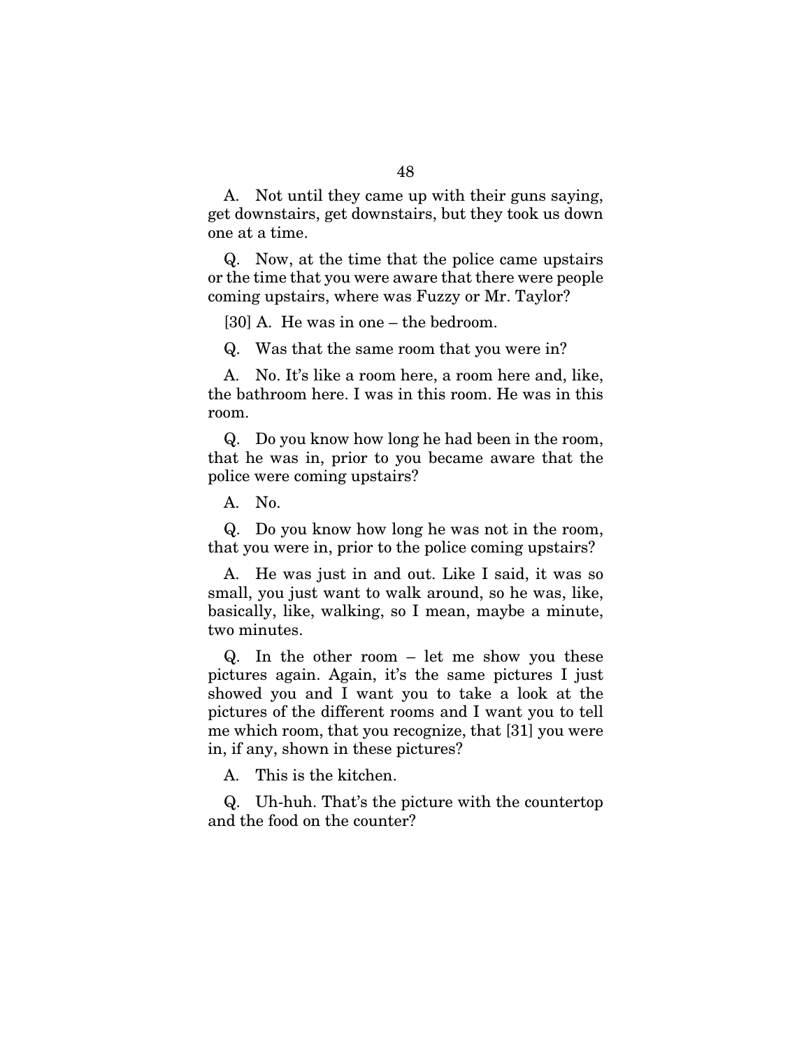A. Not until they came up with their guns saying, get downstairs, get downstairs, but they took us down one at a time.

Q. Now, at the time that the police came upstairs or the time that you were aware that there were people coming upstairs, where was Fuzzy or Mr. Taylor?

[30] A. He was in one – the bedroom.

Q. Was that the same room that you were in?

A. No. It's like a room here, a room here and, like, the bathroom here. I was in this room. He was in this room.

Q. Do you know how long he had been in the room, that he was in, prior to you became aware that the police were coming upstairs?

A. No.

Q. Do you know how long he was not in the room, that you were in, prior to the police coming upstairs?

A. He was just in and out. Like I said, it was so small, you just want to walk around, so he was, like, basically, like, walking, so I mean, maybe a minute, two minutes.

Q. In the other room – let me show you these pictures again. Again, it's the same pictures I just showed you and I want you to take a look at the pictures of the different rooms and I want you to tell me which room, that you recognize, that [31] you were in, if any, shown in these pictures?

A. This is the kitchen.

Q. Uh-huh. That's the picture with the countertop and the food on the counter?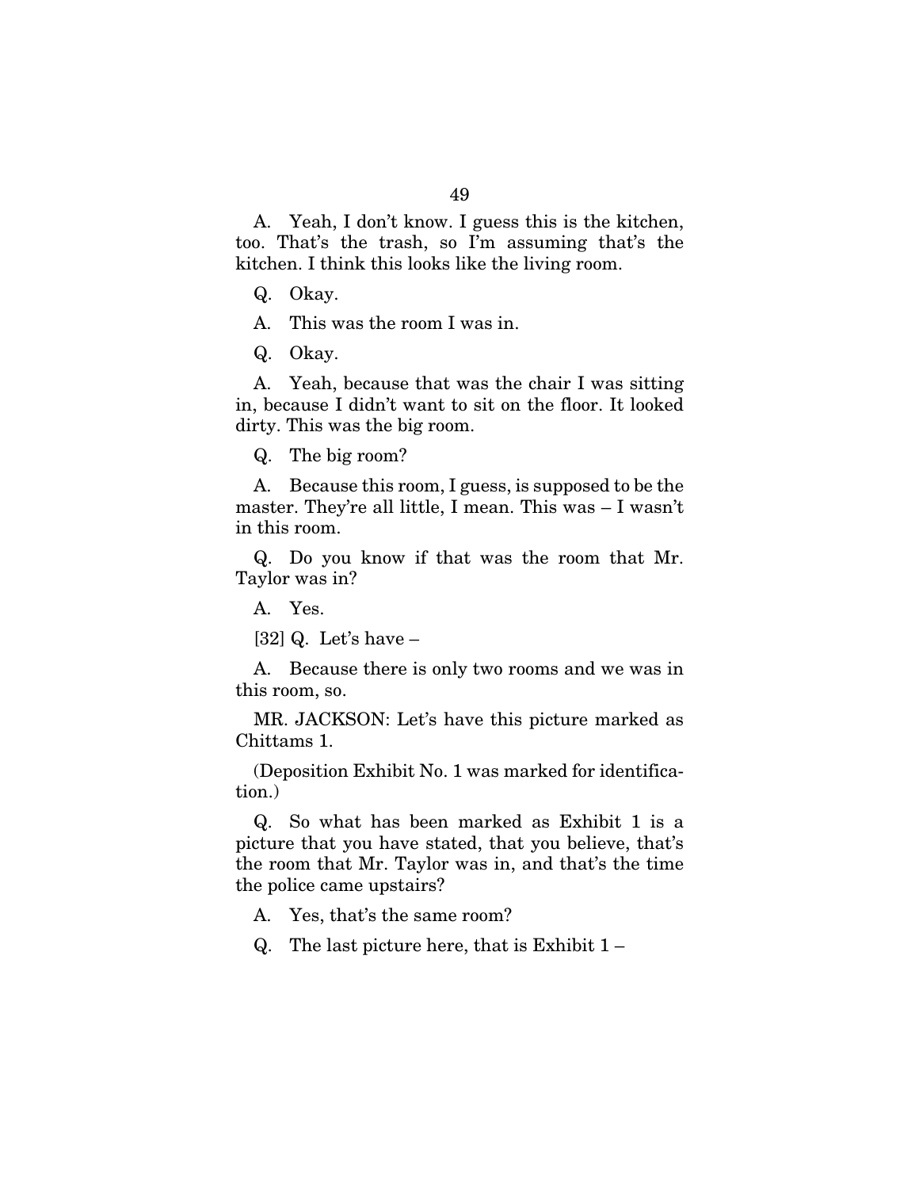A. Yeah, I don't know. I guess this is the kitchen, too. That's the trash, so I'm assuming that's the kitchen. I think this looks like the living room.

Q. Okay.

A. This was the room I was in.

Q. Okay.

A. Yeah, because that was the chair I was sitting in, because I didn't want to sit on the floor. It looked dirty. This was the big room.

Q. The big room?

A. Because this room, I guess, is supposed to be the master. They're all little, I mean. This was – I wasn't in this room.

Q. Do you know if that was the room that Mr. Taylor was in?

A. Yes.

[32] Q. Let's have –

A. Because there is only two rooms and we was in this room, so.

MR. JACKSON: Let's have this picture marked as Chittams 1.

(Deposition Exhibit No. 1 was marked for identification.)

Q. So what has been marked as Exhibit 1 is a picture that you have stated, that you believe, that's the room that Mr. Taylor was in, and that's the time the police came upstairs?

A. Yes, that's the same room?

Q. The last picture here, that is Exhibit 1 –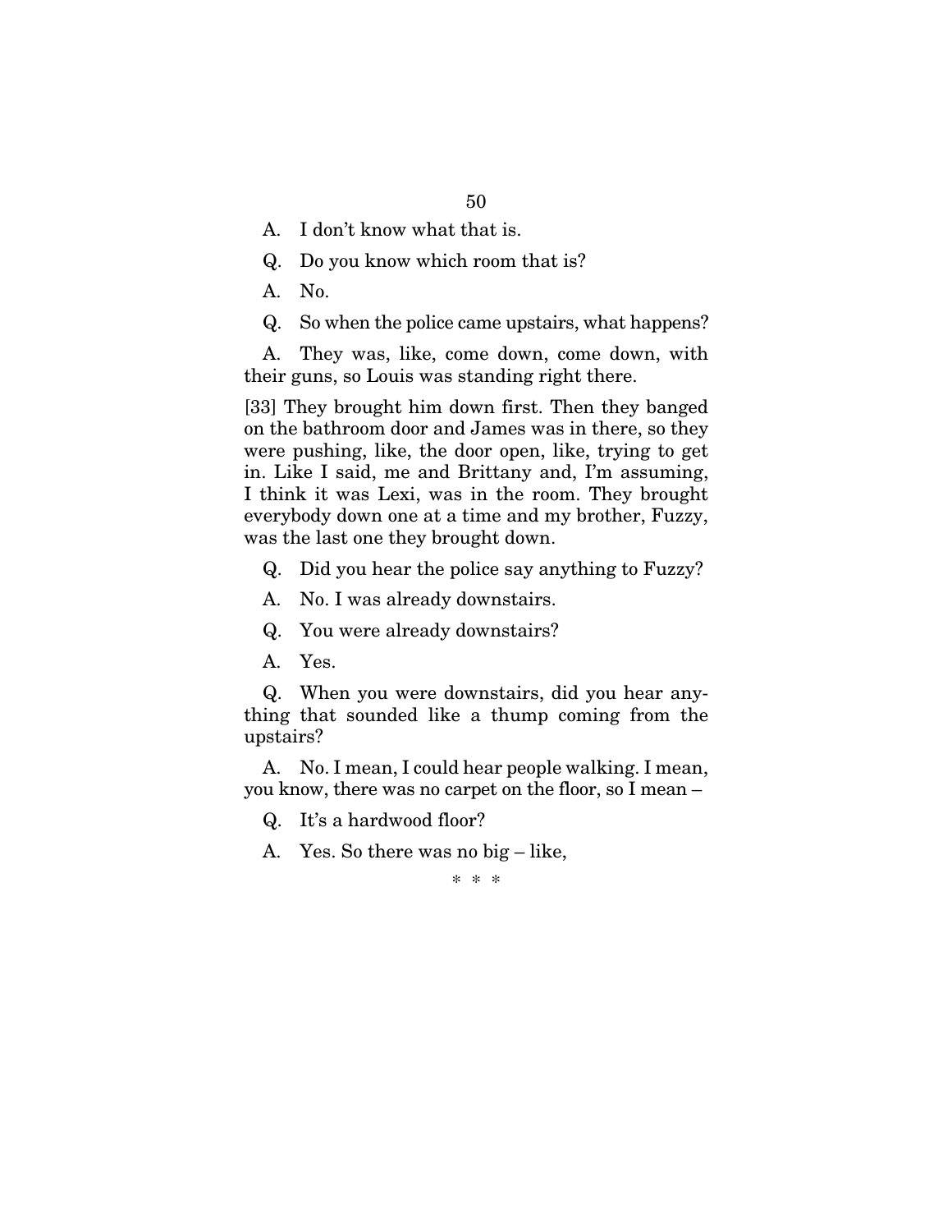A. I don't know what that is.

Q. Do you know which room that is?

A. No.

Q. So when the police came upstairs, what happens?

A. They was, like, come down, come down, with their guns, so Louis was standing right there.

[33] They brought him down first. Then they banged on the bathroom door and James was in there, so they were pushing, like, the door open, like, trying to get in. Like I said, me and Brittany and, I'm assuming, I think it was Lexi, was in the room. They brought everybody down one at a time and my brother, Fuzzy, was the last one they brought down.

Q. Did you hear the police say anything to Fuzzy?

A. No. I was already downstairs.

Q. You were already downstairs?

A. Yes.

Q. When you were downstairs, did you hear anything that sounded like a thump coming from the upstairs?

A. No. I mean, I could hear people walking. I mean, you know, there was no carpet on the floor, so I mean –

Q. It's a hardwood floor?

A. Yes. So there was no big – like,

\* \* \*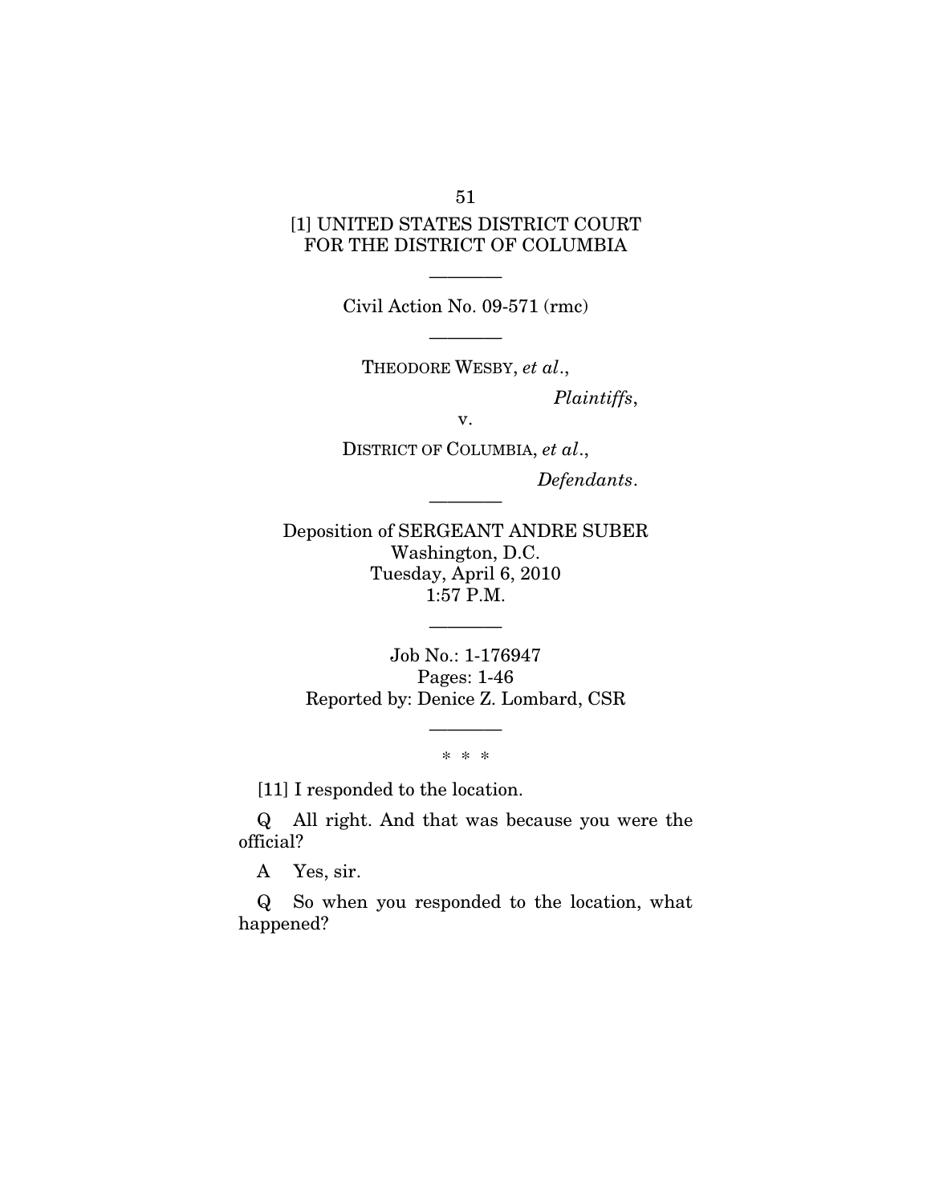[1] UNITED STATES DISTRICT COURT
FOR THE DISTRICT OF COLUMBIA

———

Civil Action No. 09-571 (rmc)

———

THEODORE WESBY, *et al*.,

*Plaintiffs*,

v.

DISTRICT OF COLUMBIA, *et al*.,

*Defendants*.

———

Deposition of SERGEANT ANDRE SUBER
Washington, D.C.
Tuesday, April 6, 2010
1:57 P.M.

———

Job No.: 1-176947
Pages: 1-46
Reported by: Denice Z. Lombard, CSR

———

\* \* \*

[11] I responded to the location.

Q All right. And that was because you were the official?

A Yes, sir.

Q So when you responded to the location, what happened?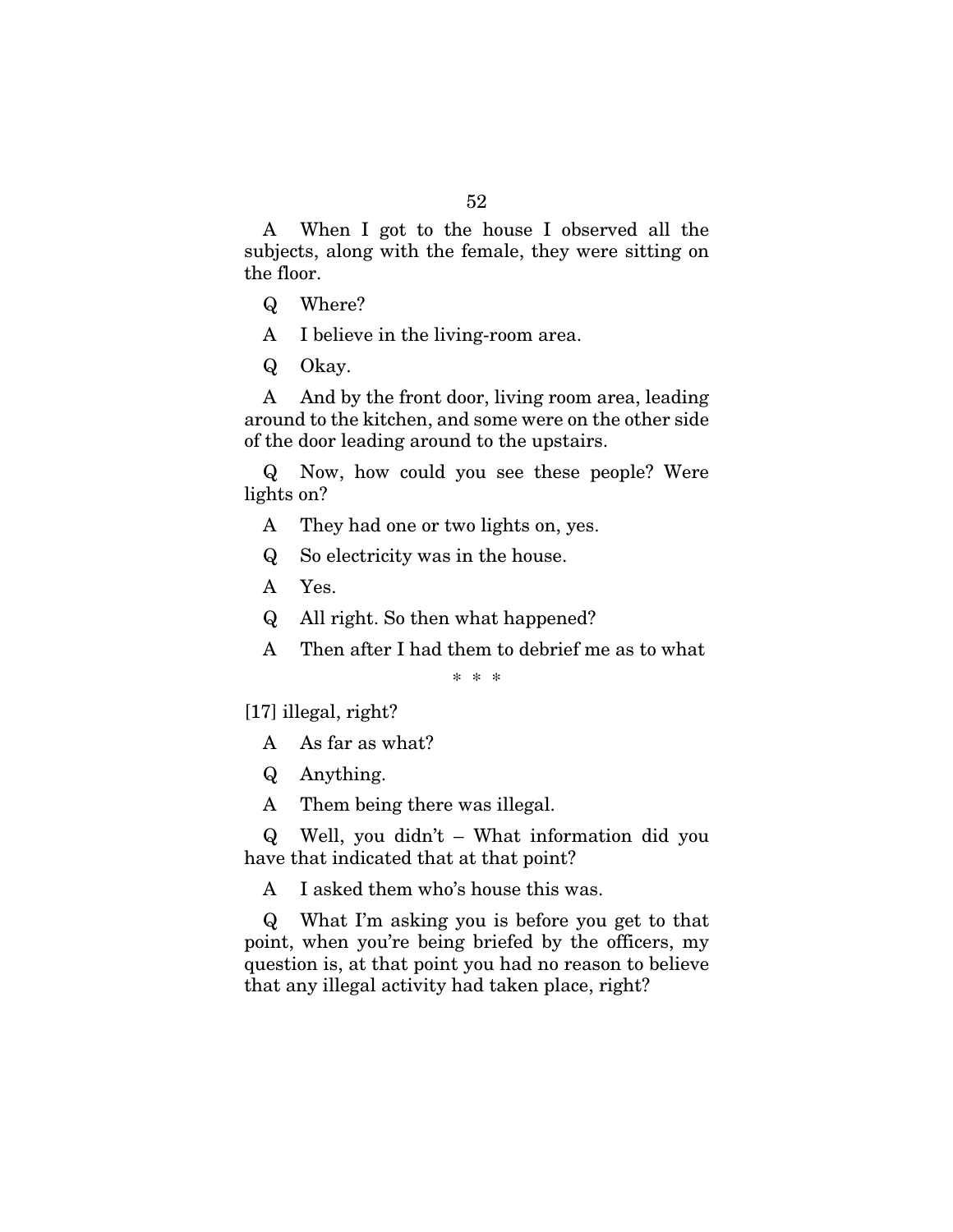A When I got to the house I observed all the subjects, along with the female, they were sitting on the floor.

Q Where?

A I believe in the living-room area.

Q Okay.

A And by the front door, living room area, leading around to the kitchen, and some were on the other side of the door leading around to the upstairs.

Q Now, how could you see these people? Were lights on?

A They had one or two lights on, yes.

Q So electricity was in the house.

A Yes.

Q All right. So then what happened?

A Then after I had them to debrief me as to what

\* \* \*

[17] illegal, right?

A As far as what?

Q Anything.

A Them being there was illegal.

Q Well, you didn't – What information did you have that indicated that at that point?

A I asked them who's house this was.

Q What I'm asking you is before you get to that point, when you're being briefed by the officers, my question is, at that point you had no reason to believe that any illegal activity had taken place, right?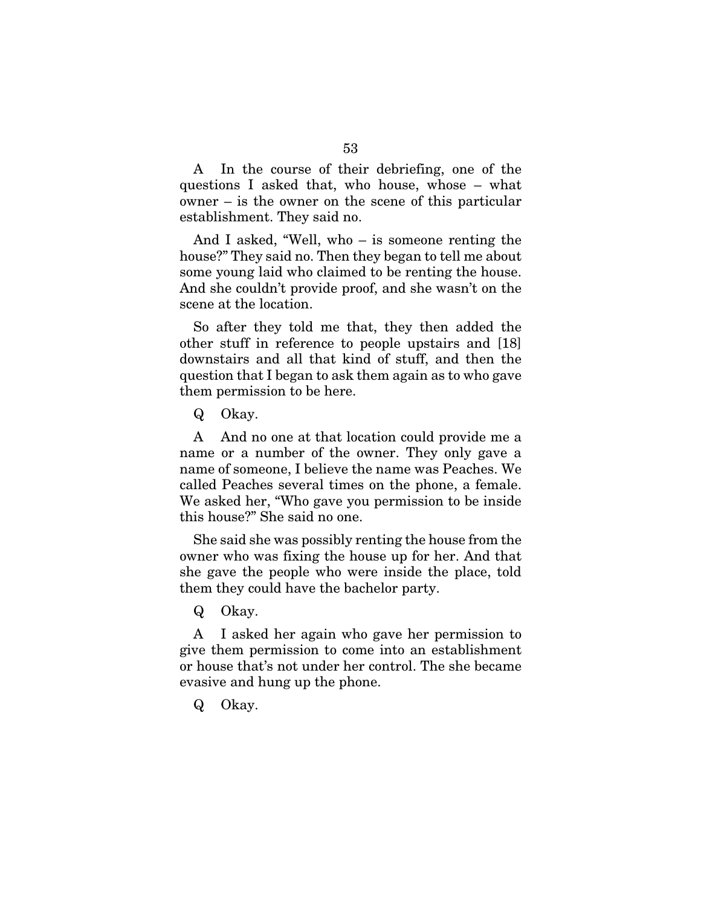A In the course of their debriefing, one of the questions I asked that, who house, whose – what owner – is the owner on the scene of this particular establishment. They said no.

And I asked, "Well, who – is someone renting the house?" They said no. Then they began to tell me about some young laid who claimed to be renting the house. And she couldn't provide proof, and she wasn't on the scene at the location.

So after they told me that, they then added the other stuff in reference to people upstairs and [18] downstairs and all that kind of stuff, and then the question that I began to ask them again as to who gave them permission to be here.

Q Okay.

A And no one at that location could provide me a name or a number of the owner. They only gave a name of someone, I believe the name was Peaches. We called Peaches several times on the phone, a female. We asked her, "Who gave you permission to be inside this house?" She said no one.

She said she was possibly renting the house from the owner who was fixing the house up for her. And that she gave the people who were inside the place, told them they could have the bachelor party.

Q Okay.

A I asked her again who gave her permission to give them permission to come into an establishment or house that's not under her control. The she became evasive and hung up the phone.

Q Okay.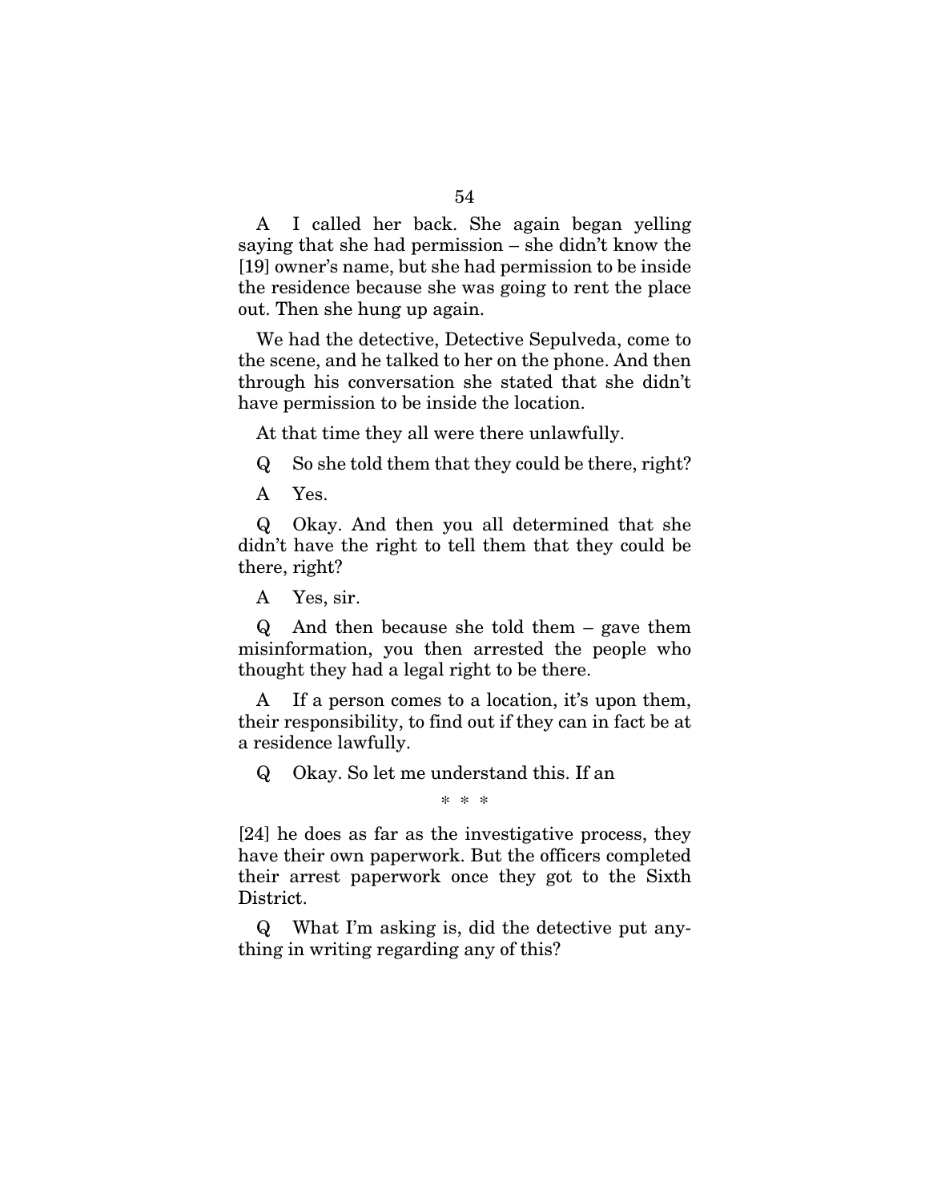A I called her back. She again began yelling saying that she had permission – she didn't know the [19] owner's name, but she had permission to be inside the residence because she was going to rent the place out. Then she hung up again.

We had the detective, Detective Sepulveda, come to the scene, and he talked to her on the phone. And then through his conversation she stated that she didn't have permission to be inside the location.

At that time they all were there unlawfully.

Q So she told them that they could be there, right?

A Yes.

Q Okay. And then you all determined that she didn't have the right to tell them that they could be there, right?

A Yes, sir.

Q And then because she told them – gave them misinformation, you then arrested the people who thought they had a legal right to be there.

A If a person comes to a location, it's upon them, their responsibility, to find out if they can in fact be at a residence lawfully.

Q Okay. So let me understand this. If an

\* \* \*

[24] he does as far as the investigative process, they have their own paperwork. But the officers completed their arrest paperwork once they got to the Sixth District.

Q What I'm asking is, did the detective put anything in writing regarding any of this?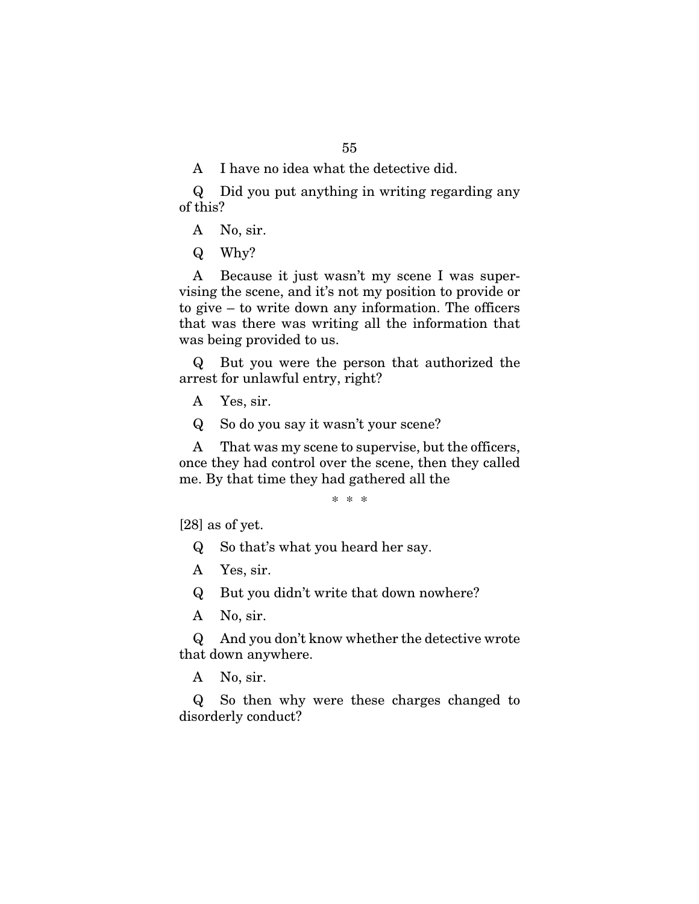A I have no idea what the detective did.

Q Did you put anything in writing regarding any of this?

A No, sir.

Q Why?

A Because it just wasn't my scene I was supervising the scene, and it's not my position to provide or to give – to write down any information. The officers that was there was writing all the information that was being provided to us.

Q But you were the person that authorized the arrest for unlawful entry, right?

A Yes, sir.

Q So do you say it wasn't your scene?

A That was my scene to supervise, but the officers, once they had control over the scene, then they called me. By that time they had gathered all the

\* \* \*

[28] as of yet.

Q So that's what you heard her say.

A Yes, sir.

Q But you didn't write that down nowhere?

A No, sir.

Q And you don't know whether the detective wrote that down anywhere.

A No, sir.

Q So then why were these charges changed to disorderly conduct?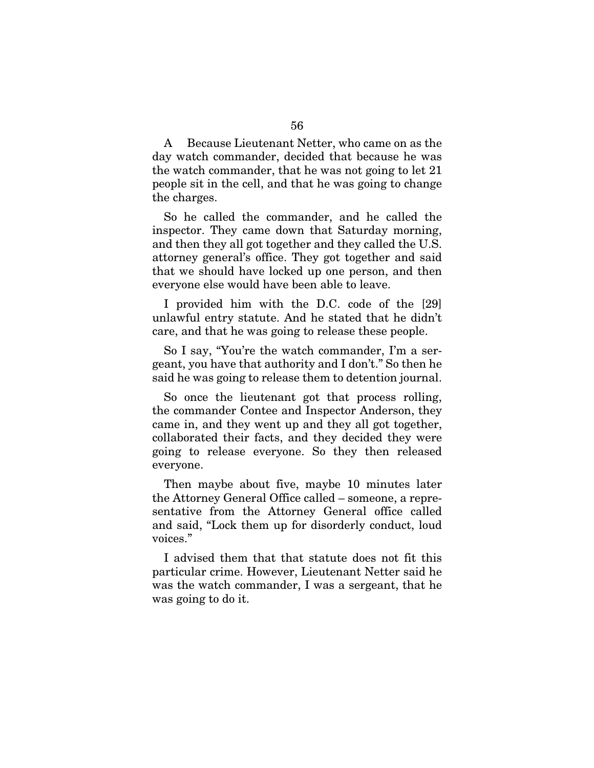A Because Lieutenant Netter, who came on as the day watch commander, decided that because he was the watch commander, that he was not going to let 21 people sit in the cell, and that he was going to change the charges.

So he called the commander, and he called the inspector. They came down that Saturday morning, and then they all got together and they called the U.S. attorney general's office. They got together and said that we should have locked up one person, and then everyone else would have been able to leave.

I provided him with the D.C. code of the [29] unlawful entry statute. And he stated that he didn't care, and that he was going to release these people.

So I say, "You're the watch commander, I'm a sergeant, you have that authority and I don't." So then he said he was going to release them to detention journal.

So once the lieutenant got that process rolling, the commander Contee and Inspector Anderson, they came in, and they went up and they all got together, collaborated their facts, and they decided they were going to release everyone. So they then released everyone.

Then maybe about five, maybe 10 minutes later the Attorney General Office called – someone, a representative from the Attorney General office called and said, "Lock them up for disorderly conduct, loud voices."

I advised them that that statute does not fit this particular crime. However, Lieutenant Netter said he was the watch commander, I was a sergeant, that he was going to do it.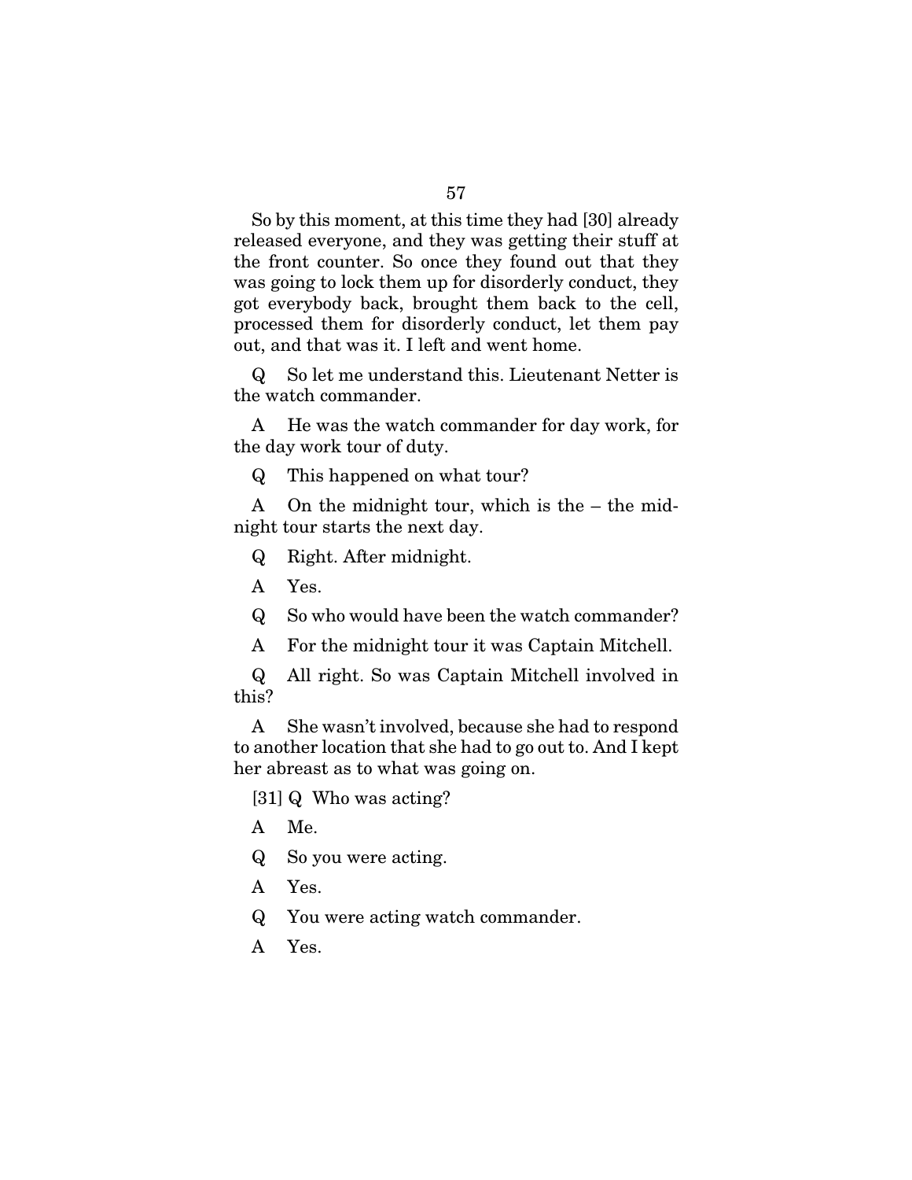So by this moment, at this time they had [30] already released everyone, and they was getting their stuff at the front counter. So once they found out that they was going to lock them up for disorderly conduct, they got everybody back, brought them back to the cell, processed them for disorderly conduct, let them pay out, and that was it. I left and went home.

Q So let me understand this. Lieutenant Netter is the watch commander.

A He was the watch commander for day work, for the day work tour of duty.

Q This happened on what tour?

A On the midnight tour, which is the – the midnight tour starts the next day.

Q Right. After midnight.

A Yes.

Q So who would have been the watch commander?

A For the midnight tour it was Captain Mitchell.

Q All right. So was Captain Mitchell involved in this?

A She wasn't involved, because she had to respond to another location that she had to go out to. And I kept her abreast as to what was going on.

[31] Q Who was acting?

A Me.

Q So you were acting.

A Yes.

Q You were acting watch commander.

A Yes.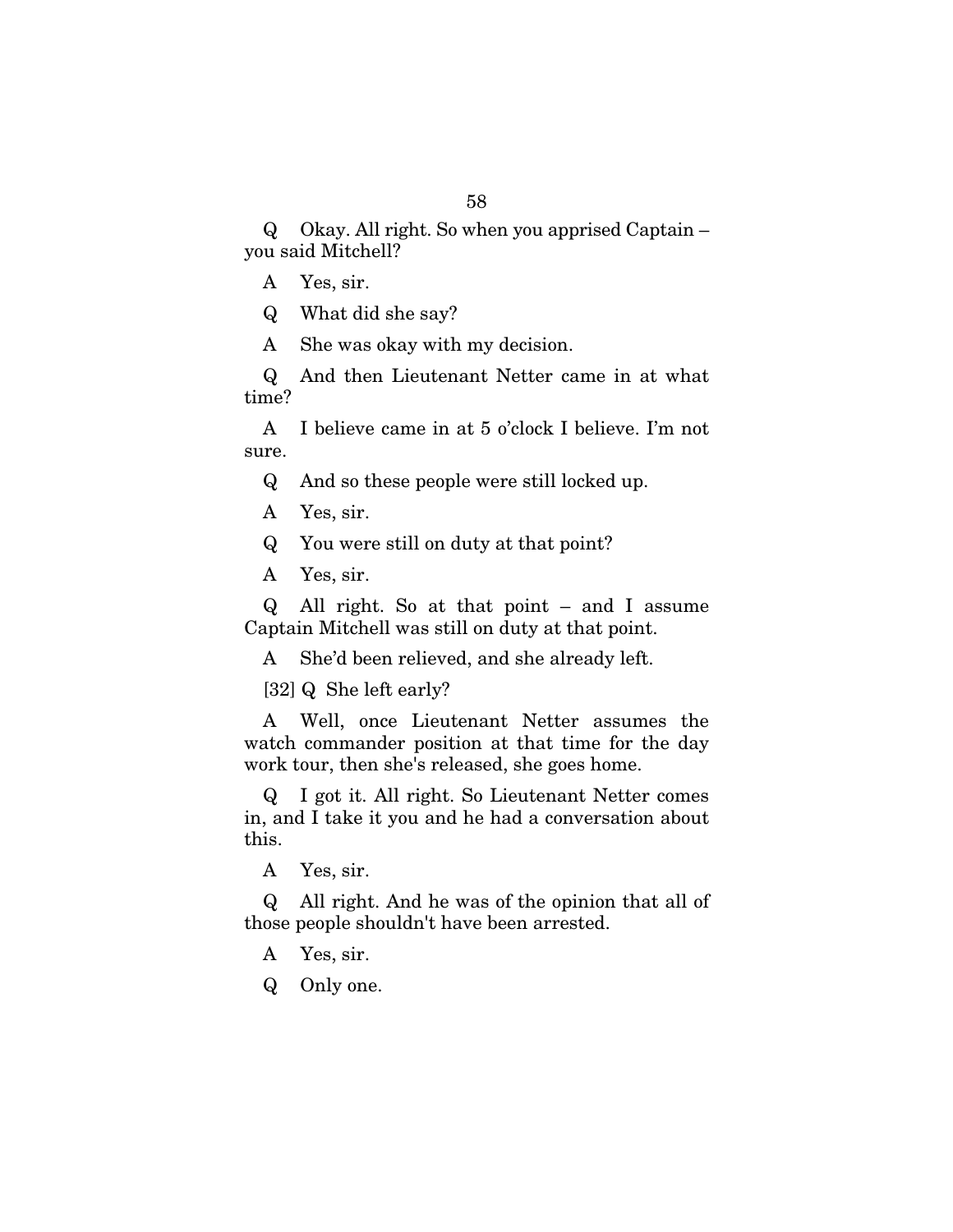Q Okay. All right. So when you apprised Captain – you said Mitchell?

A Yes, sir.

Q What did she say?

A She was okay with my decision.

Q And then Lieutenant Netter came in at what time?

A I believe came in at 5 o'clock I believe. I'm not sure.

Q And so these people were still locked up.

A Yes, sir.

Q You were still on duty at that point?

A Yes, sir.

Q All right. So at that point – and I assume Captain Mitchell was still on duty at that point.

A She'd been relieved, and she already left.

[32] Q She left early?

A Well, once Lieutenant Netter assumes the watch commander position at that time for the day work tour, then she's released, she goes home.

Q I got it. All right. So Lieutenant Netter comes in, and I take it you and he had a conversation about this.

A Yes, sir.

Q All right. And he was of the opinion that all of those people shouldn't have been arrested.

A Yes, sir.

Q Only one.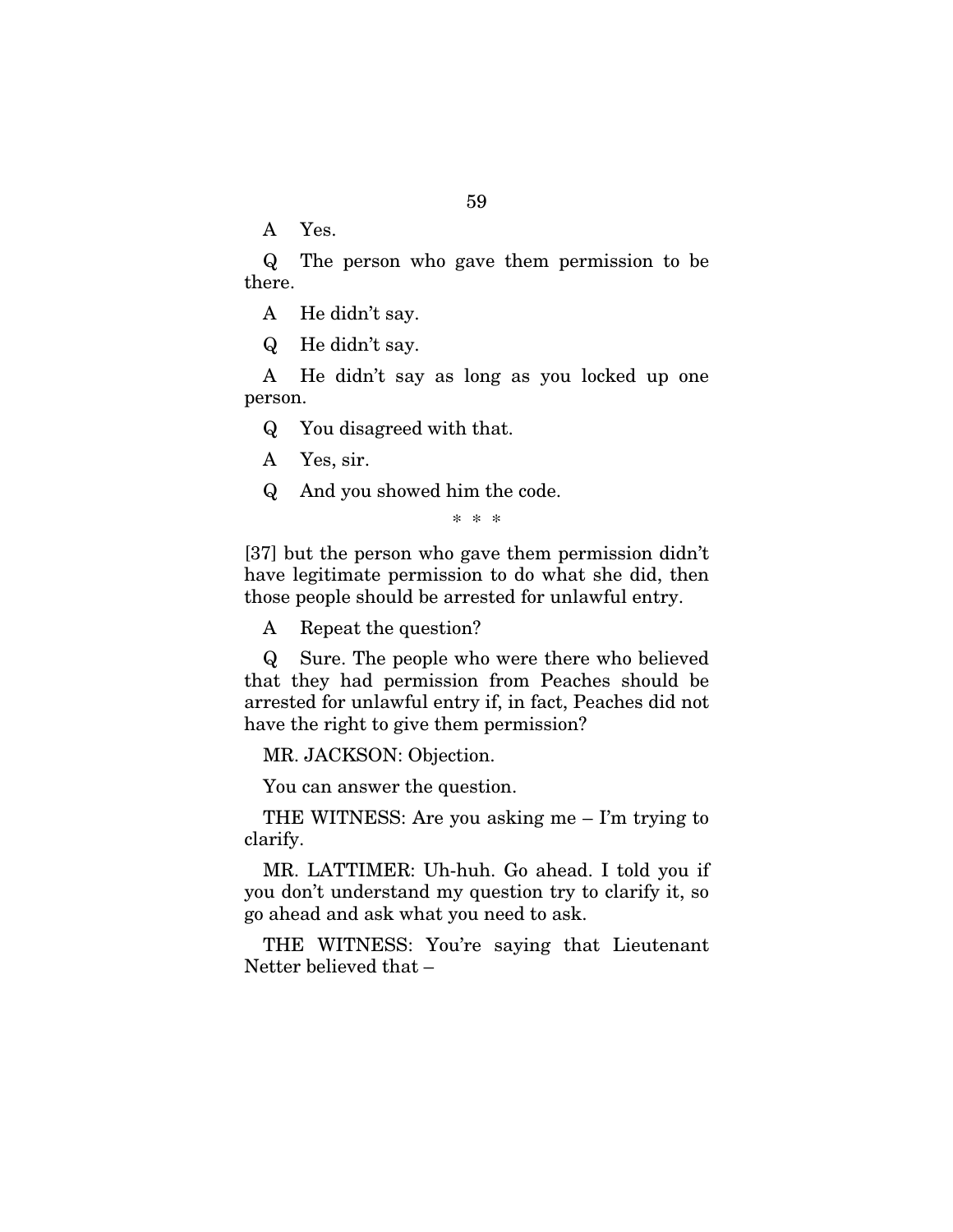A Yes.

Q The person who gave them permission to be there.

A He didn't say.

Q He didn't say.

A He didn't say as long as you locked up one person.

Q You disagreed with that.

A Yes, sir.

Q And you showed him the code.

\* \* \*

[37] but the person who gave them permission didn't have legitimate permission to do what she did, then those people should be arrested for unlawful entry.

A Repeat the question?

Q Sure. The people who were there who believed that they had permission from Peaches should be arrested for unlawful entry if, in fact, Peaches did not have the right to give them permission?

MR. JACKSON: Objection.

You can answer the question.

THE WITNESS: Are you asking me – I'm trying to clarify.

MR. LATTIMER: Uh-huh. Go ahead. I told you if you don't understand my question try to clarify it, so go ahead and ask what you need to ask.

THE WITNESS: You're saying that Lieutenant Netter believed that –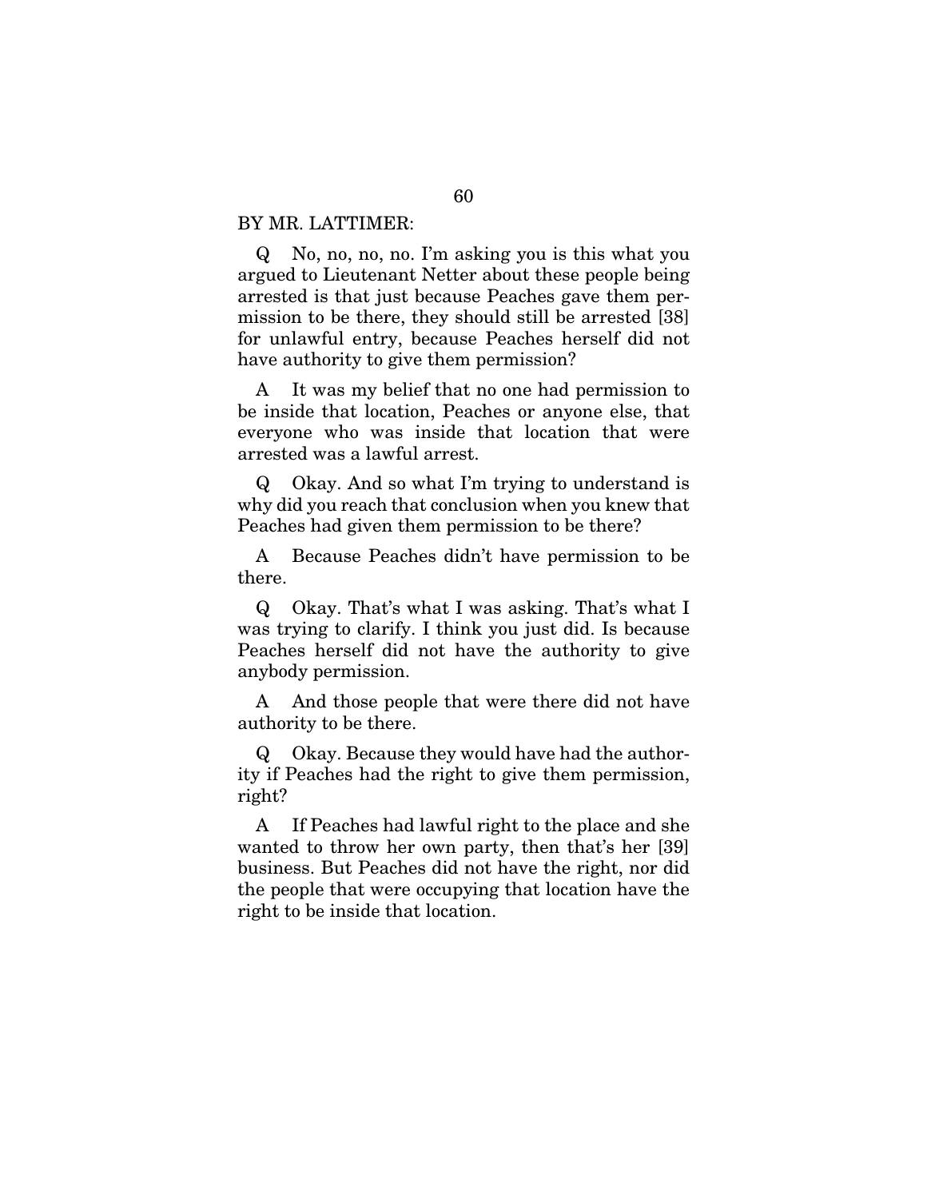BY MR. LATTIMER:

Q No, no, no, no. I'm asking you is this what you argued to Lieutenant Netter about these people being arrested is that just because Peaches gave them permission to be there, they should still be arrested [38] for unlawful entry, because Peaches herself did not have authority to give them permission?

A It was my belief that no one had permission to be inside that location, Peaches or anyone else, that everyone who was inside that location that were arrested was a lawful arrest.

Q Okay. And so what I'm trying to understand is why did you reach that conclusion when you knew that Peaches had given them permission to be there?

A Because Peaches didn't have permission to be there.

Q Okay. That's what I was asking. That's what I was trying to clarify. I think you just did. Is because Peaches herself did not have the authority to give anybody permission.

A And those people that were there did not have authority to be there.

Q Okay. Because they would have had the authority if Peaches had the right to give them permission, right?

A If Peaches had lawful right to the place and she wanted to throw her own party, then that's her [39] business. But Peaches did not have the right, nor did the people that were occupying that location have the right to be inside that location.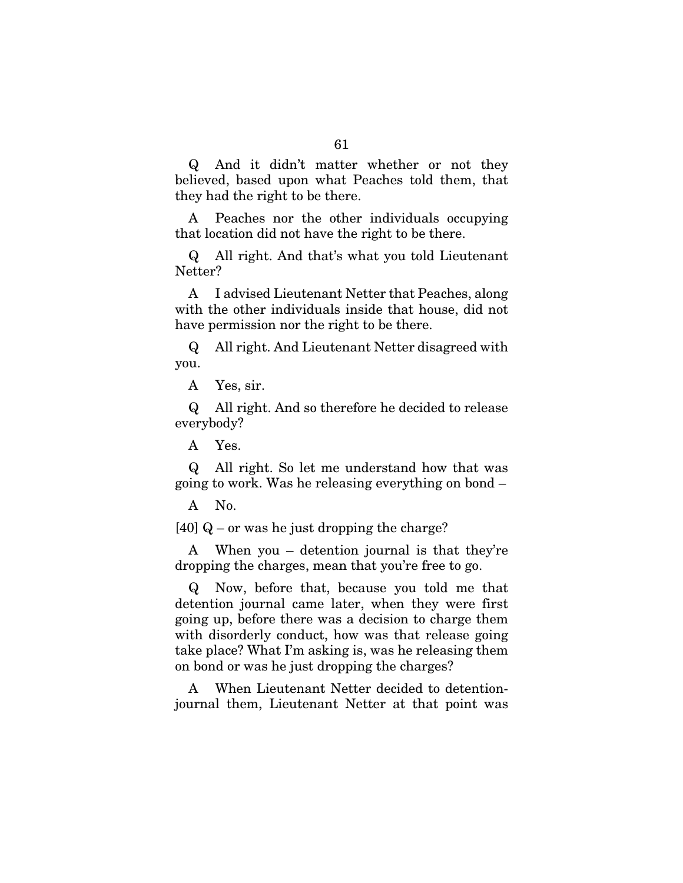Q And it didn't matter whether or not they believed, based upon what Peaches told them, that they had the right to be there.

A Peaches nor the other individuals occupying that location did not have the right to be there.

Q All right. And that's what you told Lieutenant Netter?

A I advised Lieutenant Netter that Peaches, along with the other individuals inside that house, did not have permission nor the right to be there.

Q All right. And Lieutenant Netter disagreed with you.

A Yes, sir.

Q All right. And so therefore he decided to release everybody?

A Yes.

Q All right. So let me understand how that was going to work. Was he releasing everything on bond –

A No.

[40] Q – or was he just dropping the charge?

A When you – detention journal is that they're dropping the charges, mean that you're free to go.

Q Now, before that, because you told me that detention journal came later, when they were first going up, before there was a decision to charge them with disorderly conduct, how was that release going take place? What I'm asking is, was he releasing them on bond or was he just dropping the charges?

A When Lieutenant Netter decided to detention-journal them, Lieutenant Netter at that point was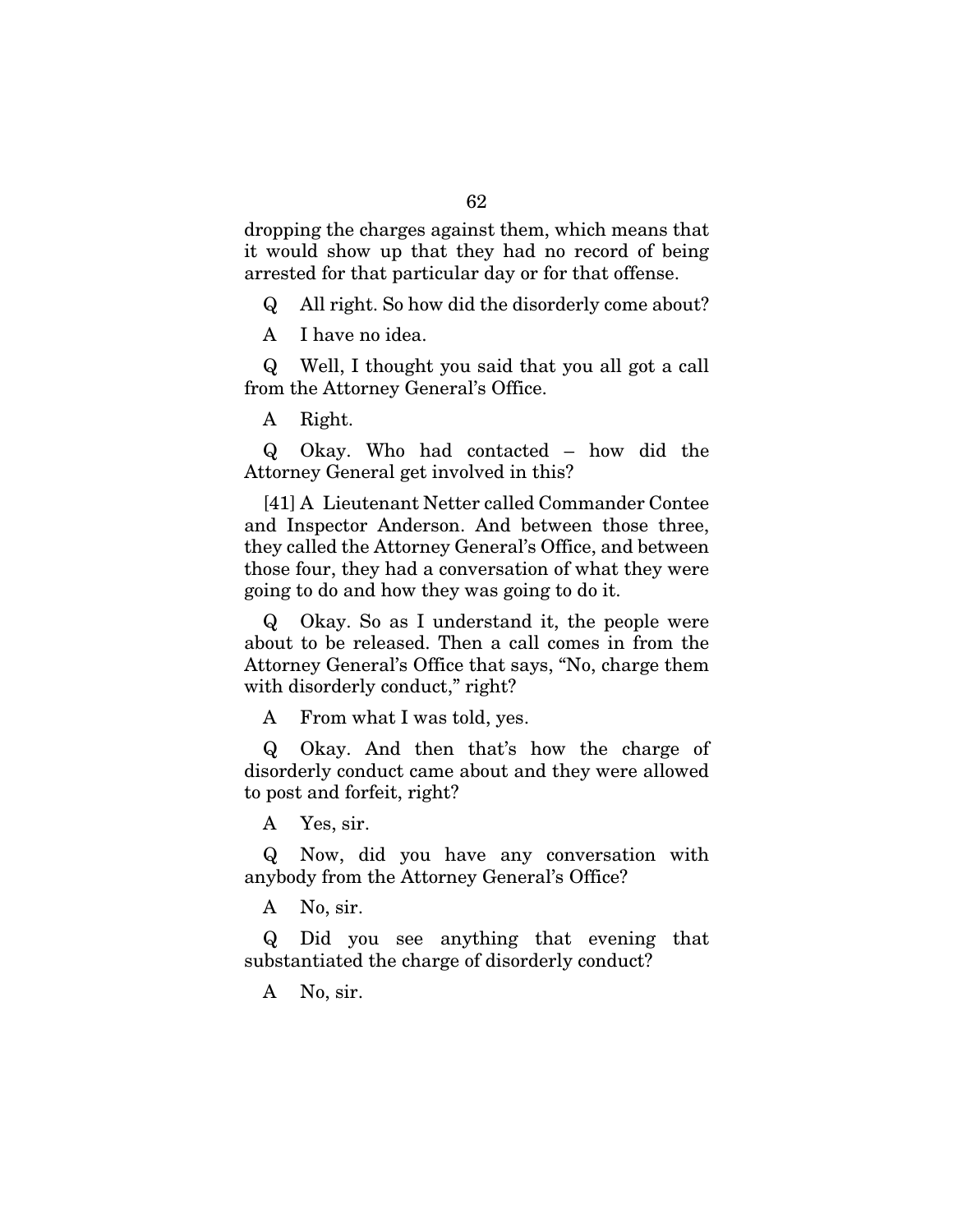dropping the charges against them, which means that it would show up that they had no record of being arrested for that particular day or for that offense.

Q All right. So how did the disorderly come about?

A I have no idea.

Q Well, I thought you said that you all got a call from the Attorney General's Office.

A Right.

Q Okay. Who had contacted – how did the Attorney General get involved in this?

[41] A Lieutenant Netter called Commander Contee and Inspector Anderson. And between those three, they called the Attorney General's Office, and between those four, they had a conversation of what they were going to do and how they was going to do it.

Q Okay. So as I understand it, the people were about to be released. Then a call comes in from the Attorney General's Office that says, "No, charge them with disorderly conduct," right?

A From what I was told, yes.

Q Okay. And then that's how the charge of disorderly conduct came about and they were allowed to post and forfeit, right?

A Yes, sir.

Q Now, did you have any conversation with anybody from the Attorney General's Office?

A No, sir.

Q Did you see anything that evening that substantiated the charge of disorderly conduct?

A No, sir.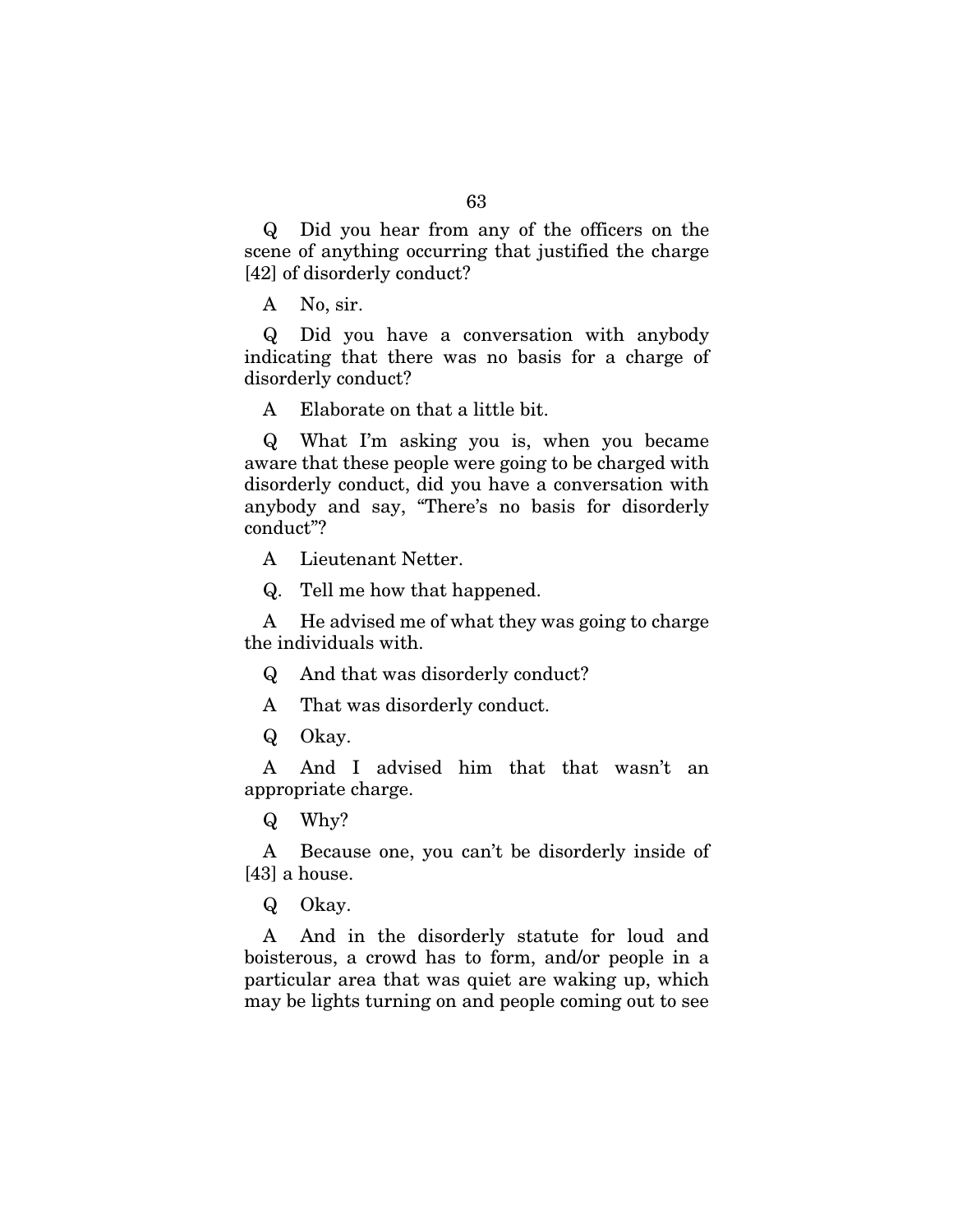Q Did you hear from any of the officers on the scene of anything occurring that justified the charge [42] of disorderly conduct?

A No, sir.

Q Did you have a conversation with anybody indicating that there was no basis for a charge of disorderly conduct?

A Elaborate on that a little bit.

Q What I'm asking you is, when you became aware that these people were going to be charged with disorderly conduct, did you have a conversation with anybody and say, "There's no basis for disorderly conduct"?

A Lieutenant Netter.

Q. Tell me how that happened.

A He advised me of what they was going to charge the individuals with.

Q And that was disorderly conduct?

A That was disorderly conduct.

Q Okay.

A And I advised him that that wasn't an appropriate charge.

Q Why?

A Because one, you can't be disorderly inside of [43] a house.

Q Okay.

A And in the disorderly statute for loud and boisterous, a crowd has to form, and/or people in a particular area that was quiet are waking up, which may be lights turning on and people coming out to see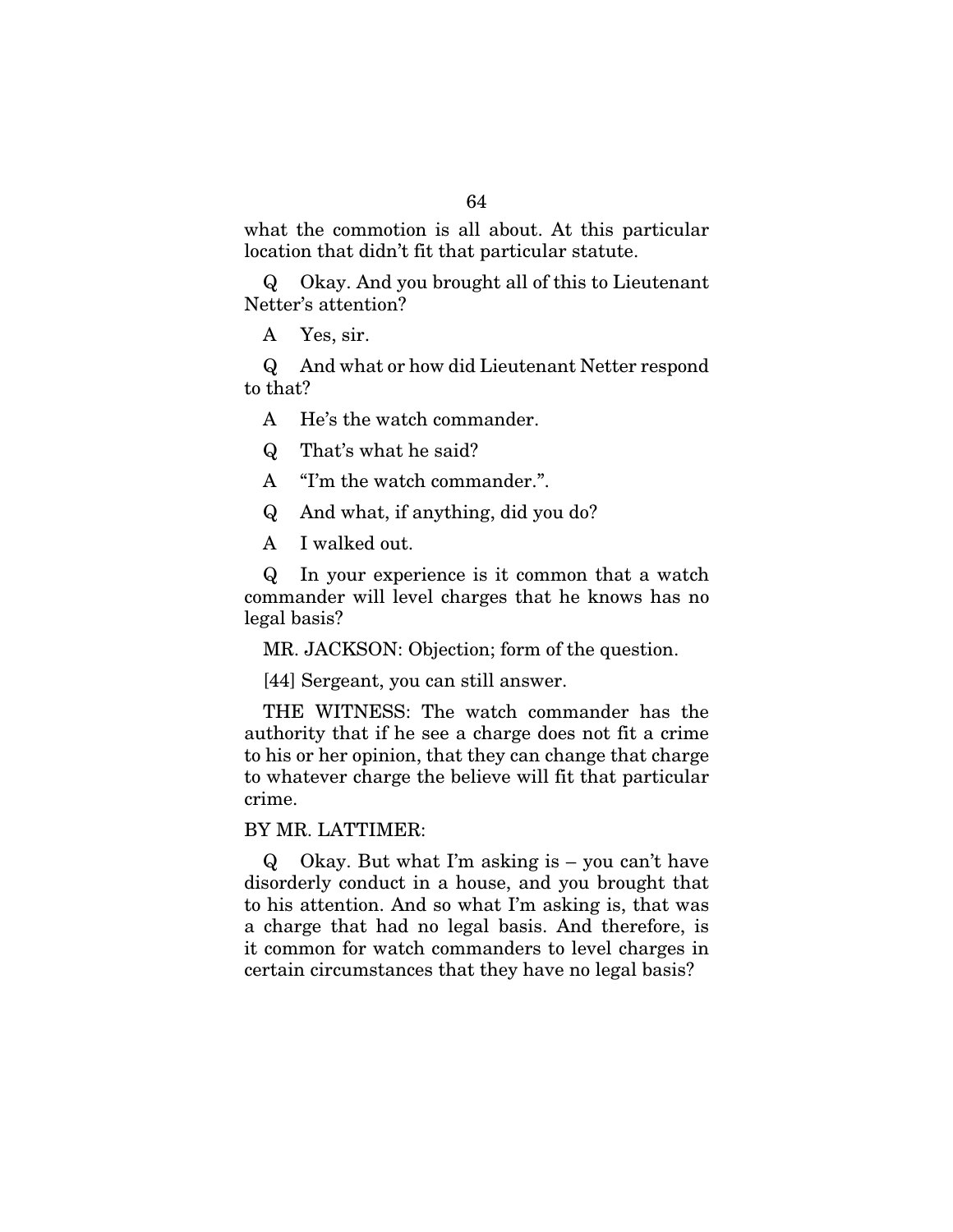what the commotion is all about. At this particular location that didn't fit that particular statute.

Q Okay. And you brought all of this to Lieutenant Netter's attention?

A Yes, sir.

Q And what or how did Lieutenant Netter respond to that?

A He's the watch commander.

Q That's what he said?

A "I'm the watch commander.".

Q And what, if anything, did you do?

A I walked out.

Q In your experience is it common that a watch commander will level charges that he knows has no legal basis?

MR. JACKSON: Objection; form of the question.

[44] Sergeant, you can still answer.

THE WITNESS: The watch commander has the authority that if he see a charge does not fit a crime to his or her opinion, that they can change that charge to whatever charge the believe will fit that particular crime.

BY MR. LATTIMER:

Q Okay. But what I'm asking is – you can't have disorderly conduct in a house, and you brought that to his attention. And so what I'm asking is, that was a charge that had no legal basis. And therefore, is it common for watch commanders to level charges in certain circumstances that they have no legal basis?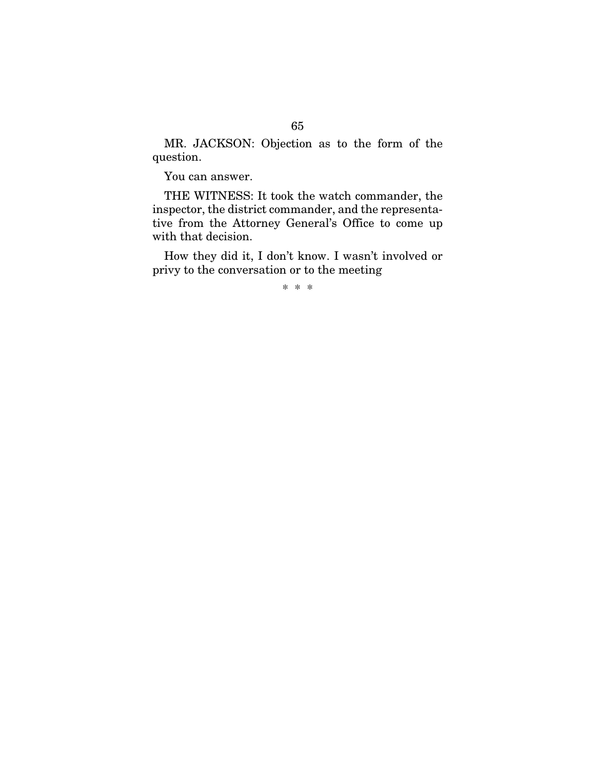MR. JACKSON: Objection as to the form of the question.

You can answer.

THE WITNESS: It took the watch commander, the inspector, the district commander, and the representative from the Attorney General's Office to come up with that decision.

How they did it, I don't know. I wasn't involved or privy to the conversation or to the meeting

\* \* \*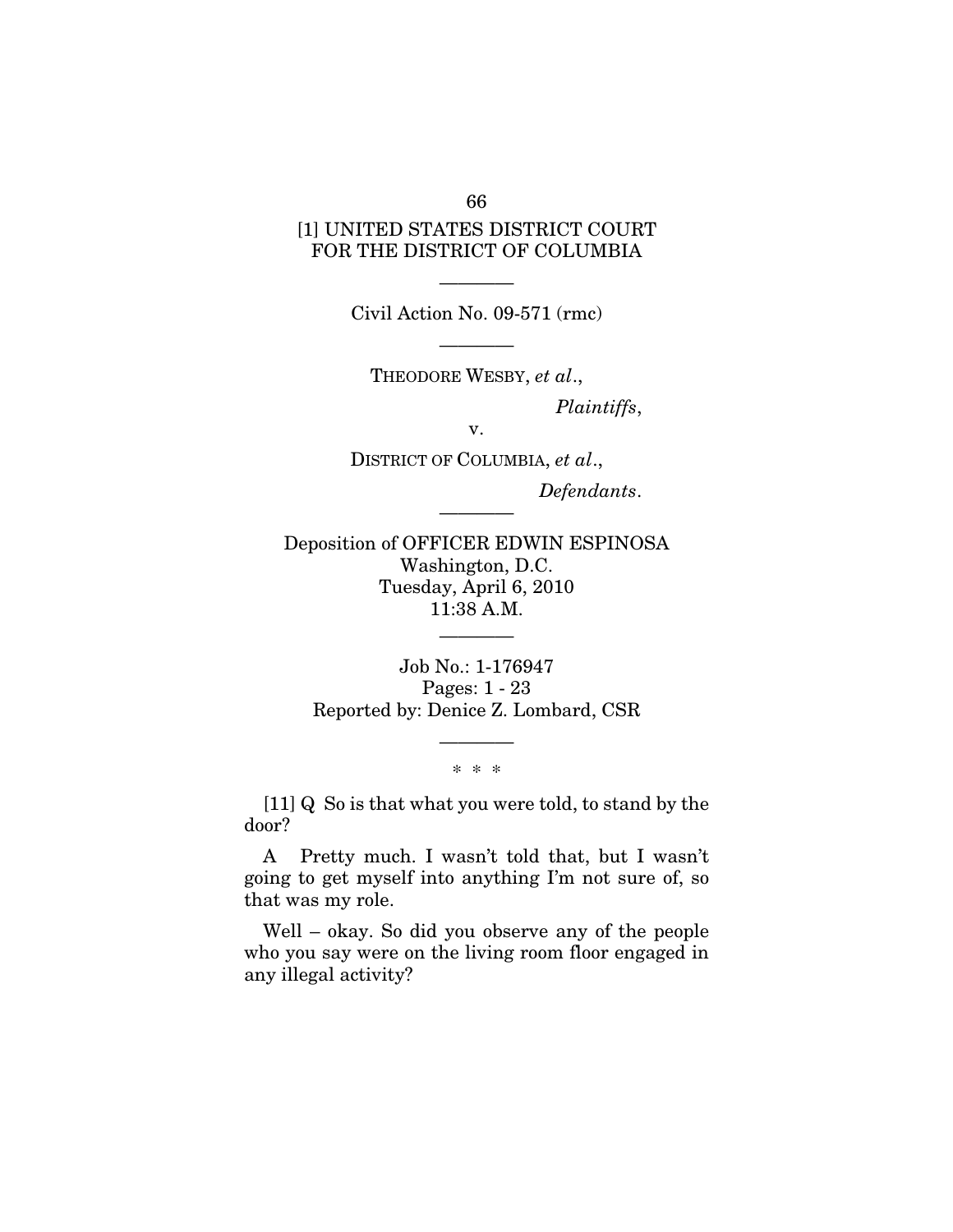[1] UNITED STATES DISTRICT COURT
FOR THE DISTRICT OF COLUMBIA

————

Civil Action No. 09-571 (rmc)

————

THEODORE WESBY, *et al*.,

*Plaintiffs*,

v.

DISTRICT OF COLUMBIA, *et al*.,

*Defendants*.

————

Deposition of OFFICER EDWIN ESPINOSA
Washington, D.C.
Tuesday, April 6, 2010
11:38 A.M.

————

Job No.: 1-176947
Pages: 1 - 23
Reported by: Denice Z. Lombard, CSR

————

\* \* \*

[11] Q So is that what you were told, to stand by the door?

A Pretty much. I wasn't told that, but I wasn't going to get myself into anything I'm not sure of, so that was my role.

Well – okay. So did you observe any of the people who you say were on the living room floor engaged in any illegal activity?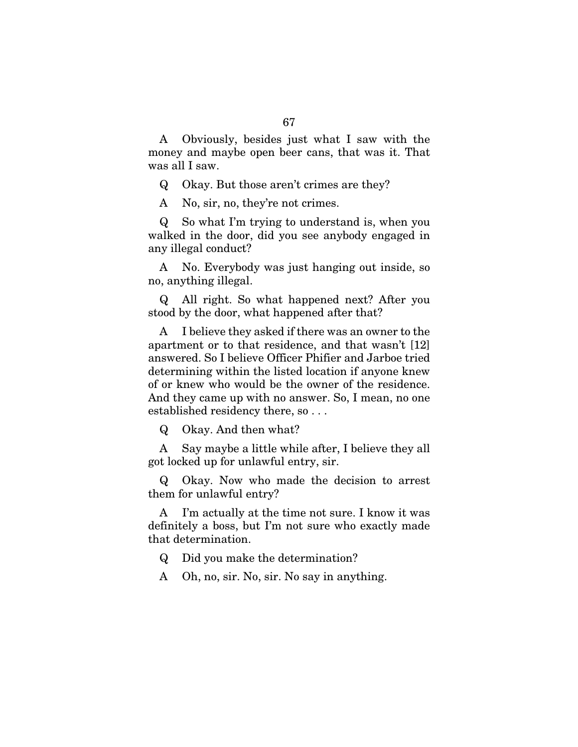A Obviously, besides just what I saw with the money and maybe open beer cans, that was it. That was all I saw.

Q Okay. But those aren't crimes are they?

A No, sir, no, they're not crimes.

Q So what I'm trying to understand is, when you walked in the door, did you see anybody engaged in any illegal conduct?

A No. Everybody was just hanging out inside, so no, anything illegal.

Q All right. So what happened next? After you stood by the door, what happened after that?

A I believe they asked if there was an owner to the apartment or to that residence, and that wasn't [12] answered. So I believe Officer Phifier and Jarboe tried determining within the listed location if anyone knew of or knew who would be the owner of the residence. And they came up with no answer. So, I mean, no one established residency there, so . . .

Q Okay. And then what?

A Say maybe a little while after, I believe they all got locked up for unlawful entry, sir.

Q Okay. Now who made the decision to arrest them for unlawful entry?

A I'm actually at the time not sure. I know it was definitely a boss, but I'm not sure who exactly made that determination.

Q Did you make the determination?

A Oh, no, sir. No, sir. No say in anything.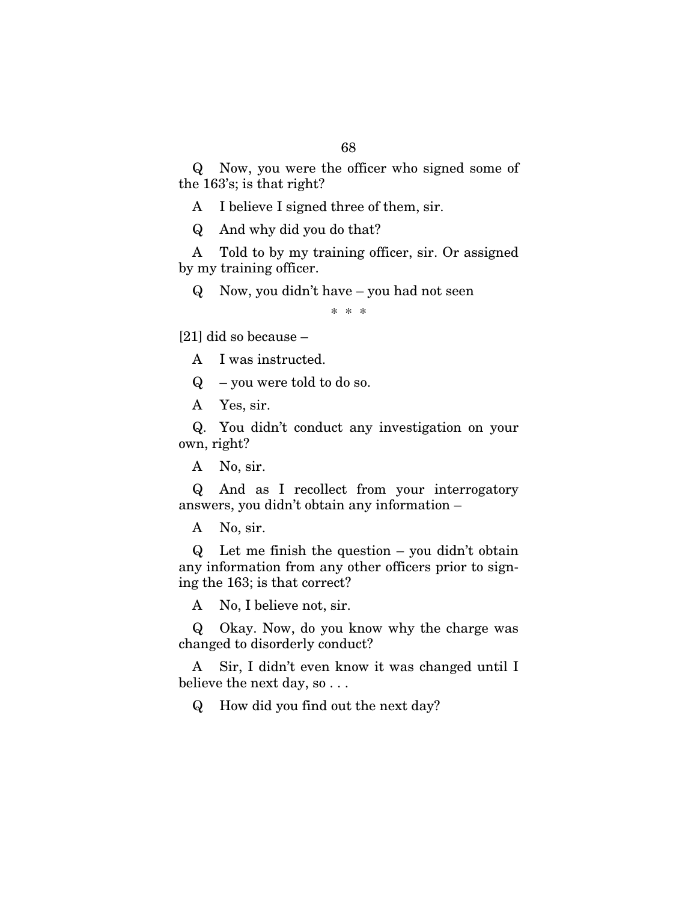Q Now, you were the officer who signed some of the 163's; is that right?

A I believe I signed three of them, sir.

Q And why did you do that?

A Told to by my training officer, sir. Or assigned by my training officer.

Q Now, you didn't have – you had not seen

\* \* \*

[21] did so because –

A I was instructed.

Q – you were told to do so.

A Yes, sir.

Q. You didn't conduct any investigation on your own, right?

A No, sir.

Q And as I recollect from your interrogatory answers, you didn't obtain any information –

A No, sir.

Q Let me finish the question – you didn't obtain any information from any other officers prior to signing the 163; is that correct?

A No, I believe not, sir.

Q Okay. Now, do you know why the charge was changed to disorderly conduct?

A Sir, I didn't even know it was changed until I believe the next day, so . . .

Q How did you find out the next day?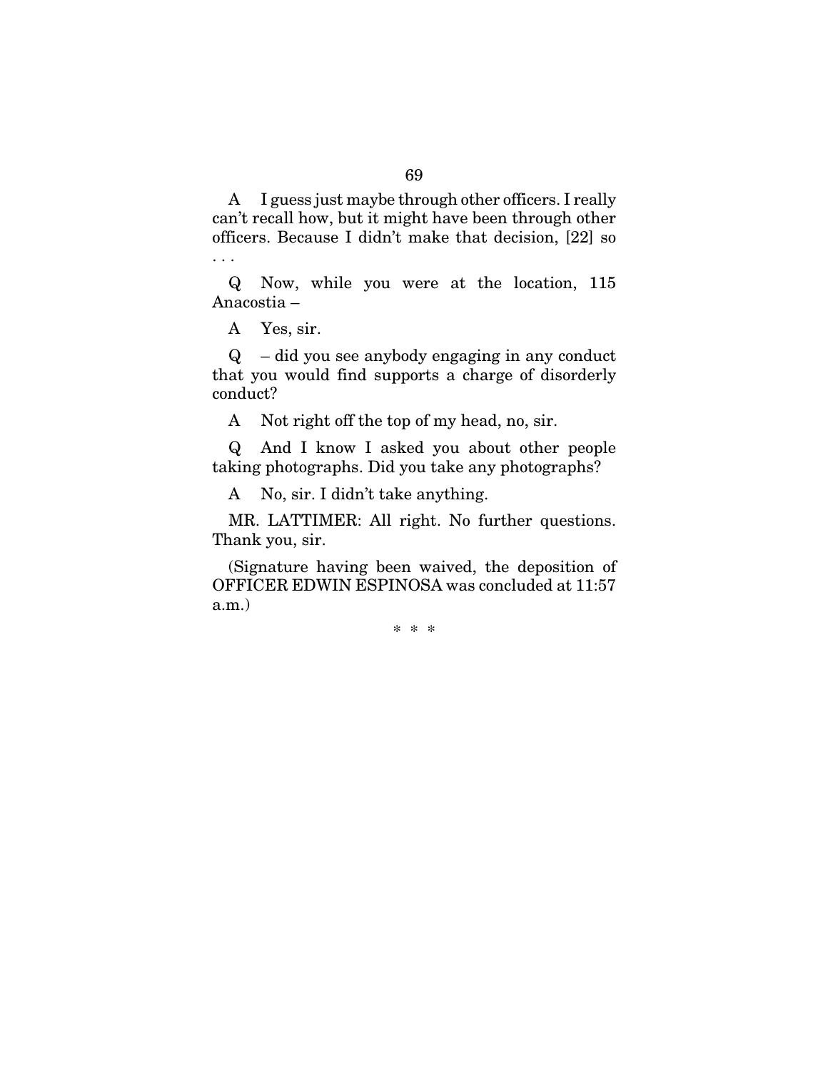A  I guess just maybe through other officers. I really can't recall how, but it might have been through other officers. Because I didn't make that decision, [22] so . . .

Q  Now, while you were at the location, 115 Anacostia –

A  Yes, sir.

Q  – did you see anybody engaging in any conduct that you would find supports a charge of disorderly conduct?

A  Not right off the top of my head, no, sir.

Q  And I know I asked you about other people taking photographs. Did you take any photographs?

A  No, sir. I didn't take anything.

MR. LATTIMER: All right. No further questions. Thank you, sir.

(Signature having been waived, the deposition of OFFICER EDWIN ESPINOSA was concluded at 11:57 a.m.)

\* \* \*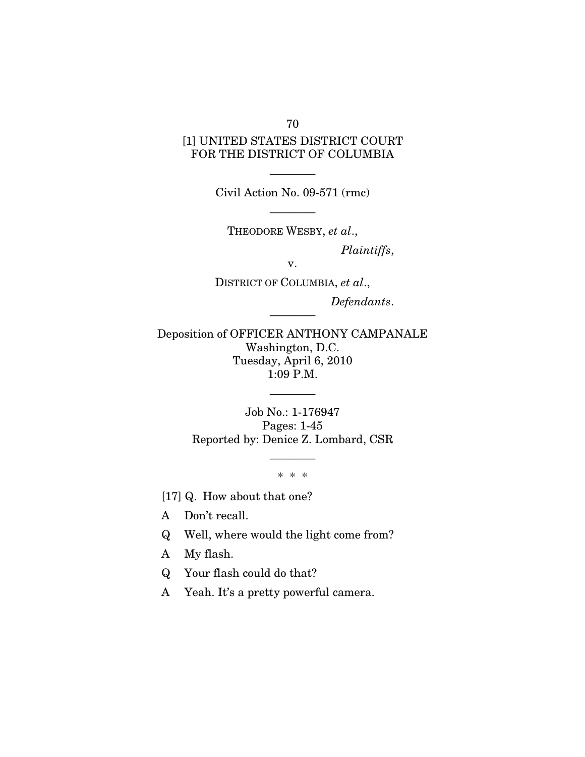[1] UNITED STATES DISTRICT COURT
FOR THE DISTRICT OF COLUMBIA

---

Civil Action No. 09-571 (rmc)

---

THEODORE WESBY, *et al*.,

*Plaintiffs*,

v.

DISTRICT OF COLUMBIA, *et al*.,

*Defendants*.

---

Deposition of OFFICER ANTHONY CAMPANALE
Washington, D.C.
Tuesday, April 6, 2010
1:09 P.M.

---

Job No.: 1-176947
Pages: 1-45
Reported by: Denice Z. Lombard, CSR

---

\* \* \*

[17] Q. How about that one?

A Don't recall.

Q Well, where would the light come from?

A My flash.

Q Your flash could do that?

A Yeah. It's a pretty powerful camera.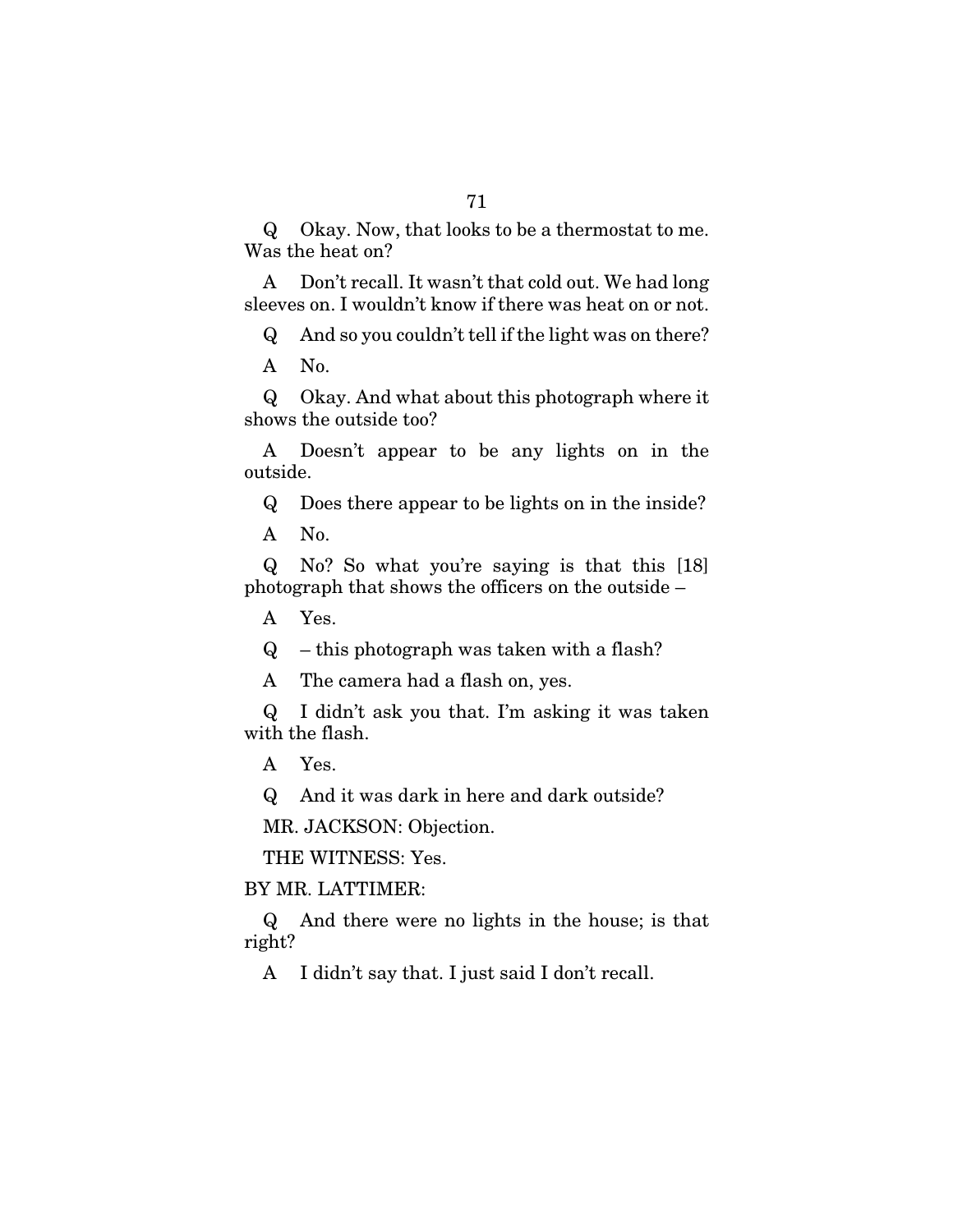Q Okay. Now, that looks to be a thermostat to me. Was the heat on?

A Don't recall. It wasn't that cold out. We had long sleeves on. I wouldn't know if there was heat on or not.

Q And so you couldn't tell if the light was on there?

A No.

Q Okay. And what about this photograph where it shows the outside too?

A Doesn't appear to be any lights on in the outside.

Q Does there appear to be lights on in the inside?

A No.

Q No? So what you're saying is that this [18] photograph that shows the officers on the outside –

A Yes.

Q – this photograph was taken with a flash?

A The camera had a flash on, yes.

Q I didn't ask you that. I'm asking it was taken with the flash.

A Yes.

Q And it was dark in here and dark outside?

MR. JACKSON: Objection.

THE WITNESS: Yes.

BY MR. LATTIMER:

Q And there were no lights in the house; is that right?

A I didn't say that. I just said I don't recall.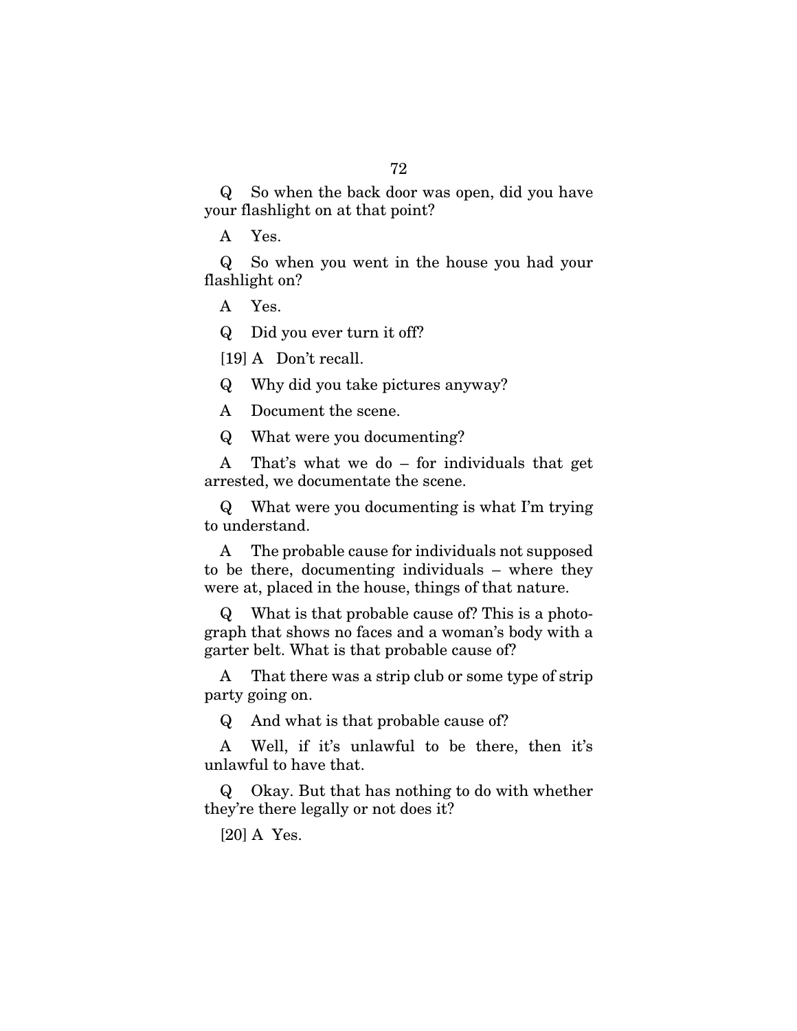Q So when the back door was open, did you have your flashlight on at that point?

A Yes.

Q So when you went in the house you had your flashlight on?

A Yes.

Q Did you ever turn it off?

[19] A Don't recall.

Q Why did you take pictures anyway?

A Document the scene.

Q What were you documenting?

A That's what we do – for individuals that get arrested, we documentate the scene.

Q What were you documenting is what I'm trying to understand.

A The probable cause for individuals not supposed to be there, documenting individuals – where they were at, placed in the house, things of that nature.

Q What is that probable cause of? This is a photograph that shows no faces and a woman's body with a garter belt. What is that probable cause of?

A That there was a strip club or some type of strip party going on.

Q And what is that probable cause of?

A Well, if it's unlawful to be there, then it's unlawful to have that.

Q Okay. But that has nothing to do with whether they're there legally or not does it?

[20] A Yes.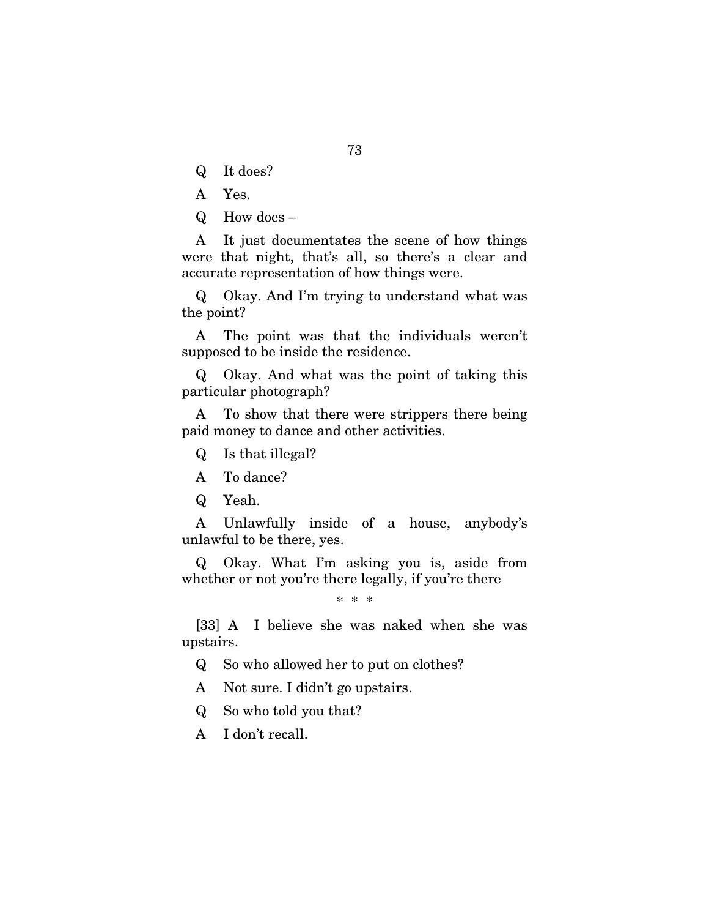Q It does?

A Yes.

Q How does –

A It just documentates the scene of how things were that night, that's all, so there's a clear and accurate representation of how things were.

Q Okay. And I'm trying to understand what was the point?

A The point was that the individuals weren't supposed to be inside the residence.

Q Okay. And what was the point of taking this particular photograph?

A To show that there were strippers there being paid money to dance and other activities.

Q Is that illegal?

A To dance?

Q Yeah.

A Unlawfully inside of a house, anybody's unlawful to be there, yes.

Q Okay. What I'm asking you is, aside from whether or not you're there legally, if you're there

\* \* \*

[33] A I believe she was naked when she was upstairs.

Q So who allowed her to put on clothes?

A Not sure. I didn't go upstairs.

Q So who told you that?

A I don't recall.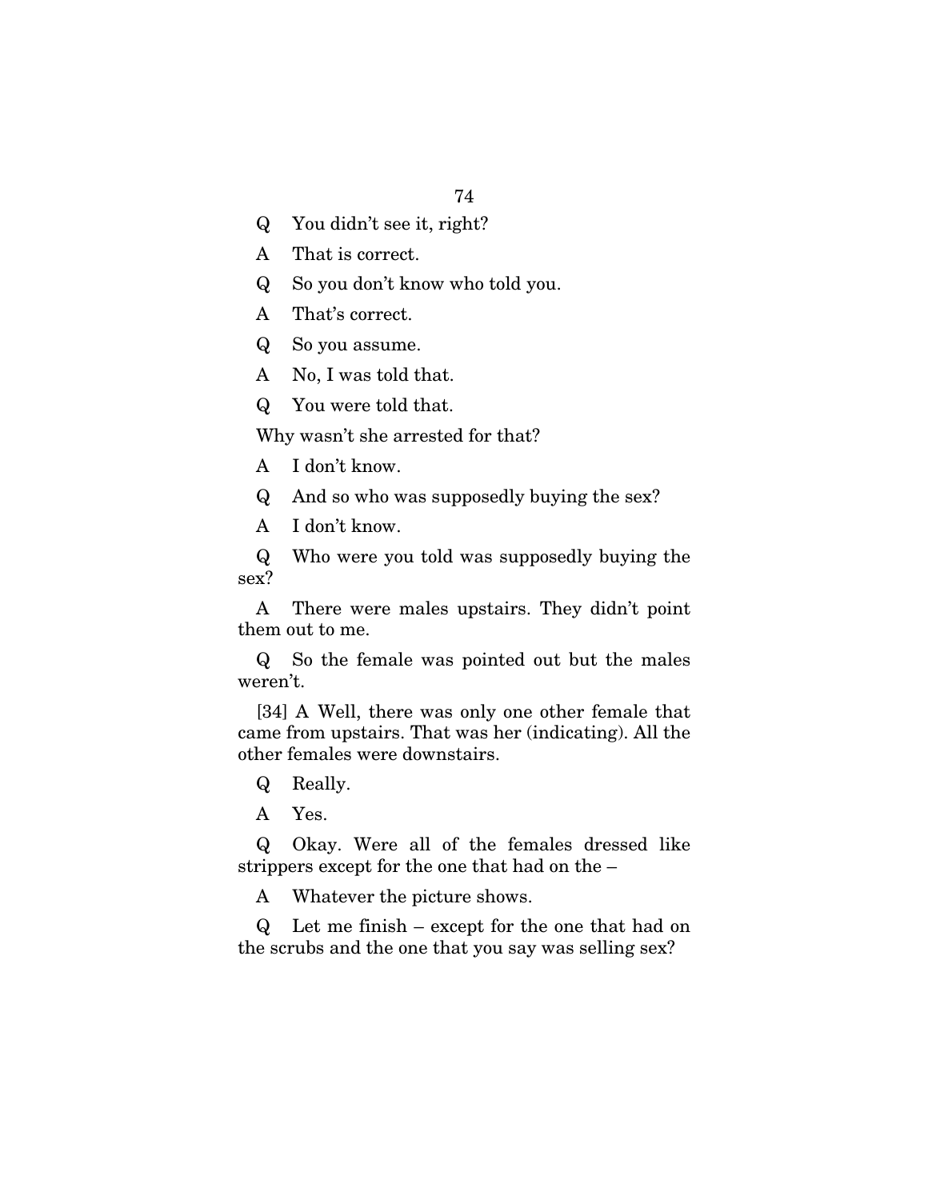Q You didn't see it, right?

A That is correct.

Q So you don't know who told you.

A That's correct.

Q So you assume.

A No, I was told that.

Q You were told that.

Why wasn't she arrested for that?

A I don't know.

Q And so who was supposedly buying the sex?

A I don't know.

Q Who were you told was supposedly buying the sex?

A There were males upstairs. They didn't point them out to me.

Q So the female was pointed out but the males weren't.

[34] A Well, there was only one other female that came from upstairs. That was her (indicating). All the other females were downstairs.

Q Really.

A Yes.

Q Okay. Were all of the females dressed like strippers except for the one that had on the –

A Whatever the picture shows.

Q Let me finish – except for the one that had on the scrubs and the one that you say was selling sex?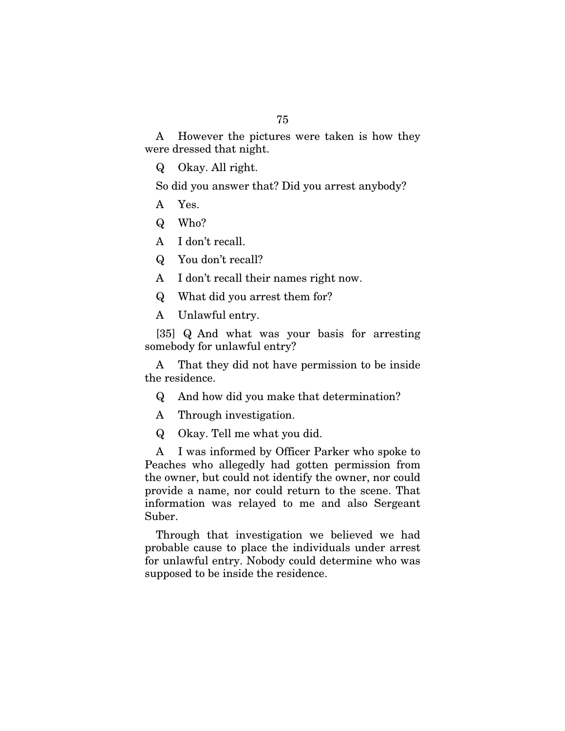A However the pictures were taken is how they were dressed that night.

Q Okay. All right.

So did you answer that? Did you arrest anybody?

A Yes.

Q Who?

A I don't recall.

Q You don't recall?

A I don't recall their names right now.

Q What did you arrest them for?

A Unlawful entry.

[35] Q And what was your basis for arresting somebody for unlawful entry?

A That they did not have permission to be inside the residence.

Q And how did you make that determination?

A Through investigation.

Q Okay. Tell me what you did.

A I was informed by Officer Parker who spoke to Peaches who allegedly had gotten permission from the owner, but could not identify the owner, nor could provide a name, nor could return to the scene. That information was relayed to me and also Sergeant Suber.

Through that investigation we believed we had probable cause to place the individuals under arrest for unlawful entry. Nobody could determine who was supposed to be inside the residence.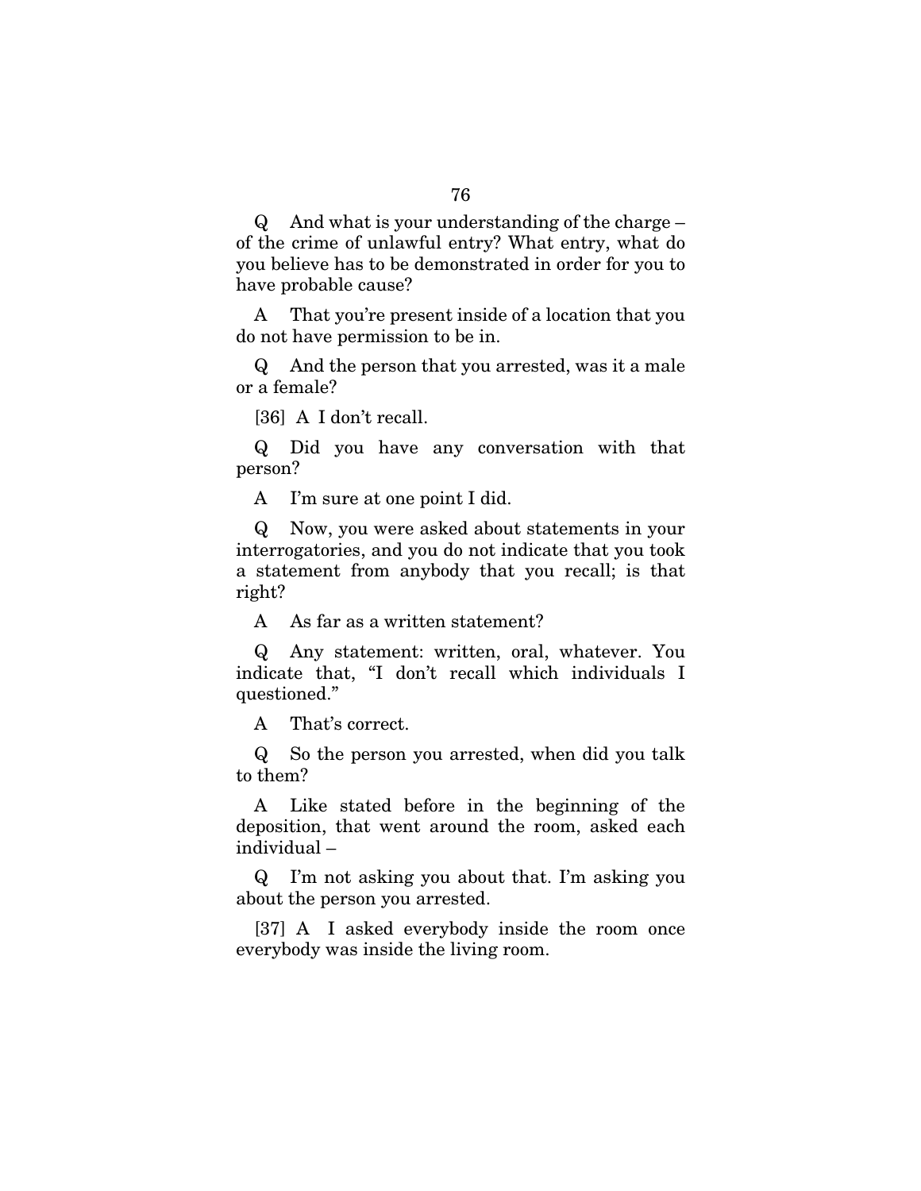Q And what is your understanding of the charge – of the crime of unlawful entry? What entry, what do you believe has to be demonstrated in order for you to have probable cause?

A That you're present inside of a location that you do not have permission to be in.

Q And the person that you arrested, was it a male or a female?

[36] A I don't recall.

Q Did you have any conversation with that person?

A I'm sure at one point I did.

Q Now, you were asked about statements in your interrogatories, and you do not indicate that you took a statement from anybody that you recall; is that right?

A As far as a written statement?

Q Any statement: written, oral, whatever. You indicate that, "I don't recall which individuals I questioned."

A That's correct.

Q So the person you arrested, when did you talk to them?

A Like stated before in the beginning of the deposition, that went around the room, asked each individual –

Q I'm not asking you about that. I'm asking you about the person you arrested.

[37] A I asked everybody inside the room once everybody was inside the living room.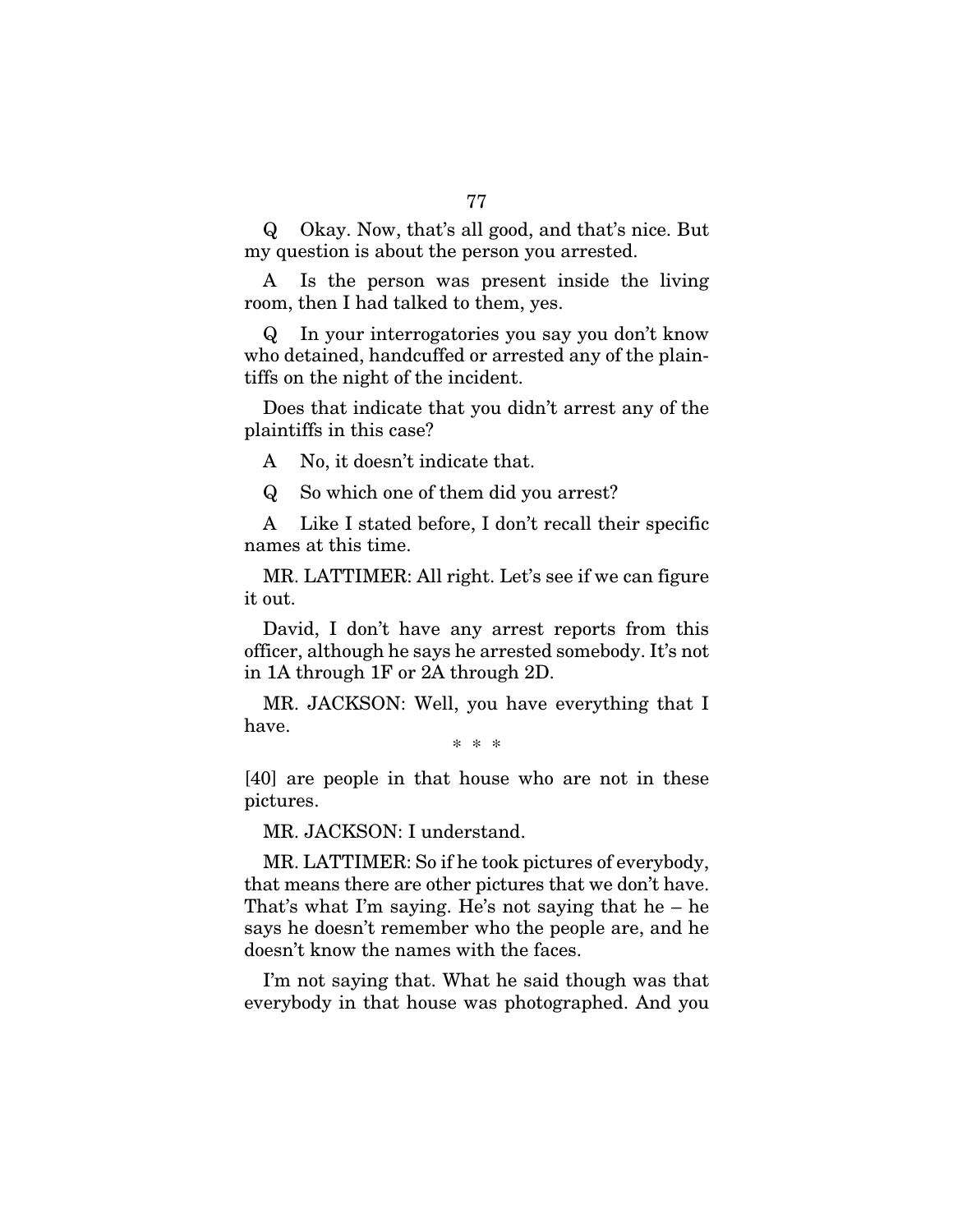Q Okay. Now, that's all good, and that's nice. But my question is about the person you arrested.

A Is the person was present inside the living room, then I had talked to them, yes.

Q In your interrogatories you say you don't know who detained, handcuffed or arrested any of the plaintiffs on the night of the incident.

Does that indicate that you didn't arrest any of the plaintiffs in this case?

A No, it doesn't indicate that.

Q So which one of them did you arrest?

A Like I stated before, I don't recall their specific names at this time.

MR. LATTIMER: All right. Let's see if we can figure it out.

David, I don't have any arrest reports from this officer, although he says he arrested somebody. It's not in 1A through 1F or 2A through 2D.

MR. JACKSON: Well, you have everything that I have.

\* \* \*

[40] are people in that house who are not in these pictures.

MR. JACKSON: I understand.

MR. LATTIMER: So if he took pictures of everybody, that means there are other pictures that we don't have. That's what I'm saying. He's not saying that he – he says he doesn't remember who the people are, and he doesn't know the names with the faces.

I'm not saying that. What he said though was that everybody in that house was photographed. And you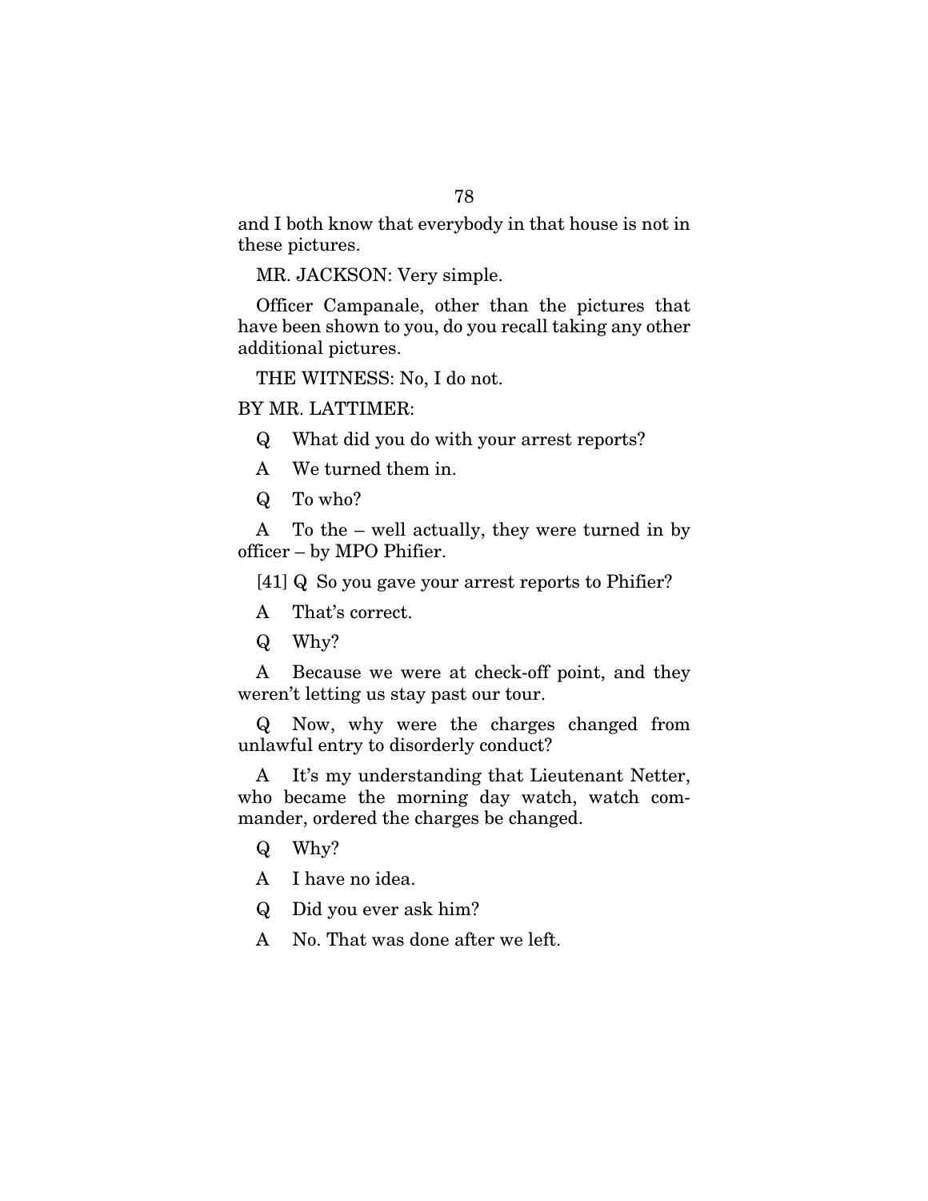and I both know that everybody in that house is not in these pictures.

MR. JACKSON: Very simple.

Officer Campanale, other than the pictures that have been shown to you, do you recall taking any other additional pictures.

THE WITNESS: No, I do not.

BY MR. LATTIMER:

Q What did you do with your arrest reports?

A We turned them in.

Q To who?

A To the – well actually, they were turned in by officer – by MPO Phifier.

[41] Q So you gave your arrest reports to Phifier?

A That's correct.

Q Why?

A Because we were at check-off point, and they weren't letting us stay past our tour.

Q Now, why were the charges changed from unlawful entry to disorderly conduct?

A It's my understanding that Lieutenant Netter, who became the morning day watch, watch commander, ordered the charges be changed.

Q Why?

A I have no idea.

Q Did you ever ask him?

A No. That was done after we left.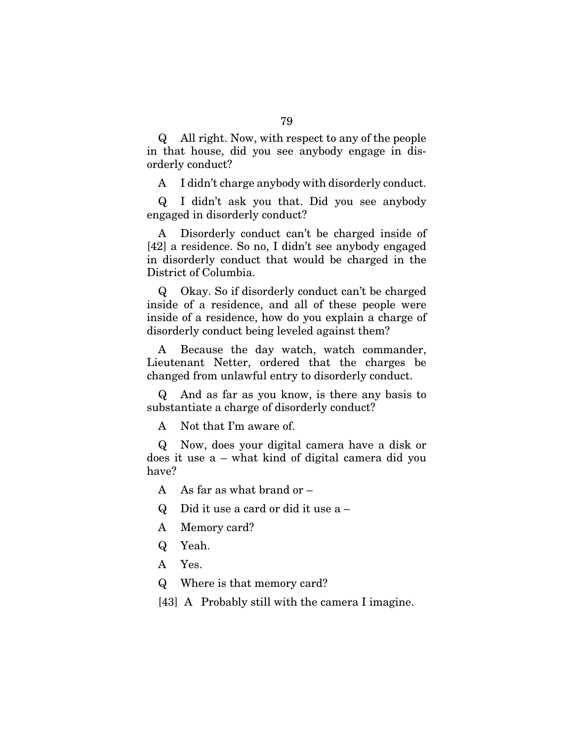Q All right. Now, with respect to any of the people in that house, did you see anybody engage in disorderly conduct?

A I didn't charge anybody with disorderly conduct.

Q I didn't ask you that. Did you see anybody engaged in disorderly conduct?

A Disorderly conduct can't be charged inside of [42] a residence. So no, I didn't see anybody engaged in disorderly conduct that would be charged in the District of Columbia.

Q Okay. So if disorderly conduct can't be charged inside of a residence, and all of these people were inside of a residence, how do you explain a charge of disorderly conduct being leveled against them?

A Because the day watch, watch commander, Lieutenant Netter, ordered that the charges be changed from unlawful entry to disorderly conduct.

Q And as far as you know, is there any basis to substantiate a charge of disorderly conduct?

A Not that I'm aware of.

Q Now, does your digital camera have a disk or does it use a – what kind of digital camera did you have?

A As far as what brand or –

Q Did it use a card or did it use a –

A Memory card?

Q Yeah.

A Yes.

Q Where is that memory card?

[43] A Probably still with the camera I imagine.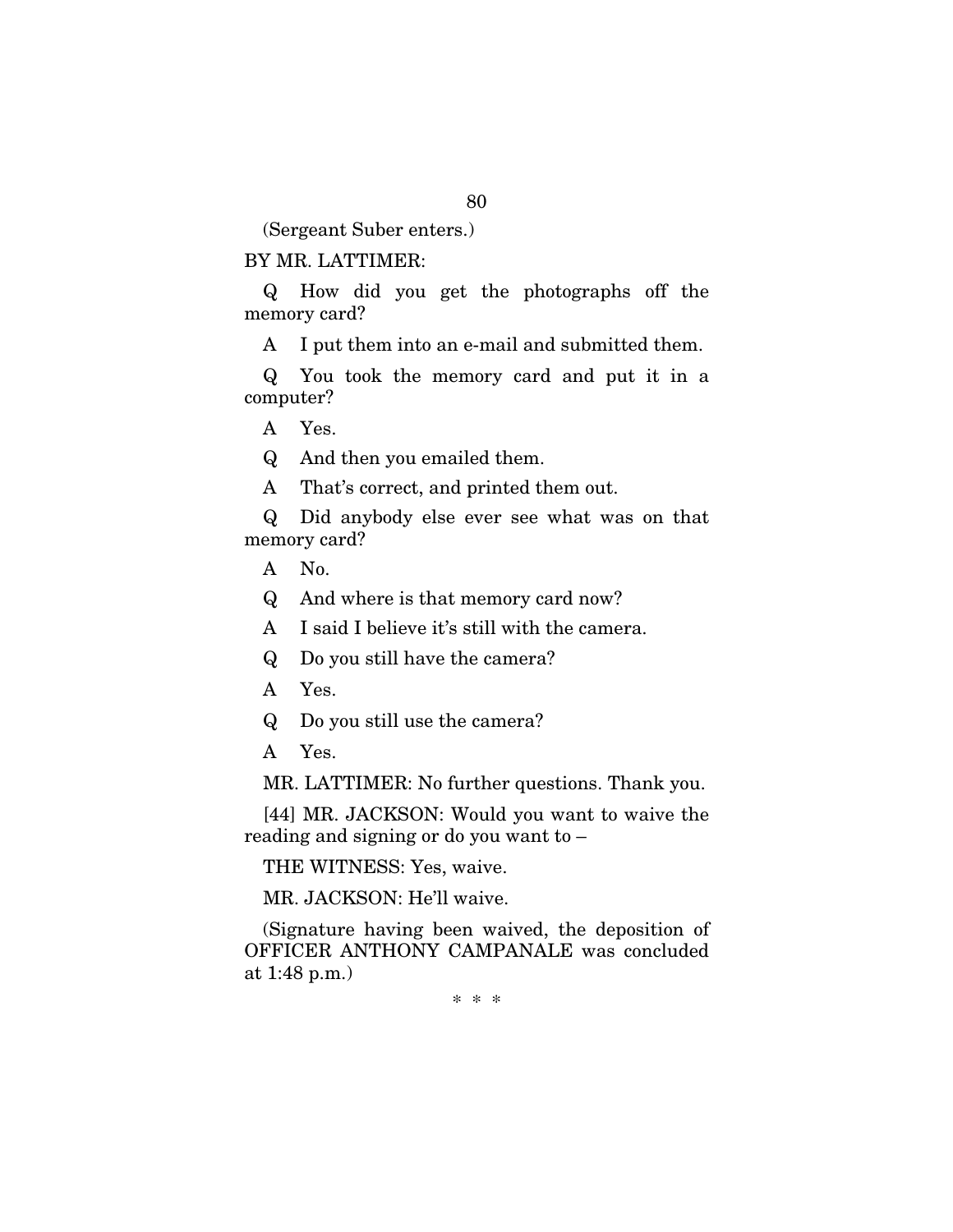(Sergeant Suber enters.)

BY MR. LATTIMER:

Q How did you get the photographs off the memory card?

A I put them into an e-mail and submitted them.

Q You took the memory card and put it in a computer?

A Yes.

Q And then you emailed them.

A That's correct, and printed them out.

Q Did anybody else ever see what was on that memory card?

A No.

Q And where is that memory card now?

A I said I believe it's still with the camera.

Q Do you still have the camera?

A Yes.

Q Do you still use the camera?

A Yes.

MR. LATTIMER: No further questions. Thank you.

[44] MR. JACKSON: Would you want to waive the reading and signing or do you want to –

THE WITNESS: Yes, waive.

MR. JACKSON: He'll waive.

(Signature having been waived, the deposition of OFFICER ANTHONY CAMPANALE was concluded at 1:48 p.m.)

\* \* \*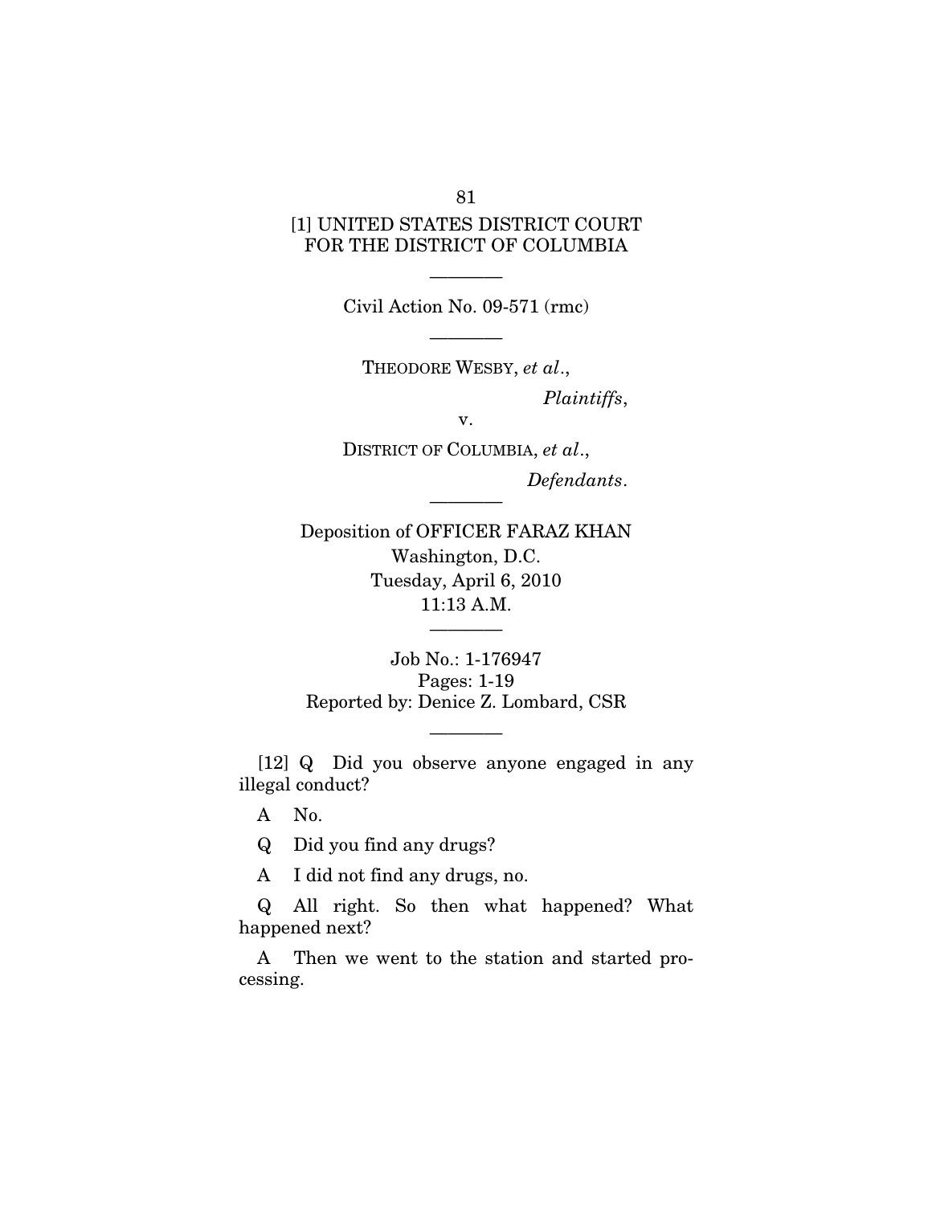[1] UNITED STATES DISTRICT COURT
FOR THE DISTRICT OF COLUMBIA

---

Civil Action No. 09-571 (rmc)

---

THEODORE WESBY, *et al*.,

*Plaintiffs*,

v.

DISTRICT OF COLUMBIA, *et al*.,

*Defendants*.

---

Deposition of OFFICER FARAZ KHAN
Washington, D.C.
Tuesday, April 6, 2010
11:13 A.M.

---

Job No.: 1-176947
Pages: 1-19
Reported by: Denice Z. Lombard, CSR

---

[12] Q Did you observe anyone engaged in any illegal conduct?

A No.

Q Did you find any drugs?

A I did not find any drugs, no.

Q All right. So then what happened? What happened next?

A Then we went to the station and started processing.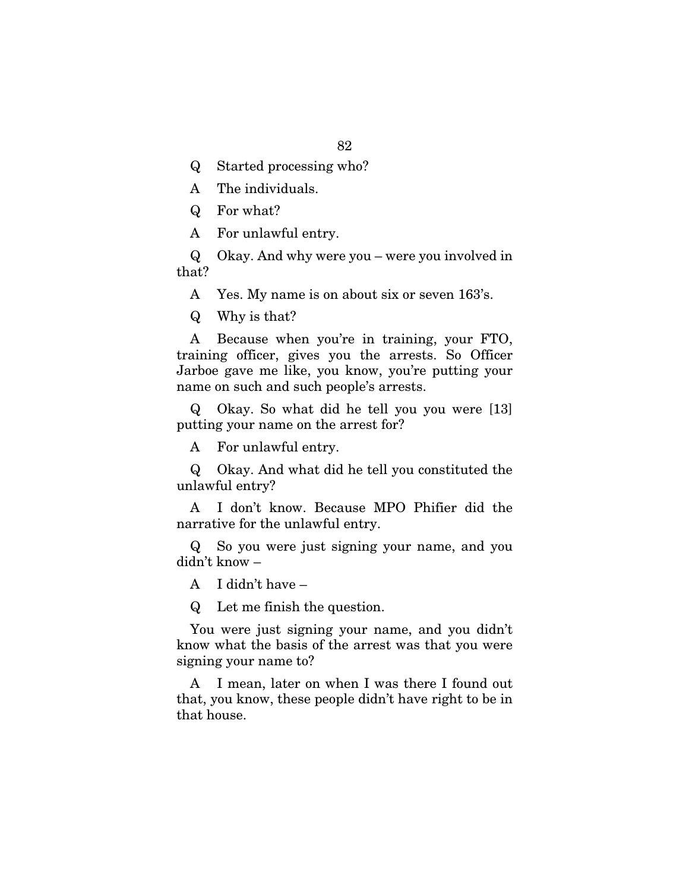Q Started processing who?

A The individuals.

Q For what?

A For unlawful entry.

Q Okay. And why were you – were you involved in that?

A Yes. My name is on about six or seven 163's.

Q Why is that?

A Because when you're in training, your FTO, training officer, gives you the arrests. So Officer Jarboe gave me like, you know, you're putting your name on such and such people's arrests.

Q Okay. So what did he tell you you were [13] putting your name on the arrest for?

A For unlawful entry.

Q Okay. And what did he tell you constituted the unlawful entry?

A I don't know. Because MPO Phifier did the narrative for the unlawful entry.

Q So you were just signing your name, and you didn't know –

A I didn't have –

Q Let me finish the question.

You were just signing your name, and you didn't know what the basis of the arrest was that you were signing your name to?

A I mean, later on when I was there I found out that, you know, these people didn't have right to be in that house.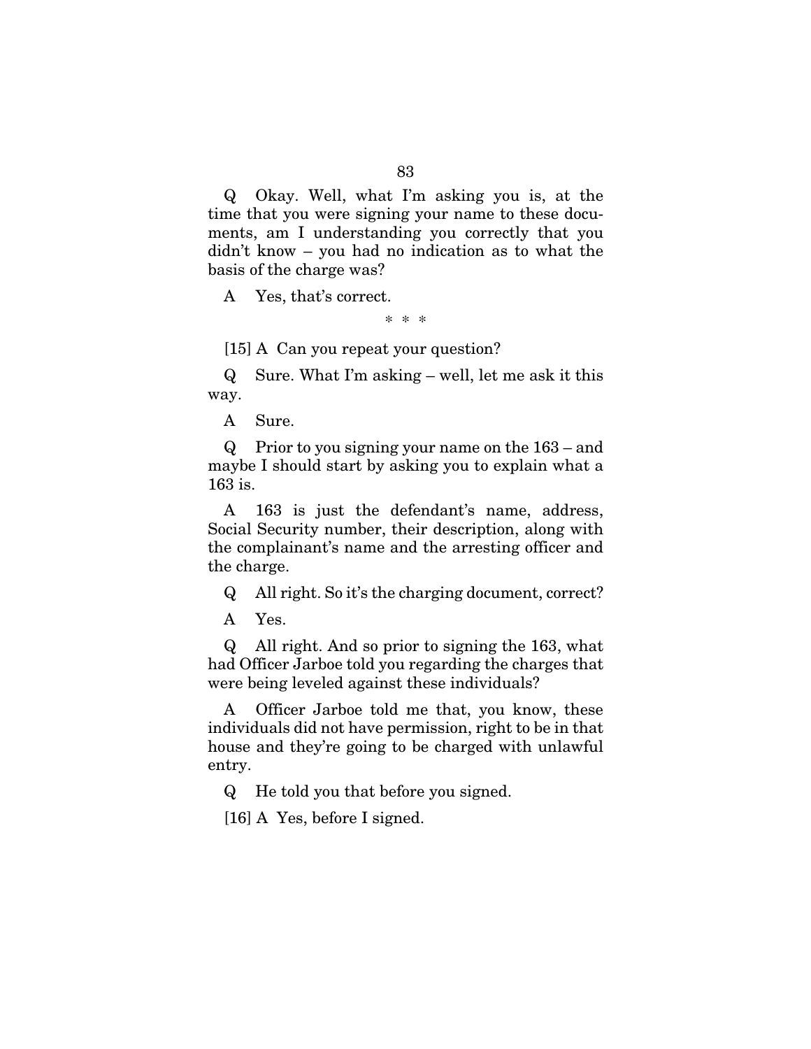Q Okay. Well, what I'm asking you is, at the time that you were signing your name to these documents, am I understanding you correctly that you didn't know – you had no indication as to what the basis of the charge was?

A Yes, that's correct.

\* \* \*

[15] A Can you repeat your question?

Q Sure. What I'm asking – well, let me ask it this way.

A Sure.

Q Prior to you signing your name on the 163 – and maybe I should start by asking you to explain what a 163 is.

A 163 is just the defendant's name, address, Social Security number, their description, along with the complainant's name and the arresting officer and the charge.

Q All right. So it's the charging document, correct?

A Yes.

Q All right. And so prior to signing the 163, what had Officer Jarboe told you regarding the charges that were being leveled against these individuals?

A Officer Jarboe told me that, you know, these individuals did not have permission, right to be in that house and they're going to be charged with unlawful entry.

Q He told you that before you signed.

[16] A Yes, before I signed.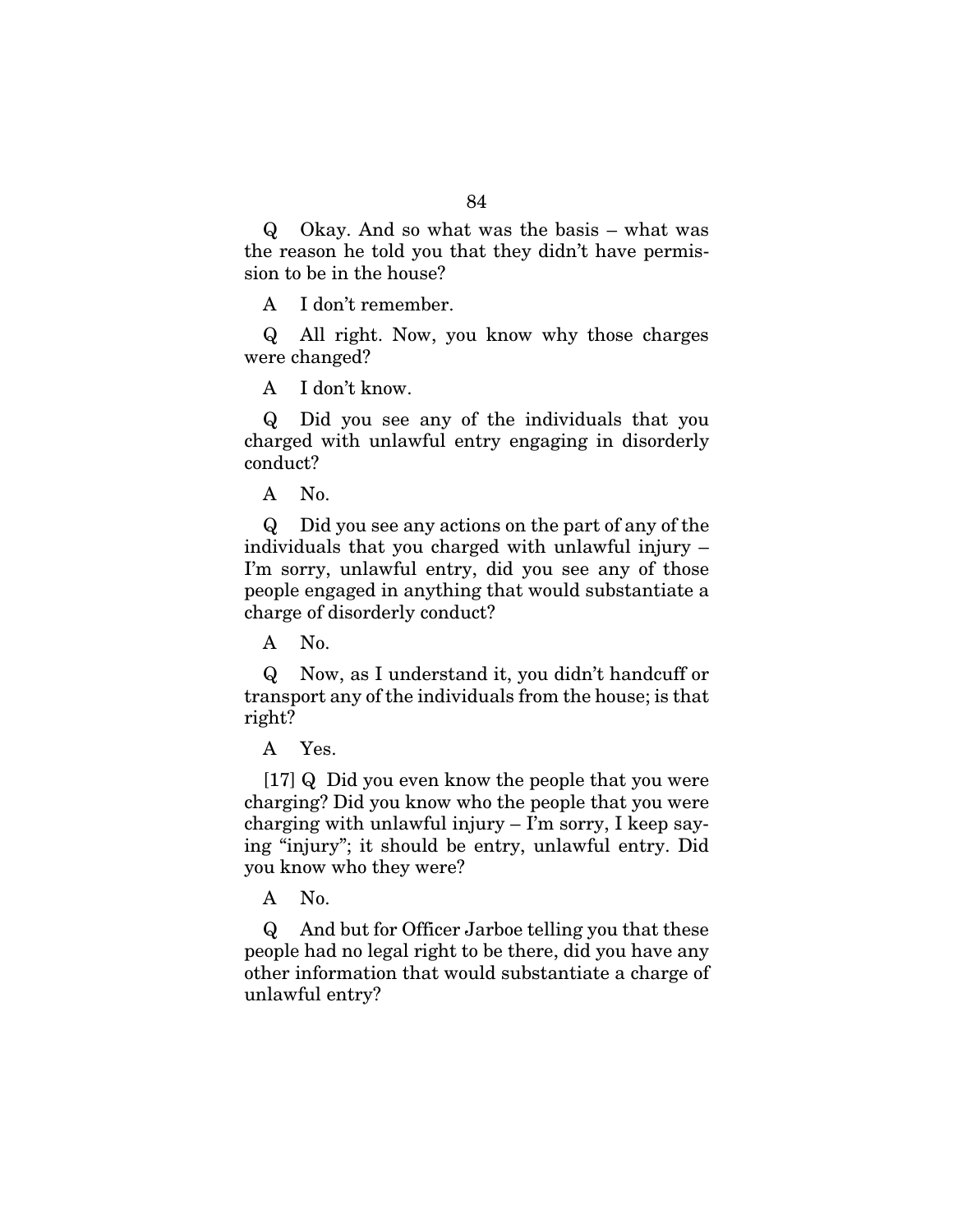Q Okay. And so what was the basis – what was the reason he told you that they didn't have permission to be in the house?

A I don't remember.

Q All right. Now, you know why those charges were changed?

A I don't know.

Q Did you see any of the individuals that you charged with unlawful entry engaging in disorderly conduct?

A No.

Q Did you see any actions on the part of any of the individuals that you charged with unlawful injury – I'm sorry, unlawful entry, did you see any of those people engaged in anything that would substantiate a charge of disorderly conduct?

A No.

Q Now, as I understand it, you didn't handcuff or transport any of the individuals from the house; is that right?

A Yes.

[17] Q Did you even know the people that you were charging? Did you know who the people that you were charging with unlawful injury – I'm sorry, I keep saying "injury"; it should be entry, unlawful entry. Did you know who they were?

A No.

Q And but for Officer Jarboe telling you that these people had no legal right to be there, did you have any other information that would substantiate a charge of unlawful entry?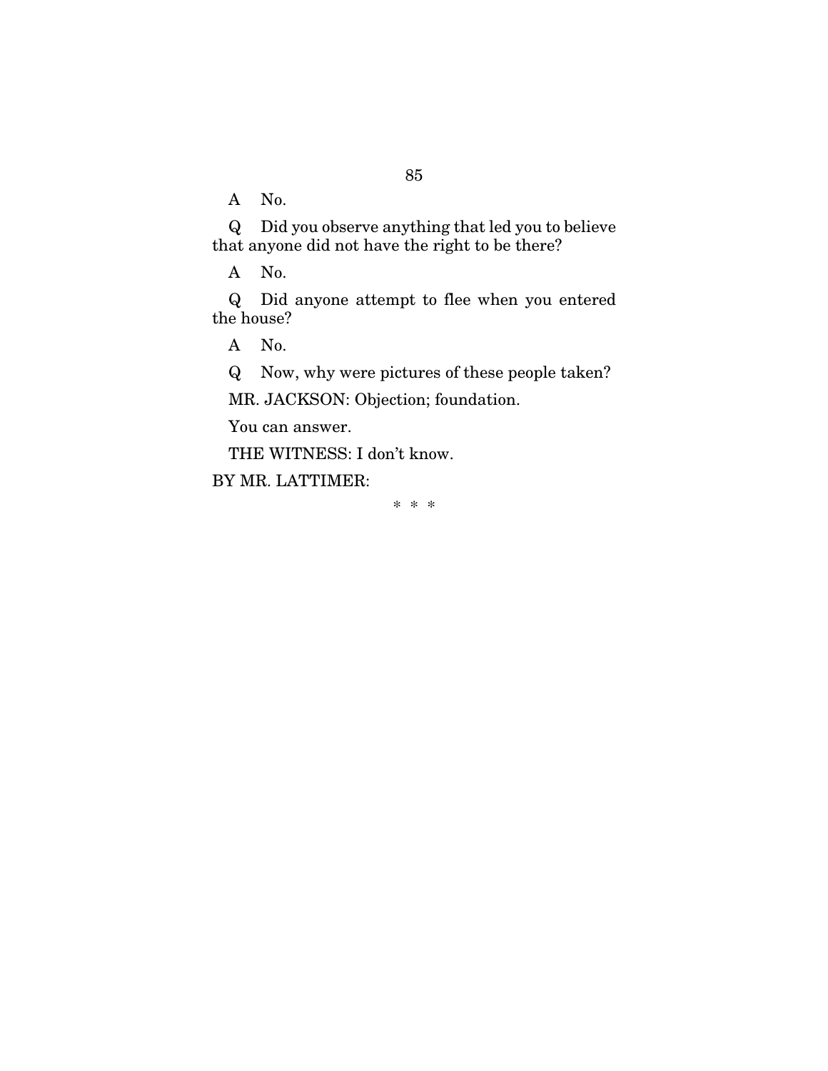A No.

Q Did you observe anything that led you to believe that anyone did not have the right to be there?

A No.

Q Did anyone attempt to flee when you entered the house?

A No.

Q Now, why were pictures of these people taken?

MR. JACKSON: Objection; foundation.

You can answer.

THE WITNESS: I don't know.

BY MR. LATTIMER:

\* \* \*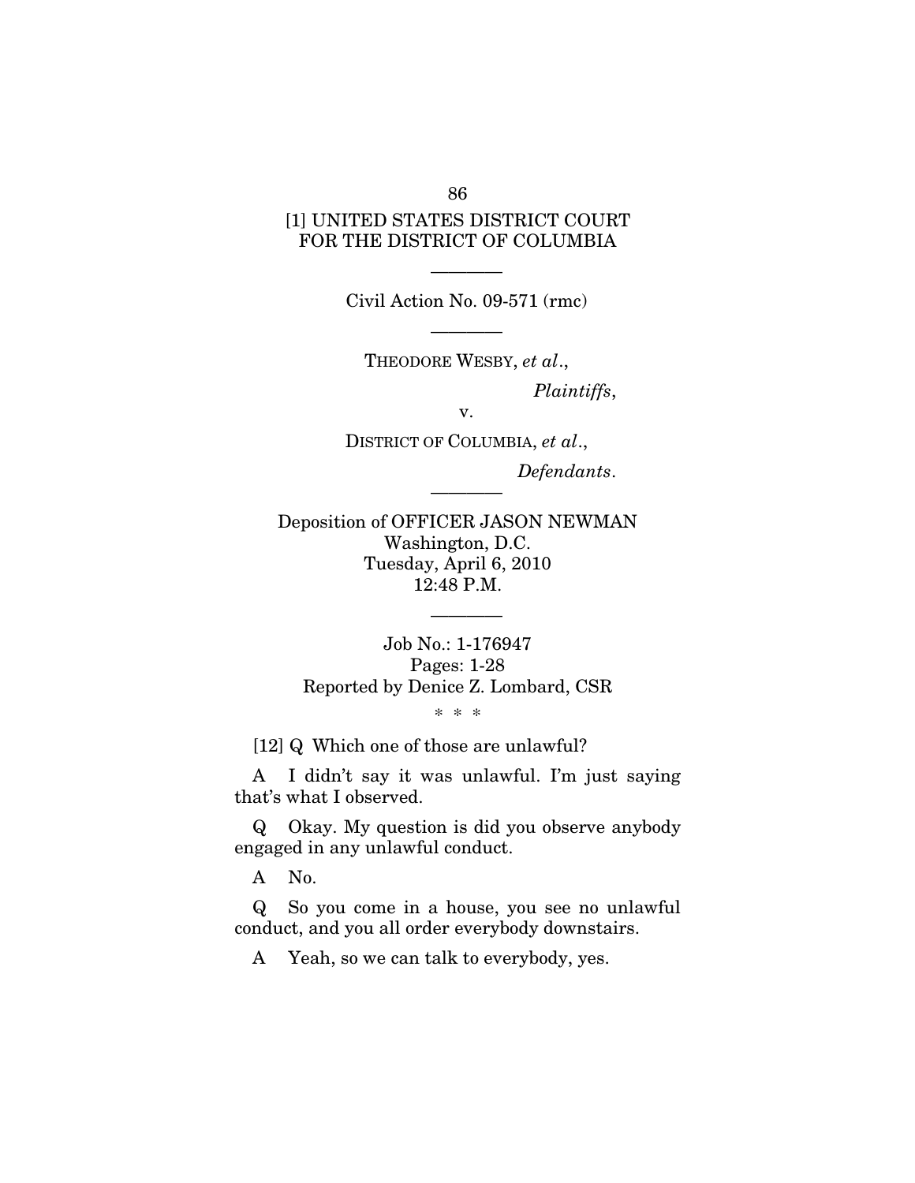[1] UNITED STATES DISTRICT COURT
FOR THE DISTRICT OF COLUMBIA

---

Civil Action No. 09-571 (rmc)

---

THEODORE WESBY, *et al*.,

*Plaintiffs*,

v.

DISTRICT OF COLUMBIA, *et al*.,

*Defendants*.

---

Deposition of OFFICER JASON NEWMAN
Washington, D.C.
Tuesday, April 6, 2010
12:48 P.M.

---

Job No.: 1-176947
Pages: 1-28
Reported by Denice Z. Lombard, CSR

\* \* \*

[12] Q Which one of those are unlawful?

A I didn't say it was unlawful. I'm just saying that's what I observed.

Q Okay. My question is did you observe anybody engaged in any unlawful conduct.

A No.

Q So you come in a house, you see no unlawful conduct, and you all order everybody downstairs.

A Yeah, so we can talk to everybody, yes.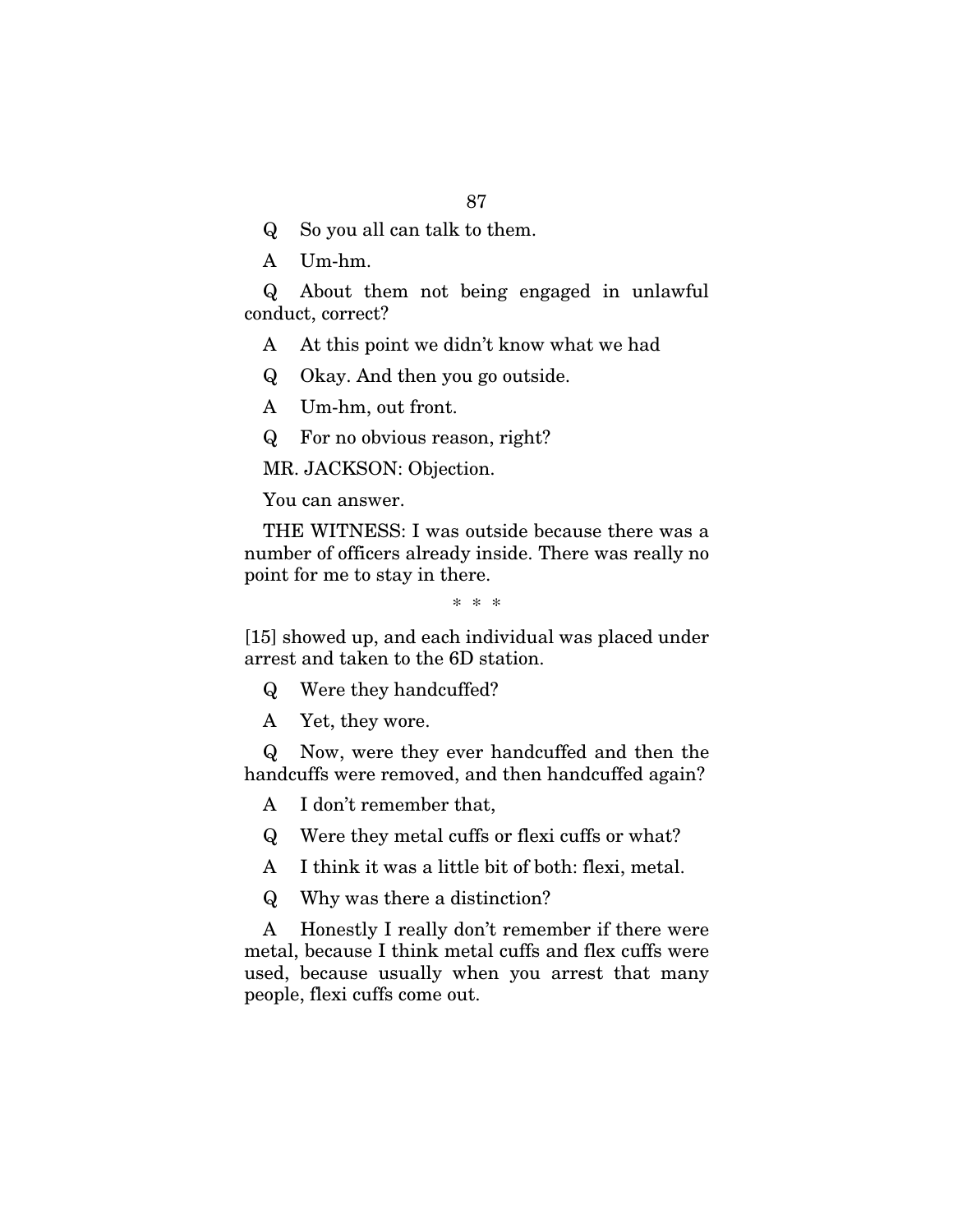Q So you all can talk to them.

A Um-hm.

Q About them not being engaged in unlawful conduct, correct?

A At this point we didn't know what we had

Q Okay. And then you go outside.

A Um-hm, out front.

Q For no obvious reason, right?

MR. JACKSON: Objection.

You can answer.

THE WITNESS: I was outside because there was a number of officers already inside. There was really no point for me to stay in there.

\* \* \*

[15] showed up, and each individual was placed under arrest and taken to the 6D station.

Q Were they handcuffed?

A Yet, they wore.

Q Now, were they ever handcuffed and then the handcuffs were removed, and then handcuffed again?

A I don't remember that,

Q Were they metal cuffs or flexi cuffs or what?

A I think it was a little bit of both: flexi, metal.

Q Why was there a distinction?

A Honestly I really don't remember if there were metal, because I think metal cuffs and flex cuffs were used, because usually when you arrest that many people, flexi cuffs come out.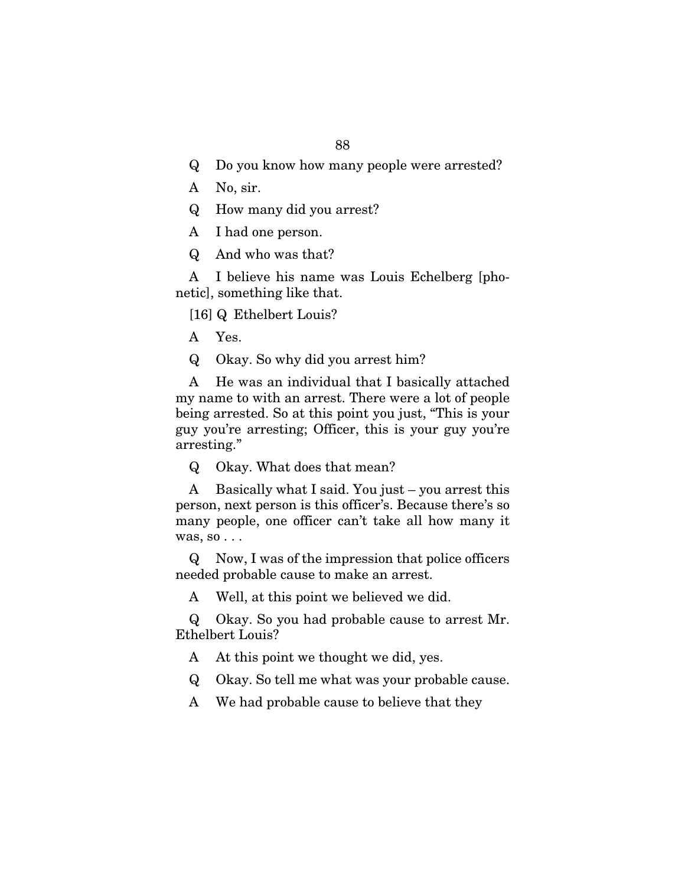Q Do you know how many people were arrested?

A No, sir.

Q How many did you arrest?

A I had one person.

Q And who was that?

A I believe his name was Louis Echelberg [phonetic], something like that.

[16] Q Ethelbert Louis?

A Yes.

Q Okay. So why did you arrest him?

A He was an individual that I basically attached my name to with an arrest. There were a lot of people being arrested. So at this point you just, "This is your guy you're arresting; Officer, this is your guy you're arresting."

Q Okay. What does that mean?

A Basically what I said. You just – you arrest this person, next person is this officer's. Because there's so many people, one officer can't take all how many it was, so . . .

Q Now, I was of the impression that police officers needed probable cause to make an arrest.

A Well, at this point we believed we did.

Q Okay. So you had probable cause to arrest Mr. Ethelbert Louis?

A At this point we thought we did, yes.

Q Okay. So tell me what was your probable cause.

A We had probable cause to believe that they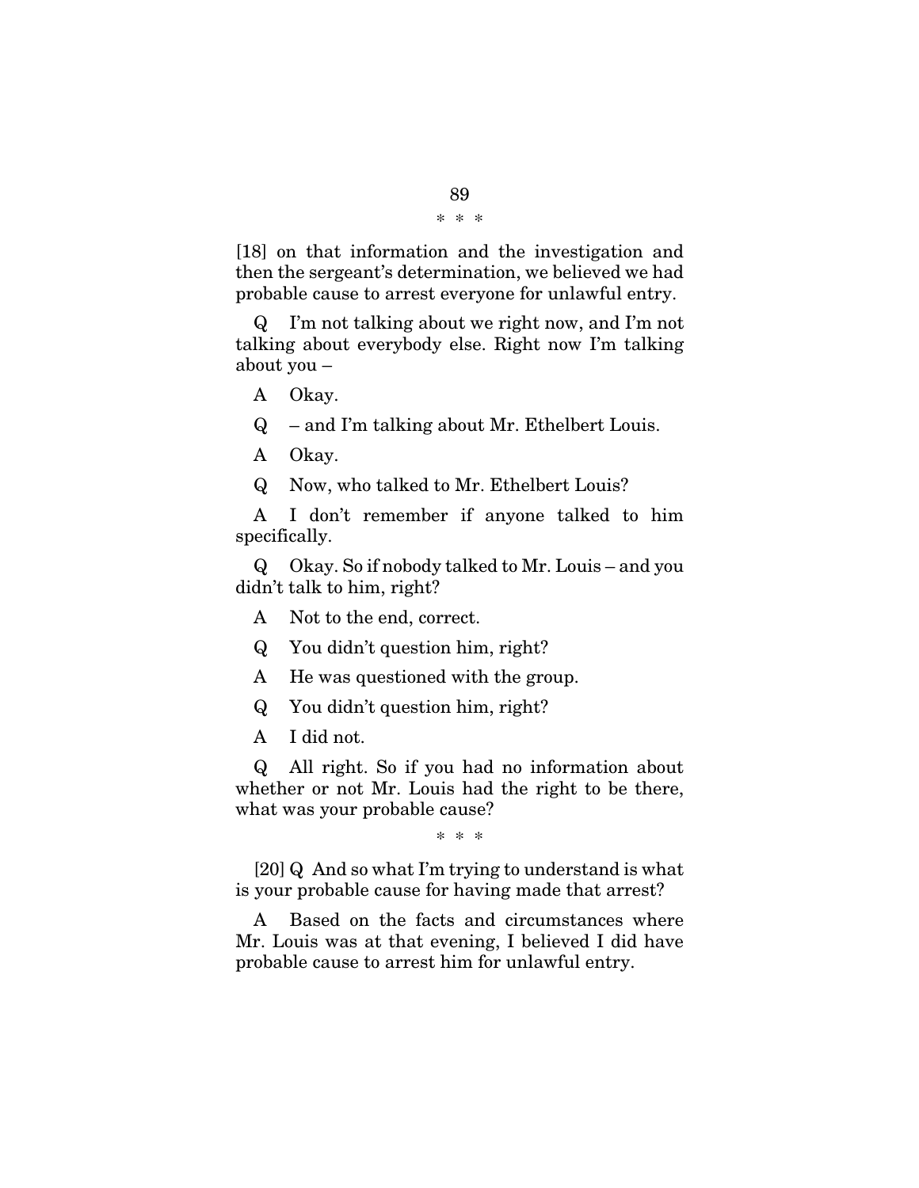\* \* \*

[18] on that information and the investigation and then the sergeant's determination, we believed we had probable cause to arrest everyone for unlawful entry.

Q I'm not talking about we right now, and I'm not talking about everybody else. Right now I'm talking about you –

A Okay.

Q – and I'm talking about Mr. Ethelbert Louis.

A Okay.

Q Now, who talked to Mr. Ethelbert Louis?

A I don't remember if anyone talked to him specifically.

Q Okay. So if nobody talked to Mr. Louis – and you didn't talk to him, right?

A Not to the end, correct.

Q You didn't question him, right?

A He was questioned with the group.

Q You didn't question him, right?

A I did not.

Q All right. So if you had no information about whether or not Mr. Louis had the right to be there, what was your probable cause?

\* \* \*

[20] Q And so what I'm trying to understand is what is your probable cause for having made that arrest?

A Based on the facts and circumstances where Mr. Louis was at that evening, I believed I did have probable cause to arrest him for unlawful entry.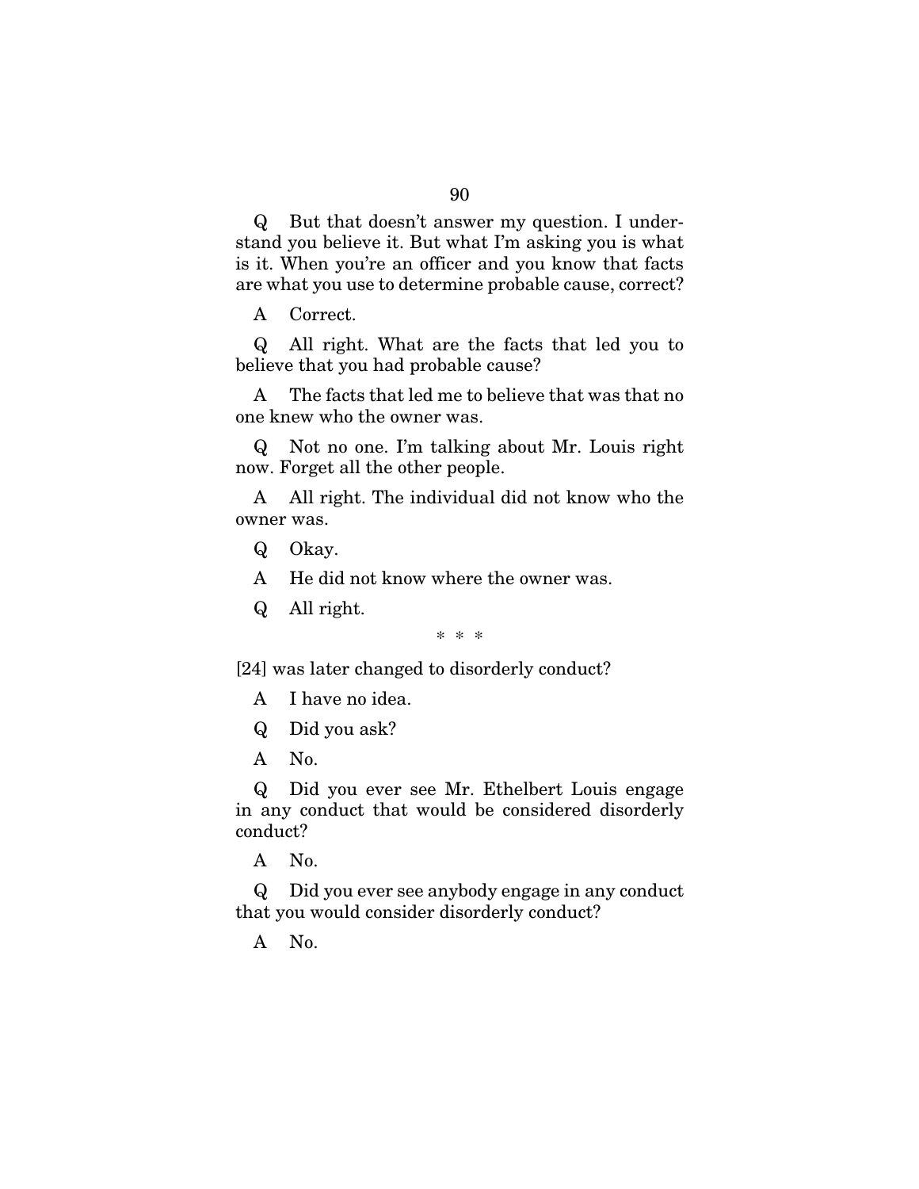Q But that doesn't answer my question. I understand you believe it. But what I'm asking you is what is it. When you're an officer and you know that facts are what you use to determine probable cause, correct?

A Correct.

Q All right. What are the facts that led you to believe that you had probable cause?

A The facts that led me to believe that was that no one knew who the owner was.

Q Not no one. I'm talking about Mr. Louis right now. Forget all the other people.

A All right. The individual did not know who the owner was.

Q Okay.

A He did not know where the owner was.

Q All right.

\* \* \*

[24] was later changed to disorderly conduct?

A I have no idea.

Q Did you ask?

A No.

Q Did you ever see Mr. Ethelbert Louis engage in any conduct that would be considered disorderly conduct?

A No.

Q Did you ever see anybody engage in any conduct that you would consider disorderly conduct?

A No.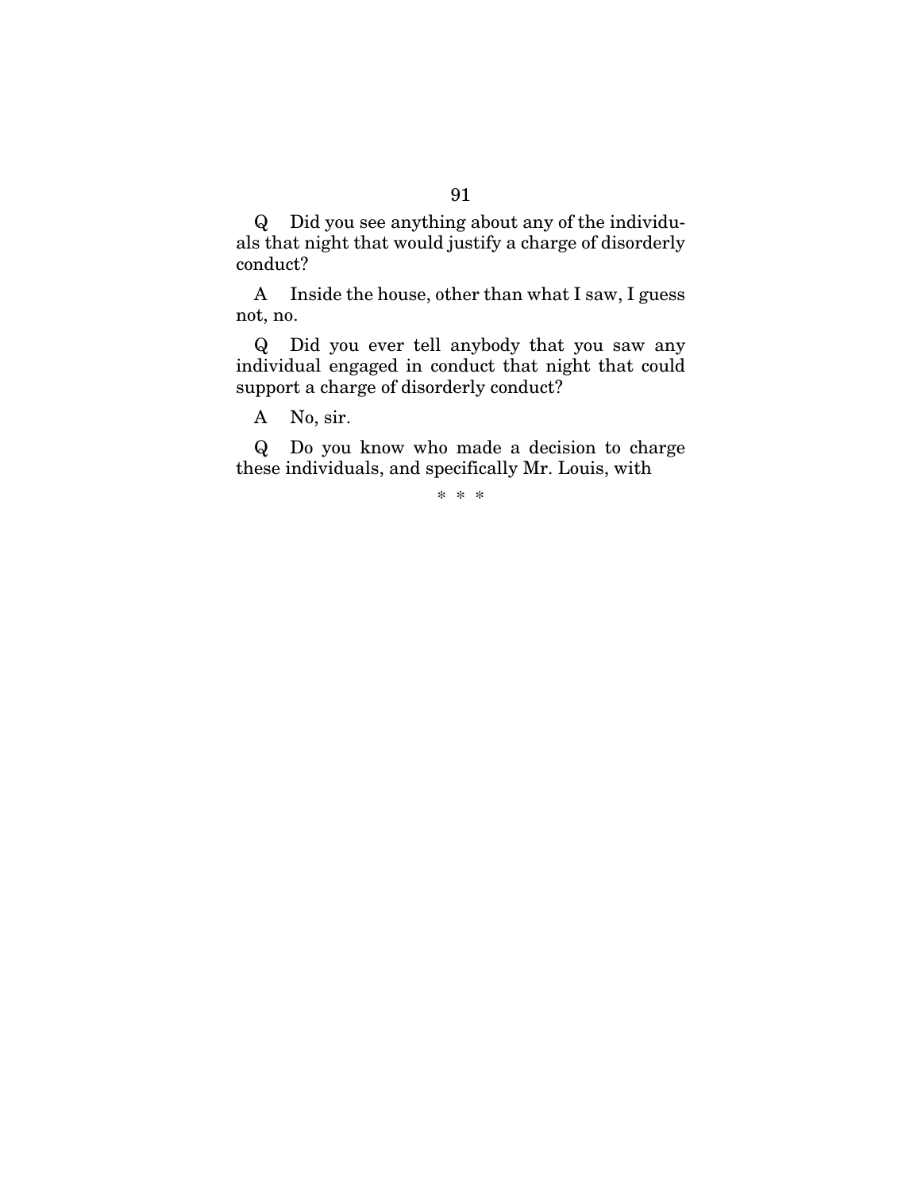Q Did you see anything about any of the individuals that night that would justify a charge of disorderly conduct?

A Inside the house, other than what I saw, I guess not, no.

Q Did you ever tell anybody that you saw any individual engaged in conduct that night that could support a charge of disorderly conduct?

A No, sir.

Q Do you know who made a decision to charge these individuals, and specifically Mr. Louis, with

\* \* \*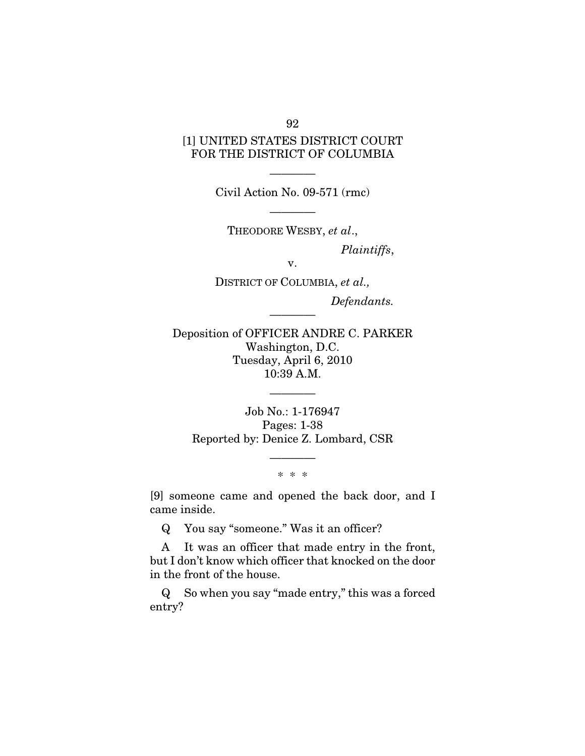[1] UNITED STATES DISTRICT COURT
FOR THE DISTRICT OF COLUMBIA

———

Civil Action No. 09-571 (rmc)

———

THEODORE WESBY, *et al*.,

*Plaintiffs*,

v.

DISTRICT OF COLUMBIA, *et al.,*

*Defendants.*

———

Deposition of OFFICER ANDRE C. PARKER
Washington, D.C.
Tuesday, April 6, 2010
10:39 A.M.

———

Job No.: 1-176947
Pages: 1-38
Reported by: Denice Z. Lombard, CSR

———

\* \* \*

[9] someone came and opened the back door, and I came inside.

Q You say "someone." Was it an officer?

A It was an officer that made entry in the front, but I don't know which officer that knocked on the door in the front of the house.

Q So when you say "made entry," this was a forced entry?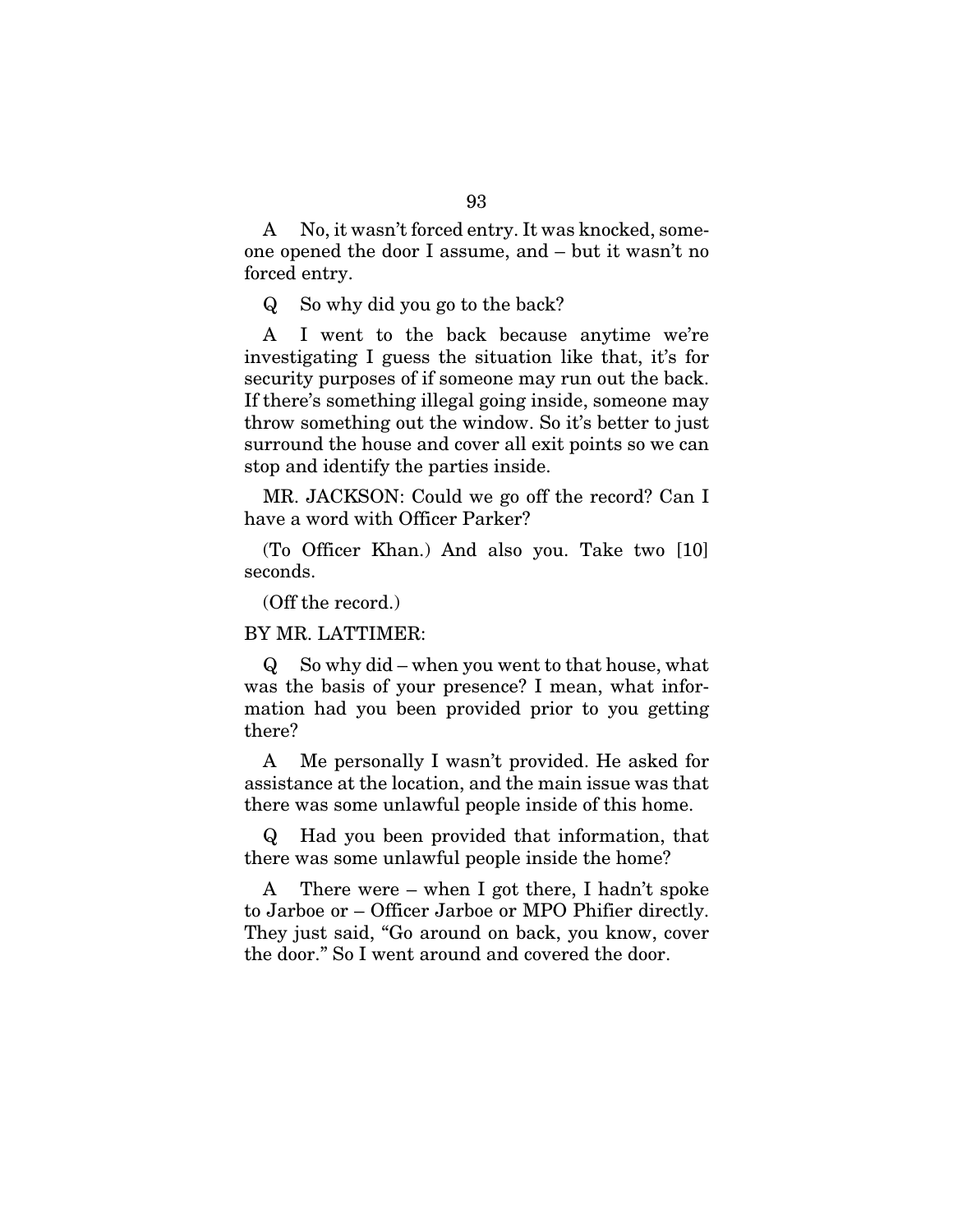A No, it wasn't forced entry. It was knocked, someone opened the door I assume, and – but it wasn't no forced entry.

Q So why did you go to the back?

A I went to the back because anytime we're investigating I guess the situation like that, it's for security purposes of if someone may run out the back. If there's something illegal going inside, someone may throw something out the window. So it's better to just surround the house and cover all exit points so we can stop and identify the parties inside.

MR. JACKSON: Could we go off the record? Can I have a word with Officer Parker?

(To Officer Khan.) And also you. Take two [10] seconds.

(Off the record.)

BY MR. LATTIMER:

Q So why did – when you went to that house, what was the basis of your presence? I mean, what information had you been provided prior to you getting there?

A Me personally I wasn't provided. He asked for assistance at the location, and the main issue was that there was some unlawful people inside of this home.

Q Had you been provided that information, that there was some unlawful people inside the home?

A There were – when I got there, I hadn't spoke to Jarboe or – Officer Jarboe or MPO Phifier directly. They just said, "Go around on back, you know, cover the door." So I went around and covered the door.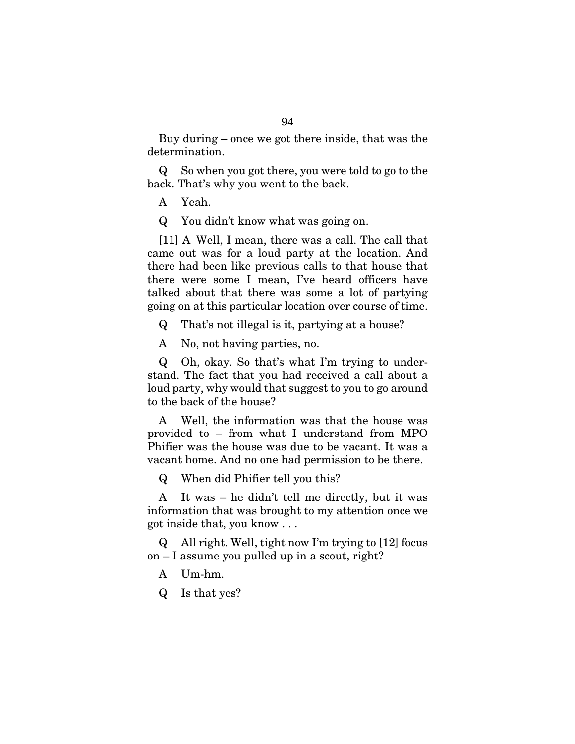Buy during – once we got there inside, that was the determination.

Q So when you got there, you were told to go to the back. That's why you went to the back.

A Yeah.

Q You didn't know what was going on.

[11] A Well, I mean, there was a call. The call that came out was for a loud party at the location. And there had been like previous calls to that house that there were some I mean, I've heard officers have talked about that there was some a lot of partying going on at this particular location over course of time.

Q That's not illegal is it, partying at a house?

A No, not having parties, no.

Q Oh, okay. So that's what I'm trying to understand. The fact that you had received a call about a loud party, why would that suggest to you to go around to the back of the house?

A Well, the information was that the house was provided to – from what I understand from MPO Phifier was the house was due to be vacant. It was a vacant home. And no one had permission to be there.

Q When did Phifier tell you this?

A It was – he didn't tell me directly, but it was information that was brought to my attention once we got inside that, you know . . .

Q All right. Well, tight now I'm trying to [12] focus on – I assume you pulled up in a scout, right?

A Um-hm.

Q Is that yes?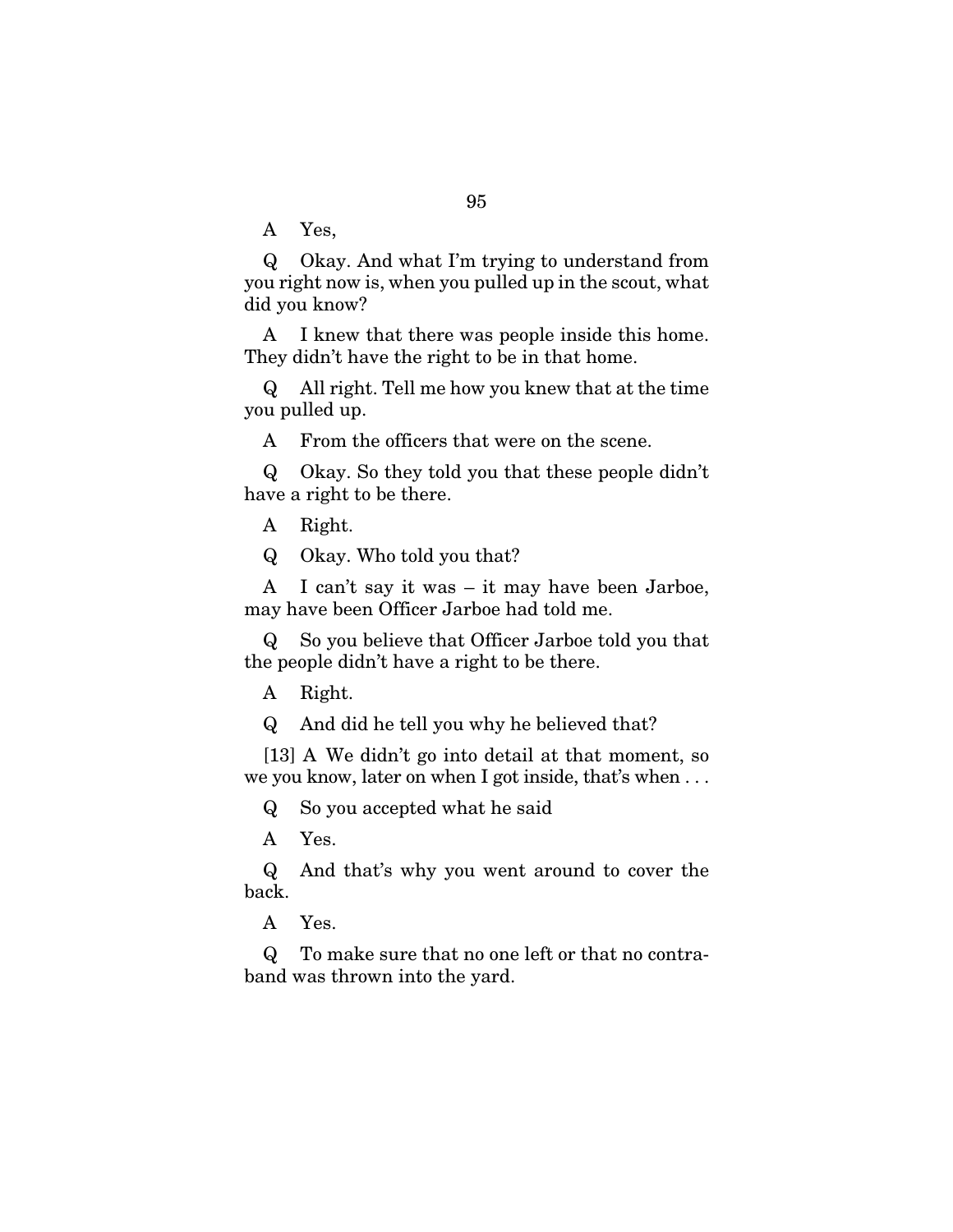A Yes,

Q Okay. And what I'm trying to understand from you right now is, when you pulled up in the scout, what did you know?

A I knew that there was people inside this home. They didn't have the right to be in that home.

Q All right. Tell me how you knew that at the time you pulled up.

A From the officers that were on the scene.

Q Okay. So they told you that these people didn't have a right to be there.

A Right.

Q Okay. Who told you that?

A I can't say it was – it may have been Jarboe, may have been Officer Jarboe had told me.

Q So you believe that Officer Jarboe told you that the people didn't have a right to be there.

A Right.

Q And did he tell you why he believed that?

[13] A We didn't go into detail at that moment, so we you know, later on when I got inside, that's when . . .

Q So you accepted what he said

A Yes.

Q And that's why you went around to cover the back.

A Yes.

Q To make sure that no one left or that no contraband was thrown into the yard.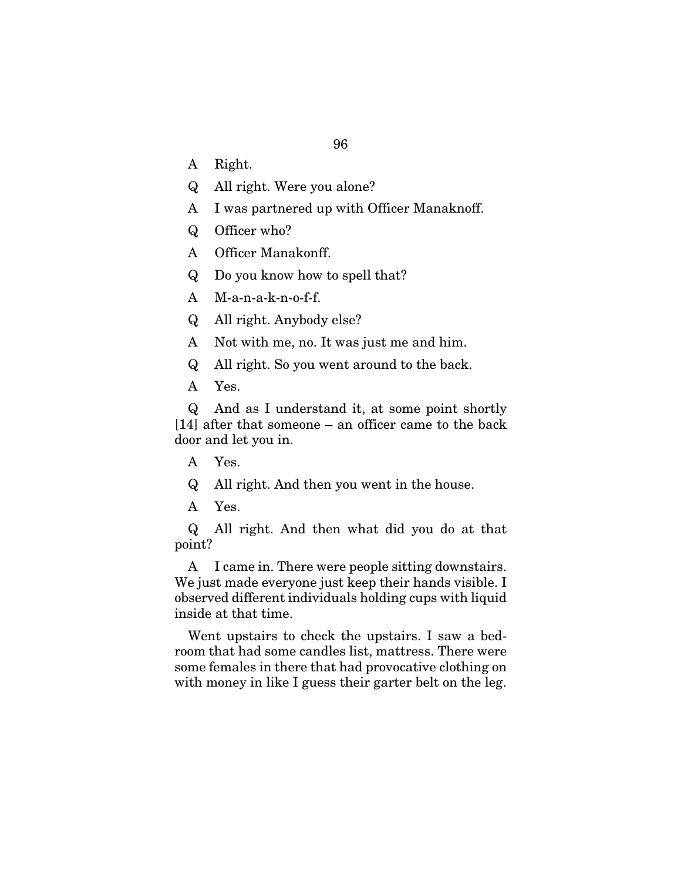A Right.

Q All right. Were you alone?

A I was partnered up with Officer Manaknoff.

Q Officer who?

A Officer Manakonff.

Q Do you know how to spell that?

A M-a-n-a-k-n-o-f-f.

Q All right. Anybody else?

A Not with me, no. It was just me and him.

Q All right. So you went around to the back.

A Yes.

Q And as I understand it, at some point shortly [14] after that someone – an officer came to the back door and let you in.

A Yes.

Q All right. And then you went in the house.

A Yes.

Q All right. And then what did you do at that point?

A I came in. There were people sitting downstairs. We just made everyone just keep their hands visible. I observed different individuals holding cups with liquid inside at that time.

Went upstairs to check the upstairs. I saw a bedroom that had some candles list, mattress. There were some females in there that had provocative clothing on with money in like I guess their garter belt on the leg.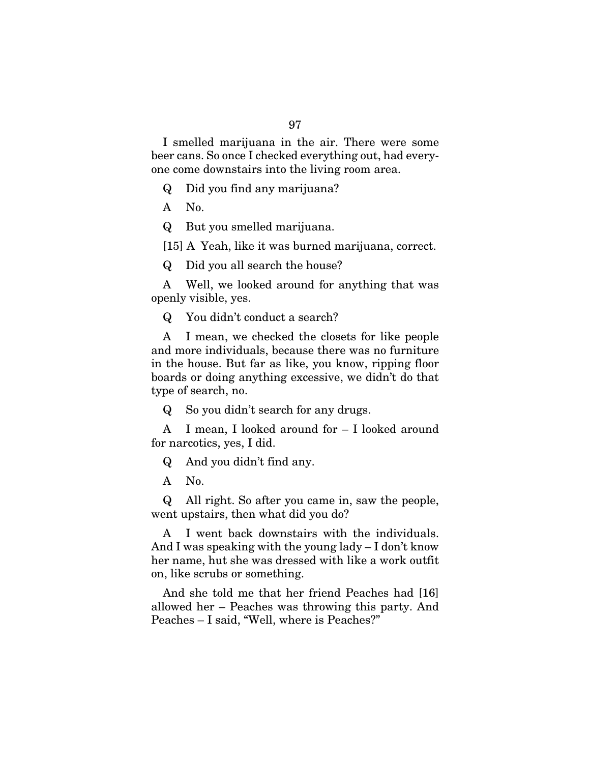I smelled marijuana in the air. There were some beer cans. So once I checked everything out, had everyone come downstairs into the living room area.

Q Did you find any marijuana?

A No.

Q But you smelled marijuana.

[15] A Yeah, like it was burned marijuana, correct.

Q Did you all search the house?

A Well, we looked around for anything that was openly visible, yes.

Q You didn't conduct a search?

A I mean, we checked the closets for like people and more individuals, because there was no furniture in the house. But far as like, you know, ripping floor boards or doing anything excessive, we didn't do that type of search, no.

Q So you didn't search for any drugs.

A I mean, I looked around for – I looked around for narcotics, yes, I did.

Q And you didn't find any.

A No.

Q All right. So after you came in, saw the people, went upstairs, then what did you do?

A I went back downstairs with the individuals. And I was speaking with the young lady – I don't know her name, hut she was dressed with like a work outfit on, like scrubs or something.

And she told me that her friend Peaches had [16] allowed her – Peaches was throwing this party. And Peaches – I said, "Well, where is Peaches?"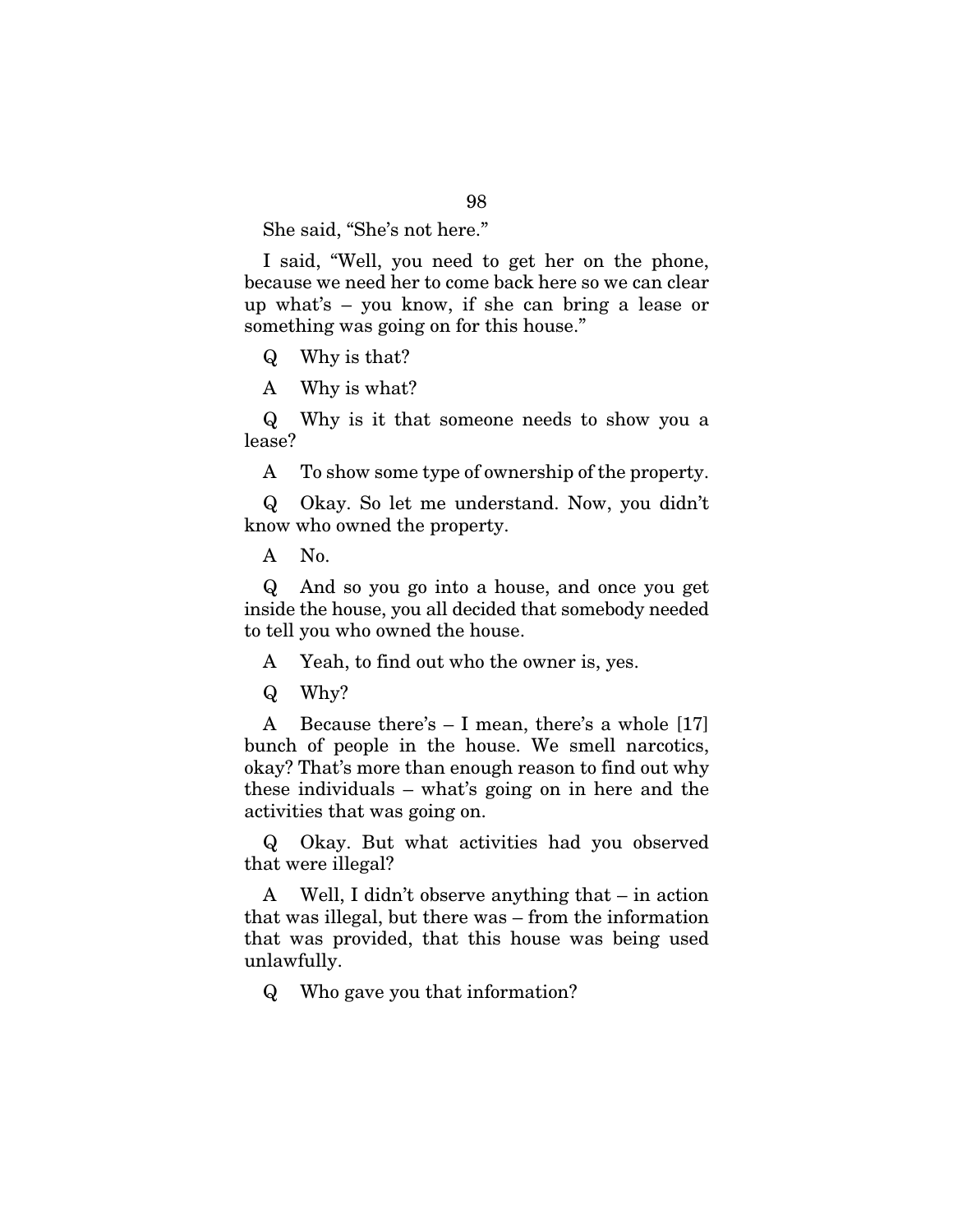She said, "She's not here."

I said, "Well, you need to get her on the phone, because we need her to come back here so we can clear up what's – you know, if she can bring a lease or something was going on for this house."

Q Why is that?

A Why is what?

Q Why is it that someone needs to show you a lease?

A To show some type of ownership of the property.

Q Okay. So let me understand. Now, you didn't know who owned the property.

A No.

Q And so you go into a house, and once you get inside the house, you all decided that somebody needed to tell you who owned the house.

A Yeah, to find out who the owner is, yes.

Q Why?

A Because there's – I mean, there's a whole [17] bunch of people in the house. We smell narcotics, okay? That's more than enough reason to find out why these individuals – what's going on in here and the activities that was going on.

Q Okay. But what activities had you observed that were illegal?

A Well, I didn't observe anything that – in action that was illegal, but there was – from the information that was provided, that this house was being used unlawfully.

Q Who gave you that information?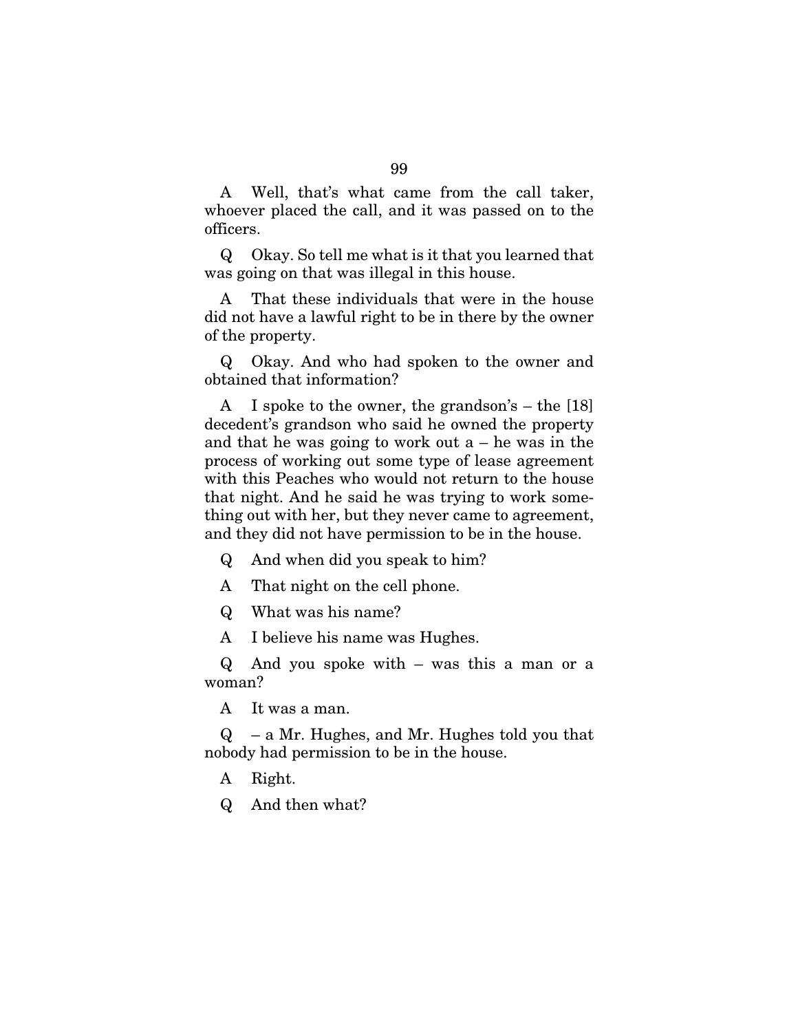A Well, that's what came from the call taker, whoever placed the call, and it was passed on to the officers.

Q Okay. So tell me what is it that you learned that was going on that was illegal in this house.

A That these individuals that were in the house did not have a lawful right to be in there by the owner of the property.

Q Okay. And who had spoken to the owner and obtained that information?

A I spoke to the owner, the grandson's – the [18] decedent's grandson who said he owned the property and that he was going to work out a – he was in the process of working out some type of lease agreement with this Peaches who would not return to the house that night. And he said he was trying to work something out with her, but they never came to agreement, and they did not have permission to be in the house.

Q And when did you speak to him?

A That night on the cell phone.

Q What was his name?

A I believe his name was Hughes.

Q And you spoke with – was this a man or a woman?

A It was a man.

Q – a Mr. Hughes, and Mr. Hughes told you that nobody had permission to be in the house.

A Right.

Q And then what?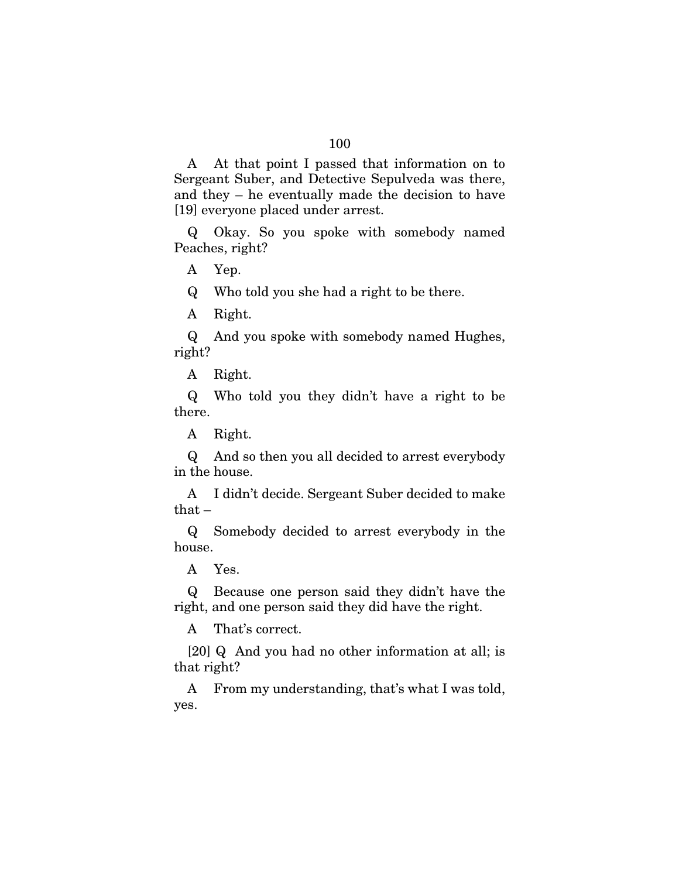A At that point I passed that information on to Sergeant Suber, and Detective Sepulveda was there, and they – he eventually made the decision to have [19] everyone placed under arrest.

Q Okay. So you spoke with somebody named Peaches, right?

A Yep.

Q Who told you she had a right to be there.

A Right.

Q And you spoke with somebody named Hughes, right?

A Right.

Q Who told you they didn't have a right to be there.

A Right.

Q And so then you all decided to arrest everybody in the house.

A I didn't decide. Sergeant Suber decided to make that –

Q Somebody decided to arrest everybody in the house.

A Yes.

Q Because one person said they didn't have the right, and one person said they did have the right.

A That's correct.

[20] Q And you had no other information at all; is that right?

A From my understanding, that's what I was told, yes.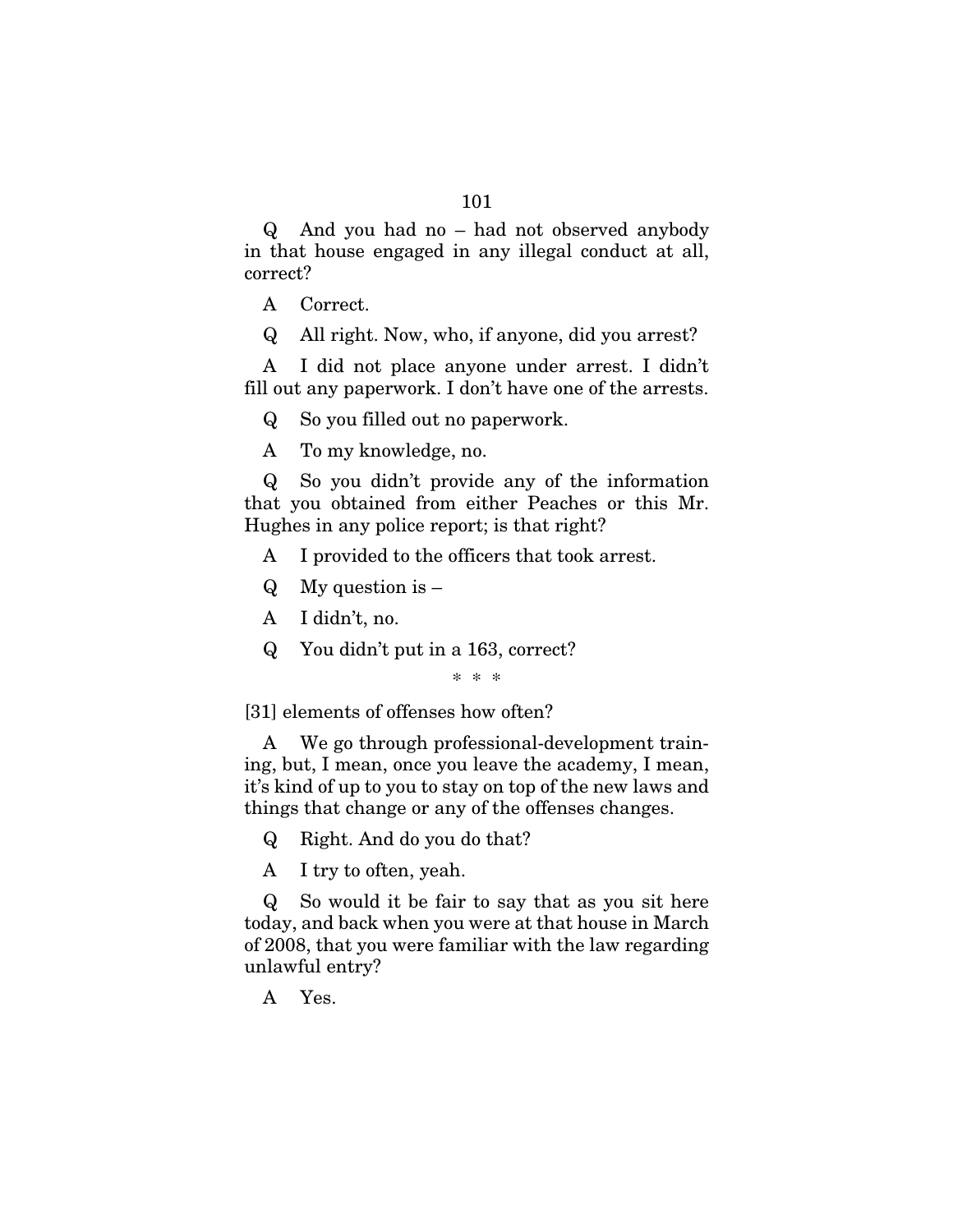Q And you had no – had not observed anybody in that house engaged in any illegal conduct at all, correct?

A Correct.

Q All right. Now, who, if anyone, did you arrest?

A I did not place anyone under arrest. I didn't fill out any paperwork. I don't have one of the arrests.

Q So you filled out no paperwork.

A To my knowledge, no.

Q So you didn't provide any of the information that you obtained from either Peaches or this Mr. Hughes in any police report; is that right?

A I provided to the officers that took arrest.

Q My question is –

A I didn't, no.

Q You didn't put in a 163, correct?

\* \* \*

[31] elements of offenses how often?

A We go through professional-development training, but, I mean, once you leave the academy, I mean, it's kind of up to you to stay on top of the new laws and things that change or any of the offenses changes.

Q Right. And do you do that?

A I try to often, yeah.

Q So would it be fair to say that as you sit here today, and back when you were at that house in March of 2008, that you were familiar with the law regarding unlawful entry?

A Yes.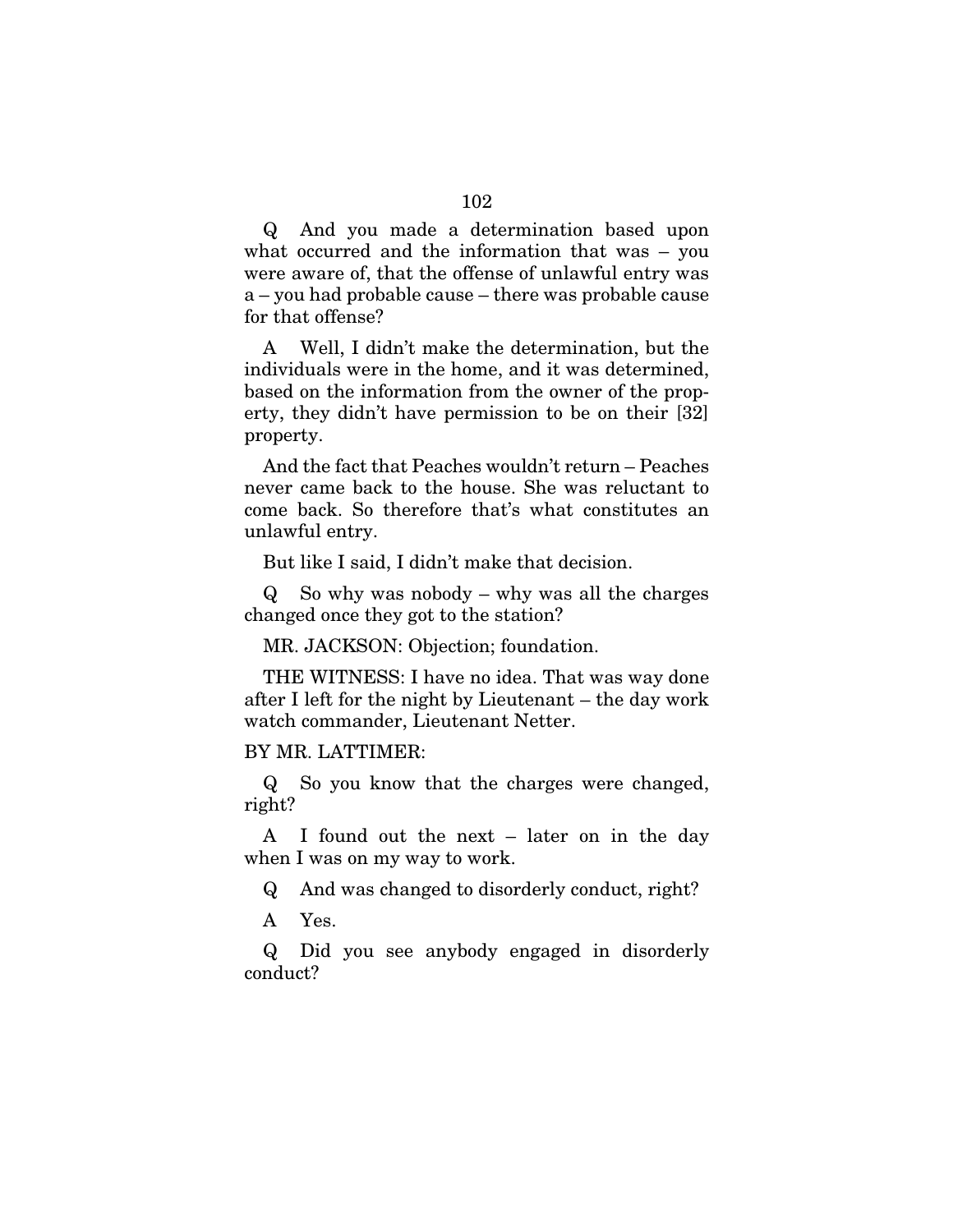Q And you made a determination based upon what occurred and the information that was – you were aware of, that the offense of unlawful entry was a – you had probable cause – there was probable cause for that offense?

A Well, I didn't make the determination, but the individuals were in the home, and it was determined, based on the information from the owner of the property, they didn't have permission to be on their [32] property.

And the fact that Peaches wouldn't return – Peaches never came back to the house. She was reluctant to come back. So therefore that's what constitutes an unlawful entry.

But like I said, I didn't make that decision.

Q So why was nobody – why was all the charges changed once they got to the station?

MR. JACKSON: Objection; foundation.

THE WITNESS: I have no idea. That was way done after I left for the night by Lieutenant – the day work watch commander, Lieutenant Netter.

BY MR. LATTIMER:

Q So you know that the charges were changed, right?

A I found out the next – later on in the day when I was on my way to work.

Q And was changed to disorderly conduct, right?

A Yes.

Q Did you see anybody engaged in disorderly conduct?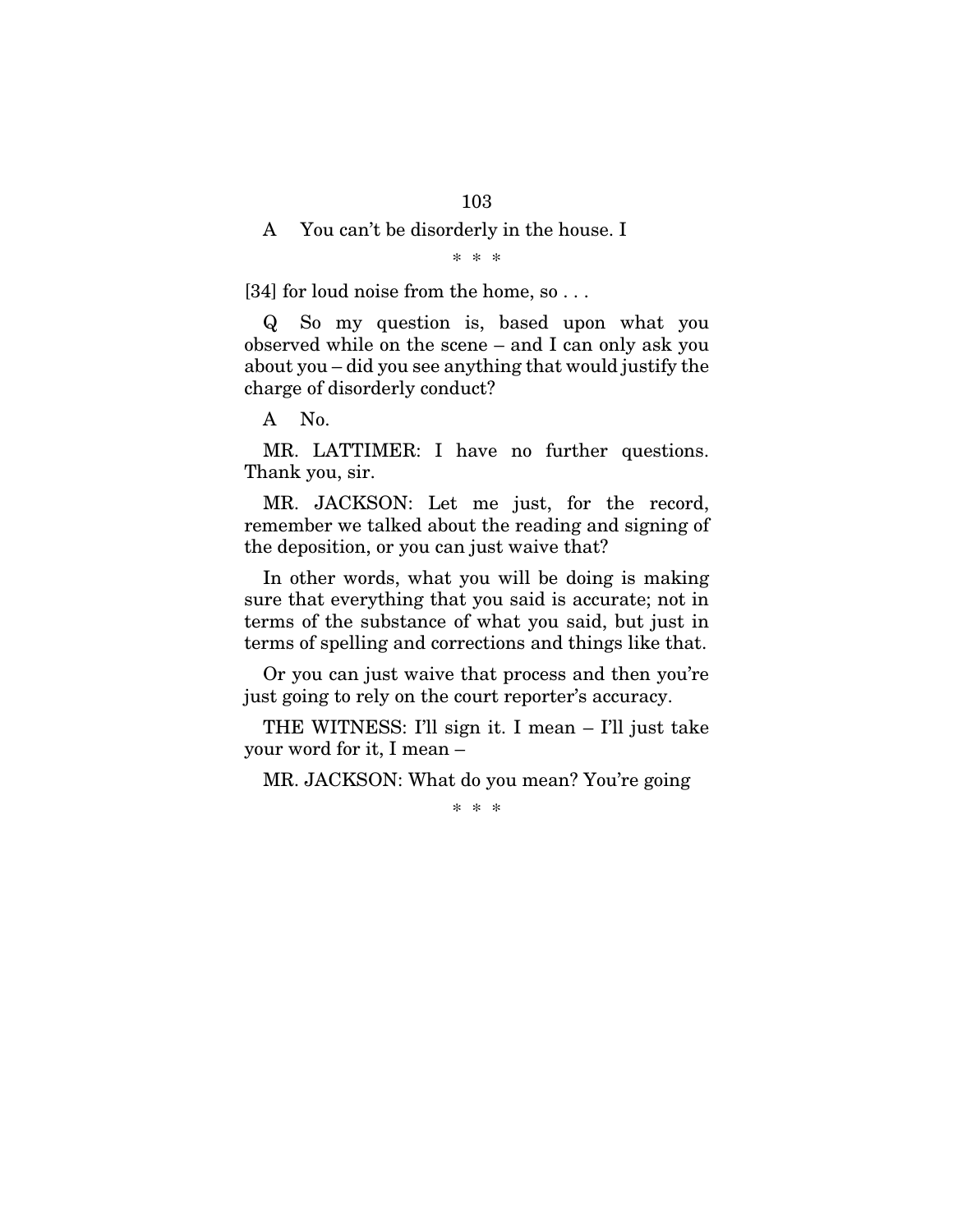A You can't be disorderly in the house. I

\* \* \*

[34] for loud noise from the home, so . . .

Q So my question is, based upon what you observed while on the scene – and I can only ask you about you – did you see anything that would justify the charge of disorderly conduct?

A No.

MR. LATTIMER: I have no further questions. Thank you, sir.

MR. JACKSON: Let me just, for the record, remember we talked about the reading and signing of the deposition, or you can just waive that?

In other words, what you will be doing is making sure that everything that you said is accurate; not in terms of the substance of what you said, but just in terms of spelling and corrections and things like that.

Or you can just waive that process and then you're just going to rely on the court reporter's accuracy.

THE WITNESS: I'll sign it. I mean – I'll just take your word for it, I mean –

MR. JACKSON: What do you mean? You're going

\* \* \*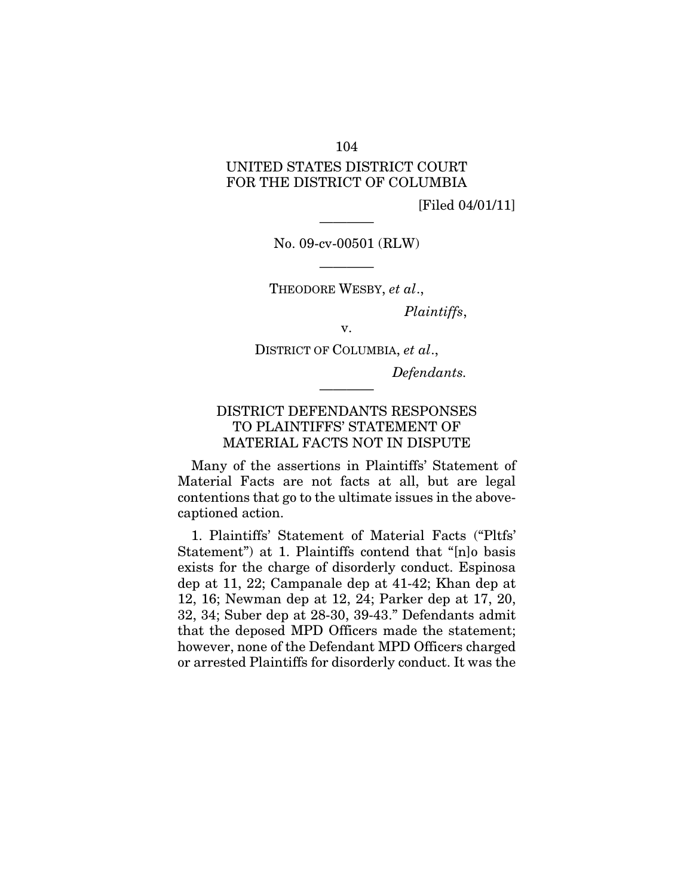UNITED STATES DISTRICT COURT
FOR THE DISTRICT OF COLUMBIA

[Filed 04/01/11]

---

No. 09-cv-00501 (RLW)

---

THEODORE WESBY, *et al*.,

*Plaintiffs*,

v.

DISTRICT OF COLUMBIA, *et al*.,

*Defendants.*

---

## DISTRICT DEFENDANTS RESPONSES TO PLAINTIFFS' STATEMENT OF MATERIAL FACTS NOT IN DISPUTE

Many of the assertions in Plaintiffs' Statement of Material Facts are not facts at all, but are legal contentions that go to the ultimate issues in the above-captioned action.

1. Plaintiffs' Statement of Material Facts ("Pltfs' Statement") at 1. Plaintiffs contend that "[n]o basis exists for the charge of disorderly conduct. Espinosa dep at 11, 22; Campanale dep at 41-42; Khan dep at 12, 16; Newman dep at 12, 24; Parker dep at 17, 20, 32, 34; Suber dep at 28-30, 39-43." Defendants admit that the deposed MPD Officers made the statement; however, none of the Defendant MPD Officers charged or arrested Plaintiffs for disorderly conduct. It was the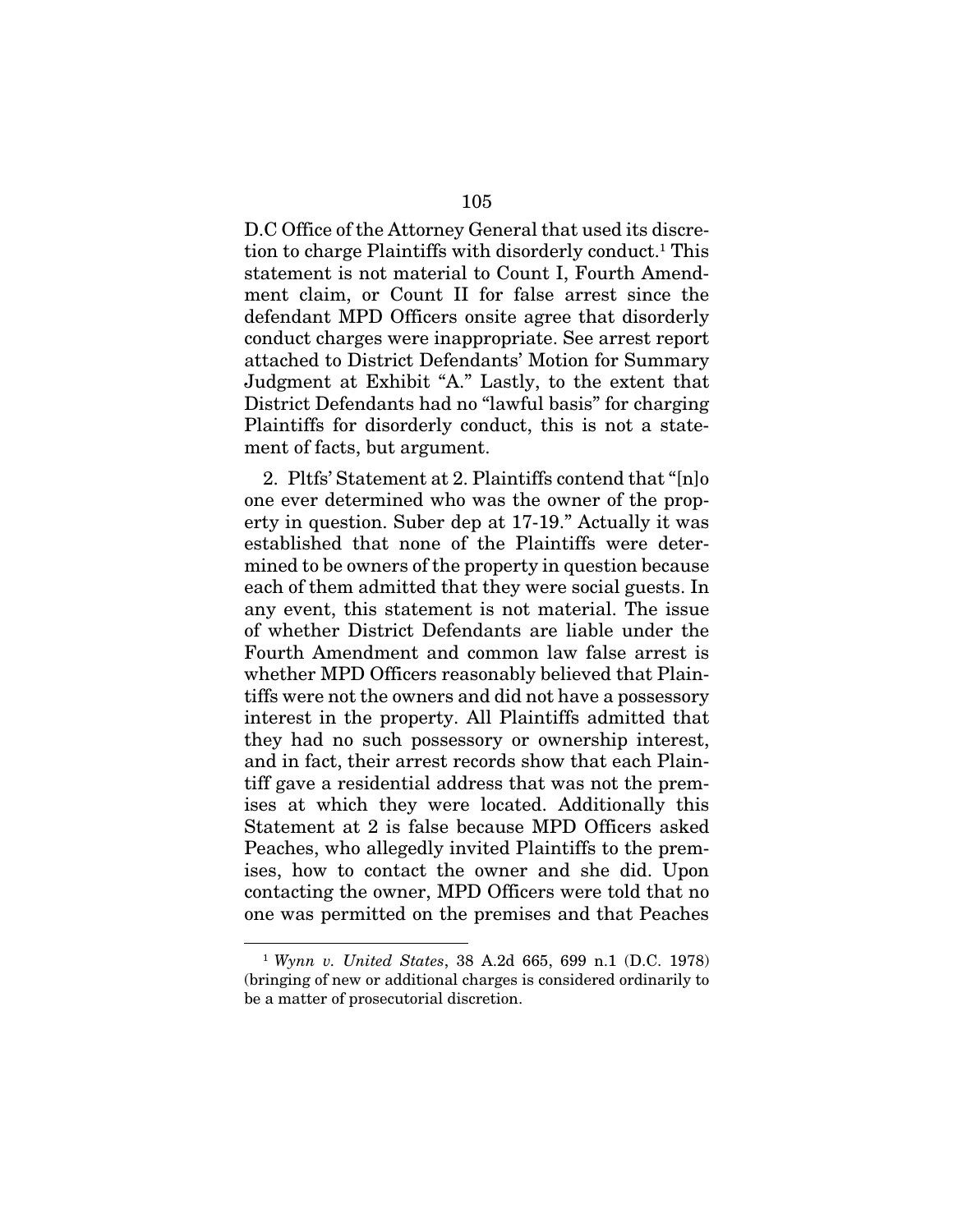D.C Office of the Attorney General that used its discretion to charge Plaintiffs with disorderly conduct.[1] This statement is not material to Count I, Fourth Amendment claim, or Count II for false arrest since the defendant MPD Officers onsite agree that disorderly conduct charges were inappropriate. See arrest report attached to District Defendants' Motion for Summary Judgment at Exhibit "A." Lastly, to the extent that District Defendants had no "lawful basis" for charging Plaintiffs for disorderly conduct, this is not a statement of facts, but argument.

2. Pltfs' Statement at 2. Plaintiffs contend that "[n]o one ever determined who was the owner of the property in question. Suber dep at 17-19." Actually it was established that none of the Plaintiffs were determined to be owners of the property in question because each of them admitted that they were social guests. In any event, this statement is not material. The issue of whether District Defendants are liable under the Fourth Amendment and common law false arrest is whether MPD Officers reasonably believed that Plaintiffs were not the owners and did not have a possessory interest in the property. All Plaintiffs admitted that they had no such possessory or ownership interest, and in fact, their arrest records show that each Plaintiff gave a residential address that was not the premises at which they were located. Additionally this Statement at 2 is false because MPD Officers asked Peaches, who allegedly invited Plaintiffs to the premises, how to contact the owner and she did. Upon contacting the owner, MPD Officers were told that no one was permitted on the premises and that Peaches

[1] *Wynn v. United States*, 38 A.2d 665, 699 n.1 (D.C. 1978) (bringing of new or additional charges is considered ordinarily to be a matter of prosecutorial discretion.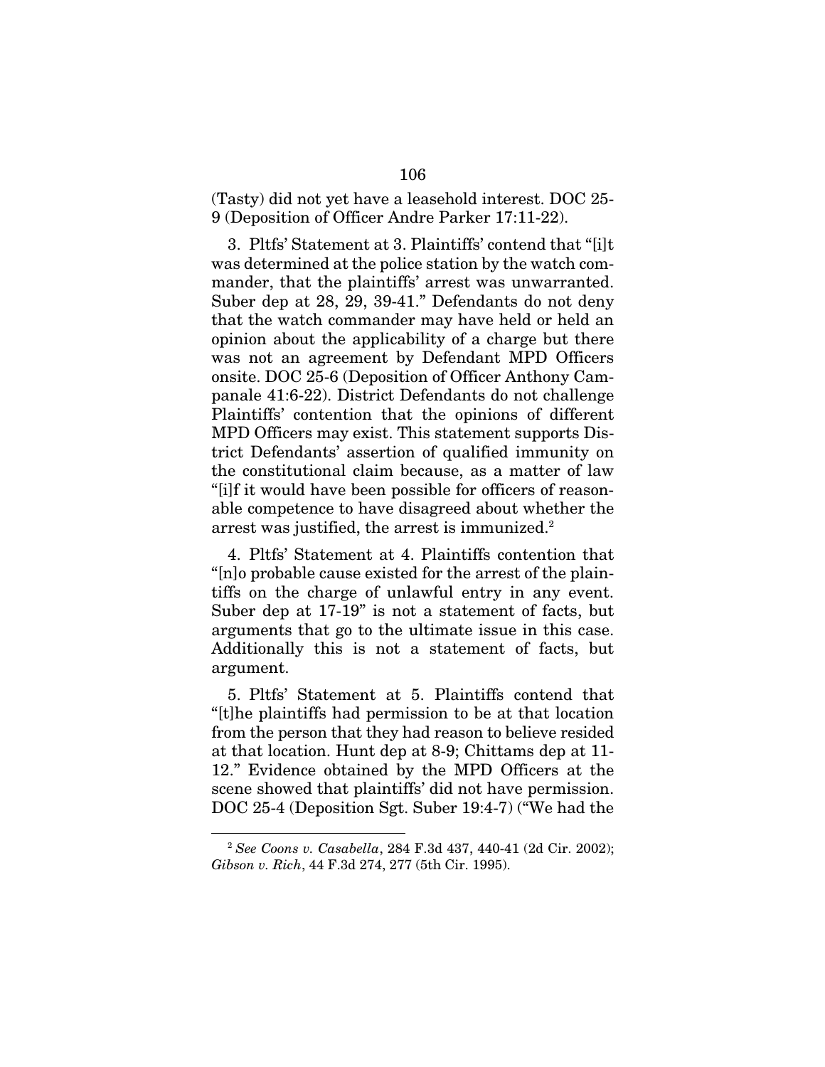(Tasty) did not yet have a leasehold interest. DOC 25-9 (Deposition of Officer Andre Parker 17:11-22).

3. Pltfs' Statement at 3. Plaintiffs' contend that "[i]t was determined at the police station by the watch commander, that the plaintiffs' arrest was unwarranted. Suber dep at 28, 29, 39-41." Defendants do not deny that the watch commander may have held or held an opinion about the applicability of a charge but there was not an agreement by Defendant MPD Officers onsite. DOC 25-6 (Deposition of Officer Anthony Campanale 41:6-22). District Defendants do not challenge Plaintiffs' contention that the opinions of different MPD Officers may exist. This statement supports District Defendants' assertion of qualified immunity on the constitutional claim because, as a matter of law "[i]f it would have been possible for officers of reasonable competence to have disagreed about whether the arrest was justified, the arrest is immunized.[2]

4. Pltfs' Statement at 4. Plaintiffs contention that "[n]o probable cause existed for the arrest of the plaintiffs on the charge of unlawful entry in any event. Suber dep at 17-19" is not a statement of facts, but arguments that go to the ultimate issue in this case. Additionally this is not a statement of facts, but argument.

5. Pltfs' Statement at 5. Plaintiffs contend that "[t]he plaintiffs had permission to be at that location from the person that they had reason to believe resided at that location. Hunt dep at 8-9; Chittams dep at 11-12." Evidence obtained by the MPD Officers at the scene showed that plaintiffs' did not have permission. DOC 25-4 (Deposition Sgt. Suber 19:4-7) ("We had the

---

[2] *See Coons v. Casabella*, 284 F.3d 437, 440-41 (2d Cir. 2002); *Gibson v. Rich*, 44 F.3d 274, 277 (5th Cir. 1995).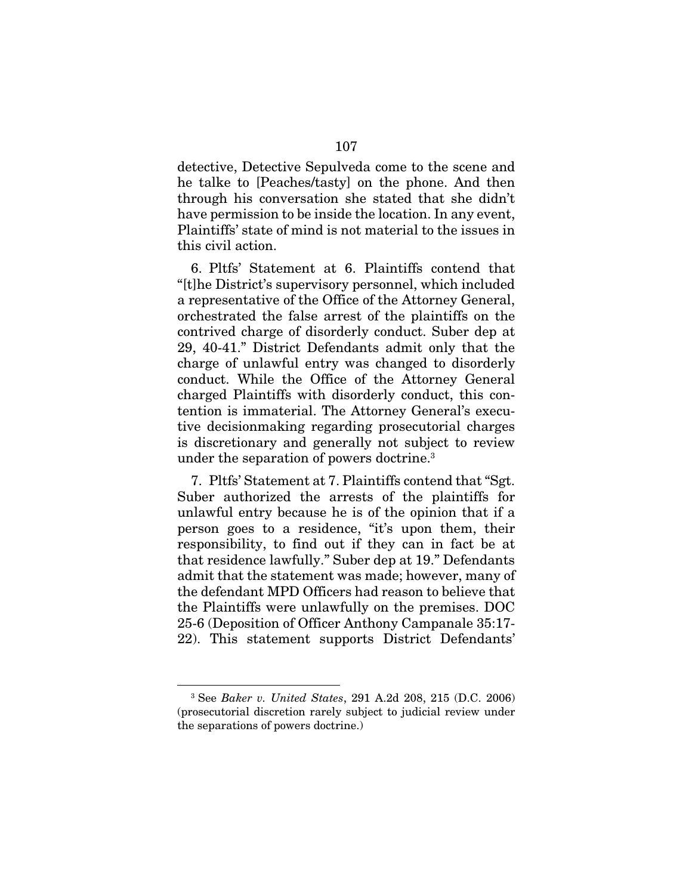detective, Detective Sepulveda come to the scene and he talke to [Peaches/tasty] on the phone. And then through his conversation she stated that she didn't have permission to be inside the location. In any event, Plaintiffs' state of mind is not material to the issues in this civil action.

6. Pltfs' Statement at 6. Plaintiffs contend that "[t]he District's supervisory personnel, which included a representative of the Office of the Attorney General, orchestrated the false arrest of the plaintiffs on the contrived charge of disorderly conduct. Suber dep at 29, 40-41." District Defendants admit only that the charge of unlawful entry was changed to disorderly conduct. While the Office of the Attorney General charged Plaintiffs with disorderly conduct, this contention is immaterial. The Attorney General's executive decisionmaking regarding prosecutorial charges is discretionary and generally not subject to review under the separation of powers doctrine.[3]

7. Pltfs' Statement at 7. Plaintiffs contend that "Sgt. Suber authorized the arrests of the plaintiffs for unlawful entry because he is of the opinion that if a person goes to a residence, "it's upon them, their responsibility, to find out if they can in fact be at that residence lawfully." Suber dep at 19." Defendants admit that the statement was made; however, many of the defendant MPD Officers had reason to believe that the Plaintiffs were unlawfully on the premises. DOC 25-6 (Deposition of Officer Anthony Campanale 35:17-22). This statement supports District Defendants'

[3] See *Baker v. United States*, 291 A.2d 208, 215 (D.C. 2006) (prosecutorial discretion rarely subject to judicial review under the separations of powers doctrine.)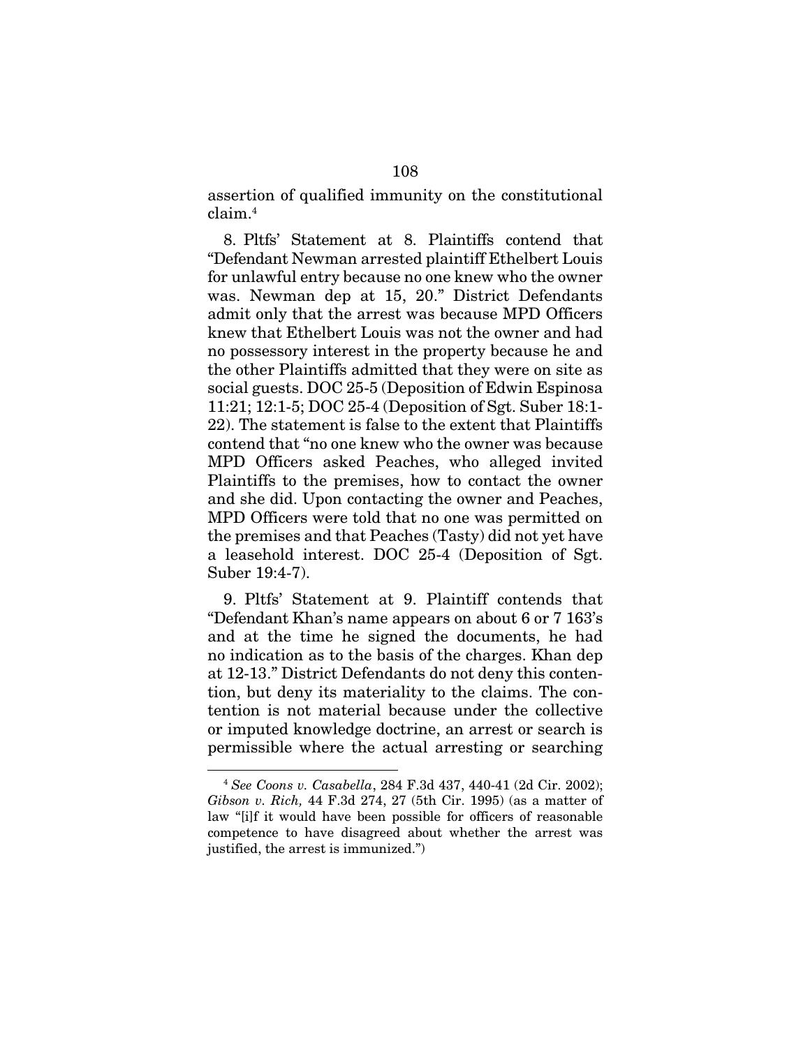assertion of qualified immunity on the constitutional claim.[4]

8. Pltfs' Statement at 8. Plaintiffs contend that "Defendant Newman arrested plaintiff Ethelbert Louis for unlawful entry because no one knew who the owner was. Newman dep at 15, 20." District Defendants admit only that the arrest was because MPD Officers knew that Ethelbert Louis was not the owner and had no possessory interest in the property because he and the other Plaintiffs admitted that they were on site as social guests. DOC 25-5 (Deposition of Edwin Espinosa 11:21; 12:1-5; DOC 25-4 (Deposition of Sgt. Suber 18:1-22). The statement is false to the extent that Plaintiffs contend that "no one knew who the owner was because MPD Officers asked Peaches, who alleged invited Plaintiffs to the premises, how to contact the owner and she did. Upon contacting the owner and Peaches, MPD Officers were told that no one was permitted on the premises and that Peaches (Tasty) did not yet have a leasehold interest. DOC 25-4 (Deposition of Sgt. Suber 19:4-7).

9. Pltfs' Statement at 9. Plaintiff contends that "Defendant Khan's name appears on about 6 or 7 163's and at the time he signed the documents, he had no indication as to the basis of the charges. Khan dep at 12-13." District Defendants do not deny this contention, but deny its materiality to the claims. The contention is not material because under the collective or imputed knowledge doctrine, an arrest or search is permissible where the actual arresting or searching

---

[4] *See Coons v. Casabella*, 284 F.3d 437, 440-41 (2d Cir. 2002); *Gibson v. Rich,* 44 F.3d 274, 27 (5th Cir. 1995) (as a matter of law "[i]f it would have been possible for officers of reasonable competence to have disagreed about whether the arrest was justified, the arrest is immunized.")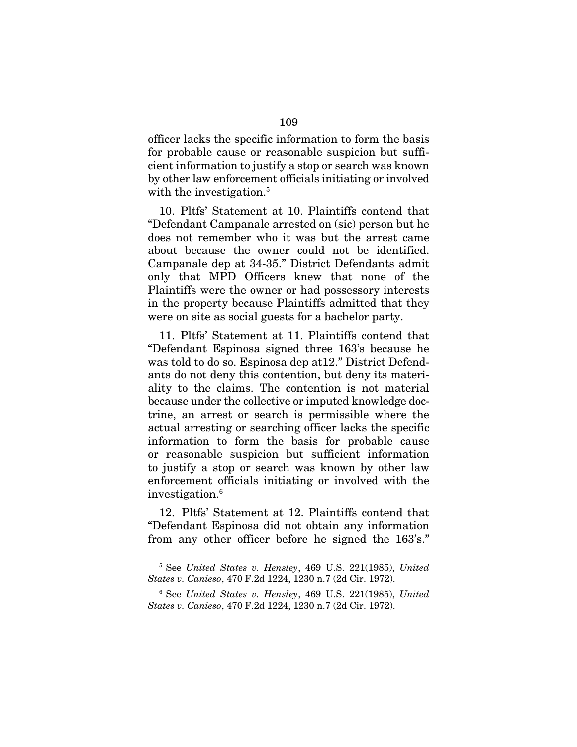officer lacks the specific information to form the basis for probable cause or reasonable suspicion but sufficient information to justify a stop or search was known by other law enforcement officials initiating or involved with the investigation.[5]

10. Pltfs' Statement at 10. Plaintiffs contend that "Defendant Campanale arrested on (sic) person but he does not remember who it was but the arrest came about because the owner could not be identified. Campanale dep at 34-35." District Defendants admit only that MPD Officers knew that none of the Plaintiffs were the owner or had possessory interests in the property because Plaintiffs admitted that they were on site as social guests for a bachelor party.

11. Pltfs' Statement at 11. Plaintiffs contend that "Defendant Espinosa signed three 163's because he was told to do so. Espinosa dep at12." District Defendants do not deny this contention, but deny its materiality to the claims. The contention is not material because under the collective or imputed knowledge doctrine, an arrest or search is permissible where the actual arresting or searching officer lacks the specific information to form the basis for probable cause or reasonable suspicion but sufficient information to justify a stop or search was known by other law enforcement officials initiating or involved with the investigation.[6]

12. Pltfs' Statement at 12. Plaintiffs contend that "Defendant Espinosa did not obtain any information from any other officer before he signed the 163's."

[5] See *United States v. Hensley*, 469 U.S. 221(1985), *United States v. Canieso*, 470 F.2d 1224, 1230 n.7 (2d Cir. 1972).

[6] See *United States v. Hensley*, 469 U.S. 221(1985), *United States v. Canieso*, 470 F.2d 1224, 1230 n.7 (2d Cir. 1972).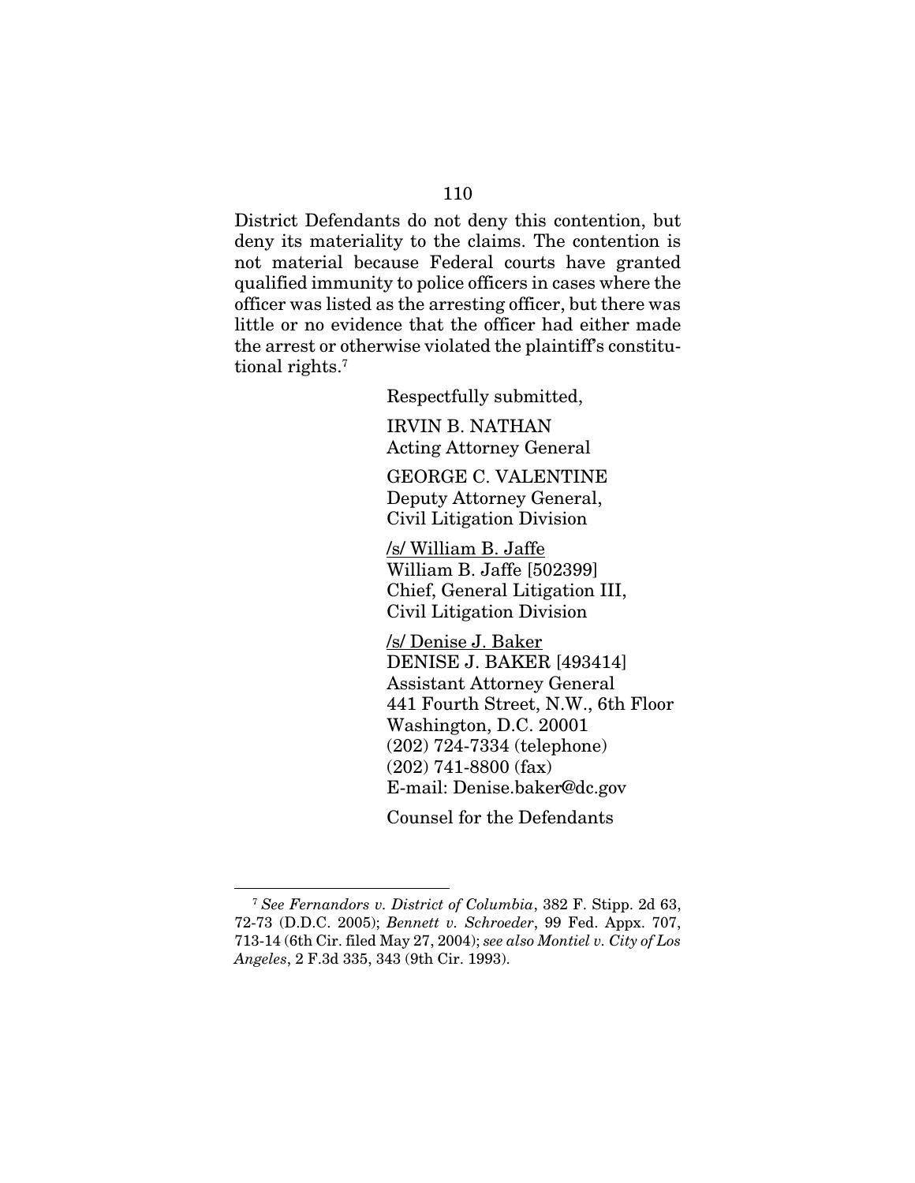District Defendants do not deny this contention, but deny its materiality to the claims. The contention is not material because Federal courts have granted qualified immunity to police officers in cases where the officer was listed as the arresting officer, but there was little or no evidence that the officer had either made the arrest or otherwise violated the plaintiff's constitutional rights.[7]

Respectfully submitted,

IRVIN B. NATHAN
Acting Attorney General

GEORGE C. VALENTINE
Deputy Attorney General,
Civil Litigation Division

/s/ William B. Jaffe
William B. Jaffe [502399]
Chief, General Litigation III,
Civil Litigation Division

/s/ Denise J. Baker
DENISE J. BAKER [493414]
Assistant Attorney General
441 Fourth Street, N.W., 6th Floor
Washington, D.C. 20001
(202) 724-7334 (telephone)
(202) 741-8800 (fax)
E-mail: Denise.baker@dc.gov

Counsel for the Defendants

---

[7] *See Fernandors v. District of Columbia*, 382 F. Stipp. 2d 63, 72-73 (D.D.C. 2005); *Bennett v. Schroeder*, 99 Fed. Appx. 707, 713-14 (6th Cir. filed May 27, 2004); *see also Montiel v. City of Los Angeles*, 2 F.3d 335, 343 (9th Cir. 1993).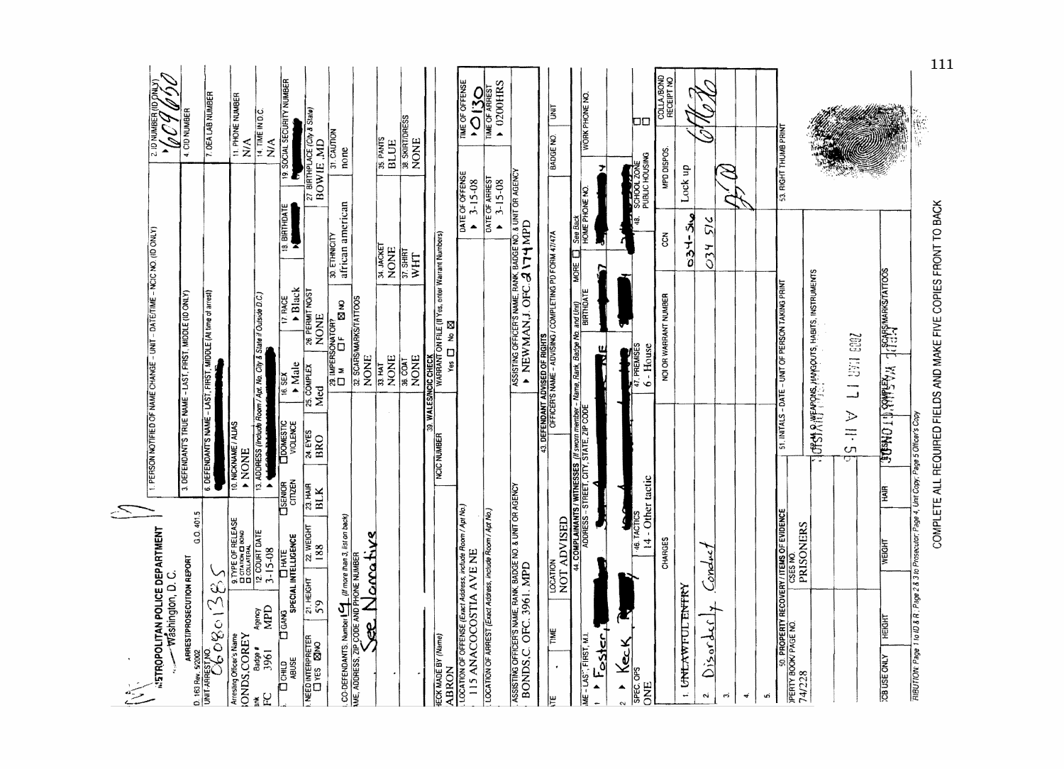# METROPOLITAN POLICE DEPARTMENT
Washington, D.C.

**ARREST/PROSECUTION REPORT**

PD 163 Rev. 5/2002 — G.O. 401.5

| Field | Value |
|---|---|
| 1. Unit Arrest No. | 0608C1385 |
| 1. Person notified of name change – unit – date/time – NCIC No. (ID only) | |
| 2. ID Number (ID only) | 609650 |
| 3. Defendant's true name – Last, First, Middle (ID only) | |
| 4. CID Number | |
| 6. Defendant's name – Last, First, Middle (at time of arrest) | |
| 7. DEA Lab Number | |
| Arresting Officer's Name | BONDS, COREY |
| Rank | PFC |
| Badge # | 3961 |
| Agency | MPD |
| 9. Type of Release | ☐ Citation ☐ Bond ☐ Collateral |
| 10. Nickname / Alias | NONE |
| 11. Phone Number | N/A |
| 12. Court Date | 3-15-08 |
| 13. Address (Include Room / Apt. No. City & State if Outside D.C.) | |
| 14. Time in D.C. | N/A |
| ☐ Child Abuse ☐ Gang ☐ Hate ☐ Senior Citizen ☐ Domestic Violence | Special Intelligence |
| 16. Sex | Male |
| 17. Race | Black |
| 18. Birthdate | |
| 19. Social Security Number | |
| Need Interpreter | ☐ Yes ☒ No |
| 21. Height | 5'9 |
| 22. Weight | 188 |
| 23. Hair | BLK |
| 24. Eyes | BRO |
| 25. Complex | Med |
| 26. Permit No/St | NONE |
| 27. Birthplace (City & State) | BOWIE, MD |
| Co-Defendants: Number | 19 (If more than 3, list on back) |
| Name, Address, Zip Code and Phone Number | See Narrative |
| 29. Impersonator? | ☐ M ☐ F ☒ No |
| 30. Ethnicity | african american |
| 31. Caution | none |
| 32. Scars/Marks/Tattoos | NONE |
| 33. Hat | NONE |
| 34. Jacket | NONE |
| 35. Pants | BLUE |
| 36. Coat | NONE |
| 37. Shirt | WHT |
| 38. Skirt/Dress | NONE |
| Check made by (Name) | ABRON |
| 39. WALES/NCIC Check – NCIC Number | |
| Warrant on file (If Yes, enter Warrant Numbers) | Yes ☐ No ☒ |
| Location of Offense (Exact Address, include Room / Apt No.) | 115 ANACOCOSTIA AVE NE |
| Date of Offense | 3-15-08 |
| Time of Offense | 0130 |
| Location of Arrest (Exact Address, include Room / Apt No.) | |
| Date of Arrest | 3-15-08 |
| Time of Arrest | 0200HRS |
| Assisting Officer's Name, Rank, Badge No. & Unit or Agency | BONDS, C. OFC. 3961. MPD |
| Assisting Officer's Name, Rank, Badge No. & Unit or Agency | NEWMAN, J. OFC. 2174 MPD |
| 43. Defendant Advised of Rights – Date / Time / Location | NOT ADVISED |
| Officer's Name – Advising / Completing PD Form 47/47A | |
| Badge No / Unit | |

**44. Complainants / Witnesses** (If sworn member – Name, Rank, Badge No. and Unit)

| | Name – Last, First, M.I. | Address – Street, City, State, Zip Code | Birthdate | Home Phone No. | Work Phone No. |
|---|---|---|---|---|---|
| 1 | Foster, | NE | | | |
| 2 | Keck, | | | | |

| Spec. Ops | 46. Tactics | 47. Premises | 48. |
|---|---|---|---|
| NONE | 14 - Other tactic | 6 - House | ☐ School Zone ☐ Public Housing |

| | Charges | NCIC or Warrant Number | CCN | MPD Dispos. | Colla./Bond Receipt No. |
|---|---|---|---|---|---|
| 1. | ~~UNLAWFUL ENTRY~~ | | 034-516 | Lock up | 616620 |
| 2. | Disorderly Conduct | | 034 516 | | |
| 3. | | | | | |
| 4. | | | | | |
| 5. | | | | | |

| 50. Property Recovery / Items of Evidence – Property Book/Page No. | CSES No. | 51. Initials – Date – Unit of Person Taking Print | 53. Right Thumb Print |
|---|---|---|---|
| 74/228 | PRISONERS | | |

CCB Use Only: Height / Weight / Hair / Complex. / Scars/Marks/Tattoos

Weapons, Hangouts, Habits, Instruments

DISTRIBUTION: Page 1 to ID & R, Page 2 & 3 to Prosecutor, Page 4, Unit Copy, Page 5 Officer's Copy

COMPLETE ALL REQUIRED FIELDS AND MAKE FIVE COPIES FRONT TO BACK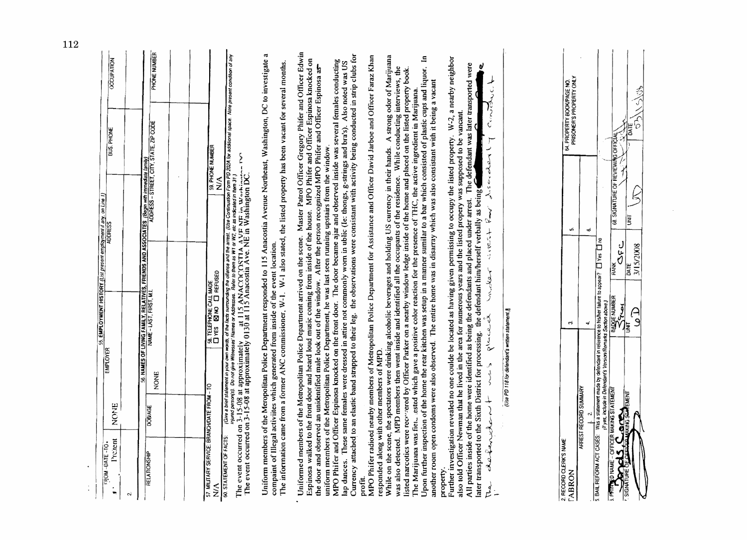| FROM - DATE - TO | EMPLOYER | 55. EMPLOYMENT HISTORY (List present employment if any, on Line 1) ADDRESS | BUS. PHONE | OCCUPATION |
|---|---|---|---|---|
| 1. Present | NONE | | | |
| 2. | | | | |

| RELATIONSHIP | DOB/AGE | 56. NAMES OF LIVING FAMILY, RELATIVES, FRIENDS AND ASSOCIATES (Begin with immediate family) NAME - LAST, FIRST, M.I. | ADDRESS - STREET, CITY, STATE, ZIP CODE | PHONE NUMBER |
|---|---|---|---|---|
| | | NONE | | |
| | | | | |
| | | | | |

| 57. MILITARY SERVICE: BRANCH/DATE FROM - TO | 58. TELEPHONE CALL MADE | 59. PHONE NUMBER |
|---|---|---|
| N/A | ☐ YES ☒ NO ☐ REFUSED | N/A |

60. STATEMENT OF FACTS: (Give a brief statement in your own words, of the facts surrounding the offense and the arrest. (Use Continuation Form PD 202A for additional space. Note present condition of any injured person(s). Do not give Witnesses' Names or Addresses. Refer to them as W1 or W2, etc as indicated in Item 31.)

~~The event occurred on 3-15-08 at approximately at 115 ANACOSTIA AVE NE in Washington DC~~
The event occurred on 3-15-08 at approximately 0130 at 115 Anacostia Ave. NE in Washington DC.

Uniform members of the Meropolitan Police Department responded to 115 Anacostia Avenue Northeast, Washington, DC to investigate a compaint of Illegal activiites which generated from inside of the event location.
The information came from a former ANC commissioner, W-1. W-1 also stated, the listed property has been vacant for several months.

Uniformed members of the Metropolitan Police Department arrived on the scene. Master Patrol Officer Gregory Phifer and Officer Edwin Espinosa walked to the front door and heard loud music coming from inside of the house. MPO Phifer and Officer Espinosa knocked on the door and observed an unidentified male look out of the window. After the person recognized MPO Phifer and Officer Espinosa as uniform members of the Metropolitan Police Department, he was last seen running upstairs from the window.
MPO Phifer and Officer Espinosa knocked on the front door. The door became ajar and observed inside was several females conducting lap dances. These same females were dressed in attire not commonly worn in ublic (ie: thongs, g-strings and bra's). Also noted was US Currency attached to an elastic band strapped to their leg. the observations were consistant with activity being conducted in strip clubs for profit.
MPO Phifer radioed nearby members of Metropolitan Police Department for Assistance and Officer David Jarboe and Officer Faraz Khan responded along with other members of MPD.
While on the scene, the spectators were drinking alcoholic beverages and holding US currency in their hands. A strong odor of Marijuana was also detected. MPD members then went inside and identified all the occupants of the residence. While conducting interviews, the listed narcotics were recovered by Officer Parker on a nearby window ledge inside of the home and placed on the listed property book.
The Marijuana was field tested which gave a positive color reaction for the presence of THC, the active ingredient in Marijuana.
Upon further inspection of the home the rear kitchen was setup in a manner sumilar to a bar which consisted of plastic cups and liquor. In another room open condoms were also observed. The entire home was in disarray which was also consistant with it being a vacant property.
Further investigation revealed no one coulde be located as having given permissing to occupy the listed property. W-2, a nearby neighbor also told Officer Newman that he lived in the area for numerous years and the listed propery was supposed to be vancant.
All parties inside of the home were identified as being the defendants and placed under arrest. The defendant was later transported were later transported to the Sixth District for processing. the defendant him/herself verbally as being [redacted]
The defendant was placed under arrest for disorderly conduct.

(Use PD 118 for defendant's written statement.)

| 2. RECORD CLERK'S NAME | 3. | 5. | 64. PROPERTY BOOK/PAGE NO. PRISONER'S PROPERTY ONLY |
|---|---|---|---|
| ARRESTING RECORD SUMMARY | 4. | 6. | |

5. BAIL REFORM ACT CASES: Was a statement made by defendant in reference to his/her failure to appear? ☐ Yes ☐ No (If yes, include in Defendant's Version/Remarks Section above.)

| PRINTED NAME - OFFICER MAKING STATEMENT | BADGE NUMBER | RANK | 68. SIGNATURE OF REVIEWING OFFICIAL | |
|---|---|---|---|---|
| [signature] | 3761 | OFC | [signature] | |
| SIGNATURE OF OFFICER MAKING STATEMENT | UNIT | DATE | UNIT | DATE |
| [signature] | 6D | 3/15/2008 | 6D | 03/15/08 |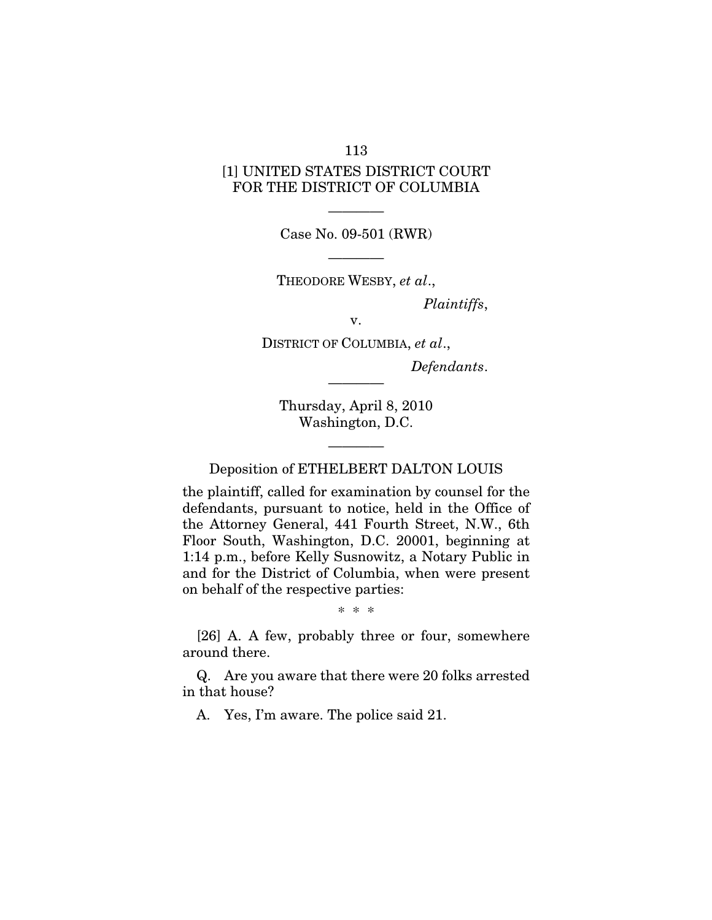[1] UNITED STATES DISTRICT COURT
FOR THE DISTRICT OF COLUMBIA

---

Case No. 09-501 (RWR)

---

THEODORE WESBY, *et al*.,

*Plaintiffs*,

v.

DISTRICT OF COLUMBIA, *et al*.,

*Defendants*.

---

Thursday, April 8, 2010
Washington, D.C.

---

Deposition of ETHELBERT DALTON LOUIS

the plaintiff, called for examination by counsel for the defendants, pursuant to notice, held in the Office of the Attorney General, 441 Fourth Street, N.W., 6th Floor South, Washington, D.C. 20001, beginning at 1:14 p.m., before Kelly Susnowitz, a Notary Public in and for the District of Columbia, when were present on behalf of the respective parties:

\* \* \*

[26] A. A few, probably three or four, somewhere around there.

Q. Are you aware that there were 20 folks arrested in that house?

A. Yes, I'm aware. The police said 21.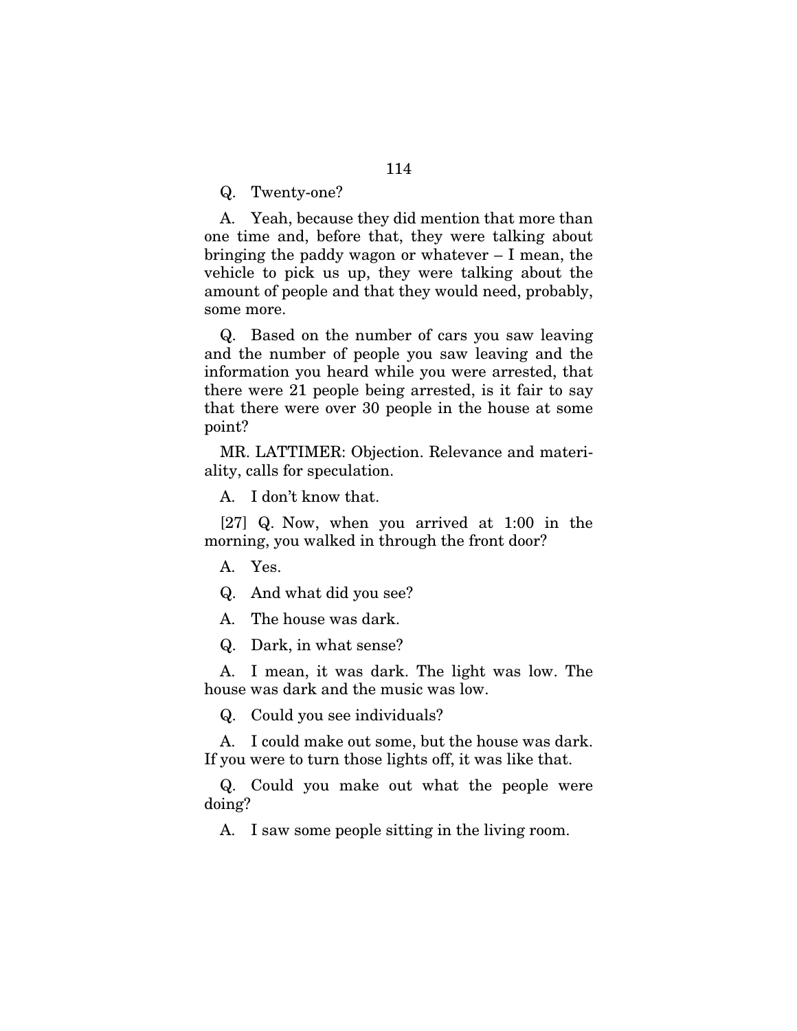Q. Twenty-one?

A. Yeah, because they did mention that more than one time and, before that, they were talking about bringing the paddy wagon or whatever – I mean, the vehicle to pick us up, they were talking about the amount of people and that they would need, probably, some more.

Q. Based on the number of cars you saw leaving and the number of people you saw leaving and the information you heard while you were arrested, that there were 21 people being arrested, is it fair to say that there were over 30 people in the house at some point?

MR. LATTIMER: Objection. Relevance and materiality, calls for speculation.

A. I don't know that.

[27] Q. Now, when you arrived at 1:00 in the morning, you walked in through the front door?

A. Yes.

Q. And what did you see?

A. The house was dark.

Q. Dark, in what sense?

A. I mean, it was dark. The light was low. The house was dark and the music was low.

Q. Could you see individuals?

A. I could make out some, but the house was dark. If you were to turn those lights off, it was like that.

Q. Could you make out what the people were doing?

A. I saw some people sitting in the living room.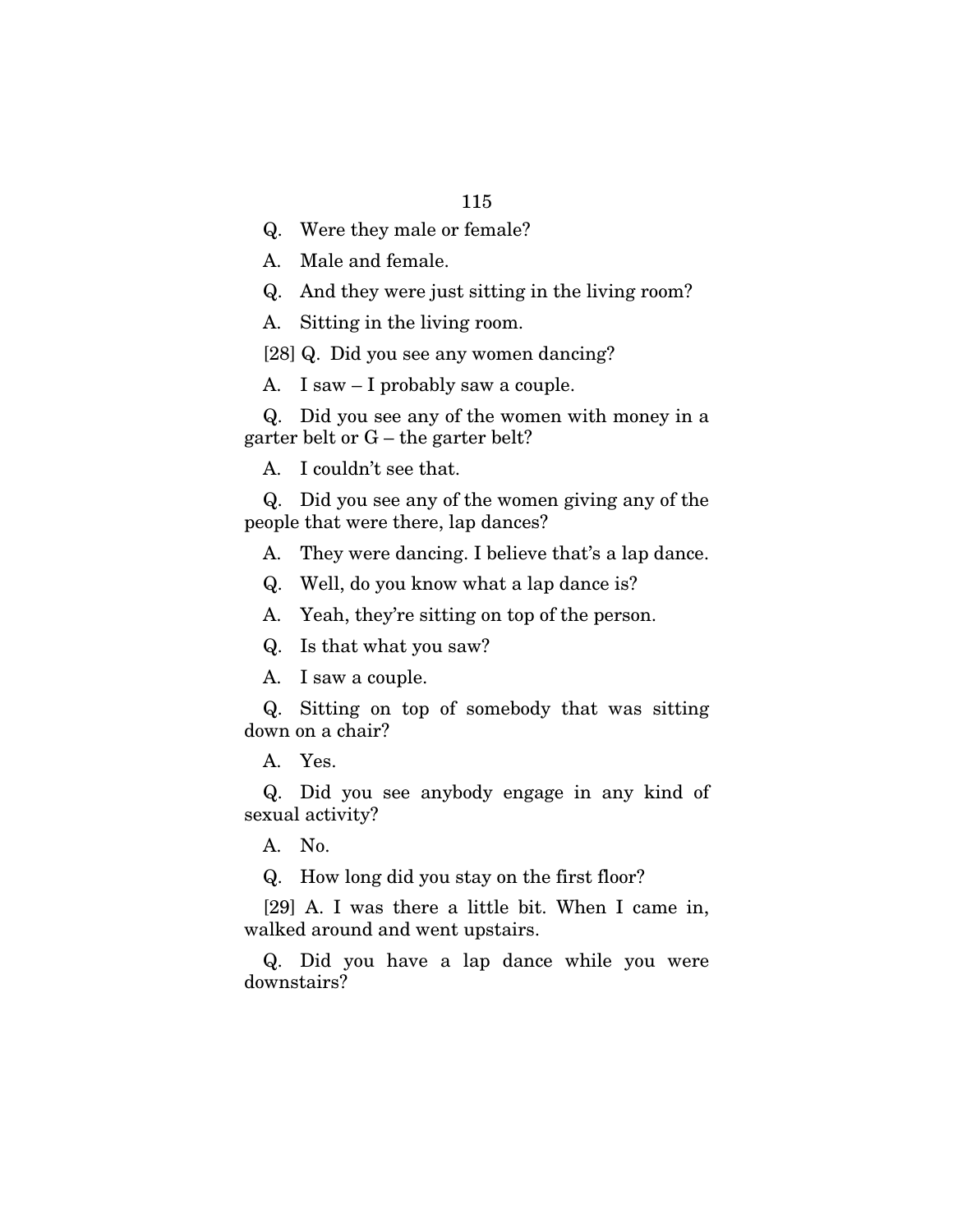Q. Were they male or female?

A. Male and female.

Q. And they were just sitting in the living room?

A. Sitting in the living room.

[28] Q. Did you see any women dancing?

A. I saw – I probably saw a couple.

Q. Did you see any of the women with money in a garter belt or G – the garter belt?

A. I couldn't see that.

Q. Did you see any of the women giving any of the people that were there, lap dances?

A. They were dancing. I believe that's a lap dance.

Q. Well, do you know what a lap dance is?

A. Yeah, they're sitting on top of the person.

Q. Is that what you saw?

A. I saw a couple.

Q. Sitting on top of somebody that was sitting down on a chair?

A. Yes.

Q. Did you see anybody engage in any kind of sexual activity?

A. No.

Q. How long did you stay on the first floor?

[29] A. I was there a little bit. When I came in, walked around and went upstairs.

Q. Did you have a lap dance while you were downstairs?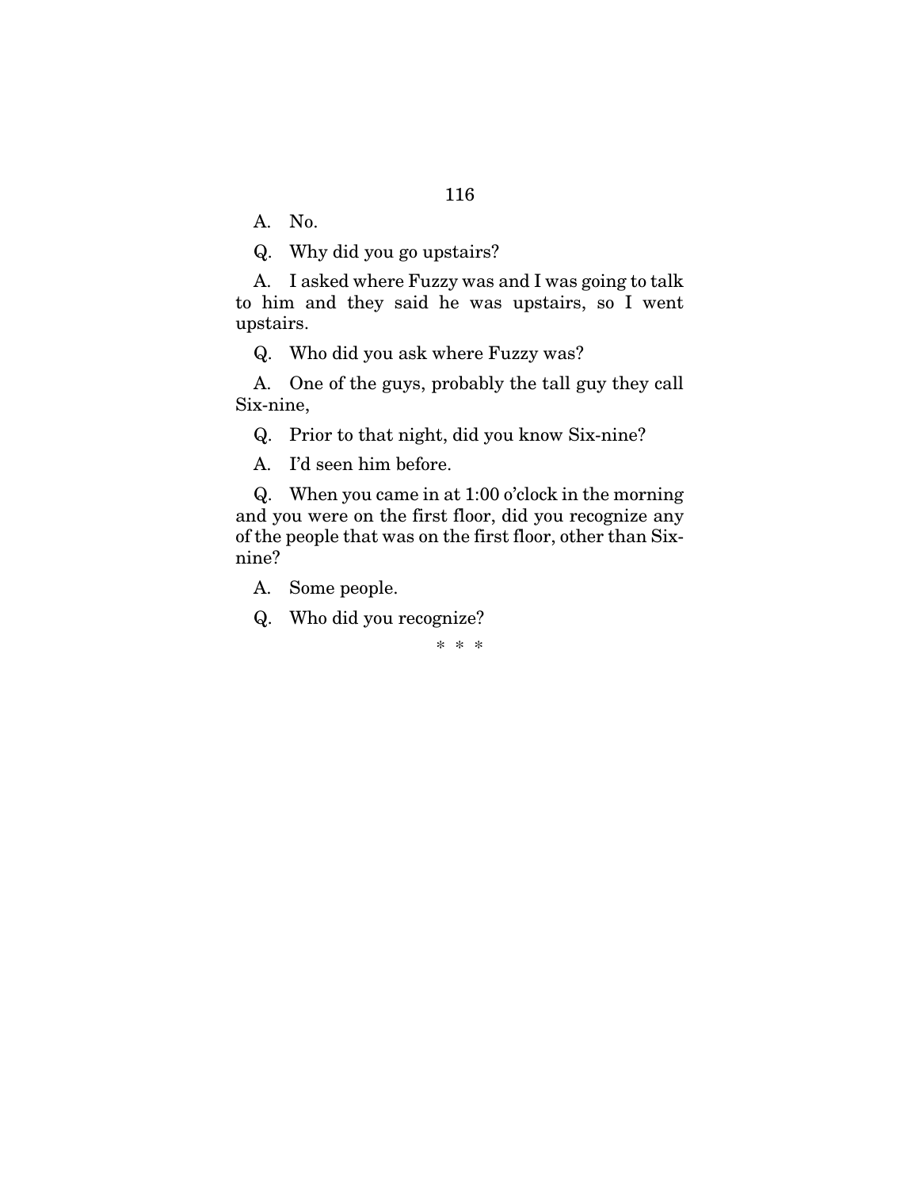A. No.

Q. Why did you go upstairs?

A. I asked where Fuzzy was and I was going to talk to him and they said he was upstairs, so I went upstairs.

Q. Who did you ask where Fuzzy was?

A. One of the guys, probably the tall guy they call Six-nine,

Q. Prior to that night, did you know Six-nine?

A. I'd seen him before.

Q. When you came in at 1:00 o'clock in the morning and you were on the first floor, did you recognize any of the people that was on the first floor, other than Six-nine?

A. Some people.

Q. Who did you recognize?

\* \* \*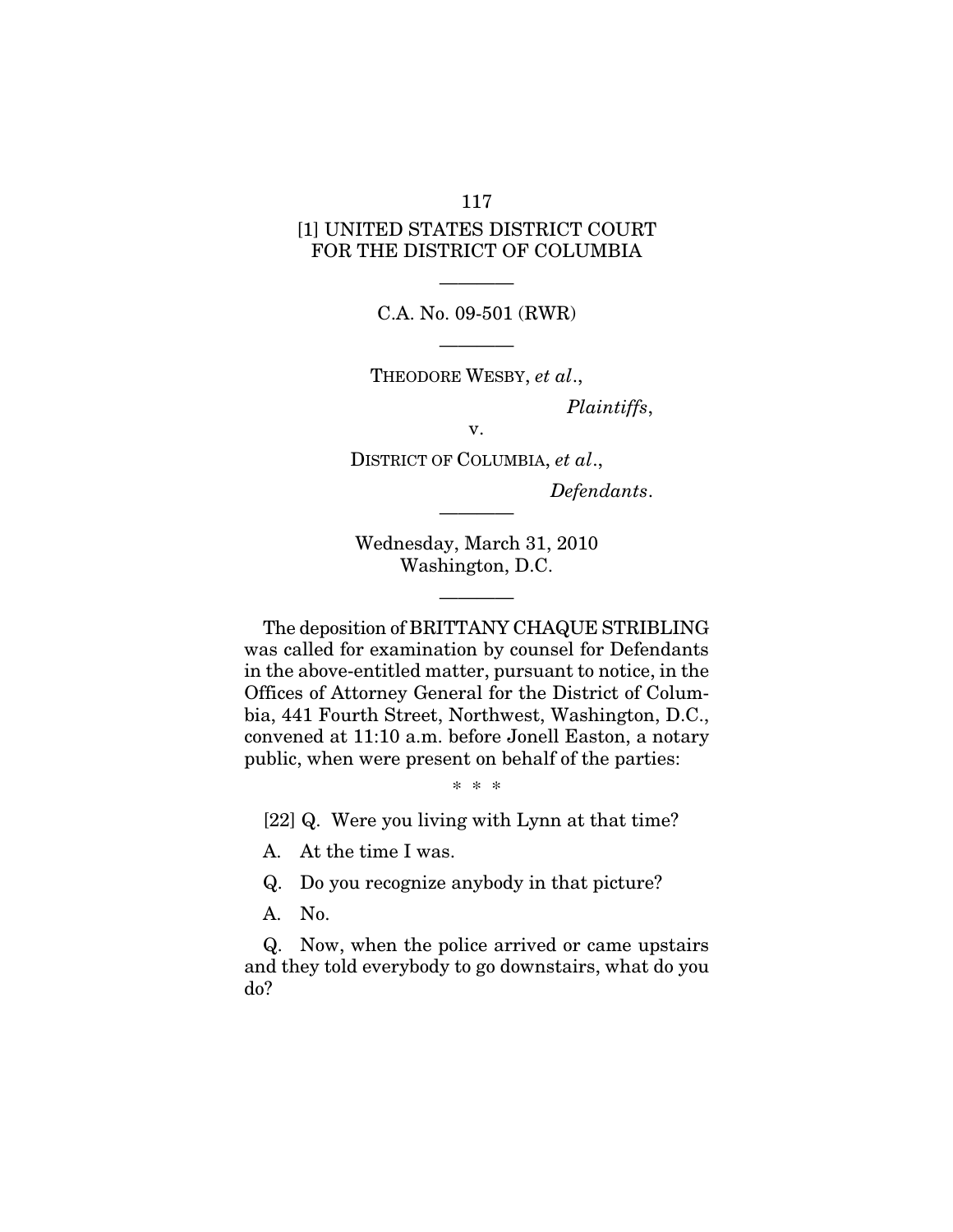[1] UNITED STATES DISTRICT COURT
FOR THE DISTRICT OF COLUMBIA

---

C.A. No. 09-501 (RWR)

---

THEODORE WESBY, *et al*.,

*Plaintiffs*,

v.

DISTRICT OF COLUMBIA, *et al*.,

*Defendants*.

---

Wednesday, March 31, 2010
Washington, D.C.

---

The deposition of BRITTANY CHAQUE STRIBLING was called for examination by counsel for Defendants in the above-entitled matter, pursuant to notice, in the Offices of Attorney General for the District of Columbia, 441 Fourth Street, Northwest, Washington, D.C., convened at 11:10 a.m. before Jonell Easton, a notary public, when were present on behalf of the parties:

\* \* \*

[22] Q. Were you living with Lynn at that time?

A. At the time I was.

Q. Do you recognize anybody in that picture?

A. No.

Q. Now, when the police arrived or came upstairs and they told everybody to go downstairs, what do you do?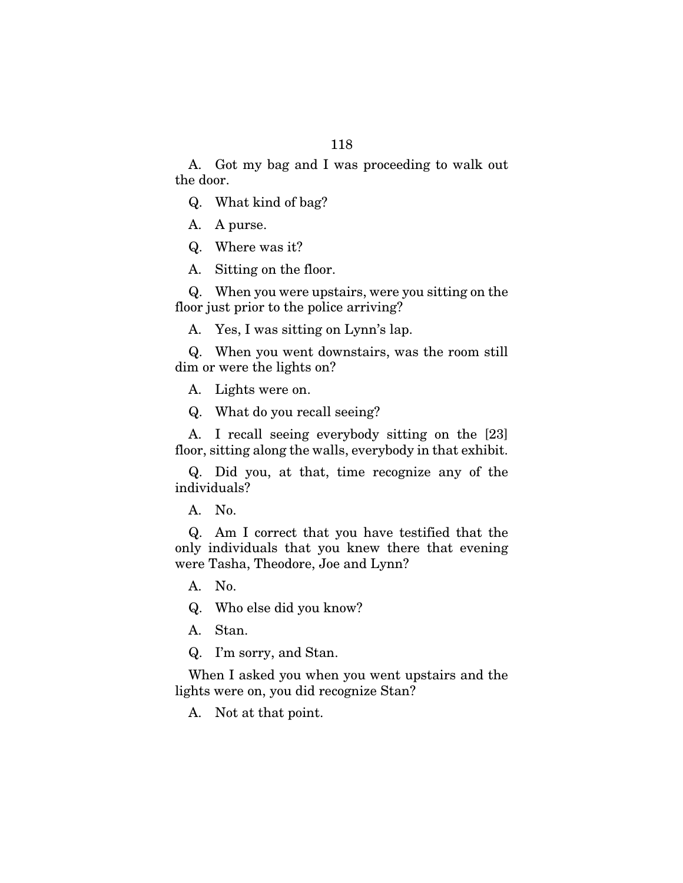A. Got my bag and I was proceeding to walk out the door.

Q. What kind of bag?

A. A purse.

Q. Where was it?

A. Sitting on the floor.

Q. When you were upstairs, were you sitting on the floor just prior to the police arriving?

A. Yes, I was sitting on Lynn's lap.

Q. When you went downstairs, was the room still dim or were the lights on?

A. Lights were on.

Q. What do you recall seeing?

A. I recall seeing everybody sitting on the [23] floor, sitting along the walls, everybody in that exhibit.

Q. Did you, at that, time recognize any of the individuals?

A. No.

Q. Am I correct that you have testified that the only individuals that you knew there that evening were Tasha, Theodore, Joe and Lynn?

A. No.

Q. Who else did you know?

A. Stan.

Q. I'm sorry, and Stan.

When I asked you when you went upstairs and the lights were on, you did recognize Stan?

A. Not at that point.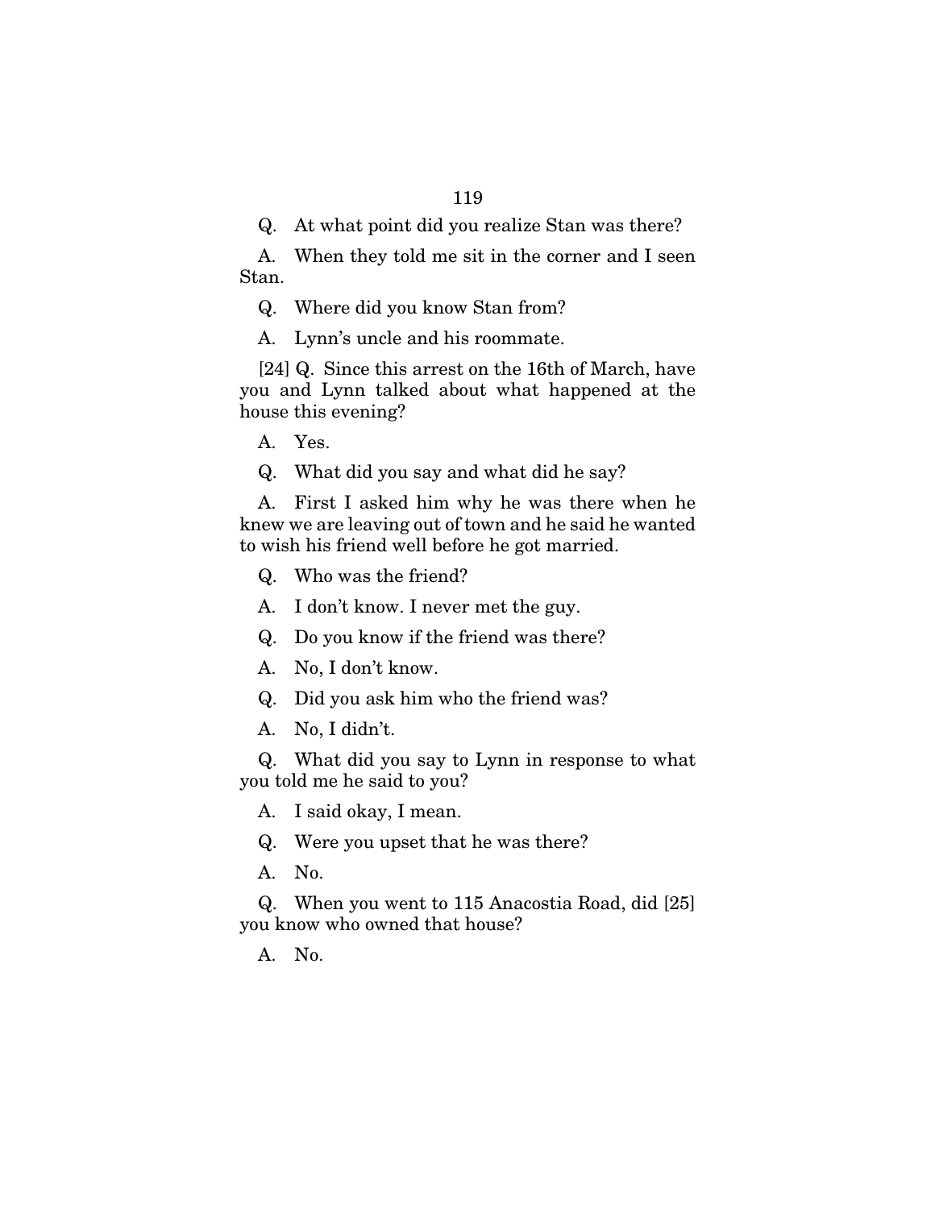Q. At what point did you realize Stan was there?

A. When they told me sit in the corner and I seen Stan.

Q. Where did you know Stan from?

A. Lynn's uncle and his roommate.

[24] Q. Since this arrest on the 16th of March, have you and Lynn talked about what happened at the house this evening?

A. Yes.

Q. What did you say and what did he say?

A. First I asked him why he was there when he knew we are leaving out of town and he said he wanted to wish his friend well before he got married.

Q. Who was the friend?

A. I don't know. I never met the guy.

Q. Do you know if the friend was there?

A. No, I don't know.

Q. Did you ask him who the friend was?

A. No, I didn't.

Q. What did you say to Lynn in response to what you told me he said to you?

A. I said okay, I mean.

Q. Were you upset that he was there?

A. No.

Q. When you went to 115 Anacostia Road, did [25] you know who owned that house?

A. No.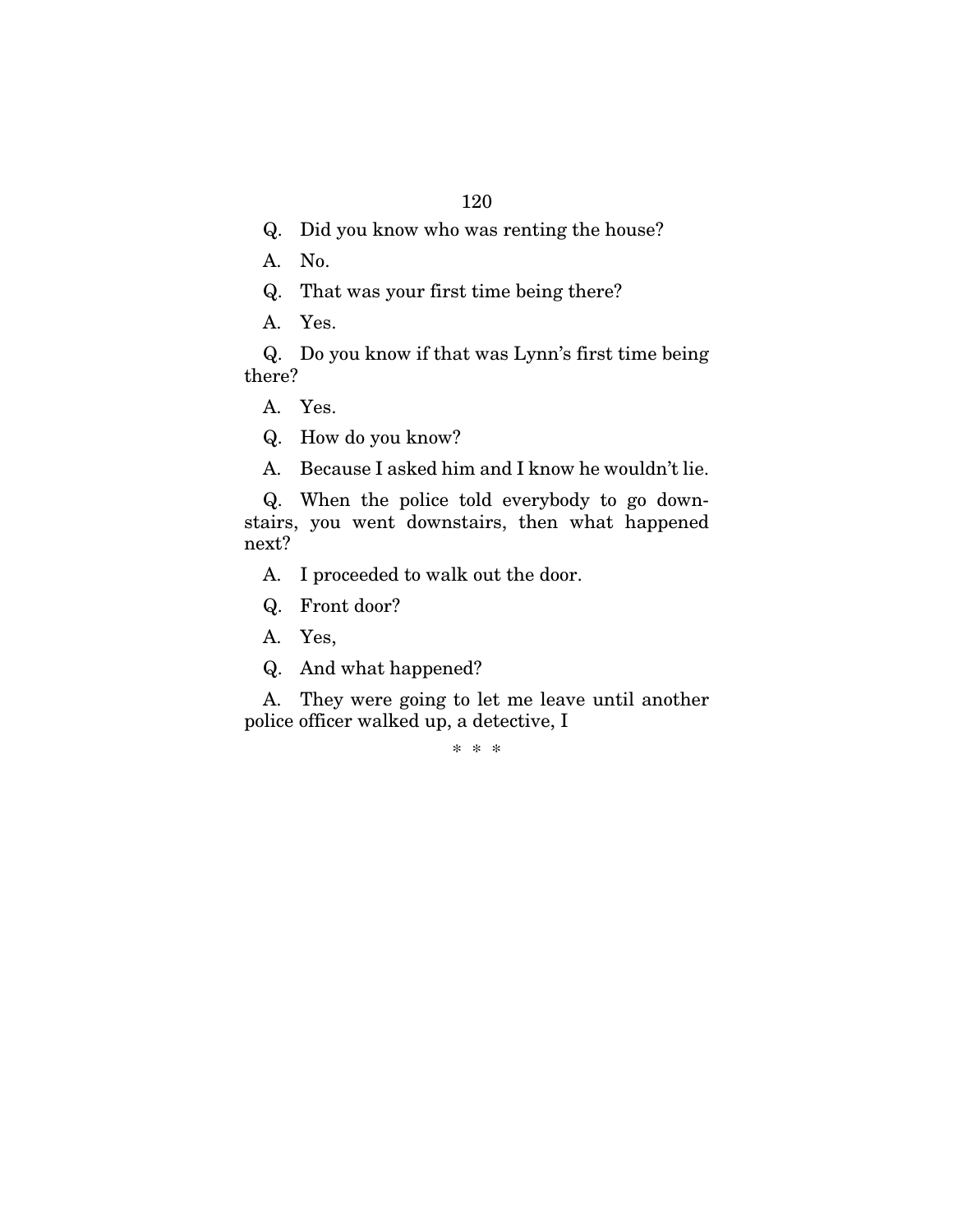Q. Did you know who was renting the house?

A. No.

Q. That was your first time being there?

A. Yes.

Q. Do you know if that was Lynn's first time being there?

A. Yes.

Q. How do you know?

A. Because I asked him and I know he wouldn't lie.

Q. When the police told everybody to go downstairs, you went downstairs, then what happened next?

A. I proceeded to walk out the door.

Q. Front door?

A. Yes,

Q. And what happened?

A. They were going to let me leave until another police officer walked up, a detective, I

\* \* \*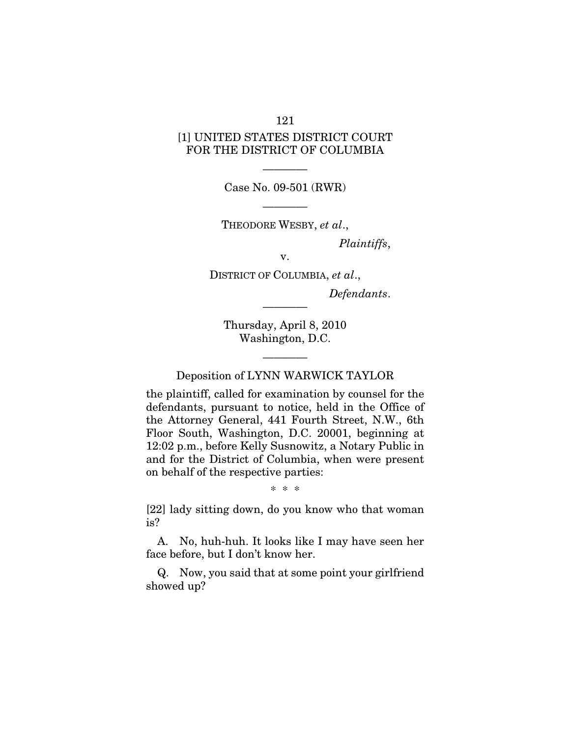[1] UNITED STATES DISTRICT COURT
FOR THE DISTRICT OF COLUMBIA

———

Case No. 09-501 (RWR)

———

THEODORE WESBY, *et al*.,

*Plaintiffs*,

v.

DISTRICT OF COLUMBIA, *et al*.,

*Defendants*.

———

Thursday, April 8, 2010
Washington, D.C.

———

Deposition of LYNN WARWICK TAYLOR

the plaintiff, called for examination by counsel for the defendants, pursuant to notice, held in the Office of the Attorney General, 441 Fourth Street, N.W., 6th Floor South, Washington, D.C. 20001, beginning at 12:02 p.m., before Kelly Susnowitz, a Notary Public in and for the District of Columbia, when were present on behalf of the respective parties:

\* \* \*

[22] lady sitting down, do you know who that woman is?

A. No, huh-huh. It looks like I may have seen her face before, but I don't know her.

Q. Now, you said that at some point your girlfriend showed up?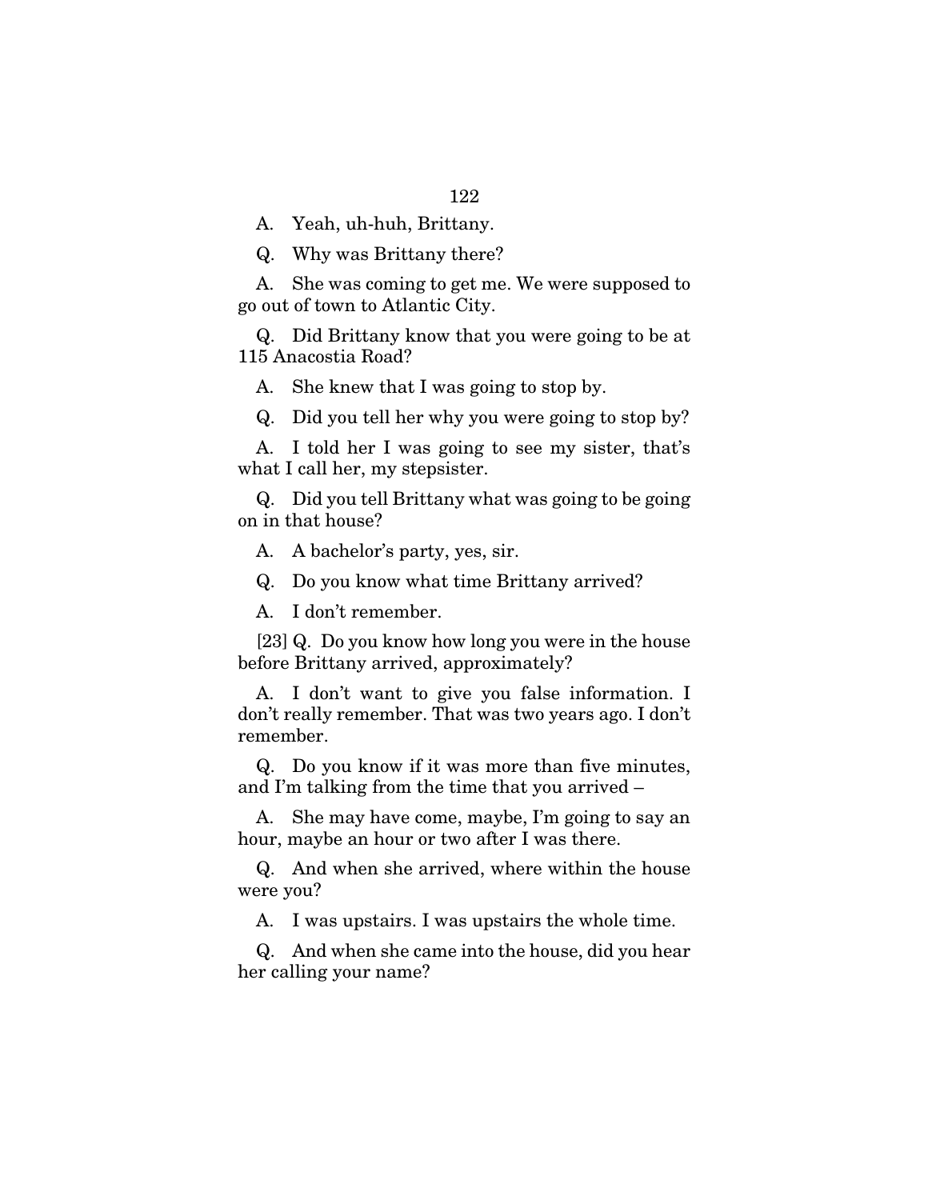A. Yeah, uh-huh, Brittany.

Q. Why was Brittany there?

A. She was coming to get me. We were supposed to go out of town to Atlantic City.

Q. Did Brittany know that you were going to be at 115 Anacostia Road?

A. She knew that I was going to stop by.

Q. Did you tell her why you were going to stop by?

A. I told her I was going to see my sister, that's what I call her, my stepsister.

Q. Did you tell Brittany what was going to be going on in that house?

A. A bachelor's party, yes, sir.

Q. Do you know what time Brittany arrived?

A. I don't remember.

[23] Q. Do you know how long you were in the house before Brittany arrived, approximately?

A. I don't want to give you false information. I don't really remember. That was two years ago. I don't remember.

Q. Do you know if it was more than five minutes, and I'm talking from the time that you arrived –

A. She may have come, maybe, I'm going to say an hour, maybe an hour or two after I was there.

Q. And when she arrived, where within the house were you?

A. I was upstairs. I was upstairs the whole time.

Q. And when she came into the house, did you hear her calling your name?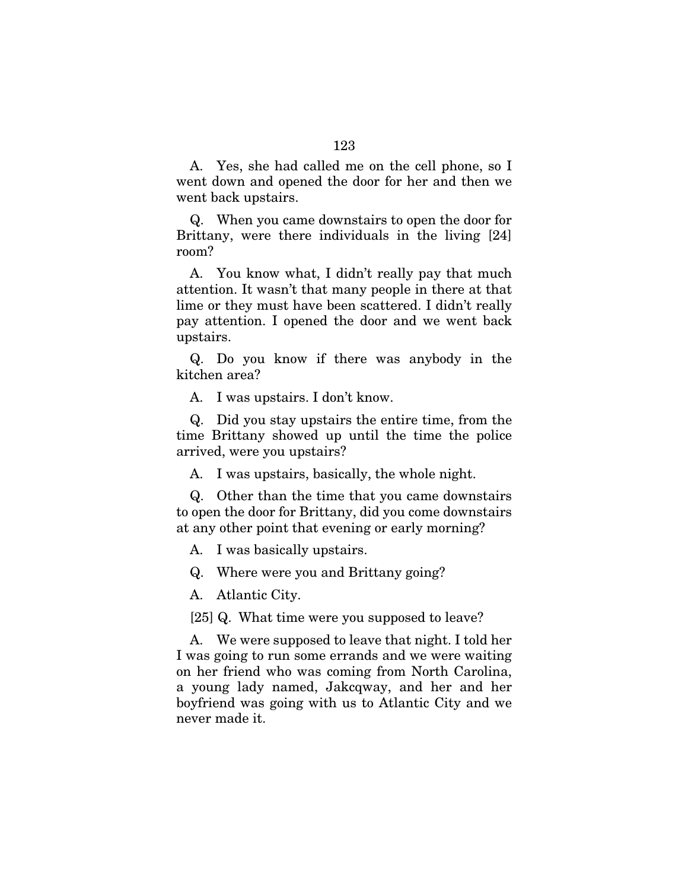A. Yes, she had called me on the cell phone, so I went down and opened the door for her and then we went back upstairs.

Q. When you came downstairs to open the door for Brittany, were there individuals in the living [24] room?

A. You know what, I didn't really pay that much attention. It wasn't that many people in there at that lime or they must have been scattered. I didn't really pay attention. I opened the door and we went back upstairs.

Q. Do you know if there was anybody in the kitchen area?

A. I was upstairs. I don't know.

Q. Did you stay upstairs the entire time, from the time Brittany showed up until the time the police arrived, were you upstairs?

A. I was upstairs, basically, the whole night.

Q. Other than the time that you came downstairs to open the door for Brittany, did you come downstairs at any other point that evening or early morning?

A. I was basically upstairs.

Q. Where were you and Brittany going?

A. Atlantic City.

[25] Q. What time were you supposed to leave?

A. We were supposed to leave that night. I told her I was going to run some errands and we were waiting on her friend who was coming from North Carolina, a young lady named, Jakcqway, and her and her boyfriend was going with us to Atlantic City and we never made it.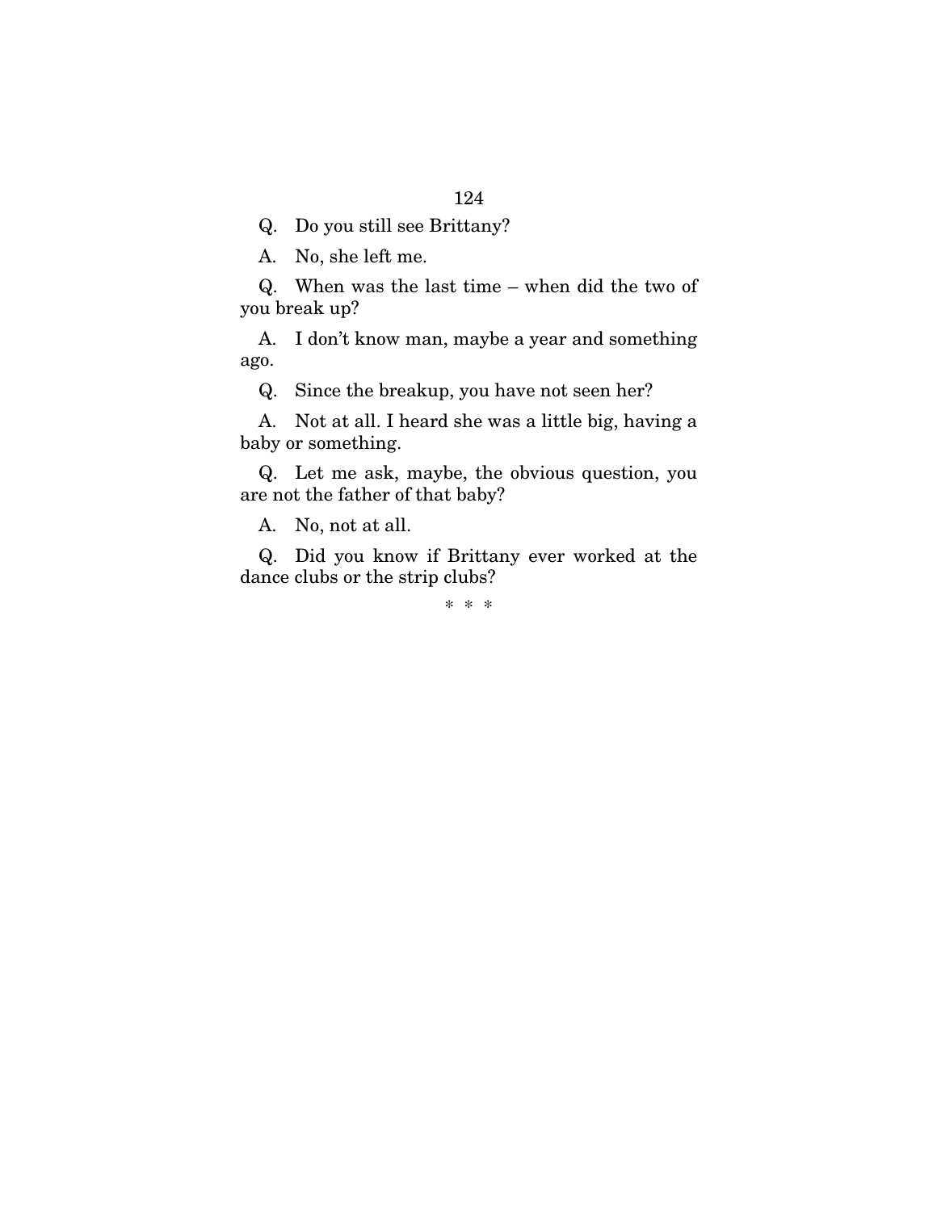Q. Do you still see Brittany?

A. No, she left me.

Q. When was the last time – when did the two of you break up?

A. I don't know man, maybe a year and something ago.

Q. Since the breakup, you have not seen her?

A. Not at all. I heard she was a little big, having a baby or something.

Q. Let me ask, maybe, the obvious question, you are not the father of that baby?

A. No, not at all.

Q. Did you know if Brittany ever worked at the dance clubs or the strip clubs?

\* \* \*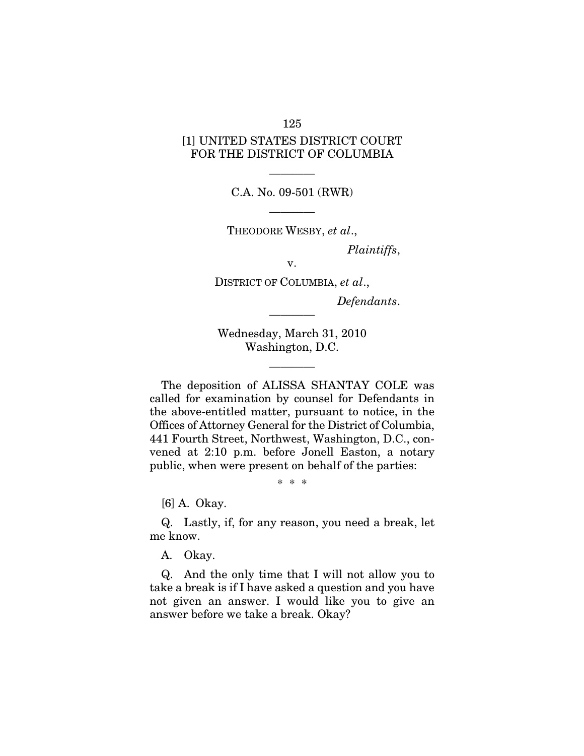[1] UNITED STATES DISTRICT COURT
FOR THE DISTRICT OF COLUMBIA

————

C.A. No. 09-501 (RWR)

————

THEODORE WESBY, *et al*.,

*Plaintiffs*,

v.

DISTRICT OF COLUMBIA, *et al*.,

*Defendants*.

————

Wednesday, March 31, 2010
Washington, D.C.

————

The deposition of ALISSA SHANTAY COLE was called for examination by counsel for Defendants in the above-entitled matter, pursuant to notice, in the Offices of Attorney General for the District of Columbia, 441 Fourth Street, Northwest, Washington, D.C., convened at 2:10 p.m. before Jonell Easton, a notary public, when were present on behalf of the parties:

\* \* \*

[6] A. Okay.

Q. Lastly, if, for any reason, you need a break, let me know.

A. Okay.

Q. And the only time that I will not allow you to take a break is if I have asked a question and you have not given an answer. I would like you to give an answer before we take a break. Okay?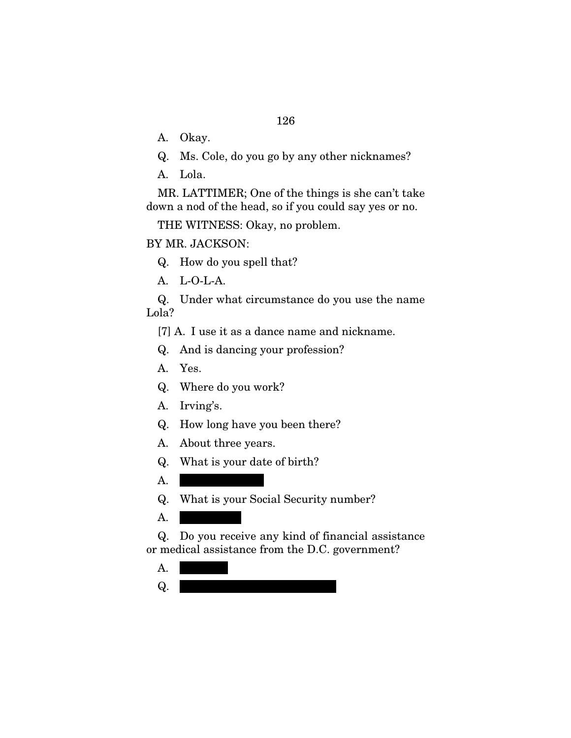A. Okay.

Q. Ms. Cole, do you go by any other nicknames?

A. Lola.

MR. LATTIMER; One of the things is she can't take down a nod of the head, so if you could say yes or no.

THE WITNESS: Okay, no problem.

BY MR. JACKSON:

Q. How do you spell that?

A. L-O-L-A.

Q. Under what circumstance do you use the name Lola?

[7] A. I use it as a dance name and nickname.

Q. And is dancing your profession?

A. Yes.

Q. Where do you work?

A. Irving's.

Q. How long have you been there?

A. About three years.

Q. What is your date of birth?

A. [REDACTED]

Q. What is your Social Security number?

A. [REDACTED]

Q. Do you receive any kind of financial assistance or medical assistance from the D.C. government?

A. [REDACTED]

Q. [REDACTED]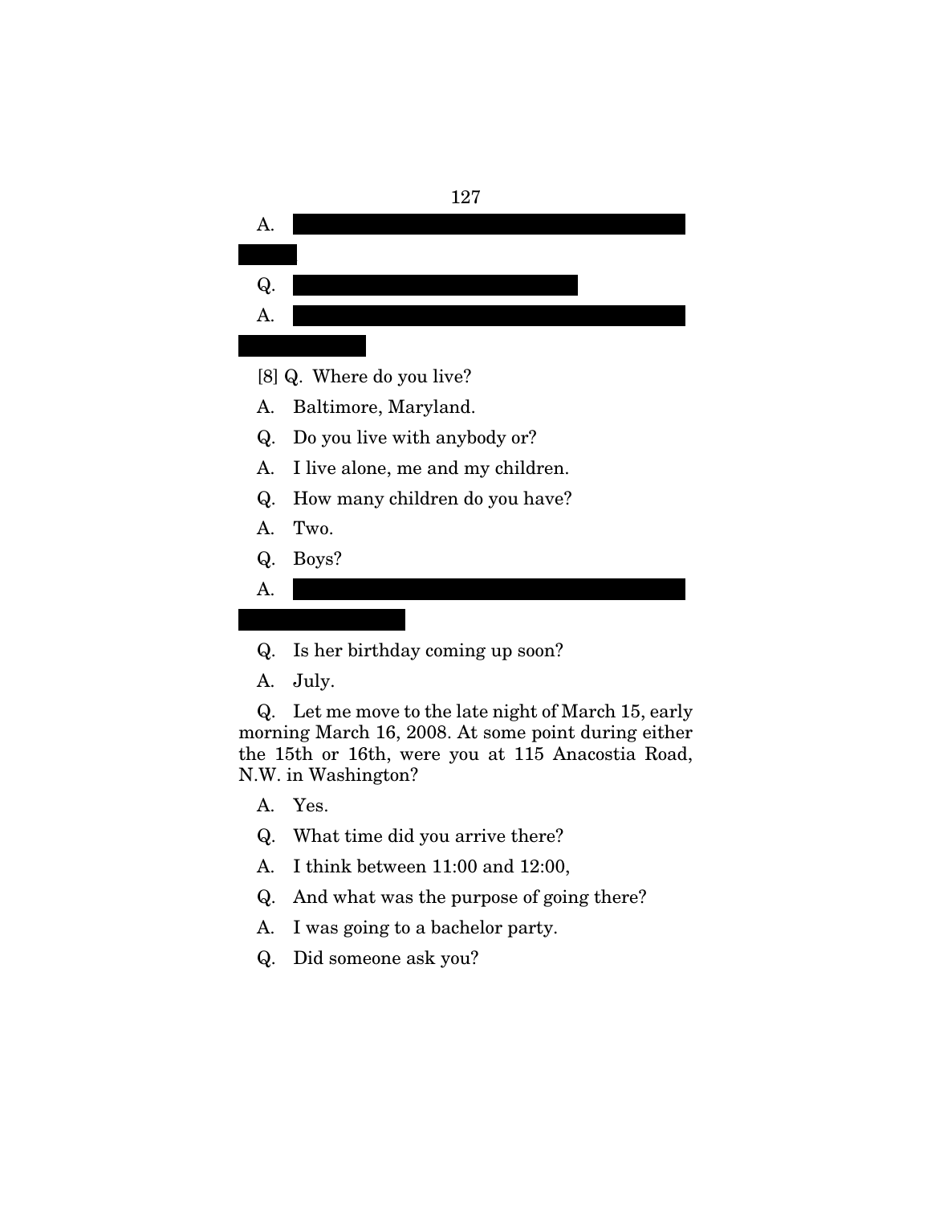A. 

Q. 

A. 

[8] Q. Where do you live?

A. Baltimore, Maryland.

Q. Do you live with anybody or?

A. I live alone, me and my children.

Q. How many children do you have?

A. Two.

Q. Boys?

A. 

Q. Is her birthday coming up soon?

A. July.

Q. Let me move to the late night of March 15, early morning March 16, 2008. At some point during either the 15th or 16th, were you at 115 Anacostia Road, N.W. in Washington?

A. Yes.

Q. What time did you arrive there?

A. I think between 11:00 and 12:00,

Q. And what was the purpose of going there?

A. I was going to a bachelor party.

Q. Did someone ask you?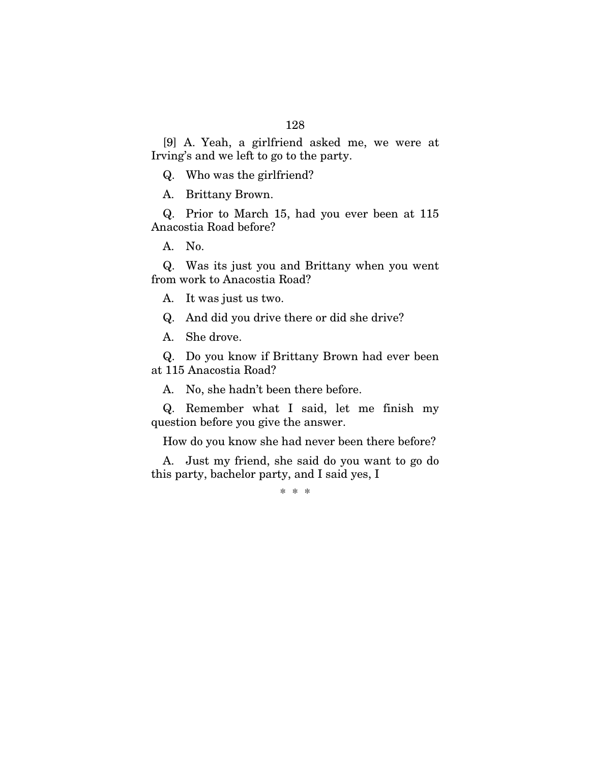[9] A. Yeah, a girlfriend asked me, we were at Irving's and we left to go to the party.

Q. Who was the girlfriend?

A. Brittany Brown.

Q. Prior to March 15, had you ever been at 115 Anacostia Road before?

A. No.

Q. Was its just you and Brittany when you went from work to Anacostia Road?

A. It was just us two.

Q. And did you drive there or did she drive?

A. She drove.

Q. Do you know if Brittany Brown had ever been at 115 Anacostia Road?

A. No, she hadn't been there before.

Q. Remember what I said, let me finish my question before you give the answer.

How do you know she had never been there before?

A. Just my friend, she said do you want to go do this party, bachelor party, and I said yes, I

\* \* \*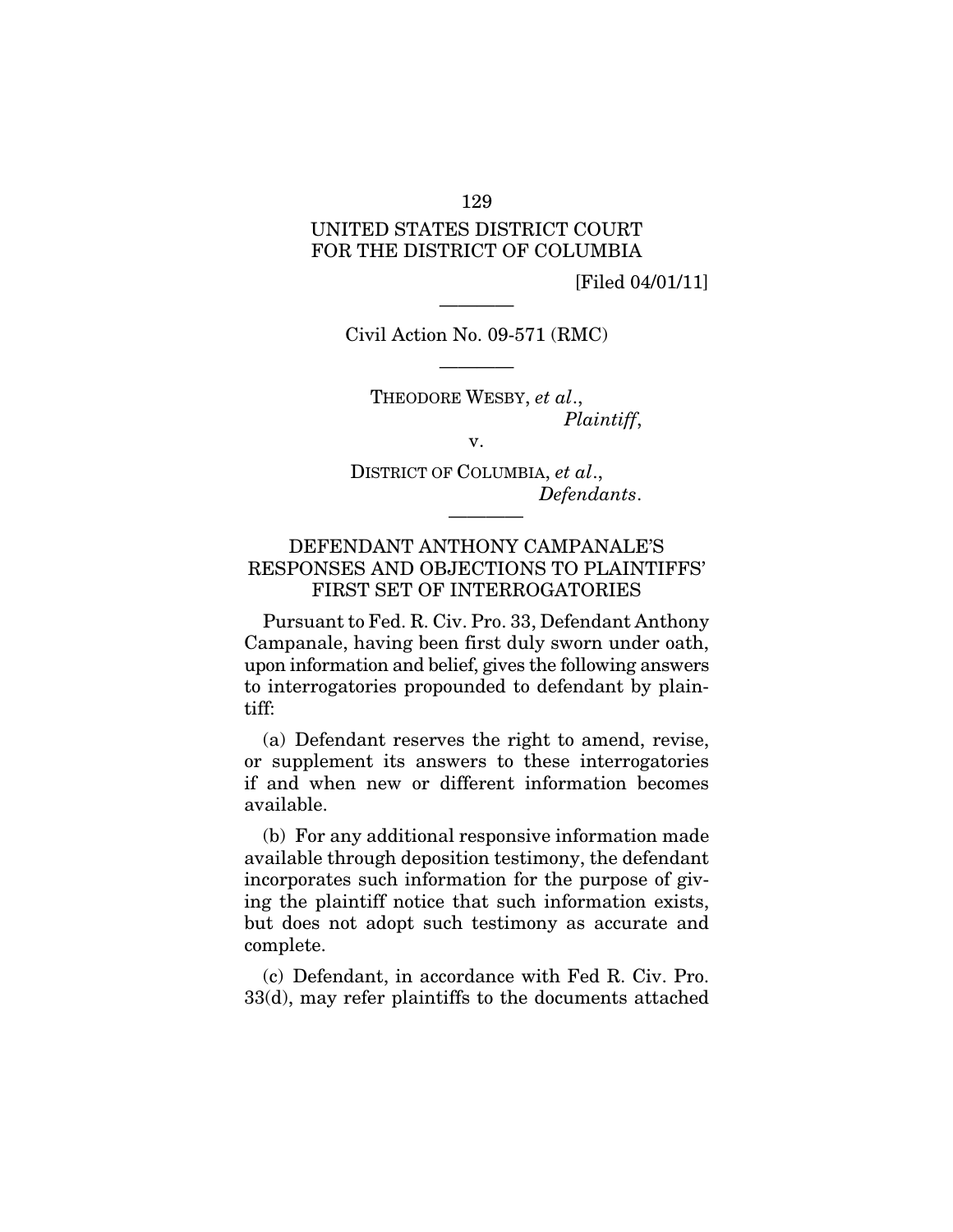UNITED STATES DISTRICT COURT
FOR THE DISTRICT OF COLUMBIA

[Filed 04/01/11]

———

Civil Action No. 09-571 (RMC)

———

THEODORE WESBY, *et al*.,
*Plaintiff*,

v.

DISTRICT OF COLUMBIA, *et al*.,
*Defendants*.

———

## DEFENDANT ANTHONY CAMPANALE'S RESPONSES AND OBJECTIONS TO PLAINTIFFS' FIRST SET OF INTERROGATORIES

Pursuant to Fed. R. Civ. Pro. 33, Defendant Anthony Campanale, having been first duly sworn under oath, upon information and belief, gives the following answers to interrogatories propounded to defendant by plaintiff:

(a) Defendant reserves the right to amend, revise, or supplement its answers to these interrogatories if and when new or different information becomes available.

(b) For any additional responsive information made available through deposition testimony, the defendant incorporates such information for the purpose of giving the plaintiff notice that such information exists, but does not adopt such testimony as accurate and complete.

(c) Defendant, in accordance with Fed R. Civ. Pro. 33(d), may refer plaintiffs to the documents attached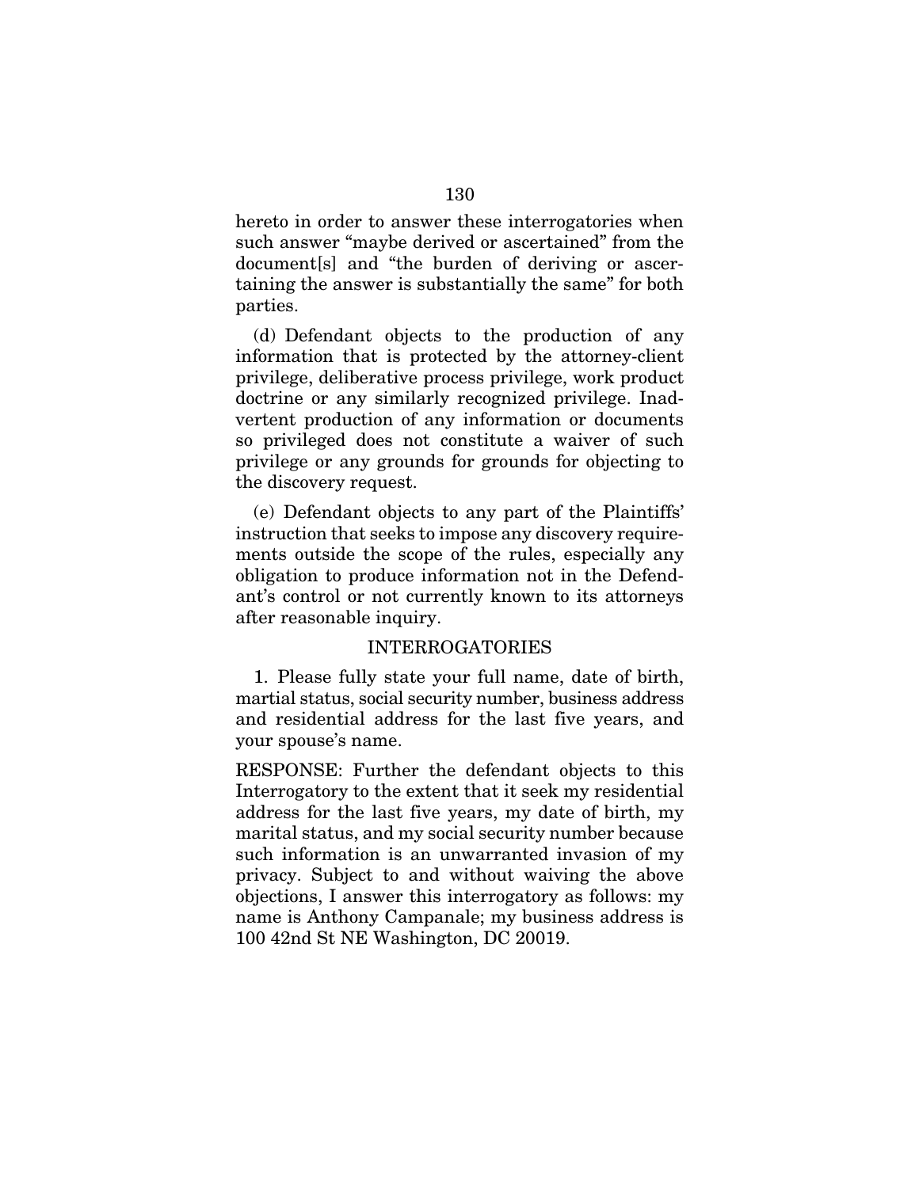hereto in order to answer these interrogatories when such answer "maybe derived or ascertained" from the document[s] and "the burden of deriving or ascertaining the answer is substantially the same" for both parties.

(d) Defendant objects to the production of any information that is protected by the attorney-client privilege, deliberative process privilege, work product doctrine or any similarly recognized privilege. Inadvertent production of any information or documents so privileged does not constitute a waiver of such privilege or any grounds for grounds for objecting to the discovery request.

(e) Defendant objects to any part of the Plaintiffs' instruction that seeks to impose any discovery requirements outside the scope of the rules, especially any obligation to produce information not in the Defendant's control or not currently known to its attorneys after reasonable inquiry.

INTERROGATORIES

1. Please fully state your full name, date of birth, martial status, social security number, business address and residential address for the last five years, and your spouse's name.

RESPONSE: Further the defendant objects to this Interrogatory to the extent that it seek my residential address for the last five years, my date of birth, my marital status, and my social security number because such information is an unwarranted invasion of my privacy. Subject to and without waiving the above objections, I answer this interrogatory as follows: my name is Anthony Campanale; my business address is 100 42nd St NE Washington, DC 20019.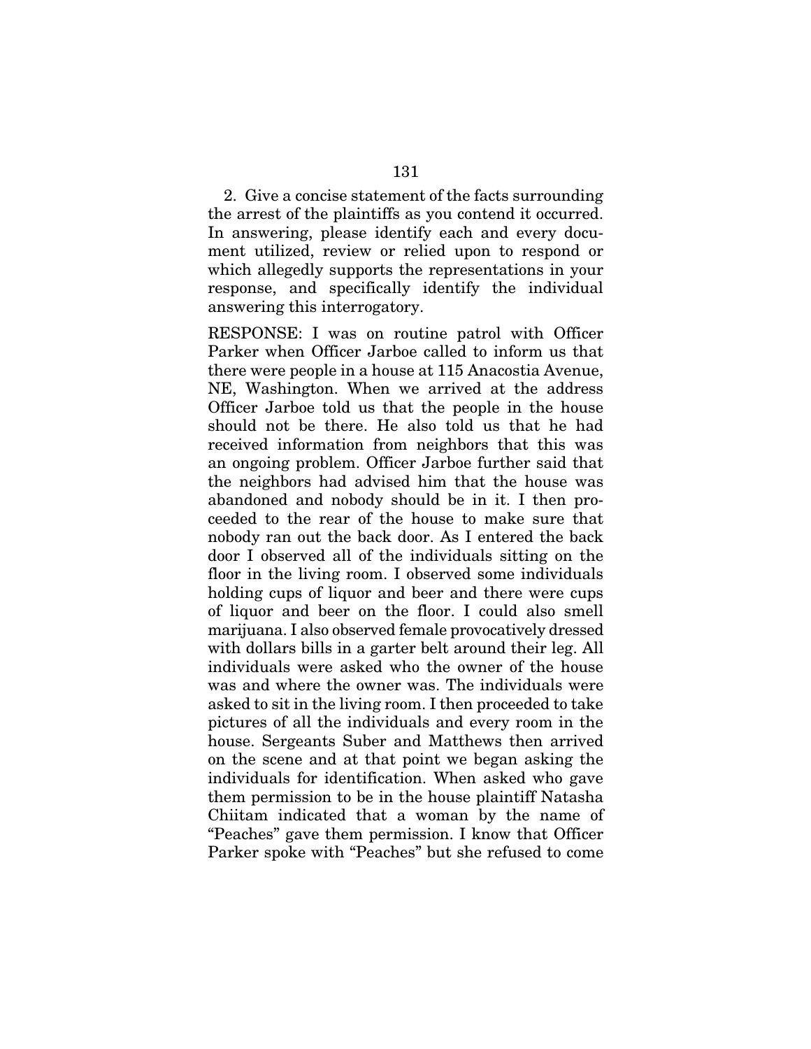2. Give a concise statement of the facts surrounding the arrest of the plaintiffs as you contend it occurred. In answering, please identify each and every document utilized, review or relied upon to respond or which allegedly supports the representations in your response, and specifically identify the individual answering this interrogatory.

RESPONSE: I was on routine patrol with Officer Parker when Officer Jarboe called to inform us that there were people in a house at 115 Anacostia Avenue, NE, Washington. When we arrived at the address Officer Jarboe told us that the people in the house should not be there. He also told us that he had received information from neighbors that this was an ongoing problem. Officer Jarboe further said that the neighbors had advised him that the house was abandoned and nobody should be in it. I then proceeded to the rear of the house to make sure that nobody ran out the back door. As I entered the back door I observed all of the individuals sitting on the floor in the living room. I observed some individuals holding cups of liquor and beer and there were cups of liquor and beer on the floor. I could also smell marijuana. I also observed female provocatively dressed with dollars bills in a garter belt around their leg. All individuals were asked who the owner of the house was and where the owner was. The individuals were asked to sit in the living room. I then proceeded to take pictures of all the individuals and every room in the house. Sergeants Suber and Matthews then arrived on the scene and at that point we began asking the individuals for identification. When asked who gave them permission to be in the house plaintiff Natasha Chiitam indicated that a woman by the name of "Peaches" gave them permission. I know that Officer Parker spoke with "Peaches" but she refused to come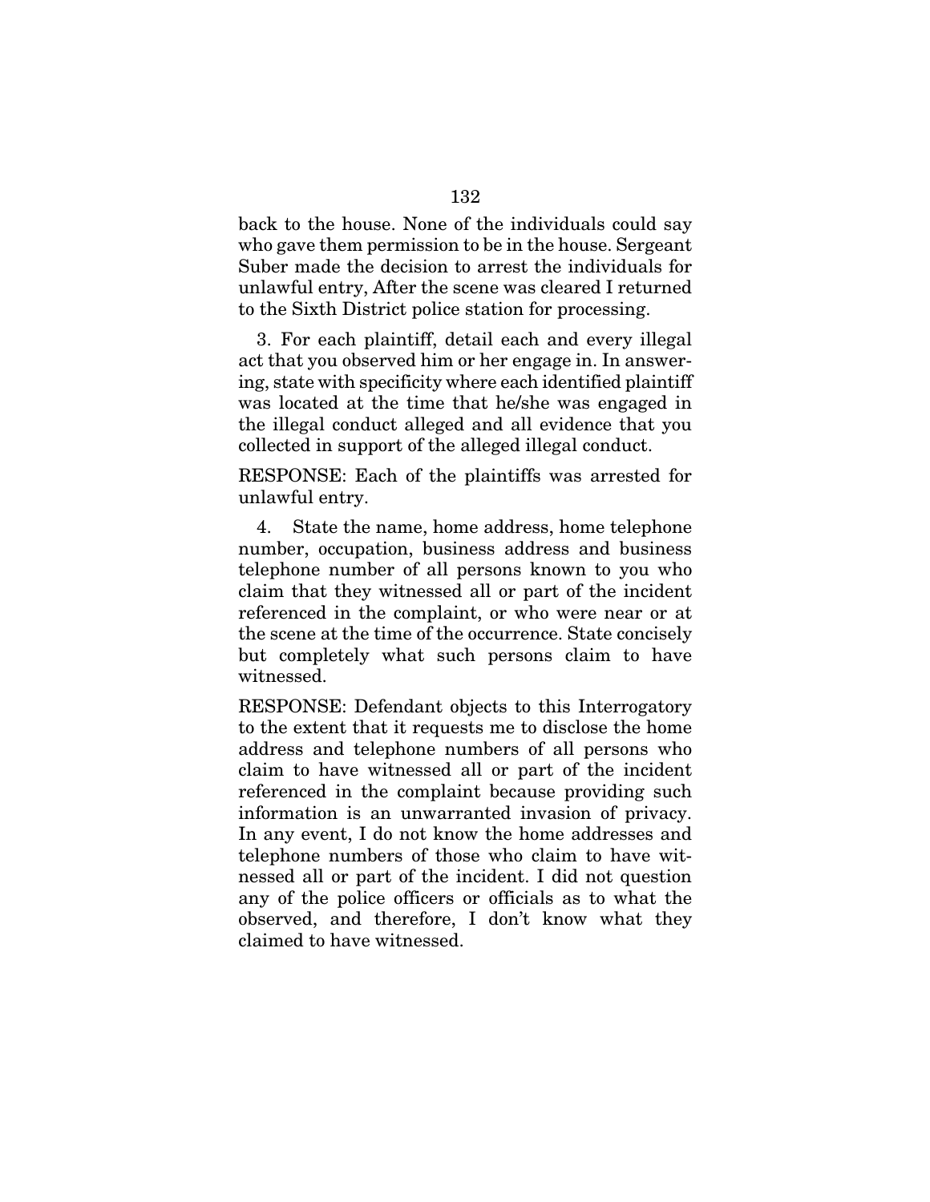back to the house. None of the individuals could say who gave them permission to be in the house. Sergeant Suber made the decision to arrest the individuals for unlawful entry, After the scene was cleared I returned to the Sixth District police station for processing.

3. For each plaintiff, detail each and every illegal act that you observed him or her engage in. In answering, state with specificity where each identified plaintiff was located at the time that he/she was engaged in the illegal conduct alleged and all evidence that you collected in support of the alleged illegal conduct.

RESPONSE: Each of the plaintiffs was arrested for unlawful entry.

4. State the name, home address, home telephone number, occupation, business address and business telephone number of all persons known to you who claim that they witnessed all or part of the incident referenced in the complaint, or who were near or at the scene at the time of the occurrence. State concisely but completely what such persons claim to have witnessed.

RESPONSE: Defendant objects to this Interrogatory to the extent that it requests me to disclose the home address and telephone numbers of all persons who claim to have witnessed all or part of the incident referenced in the complaint because providing such information is an unwarranted invasion of privacy. In any event, I do not know the home addresses and telephone numbers of those who claim to have witnessed all or part of the incident. I did not question any of the police officers or officials as to what the observed, and therefore, I don't know what they claimed to have witnessed.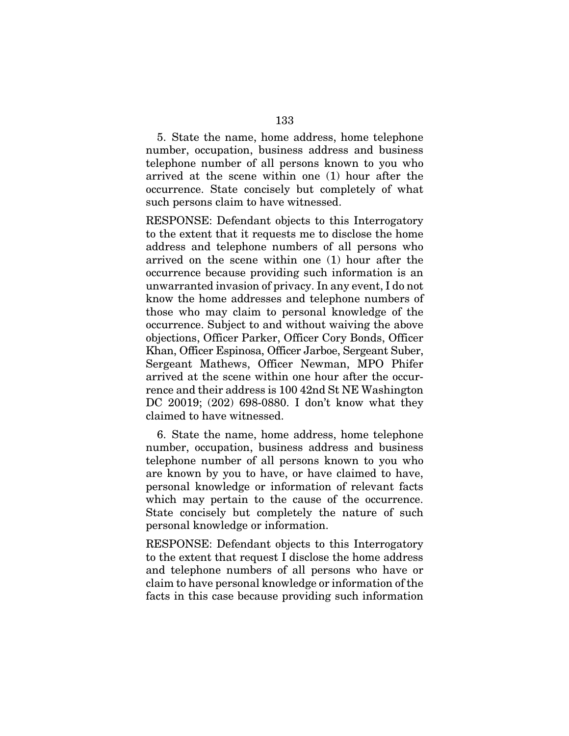5. State the name, home address, home telephone number, occupation, business address and business telephone number of all persons known to you who arrived at the scene within one (1) hour after the occurrence. State concisely but completely of what such persons claim to have witnessed.

RESPONSE: Defendant objects to this Interrogatory to the extent that it requests me to disclose the home address and telephone numbers of all persons who arrived on the scene within one (1) hour after the occurrence because providing such information is an unwarranted invasion of privacy. In any event, I do not know the home addresses and telephone numbers of those who may claim to personal knowledge of the occurrence. Subject to and without waiving the above objections, Officer Parker, Officer Cory Bonds, Officer Khan, Officer Espinosa, Officer Jarboe, Sergeant Suber, Sergeant Mathews, Officer Newman, MPO Phifer arrived at the scene within one hour after the occurrence and their address is 100 42nd St NE Washington DC 20019; (202) 698-0880. I don't know what they claimed to have witnessed.

6. State the name, home address, home telephone number, occupation, business address and business telephone number of all persons known to you who are known by you to have, or have claimed to have, personal knowledge or information of relevant facts which may pertain to the cause of the occurrence. State concisely but completely the nature of such personal knowledge or information.

RESPONSE: Defendant objects to this Interrogatory to the extent that request I disclose the home address and telephone numbers of all persons who have or claim to have personal knowledge or information of the facts in this case because providing such information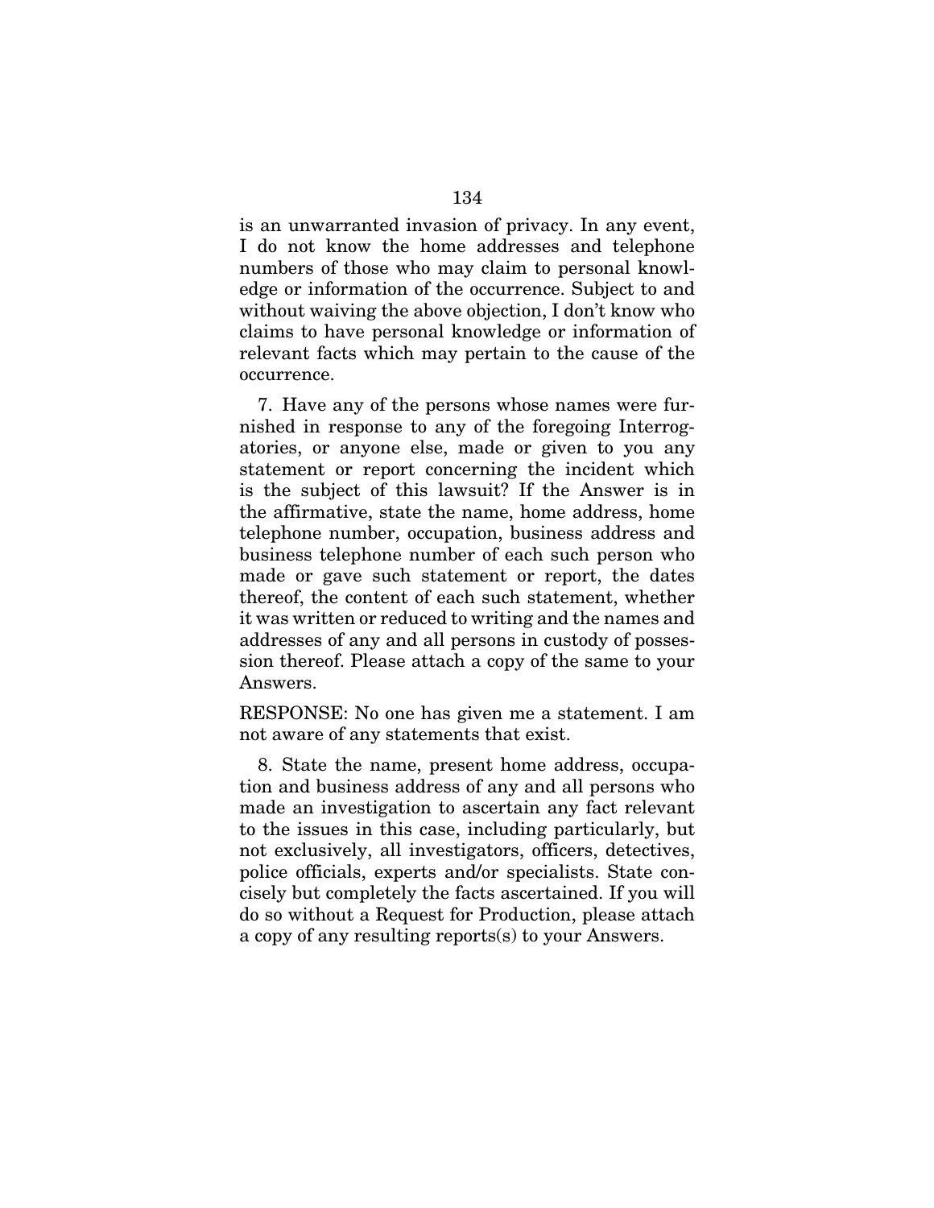is an unwarranted invasion of privacy. In any event, I do not know the home addresses and telephone numbers of those who may claim to personal knowledge or information of the occurrence. Subject to and without waiving the above objection, I don't know who claims to have personal knowledge or information of relevant facts which may pertain to the cause of the occurrence.

7. Have any of the persons whose names were furnished in response to any of the foregoing Interrogatories, or anyone else, made or given to you any statement or report concerning the incident which is the subject of this lawsuit? If the Answer is in the affirmative, state the name, home address, home telephone number, occupation, business address and business telephone number of each such person who made or gave such statement or report, the dates thereof, the content of each such statement, whether it was written or reduced to writing and the names and addresses of any and all persons in custody of possession thereof. Please attach a copy of the same to your Answers.

RESPONSE: No one has given me a statement. I am not aware of any statements that exist.

8. State the name, present home address, occupation and business address of any and all persons who made an investigation to ascertain any fact relevant to the issues in this case, including particularly, but not exclusively, all investigators, officers, detectives, police officials, experts and/or specialists. State concisely but completely the facts ascertained. If you will do so without a Request for Production, please attach a copy of any resulting reports(s) to your Answers.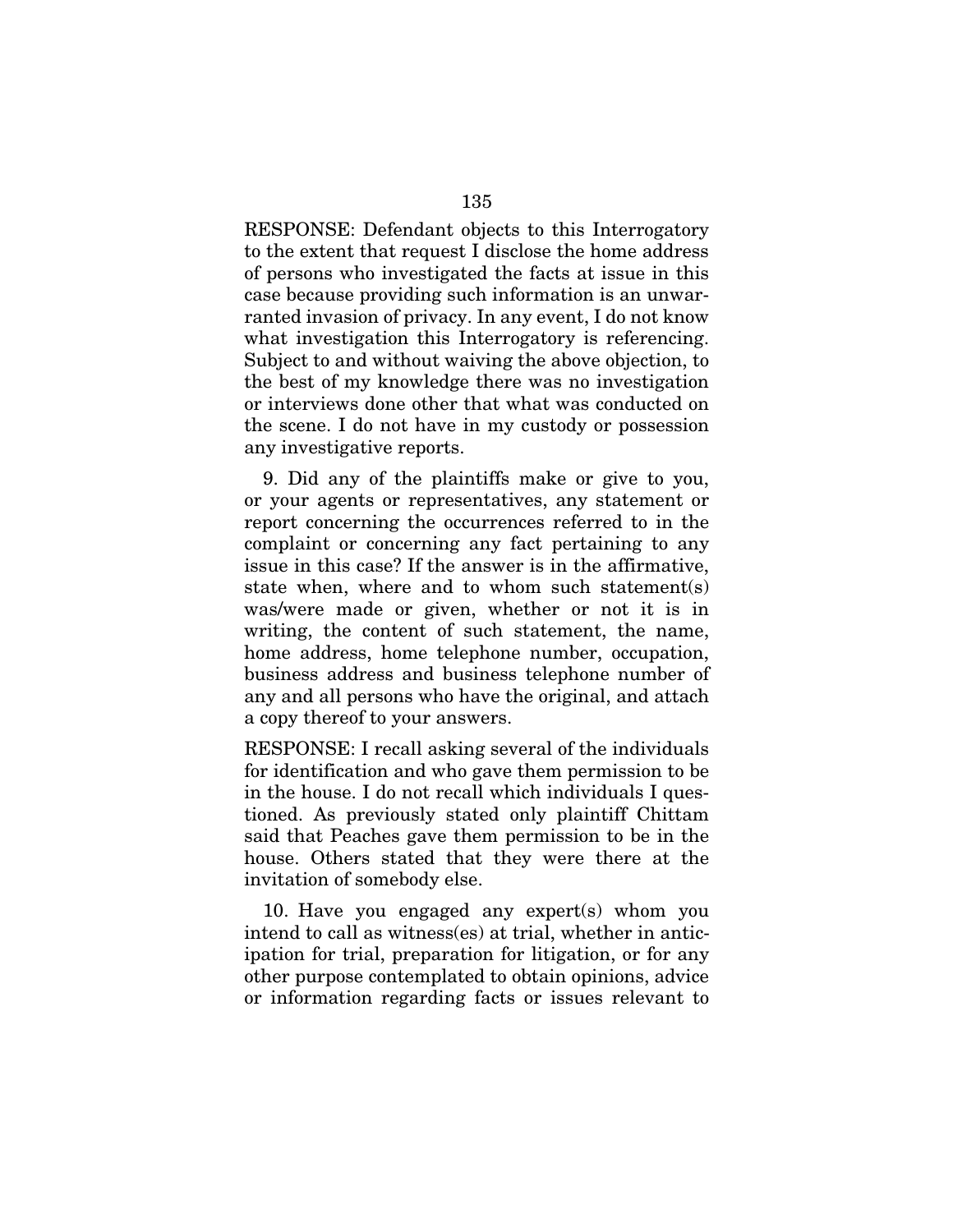RESPONSE: Defendant objects to this Interrogatory to the extent that request I disclose the home address of persons who investigated the facts at issue in this case because providing such information is an unwarranted invasion of privacy. In any event, I do not know what investigation this Interrogatory is referencing. Subject to and without waiving the above objection, to the best of my knowledge there was no investigation or interviews done other that what was conducted on the scene. I do not have in my custody or possession any investigative reports.

9. Did any of the plaintiffs make or give to you, or your agents or representatives, any statement or report concerning the occurrences referred to in the complaint or concerning any fact pertaining to any issue in this case? If the answer is in the affirmative, state when, where and to whom such statement(s) was/were made or given, whether or not it is in writing, the content of such statement, the name, home address, home telephone number, occupation, business address and business telephone number of any and all persons who have the original, and attach a copy thereof to your answers.

RESPONSE: I recall asking several of the individuals for identification and who gave them permission to be in the house. I do not recall which individuals I questioned. As previously stated only plaintiff Chittam said that Peaches gave them permission to be in the house. Others stated that they were there at the invitation of somebody else.

10. Have you engaged any expert(s) whom you intend to call as witness(es) at trial, whether in anticipation for trial, preparation for litigation, or for any other purpose contemplated to obtain opinions, advice or information regarding facts or issues relevant to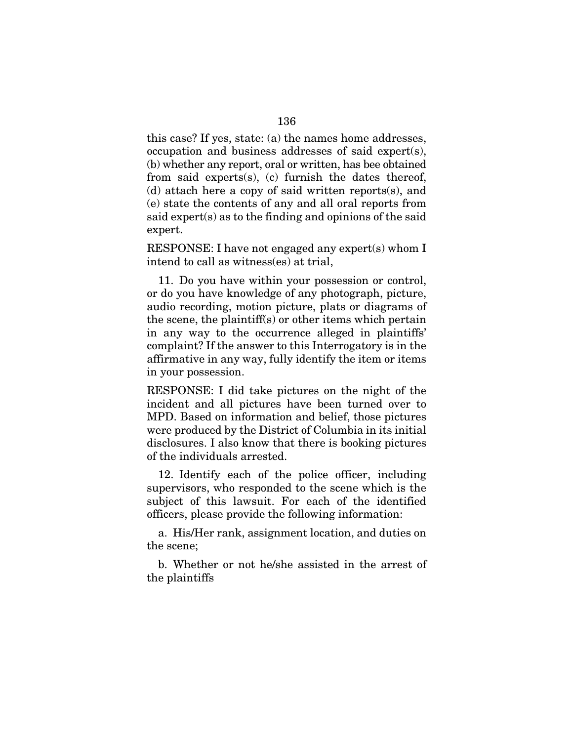this case? If yes, state: (a) the names home addresses, occupation and business addresses of said expert(s), (b) whether any report, oral or written, has bee obtained from said experts(s), (c) furnish the dates thereof, (d) attach here a copy of said written reports(s), and (e) state the contents of any and all oral reports from said expert(s) as to the finding and opinions of the said expert.

RESPONSE: I have not engaged any expert(s) whom I intend to call as witness(es) at trial,

11. Do you have within your possession or control, or do you have knowledge of any photograph, picture, audio recording, motion picture, plats or diagrams of the scene, the plaintiff(s) or other items which pertain in any way to the occurrence alleged in plaintiffs' complaint? If the answer to this Interrogatory is in the affirmative in any way, fully identify the item or items in your possession.

RESPONSE: I did take pictures on the night of the incident and all pictures have been turned over to MPD. Based on information and belief, those pictures were produced by the District of Columbia in its initial disclosures. I also know that there is booking pictures of the individuals arrested.

12. Identify each of the police officer, including supervisors, who responded to the scene which is the subject of this lawsuit. For each of the identified officers, please provide the following information:

a. His/Her rank, assignment location, and duties on the scene;

b. Whether or not he/she assisted in the arrest of the plaintiffs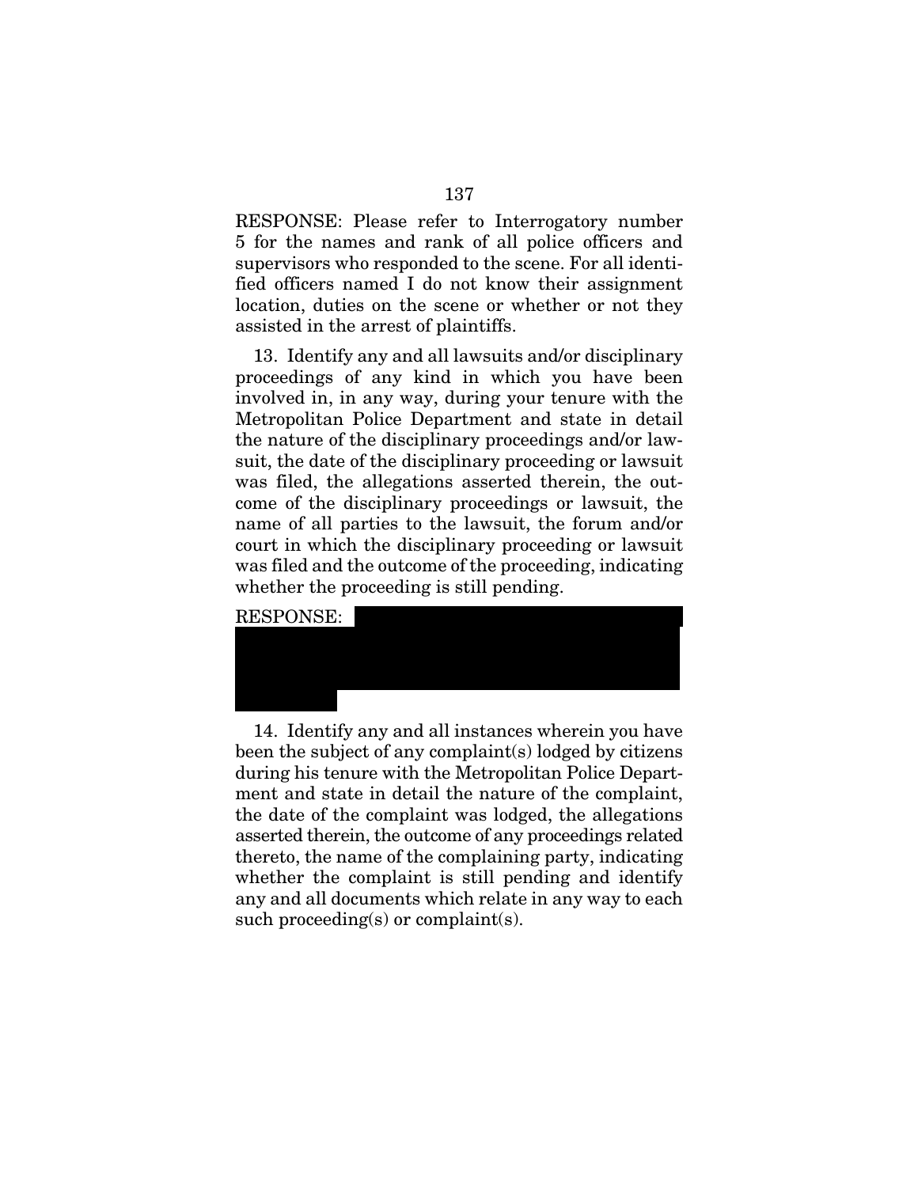RESPONSE: Please refer to Interrogatory number 5 for the names and rank of all police officers and supervisors who responded to the scene. For all identified officers named I do not know their assignment location, duties on the scene or whether or not they assisted in the arrest of plaintiffs.

13. Identify any and all lawsuits and/or disciplinary proceedings of any kind in which you have been involved in, in any way, during your tenure with the Metropolitan Police Department and state in detail the nature of the disciplinary proceedings and/or lawsuit, the date of the disciplinary proceeding or lawsuit was filed, the allegations asserted therein, the outcome of the disciplinary proceedings or lawsuit, the name of all parties to the lawsuit, the forum and/or court in which the disciplinary proceeding or lawsuit was filed and the outcome of the proceeding, indicating whether the proceeding is still pending.

RESPONSE: [REDACTED]

14. Identify any and all instances wherein you have been the subject of any complaint(s) lodged by citizens during his tenure with the Metropolitan Police Department and state in detail the nature of the complaint, the date of the complaint was lodged, the allegations asserted therein, the outcome of any proceedings related thereto, the name of the complaining party, indicating whether the complaint is still pending and identify any and all documents which relate in any way to each such proceeding(s) or complaint(s).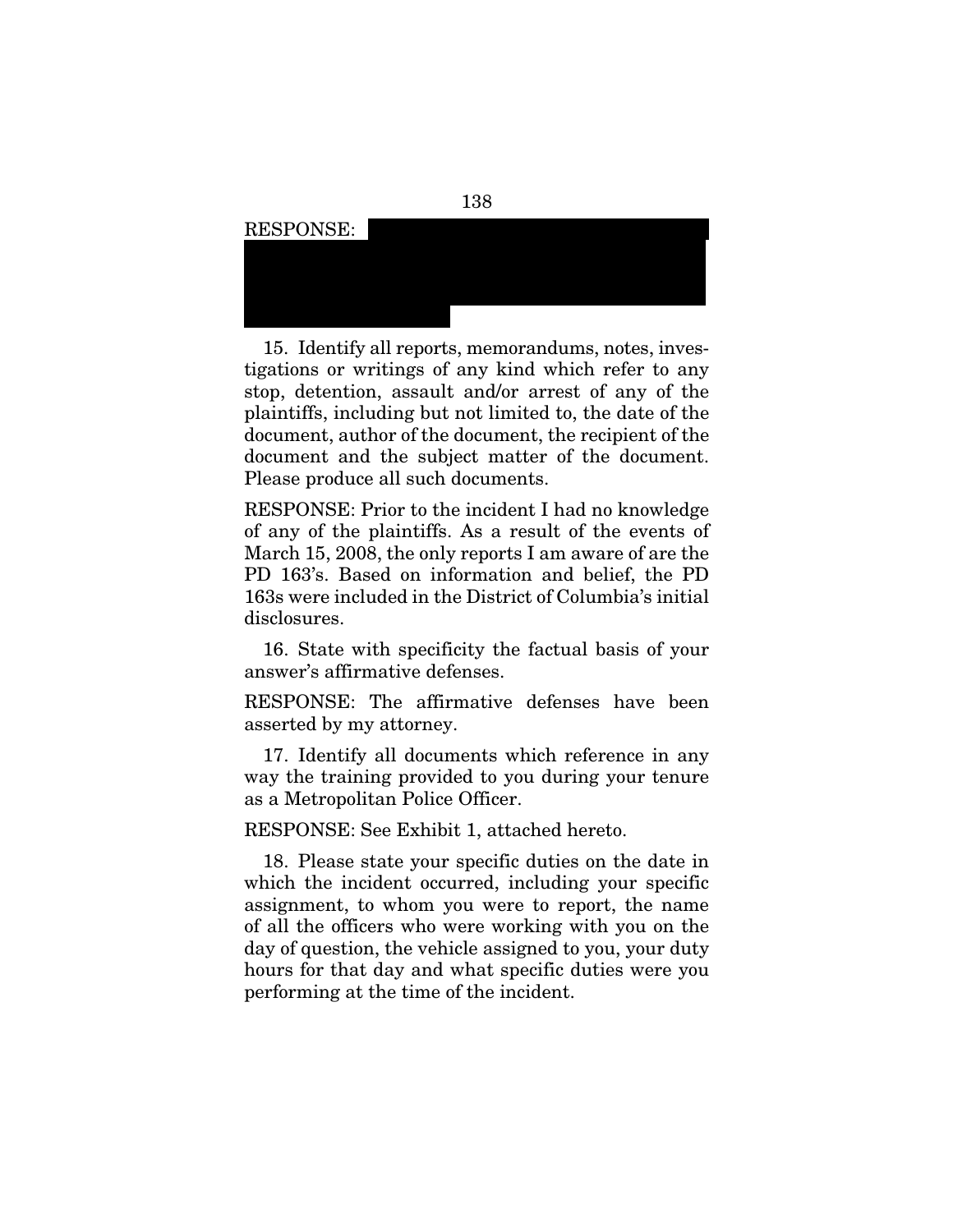RESPONSE: 

15. Identify all reports, memorandums, notes, investigations or writings of any kind which refer to any stop, detention, assault and/or arrest of any of the plaintiffs, including but not limited to, the date of the document, author of the document, the recipient of the document and the subject matter of the document. Please produce all such documents.

RESPONSE: Prior to the incident I had no knowledge of any of the plaintiffs. As a result of the events of March 15, 2008, the only reports I am aware of are the PD 163's. Based on information and belief, the PD 163s were included in the District of Columbia's initial disclosures.

16. State with specificity the factual basis of your answer's affirmative defenses.

RESPONSE: The affirmative defenses have been asserted by my attorney.

17. Identify all documents which reference in any way the training provided to you during your tenure as a Metropolitan Police Officer.

RESPONSE: See Exhibit 1, attached hereto.

18. Please state your specific duties on the date in which the incident occurred, including your specific assignment, to whom you were to report, the name of all the officers who were working with you on the day of question, the vehicle assigned to you, your duty hours for that day and what specific duties were you performing at the time of the incident.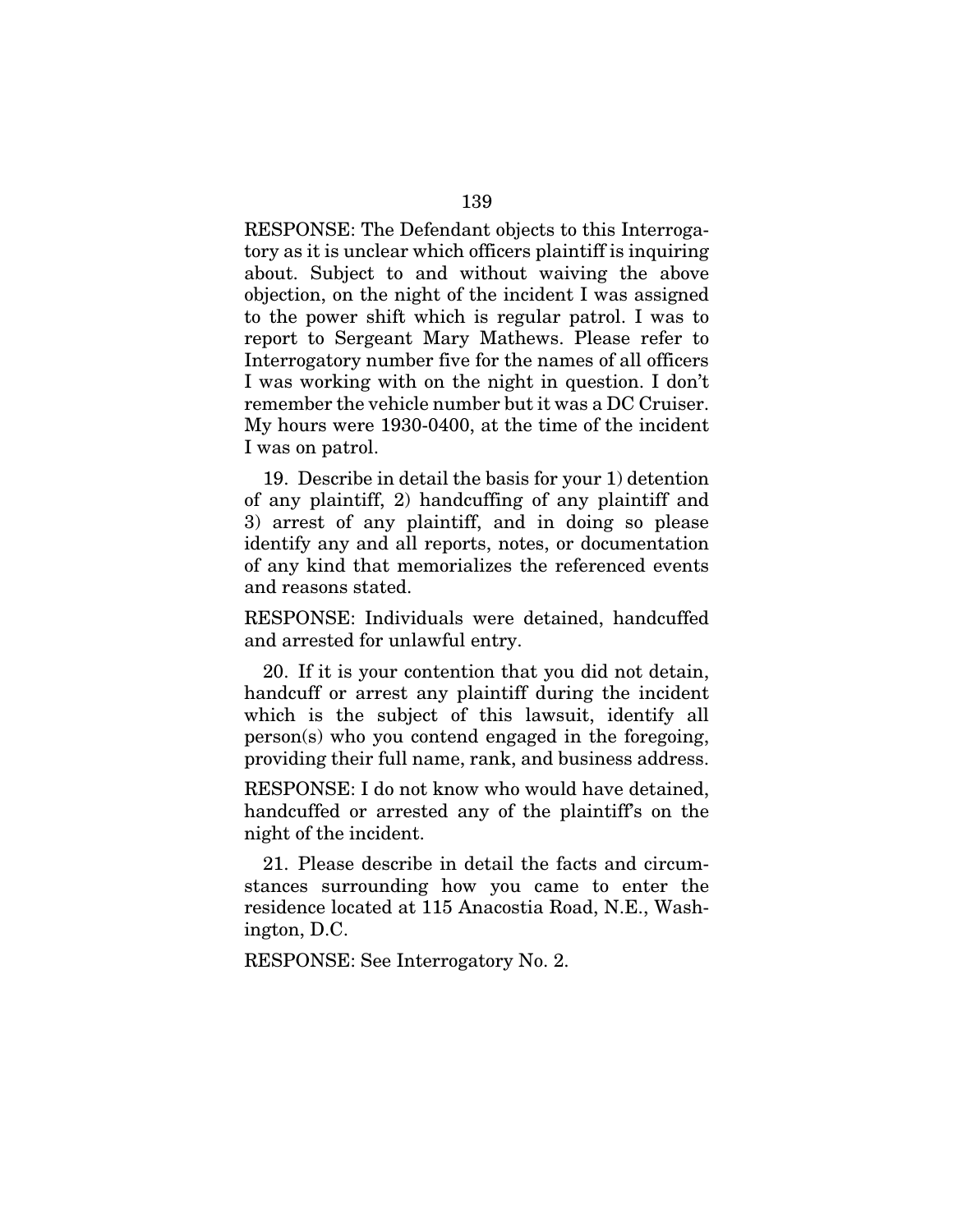RESPONSE: The Defendant objects to this Interrogatory as it is unclear which officers plaintiff is inquiring about. Subject to and without waiving the above objection, on the night of the incident I was assigned to the power shift which is regular patrol. I was to report to Sergeant Mary Mathews. Please refer to Interrogatory number five for the names of all officers I was working with on the night in question. I don't remember the vehicle number but it was a DC Cruiser. My hours were 1930-0400, at the time of the incident I was on patrol.

19. Describe in detail the basis for your 1) detention of any plaintiff, 2) handcuffing of any plaintiff and 3) arrest of any plaintiff, and in doing so please identify any and all reports, notes, or documentation of any kind that memorializes the referenced events and reasons stated.

RESPONSE: Individuals were detained, handcuffed and arrested for unlawful entry.

20. If it is your contention that you did not detain, handcuff or arrest any plaintiff during the incident which is the subject of this lawsuit, identify all person(s) who you contend engaged in the foregoing, providing their full name, rank, and business address.

RESPONSE: I do not know who would have detained, handcuffed or arrested any of the plaintiff's on the night of the incident.

21. Please describe in detail the facts and circumstances surrounding how you came to enter the residence located at 115 Anacostia Road, N.E., Washington, D.C.

RESPONSE: See Interrogatory No. 2.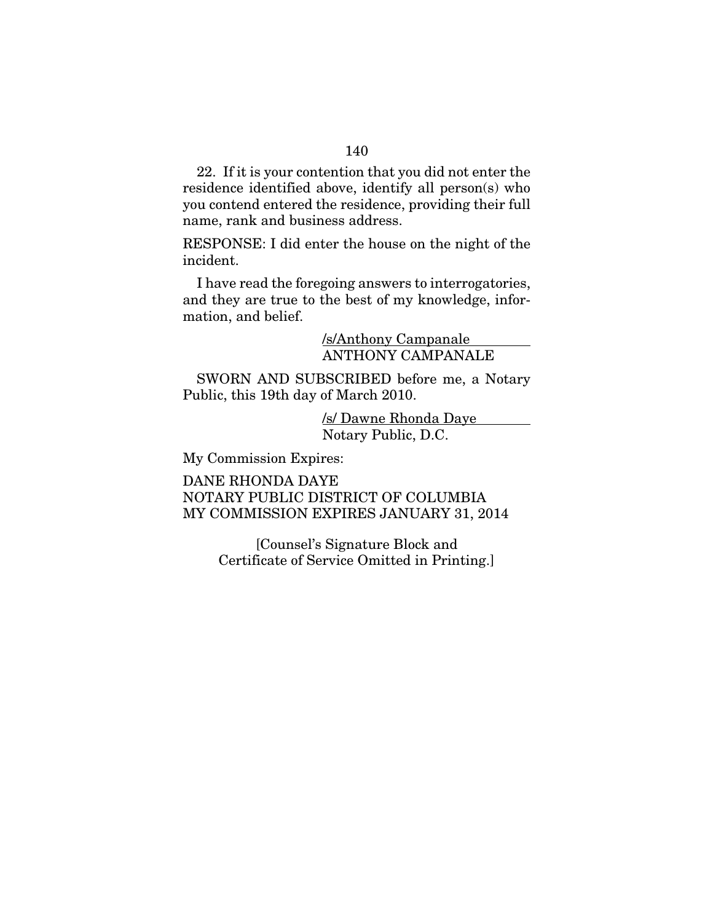22. If it is your contention that you did not enter the residence identified above, identify all person(s) who you contend entered the residence, providing their full name, rank and business address.

RESPONSE: I did enter the house on the night of the incident.

I have read the foregoing answers to interrogatories, and they are true to the best of my knowledge, information, and belief.

/s/Anthony Campanale
ANTHONY CAMPANALE

SWORN AND SUBSCRIBED before me, a Notary Public, this 19th day of March 2010.

/s/ Dawne Rhonda Daye
Notary Public, D.C.

My Commission Expires:

DANE RHONDA DAYE
NOTARY PUBLIC DISTRICT OF COLUMBIA
MY COMMISSION EXPIRES JANUARY 31, 2014

[Counsel's Signature Block and Certificate of Service Omitted in Printing.]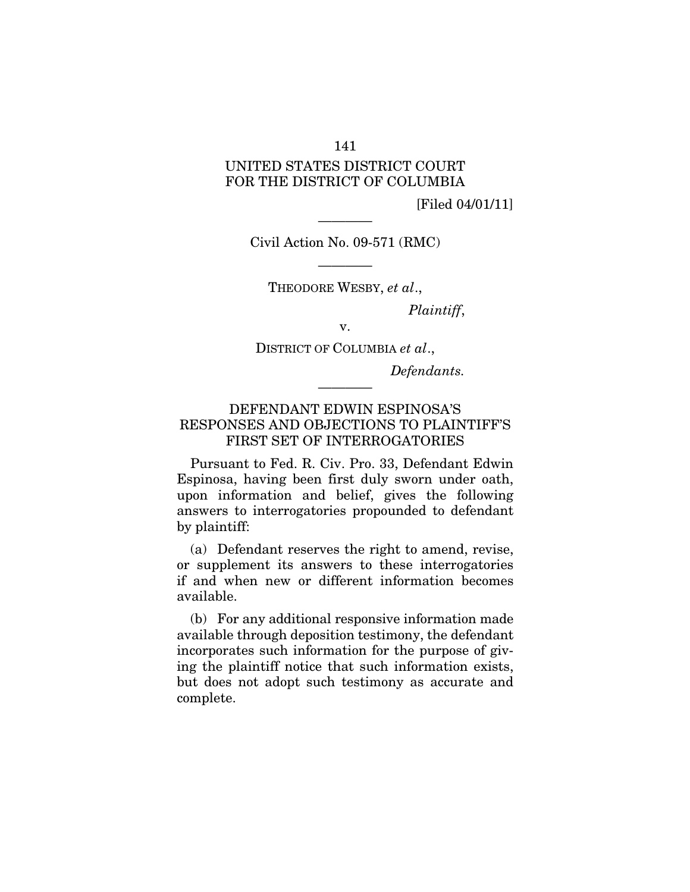UNITED STATES DISTRICT COURT
FOR THE DISTRICT OF COLUMBIA

[Filed 04/01/11]

---

Civil Action No. 09-571 (RMC)

---

THEODORE WESBY, *et al*.,

*Plaintiff*,

v.

DISTRICT OF COLUMBIA *et al*.,

*Defendants.*

---

## DEFENDANT EDWIN ESPINOSA'S RESPONSES AND OBJECTIONS TO PLAINTIFF'S FIRST SET OF INTERROGATORIES

Pursuant to Fed. R. Civ. Pro. 33, Defendant Edwin Espinosa, having been first duly sworn under oath, upon information and belief, gives the following answers to interrogatories propounded to defendant by plaintiff:

(a) Defendant reserves the right to amend, revise, or supplement its answers to these interrogatories if and when new or different information becomes available.

(b) For any additional responsive information made available through deposition testimony, the defendant incorporates such information for the purpose of giving the plaintiff notice that such information exists, but does not adopt such testimony as accurate and complete.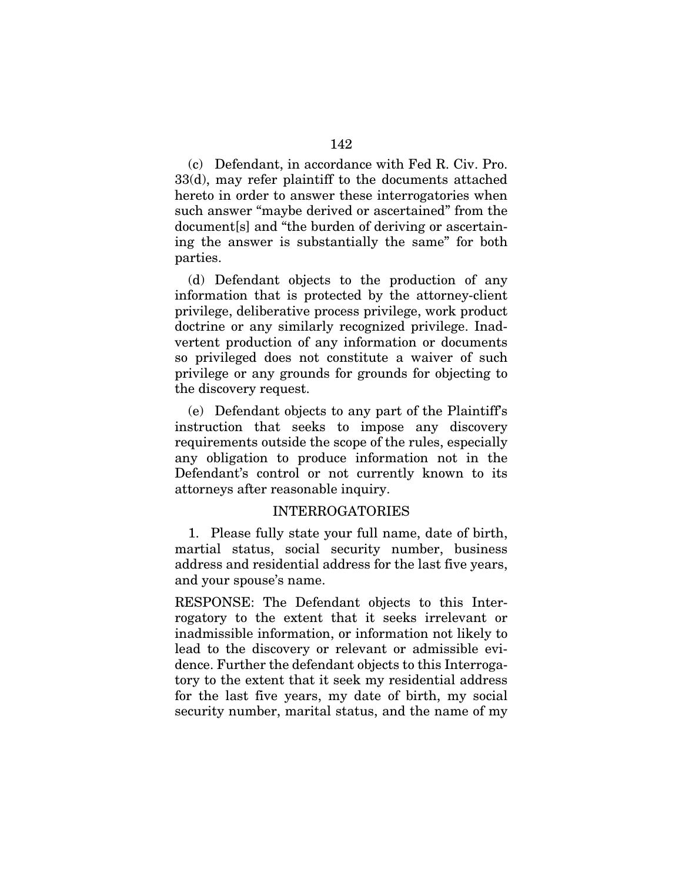(c) Defendant, in accordance with Fed R. Civ. Pro. 33(d), may refer plaintiff to the documents attached hereto in order to answer these interrogatories when such answer "maybe derived or ascertained" from the document[s] and "the burden of deriving or ascertaining the answer is substantially the same" for both parties.

(d) Defendant objects to the production of any information that is protected by the attorney-client privilege, deliberative process privilege, work product doctrine or any similarly recognized privilege. Inadvertent production of any information or documents so privileged does not constitute a waiver of such privilege or any grounds for grounds for objecting to the discovery request.

(e) Defendant objects to any part of the Plaintiff's instruction that seeks to impose any discovery requirements outside the scope of the rules, especially any obligation to produce information not in the Defendant's control or not currently known to its attorneys after reasonable inquiry.

INTERROGATORIES

1. Please fully state your full name, date of birth, martial status, social security number, business address and residential address for the last five years, and your spouse's name.

RESPONSE: The Defendant objects to this Interrogatory to the extent that it seeks irrelevant or inadmissible information, or information not likely to lead to the discovery or relevant or admissible evidence. Further the defendant objects to this Interrogatory to the extent that it seek my residential address for the last five years, my date of birth, my social security number, marital status, and the name of my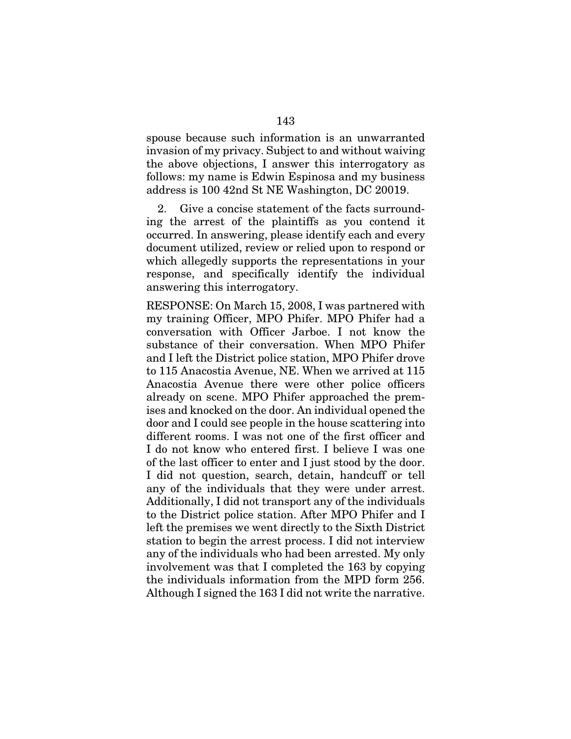spouse because such information is an unwarranted invasion of my privacy. Subject to and without waiving the above objections, I answer this interrogatory as follows: my name is Edwin Espinosa and my business address is 100 42nd St NE Washington, DC 20019.

2. Give a concise statement of the facts surrounding the arrest of the plaintiffs as you contend it occurred. In answering, please identify each and every document utilized, review or relied upon to respond or which allegedly supports the representations in your response, and specifically identify the individual answering this interrogatory.

RESPONSE: On March 15, 2008, I was partnered with my training Officer, MPO Phifer. MPO Phifer had a conversation with Officer Jarboe. I not know the substance of their conversation. When MPO Phifer and I left the District police station, MPO Phifer drove to 115 Anacostia Avenue, NE. When we arrived at 115 Anacostia Avenue there were other police officers already on scene. MPO Phifer approached the premises and knocked on the door. An individual opened the door and I could see people in the house scattering into different rooms. I was not one of the first officer and I do not know who entered first. I believe I was one of the last officer to enter and I just stood by the door. I did not question, search, detain, handcuff or tell any of the individuals that they were under arrest. Additionally, I did not transport any of the individuals to the District police station. After MPO Phifer and I left the premises we went directly to the Sixth District station to begin the arrest process. I did not interview any of the individuals who had been arrested. My only involvement was that I completed the 163 by copying the individuals information from the MPD form 256. Although I signed the 163 I did not write the narrative.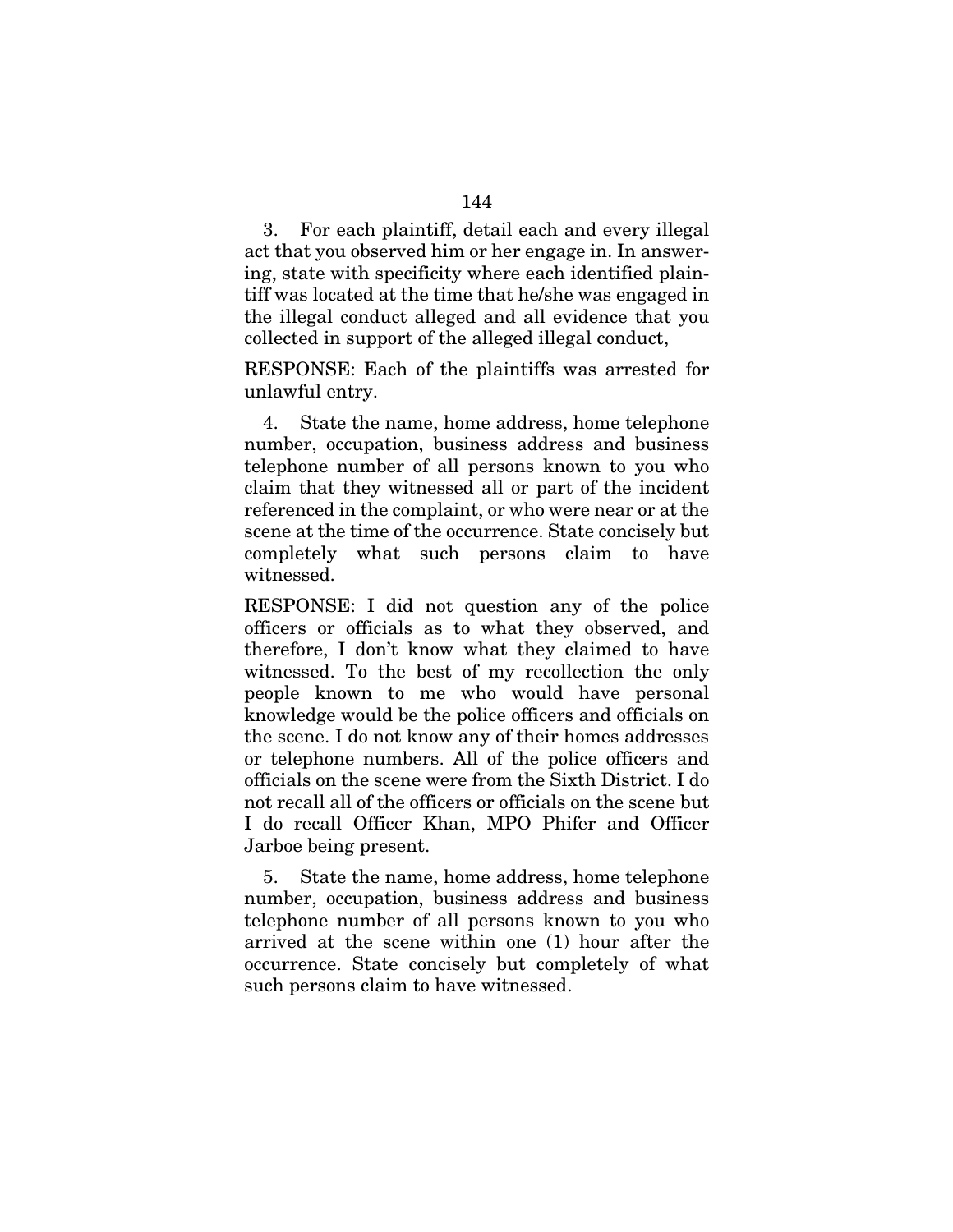3. For each plaintiff, detail each and every illegal act that you observed him or her engage in. In answering, state with specificity where each identified plaintiff was located at the time that he/she was engaged in the illegal conduct alleged and all evidence that you collected in support of the alleged illegal conduct,

RESPONSE: Each of the plaintiffs was arrested for unlawful entry.

4. State the name, home address, home telephone number, occupation, business address and business telephone number of all persons known to you who claim that they witnessed all or part of the incident referenced in the complaint, or who were near or at the scene at the time of the occurrence. State concisely but completely what such persons claim to have witnessed.

RESPONSE: I did not question any of the police officers or officials as to what they observed, and therefore, I don't know what they claimed to have witnessed. To the best of my recollection the only people known to me who would have personal knowledge would be the police officers and officials on the scene. I do not know any of their homes addresses or telephone numbers. All of the police officers and officials on the scene were from the Sixth District. I do not recall all of the officers or officials on the scene but I do recall Officer Khan, MPO Phifer and Officer Jarboe being present.

5. State the name, home address, home telephone number, occupation, business address and business telephone number of all persons known to you who arrived at the scene within one (1) hour after the occurrence. State concisely but completely of what such persons claim to have witnessed.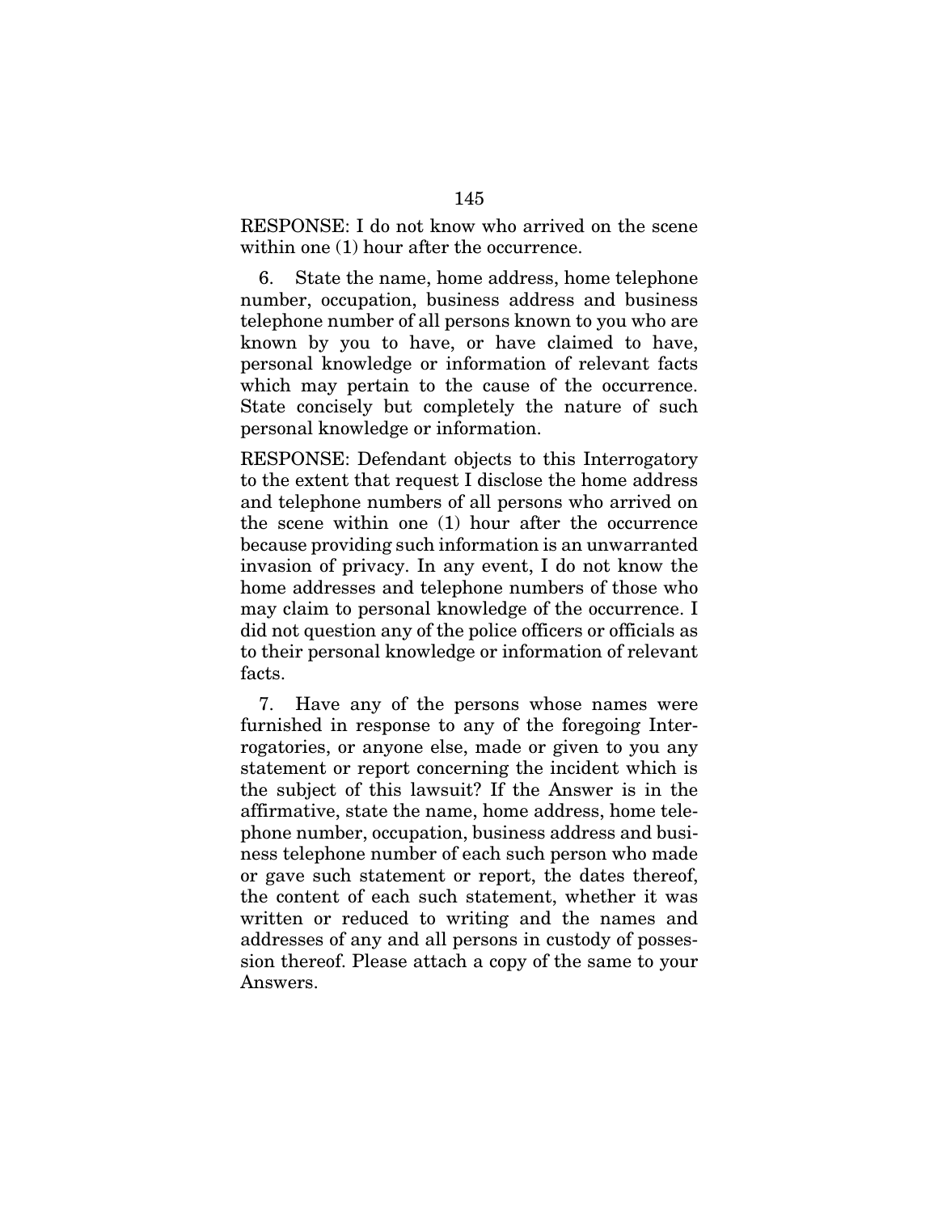RESPONSE: I do not know who arrived on the scene within one (1) hour after the occurrence.

6. State the name, home address, home telephone number, occupation, business address and business telephone number of all persons known to you who are known by you to have, or have claimed to have, personal knowledge or information of relevant facts which may pertain to the cause of the occurrence. State concisely but completely the nature of such personal knowledge or information.

RESPONSE: Defendant objects to this Interrogatory to the extent that request I disclose the home address and telephone numbers of all persons who arrived on the scene within one (1) hour after the occurrence because providing such information is an unwarranted invasion of privacy. In any event, I do not know the home addresses and telephone numbers of those who may claim to personal knowledge of the occurrence. I did not question any of the police officers or officials as to their personal knowledge or information of relevant facts.

7. Have any of the persons whose names were furnished in response to any of the foregoing Interrogatories, or anyone else, made or given to you any statement or report concerning the incident which is the subject of this lawsuit? If the Answer is in the affirmative, state the name, home address, home telephone number, occupation, business address and business telephone number of each such person who made or gave such statement or report, the dates thereof, the content of each such statement, whether it was written or reduced to writing and the names and addresses of any and all persons in custody of possession thereof. Please attach a copy of the same to your Answers.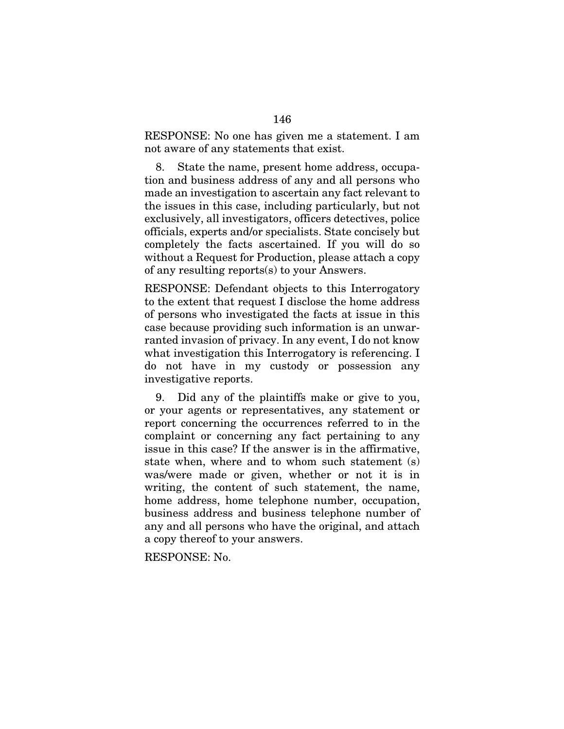RESPONSE: No one has given me a statement. I am not aware of any statements that exist.

8. State the name, present home address, occupation and business address of any and all persons who made an investigation to ascertain any fact relevant to the issues in this case, including particularly, but not exclusively, all investigators, officers detectives, police officials, experts and/or specialists. State concisely but completely the facts ascertained. If you will do so without a Request for Production, please attach a copy of any resulting reports(s) to your Answers.

RESPONSE: Defendant objects to this Interrogatory to the extent that request I disclose the home address of persons who investigated the facts at issue in this case because providing such information is an unwarranted invasion of privacy. In any event, I do not know what investigation this Interrogatory is referencing. I do not have in my custody or possession any investigative reports.

9. Did any of the plaintiffs make or give to you, or your agents or representatives, any statement or report concerning the occurrences referred to in the complaint or concerning any fact pertaining to any issue in this case? If the answer is in the affirmative, state when, where and to whom such statement (s) was/were made or given, whether or not it is in writing, the content of such statement, the name, home address, home telephone number, occupation, business address and business telephone number of any and all persons who have the original, and attach a copy thereof to your answers.

RESPONSE: No.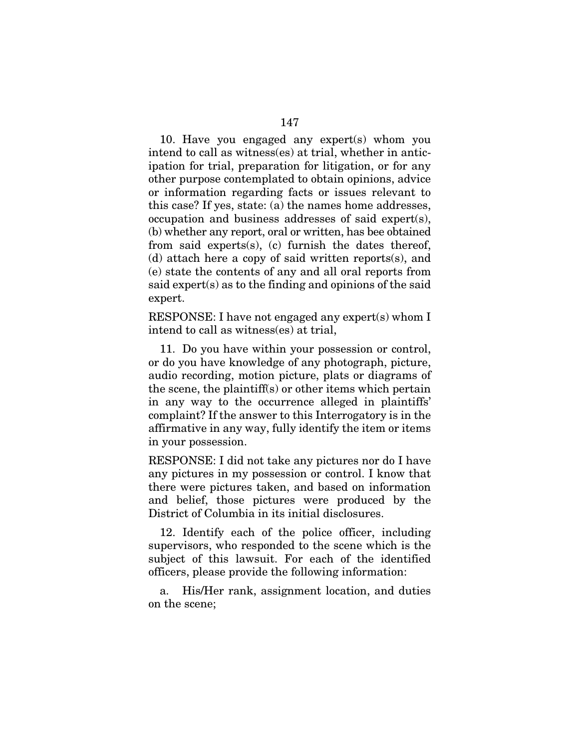10. Have you engaged any expert(s) whom you intend to call as witness(es) at trial, whether in anticipation for trial, preparation for litigation, or for any other purpose contemplated to obtain opinions, advice or information regarding facts or issues relevant to this case? If yes, state: (a) the names home addresses, occupation and business addresses of said expert(s), (b) whether any report, oral or written, has bee obtained from said experts(s), (c) furnish the dates thereof, (d) attach here a copy of said written reports(s), and (e) state the contents of any and all oral reports from said expert(s) as to the finding and opinions of the said expert.

RESPONSE: I have not engaged any expert(s) whom I intend to call as witness(es) at trial,

11. Do you have within your possession or control, or do you have knowledge of any photograph, picture, audio recording, motion picture, plats or diagrams of the scene, the plaintiff(s) or other items which pertain in any way to the occurrence alleged in plaintiffs' complaint? If the answer to this Interrogatory is in the affirmative in any way, fully identify the item or items in your possession.

RESPONSE: I did not take any pictures nor do I have any pictures in my possession or control. I know that there were pictures taken, and based on information and belief, those pictures were produced by the District of Columbia in its initial disclosures.

12. Identify each of the police officer, including supervisors, who responded to the scene which is the subject of this lawsuit. For each of the identified officers, please provide the following information:

a. His/Her rank, assignment location, and duties on the scene;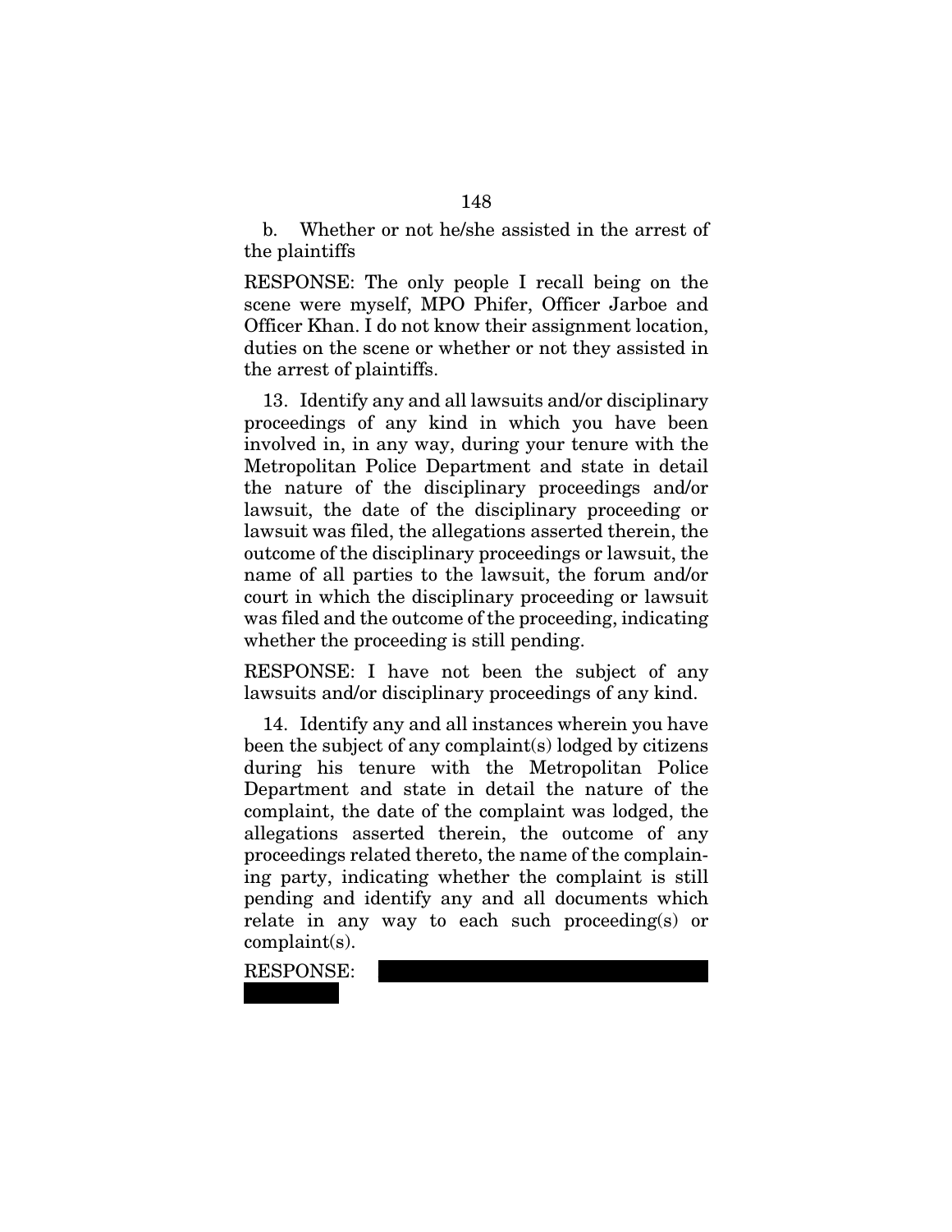b. Whether or not he/she assisted in the arrest of the plaintiffs

RESPONSE: The only people I recall being on the scene were myself, MPO Phifer, Officer Jarboe and Officer Khan. I do not know their assignment location, duties on the scene or whether or not they assisted in the arrest of plaintiffs.

13. Identify any and all lawsuits and/or disciplinary proceedings of any kind in which you have been involved in, in any way, during your tenure with the Metropolitan Police Department and state in detail the nature of the disciplinary proceedings and/or lawsuit, the date of the disciplinary proceeding or lawsuit was filed, the allegations asserted therein, the outcome of the disciplinary proceedings or lawsuit, the name of all parties to the lawsuit, the forum and/or court in which the disciplinary proceeding or lawsuit was filed and the outcome of the proceeding, indicating whether the proceeding is still pending.

RESPONSE: I have not been the subject of any lawsuits and/or disciplinary proceedings of any kind.

14. Identify any and all instances wherein you have been the subject of any complaint(s) lodged by citizens during his tenure with the Metropolitan Police Department and state in detail the nature of the complaint, the date of the complaint was lodged, the allegations asserted therein, the outcome of any proceedings related thereto, the name of the complaining party, indicating whether the complaint is still pending and identify any and all documents which relate in any way to each such proceeding(s) or complaint(s).

RESPONSE: [REDACTED]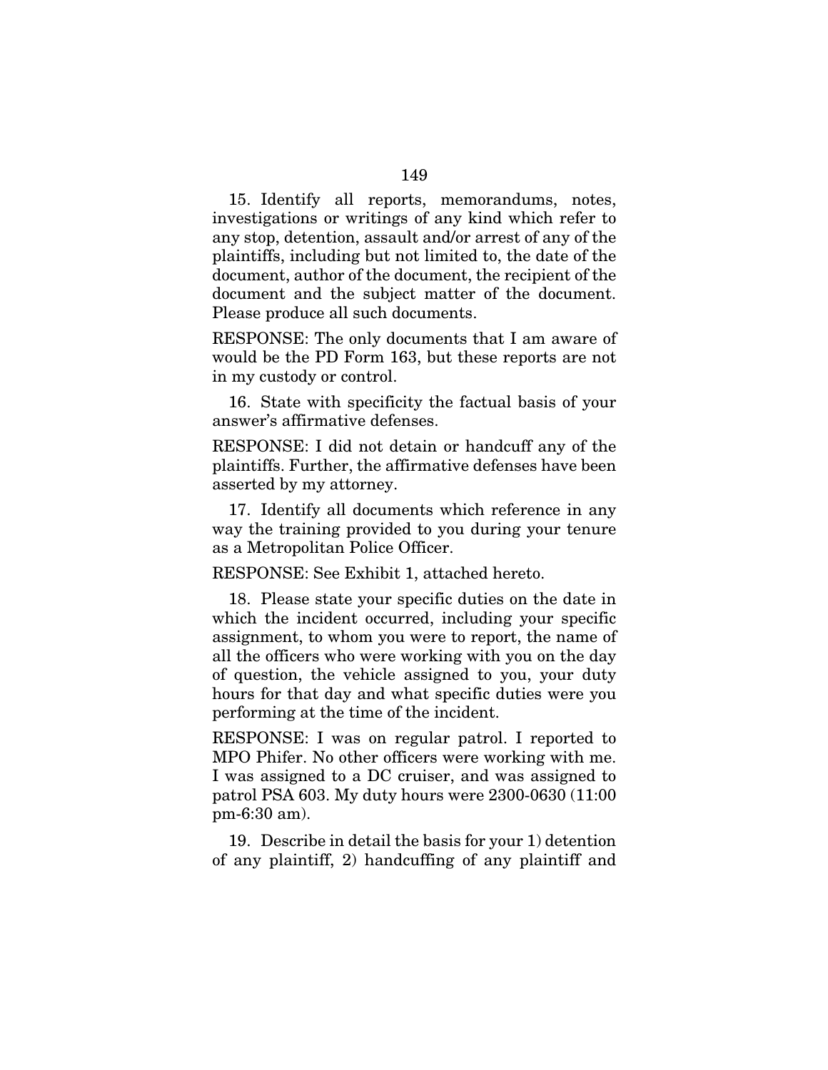15. Identify all reports, memorandums, notes, investigations or writings of any kind which refer to any stop, detention, assault and/or arrest of any of the plaintiffs, including but not limited to, the date of the document, author of the document, the recipient of the document and the subject matter of the document. Please produce all such documents.

RESPONSE: The only documents that I am aware of would be the PD Form 163, but these reports are not in my custody or control.

16. State with specificity the factual basis of your answer's affirmative defenses.

RESPONSE: I did not detain or handcuff any of the plaintiffs. Further, the affirmative defenses have been asserted by my attorney.

17. Identify all documents which reference in any way the training provided to you during your tenure as a Metropolitan Police Officer.

RESPONSE: See Exhibit 1, attached hereto.

18. Please state your specific duties on the date in which the incident occurred, including your specific assignment, to whom you were to report, the name of all the officers who were working with you on the day of question, the vehicle assigned to you, your duty hours for that day and what specific duties were you performing at the time of the incident.

RESPONSE: I was on regular patrol. I reported to MPO Phifer. No other officers were working with me. I was assigned to a DC cruiser, and was assigned to patrol PSA 603. My duty hours were 2300-0630 (11:00 pm-6:30 am).

19. Describe in detail the basis for your 1) detention of any plaintiff, 2) handcuffing of any plaintiff and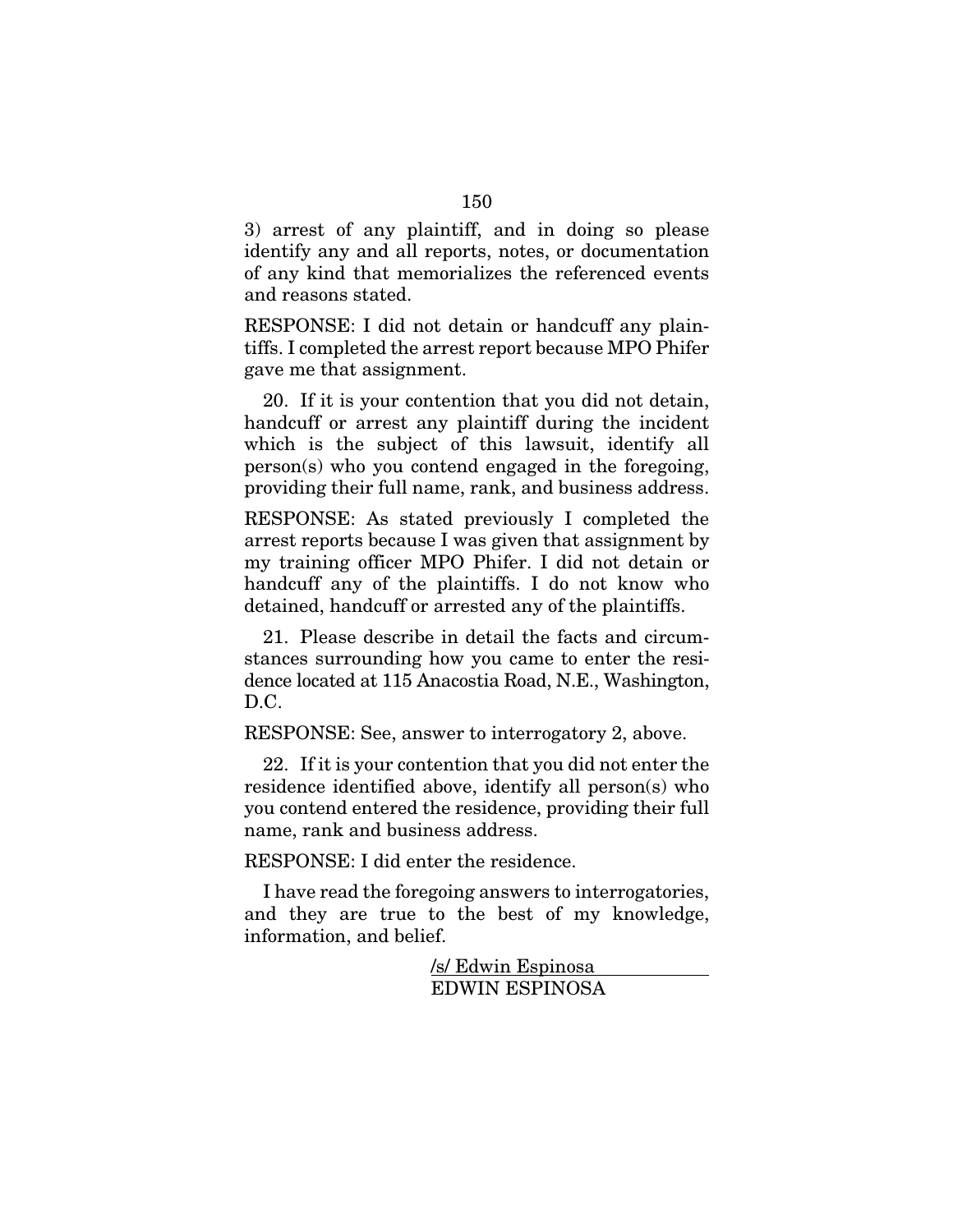3) arrest of any plaintiff, and in doing so please identify any and all reports, notes, or documentation of any kind that memorializes the referenced events and reasons stated.

RESPONSE: I did not detain or handcuff any plaintiffs. I completed the arrest report because MPO Phifer gave me that assignment.

20. If it is your contention that you did not detain, handcuff or arrest any plaintiff during the incident which is the subject of this lawsuit, identify all person(s) who you contend engaged in the foregoing, providing their full name, rank, and business address.

RESPONSE: As stated previously I completed the arrest reports because I was given that assignment by my training officer MPO Phifer. I did not detain or handcuff any of the plaintiffs. I do not know who detained, handcuff or arrested any of the plaintiffs.

21. Please describe in detail the facts and circumstances surrounding how you came to enter the residence located at 115 Anacostia Road, N.E., Washington, D.C.

RESPONSE: See, answer to interrogatory 2, above.

22. If it is your contention that you did not enter the residence identified above, identify all person(s) who you contend entered the residence, providing their full name, rank and business address.

RESPONSE: I did enter the residence.

I have read the foregoing answers to interrogatories, and they are true to the best of my knowledge, information, and belief.

/s/ Edwin Espinosa
EDWIN ESPINOSA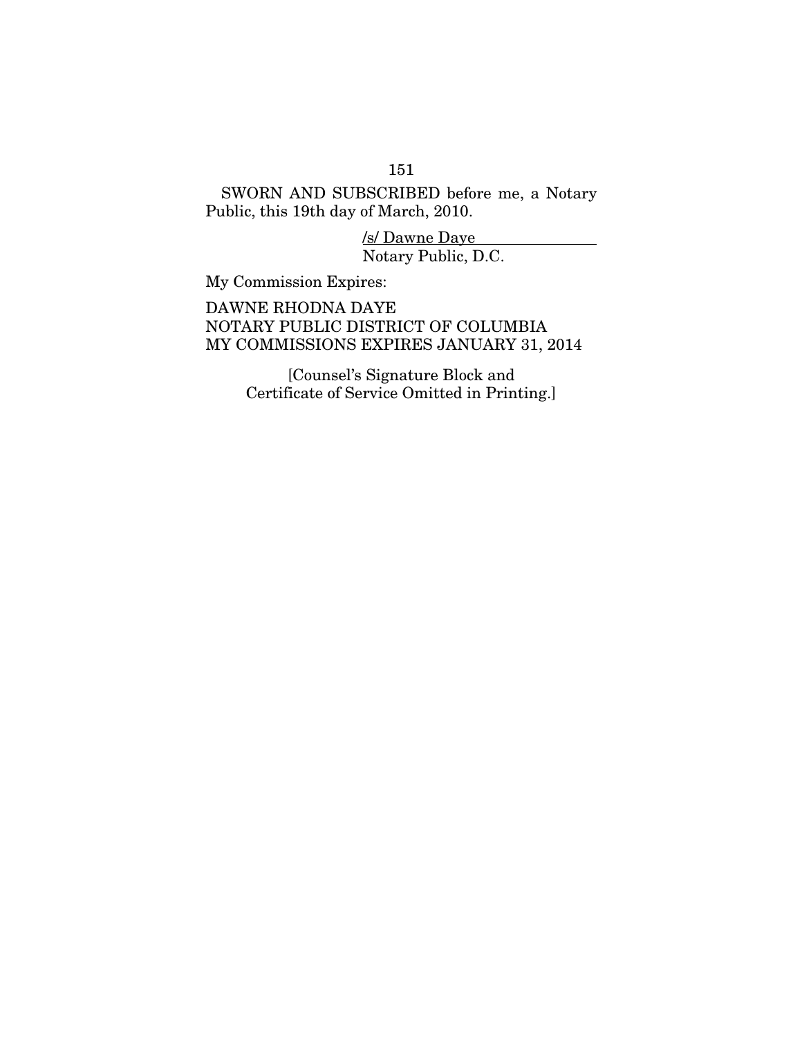SWORN AND SUBSCRIBED before me, a Notary Public, this 19th day of March, 2010.

/s/ Dawne Daye
Notary Public, D.C.

My Commission Expires:

DAWNE RHODNA DAYE
NOTARY PUBLIC DISTRICT OF COLUMBIA
MY COMMISSIONS EXPIRES JANUARY 31, 2014

[Counsel's Signature Block and Certificate of Service Omitted in Printing.]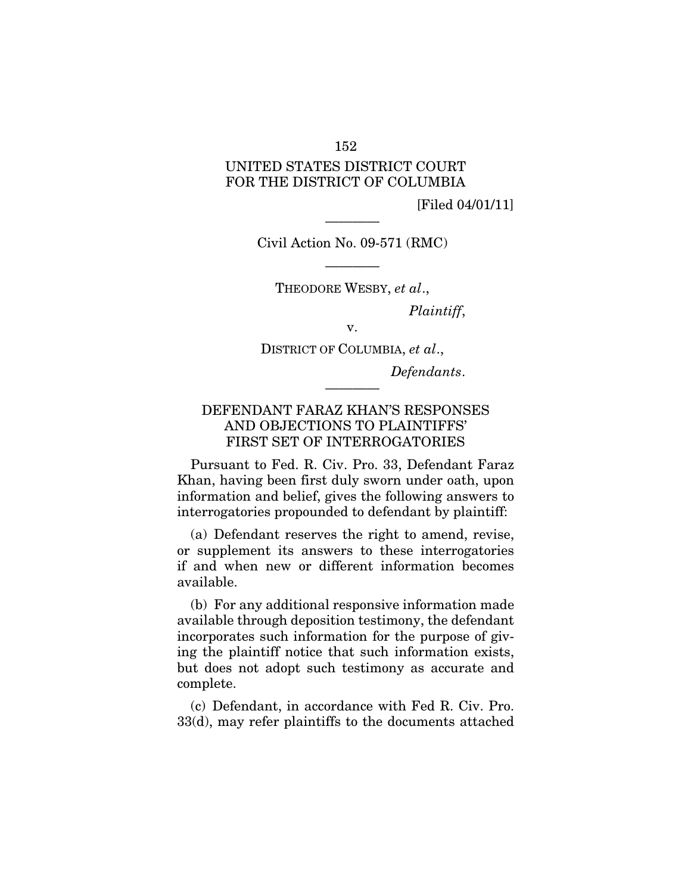UNITED STATES DISTRICT COURT
FOR THE DISTRICT OF COLUMBIA

[Filed 04/01/11]

---

Civil Action No. 09-571 (RMC)

---

THEODORE WESBY, *et al*.,

*Plaintiff*,

v.

DISTRICT OF COLUMBIA, *et al*.,

*Defendants*.

---

## DEFENDANT FARAZ KHAN'S RESPONSES AND OBJECTIONS TO PLAINTIFFS' FIRST SET OF INTERROGATORIES

Pursuant to Fed. R. Civ. Pro. 33, Defendant Faraz Khan, having been first duly sworn under oath, upon information and belief, gives the following answers to interrogatories propounded to defendant by plaintiff:

(a) Defendant reserves the right to amend, revise, or supplement its answers to these interrogatories if and when new or different information becomes available.

(b) For any additional responsive information made available through deposition testimony, the defendant incorporates such information for the purpose of giving the plaintiff notice that such information exists, but does not adopt such testimony as accurate and complete.

(c) Defendant, in accordance with Fed R. Civ. Pro. 33(d), may refer plaintiffs to the documents attached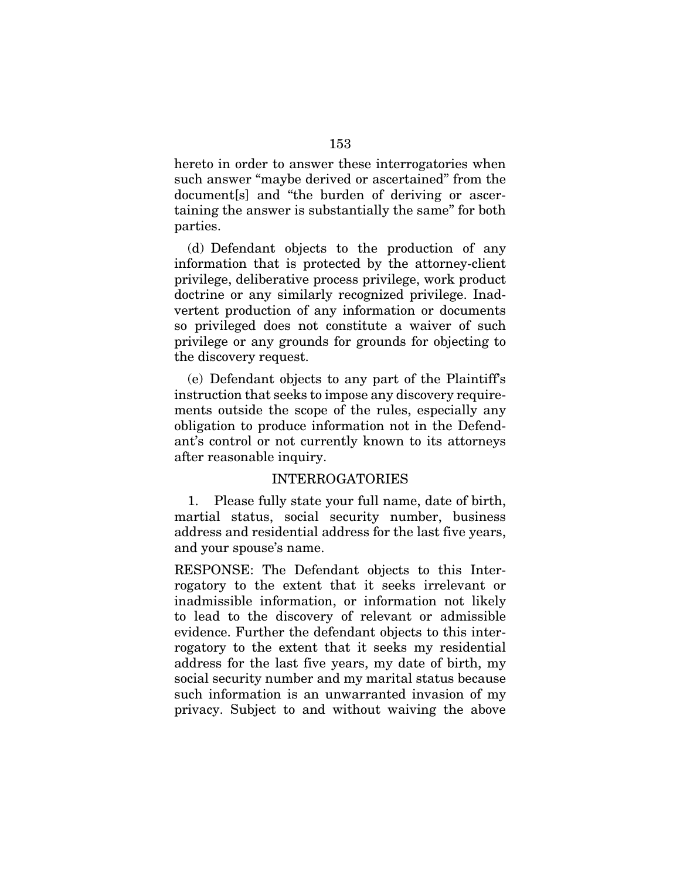hereto in order to answer these interrogatories when such answer "maybe derived or ascertained" from the document[s] and "the burden of deriving or ascertaining the answer is substantially the same" for both parties.

(d) Defendant objects to the production of any information that is protected by the attorney-client privilege, deliberative process privilege, work product doctrine or any similarly recognized privilege. Inadvertent production of any information or documents so privileged does not constitute a waiver of such privilege or any grounds for grounds for objecting to the discovery request.

(e) Defendant objects to any part of the Plaintiff's instruction that seeks to impose any discovery requirements outside the scope of the rules, especially any obligation to produce information not in the Defendant's control or not currently known to its attorneys after reasonable inquiry.

INTERROGATORIES

1. Please fully state your full name, date of birth, martial status, social security number, business address and residential address for the last five years, and your spouse's name.

RESPONSE: The Defendant objects to this Interrogatory to the extent that it seeks irrelevant or inadmissible information, or information not likely to lead to the discovery of relevant or admissible evidence. Further the defendant objects to this interrogatory to the extent that it seeks my residential address for the last five years, my date of birth, my social security number and my marital status because such information is an unwarranted invasion of my privacy. Subject to and without waiving the above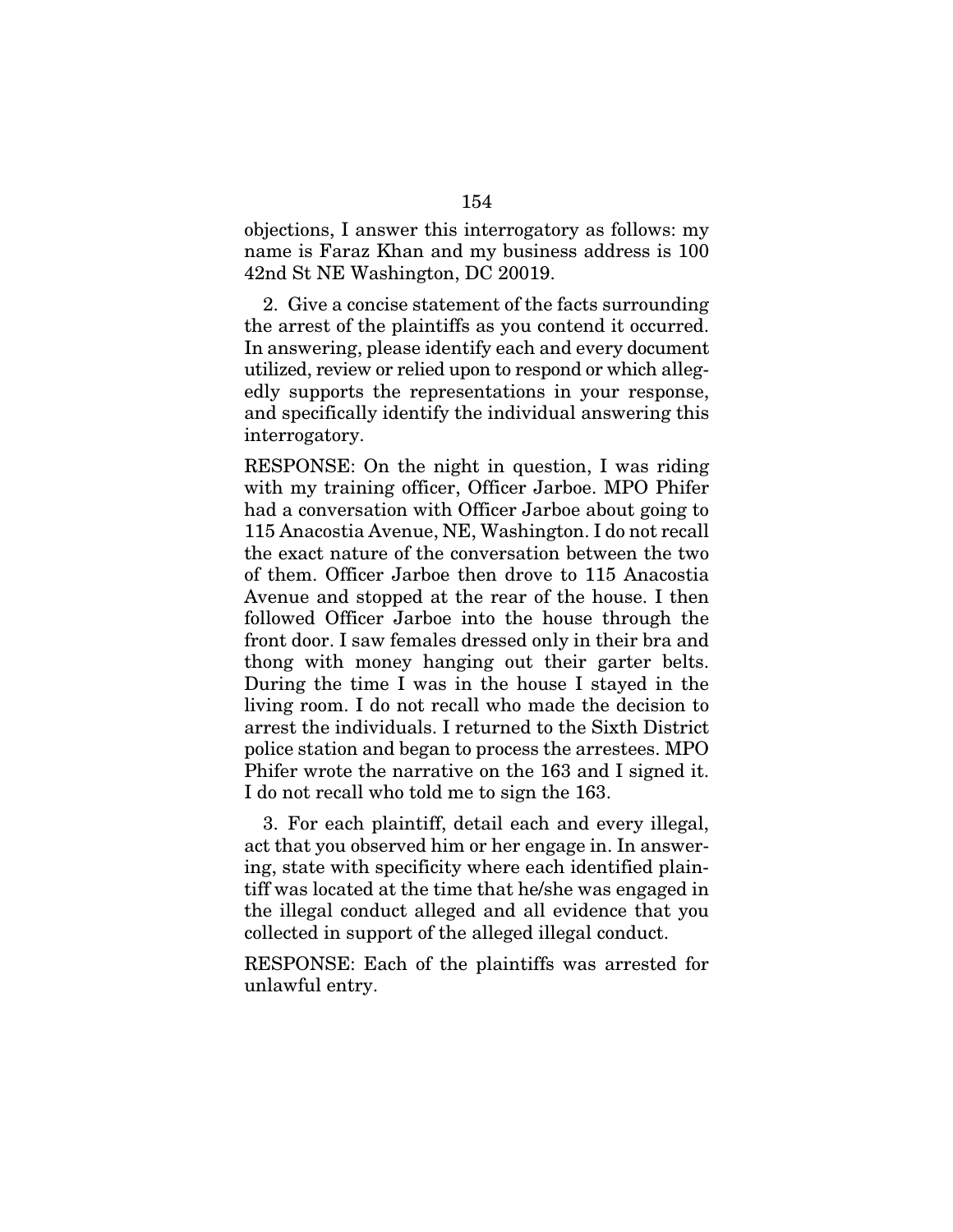objections, I answer this interrogatory as follows: my name is Faraz Khan and my business address is 100 42nd St NE Washington, DC 20019.

2. Give a concise statement of the facts surrounding the arrest of the plaintiffs as you contend it occurred. In answering, please identify each and every document utilized, review or relied upon to respond or which allegedly supports the representations in your response, and specifically identify the individual answering this interrogatory.

RESPONSE: On the night in question, I was riding with my training officer, Officer Jarboe. MPO Phifer had a conversation with Officer Jarboe about going to 115 Anacostia Avenue, NE, Washington. I do not recall the exact nature of the conversation between the two of them. Officer Jarboe then drove to 115 Anacostia Avenue and stopped at the rear of the house. I then followed Officer Jarboe into the house through the front door. I saw females dressed only in their bra and thong with money hanging out their garter belts. During the time I was in the house I stayed in the living room. I do not recall who made the decision to arrest the individuals. I returned to the Sixth District police station and began to process the arrestees. MPO Phifer wrote the narrative on the 163 and I signed it. I do not recall who told me to sign the 163.

3. For each plaintiff, detail each and every illegal, act that you observed him or her engage in. In answering, state with specificity where each identified plaintiff was located at the time that he/she was engaged in the illegal conduct alleged and all evidence that you collected in support of the alleged illegal conduct.

RESPONSE: Each of the plaintiffs was arrested for unlawful entry.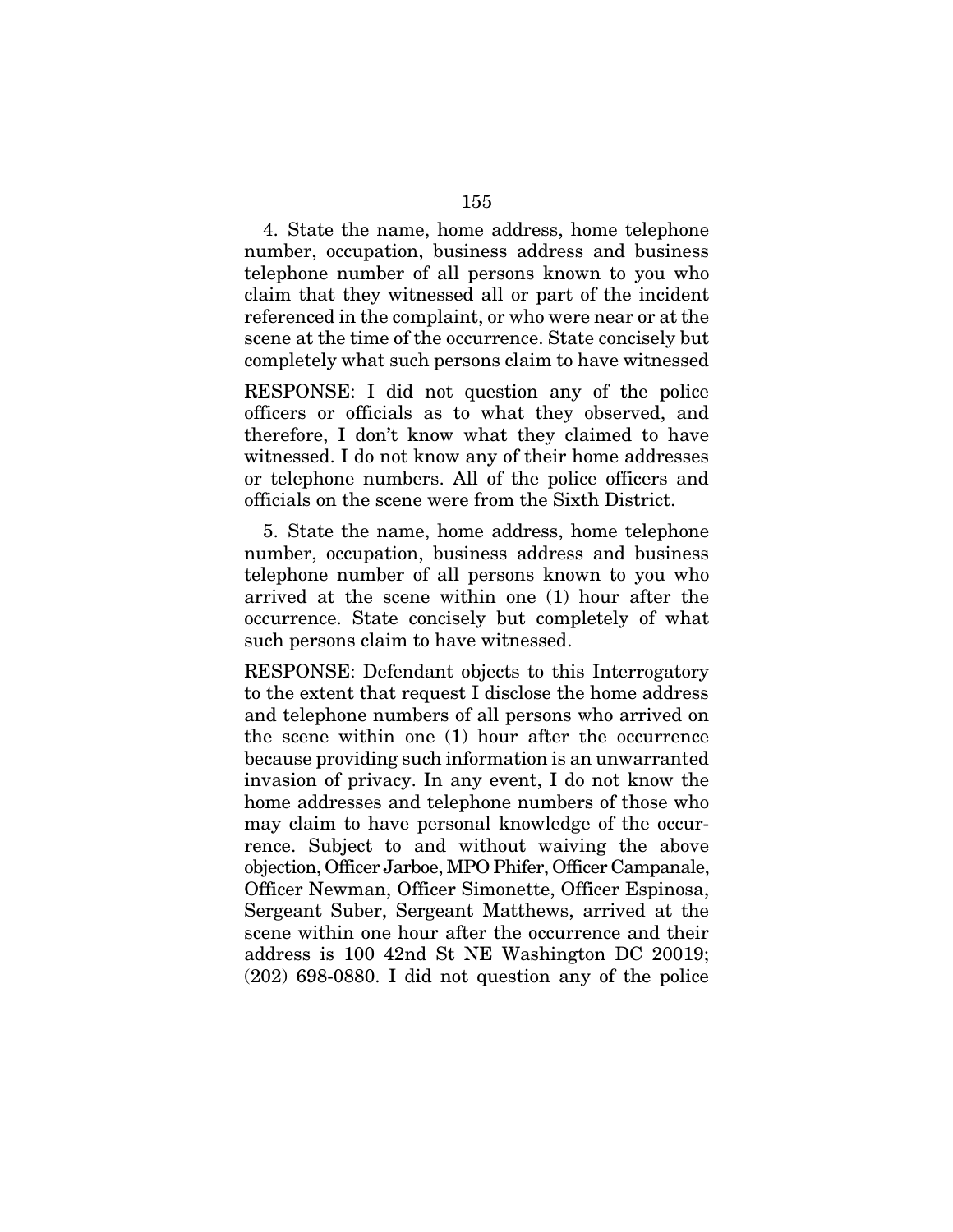4. State the name, home address, home telephone number, occupation, business address and business telephone number of all persons known to you who claim that they witnessed all or part of the incident referenced in the complaint, or who were near or at the scene at the time of the occurrence. State concisely but completely what such persons claim to have witnessed

RESPONSE: I did not question any of the police officers or officials as to what they observed, and therefore, I don't know what they claimed to have witnessed. I do not know any of their home addresses or telephone numbers. All of the police officers and officials on the scene were from the Sixth District.

5. State the name, home address, home telephone number, occupation, business address and business telephone number of all persons known to you who arrived at the scene within one (1) hour after the occurrence. State concisely but completely of what such persons claim to have witnessed.

RESPONSE: Defendant objects to this Interrogatory to the extent that request I disclose the home address and telephone numbers of all persons who arrived on the scene within one (1) hour after the occurrence because providing such information is an unwarranted invasion of privacy. In any event, I do not know the home addresses and telephone numbers of those who may claim to have personal knowledge of the occurrence. Subject to and without waiving the above objection, Officer Jarboe, MPO Phifer, Officer Campanale, Officer Newman, Officer Simonette, Officer Espinosa, Sergeant Suber, Sergeant Matthews, arrived at the scene within one hour after the occurrence and their address is 100 42nd St NE Washington DC 20019; (202) 698-0880. I did not question any of the police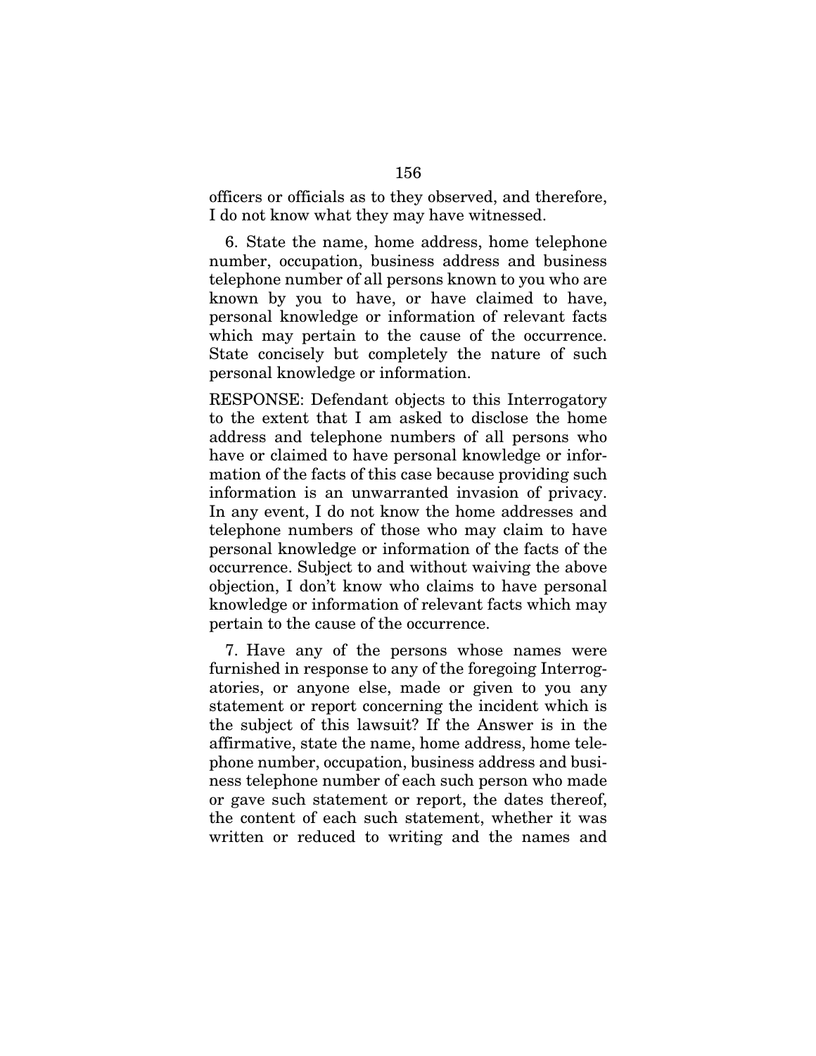officers or officials as to they observed, and therefore, I do not know what they may have witnessed.

6. State the name, home address, home telephone number, occupation, business address and business telephone number of all persons known to you who are known by you to have, or have claimed to have, personal knowledge or information of relevant facts which may pertain to the cause of the occurrence. State concisely but completely the nature of such personal knowledge or information.

RESPONSE: Defendant objects to this Interrogatory to the extent that I am asked to disclose the home address and telephone numbers of all persons who have or claimed to have personal knowledge or information of the facts of this case because providing such information is an unwarranted invasion of privacy. In any event, I do not know the home addresses and telephone numbers of those who may claim to have personal knowledge or information of the facts of the occurrence. Subject to and without waiving the above objection, I don't know who claims to have personal knowledge or information of relevant facts which may pertain to the cause of the occurrence.

7. Have any of the persons whose names were furnished in response to any of the foregoing Interrogatories, or anyone else, made or given to you any statement or report concerning the incident which is the subject of this lawsuit? If the Answer is in the affirmative, state the name, home address, home telephone number, occupation, business address and business telephone number of each such person who made or gave such statement or report, the dates thereof, the content of each such statement, whether it was written or reduced to writing and the names and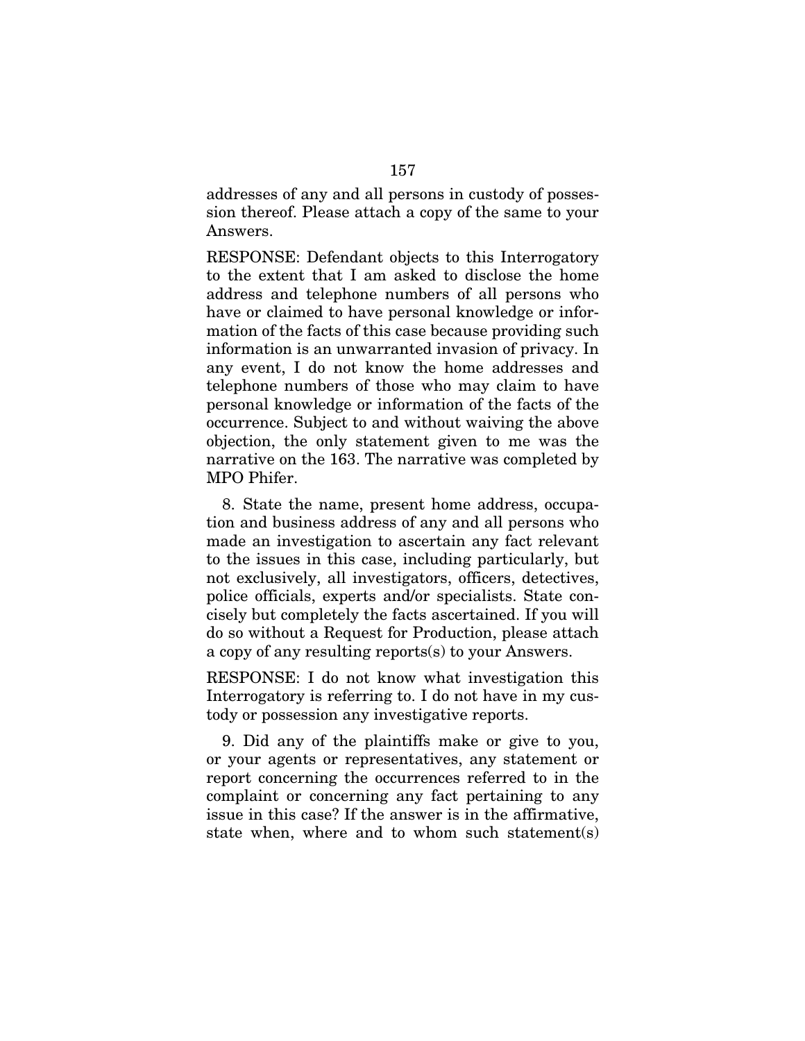addresses of any and all persons in custody of possession thereof. Please attach a copy of the same to your Answers.

RESPONSE: Defendant objects to this Interrogatory to the extent that I am asked to disclose the home address and telephone numbers of all persons who have or claimed to have personal knowledge or information of the facts of this case because providing such information is an unwarranted invasion of privacy. In any event, I do not know the home addresses and telephone numbers of those who may claim to have personal knowledge or information of the facts of the occurrence. Subject to and without waiving the above objection, the only statement given to me was the narrative on the 163. The narrative was completed by MPO Phifer.

8. State the name, present home address, occupation and business address of any and all persons who made an investigation to ascertain any fact relevant to the issues in this case, including particularly, but not exclusively, all investigators, officers, detectives, police officials, experts and/or specialists. State concisely but completely the facts ascertained. If you will do so without a Request for Production, please attach a copy of any resulting reports(s) to your Answers.

RESPONSE: I do not know what investigation this Interrogatory is referring to. I do not have in my custody or possession any investigative reports.

9. Did any of the plaintiffs make or give to you, or your agents or representatives, any statement or report concerning the occurrences referred to in the complaint or concerning any fact pertaining to any issue in this case? If the answer is in the affirmative, state when, where and to whom such statement(s)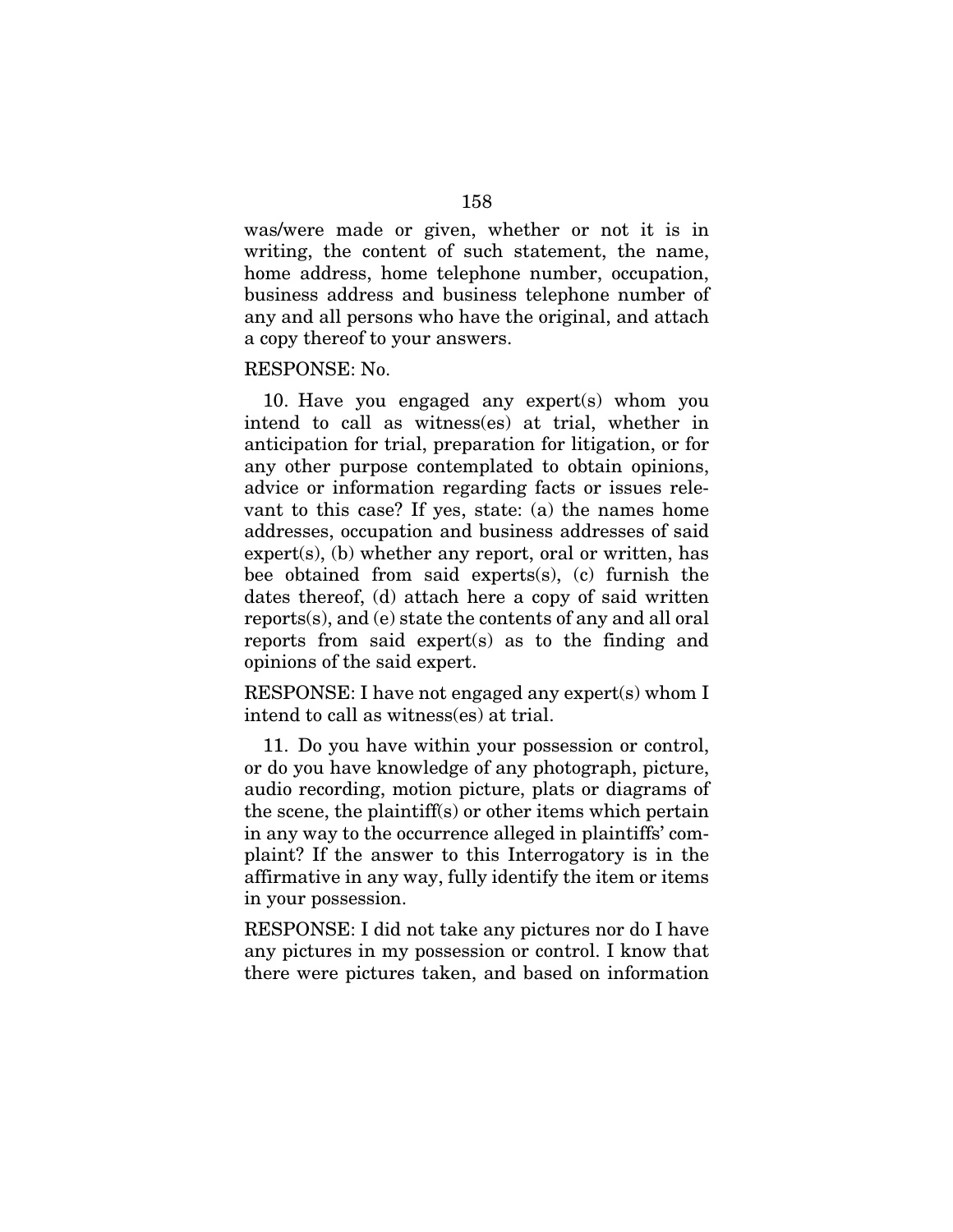was/were made or given, whether or not it is in writing, the content of such statement, the name, home address, home telephone number, occupation, business address and business telephone number of any and all persons who have the original, and attach a copy thereof to your answers.

RESPONSE: No.

10. Have you engaged any expert(s) whom you intend to call as witness(es) at trial, whether in anticipation for trial, preparation for litigation, or for any other purpose contemplated to obtain opinions, advice or information regarding facts or issues relevant to this case? If yes, state: (a) the names home addresses, occupation and business addresses of said expert(s), (b) whether any report, oral or written, has bee obtained from said experts(s), (c) furnish the dates thereof, (d) attach here a copy of said written reports(s), and (e) state the contents of any and all oral reports from said expert(s) as to the finding and opinions of the said expert.

RESPONSE: I have not engaged any expert(s) whom I intend to call as witness(es) at trial.

11. Do you have within your possession or control, or do you have knowledge of any photograph, picture, audio recording, motion picture, plats or diagrams of the scene, the plaintiff(s) or other items which pertain in any way to the occurrence alleged in plaintiffs' complaint? If the answer to this Interrogatory is in the affirmative in any way, fully identify the item or items in your possession.

RESPONSE: I did not take any pictures nor do I have any pictures in my possession or control. I know that there were pictures taken, and based on information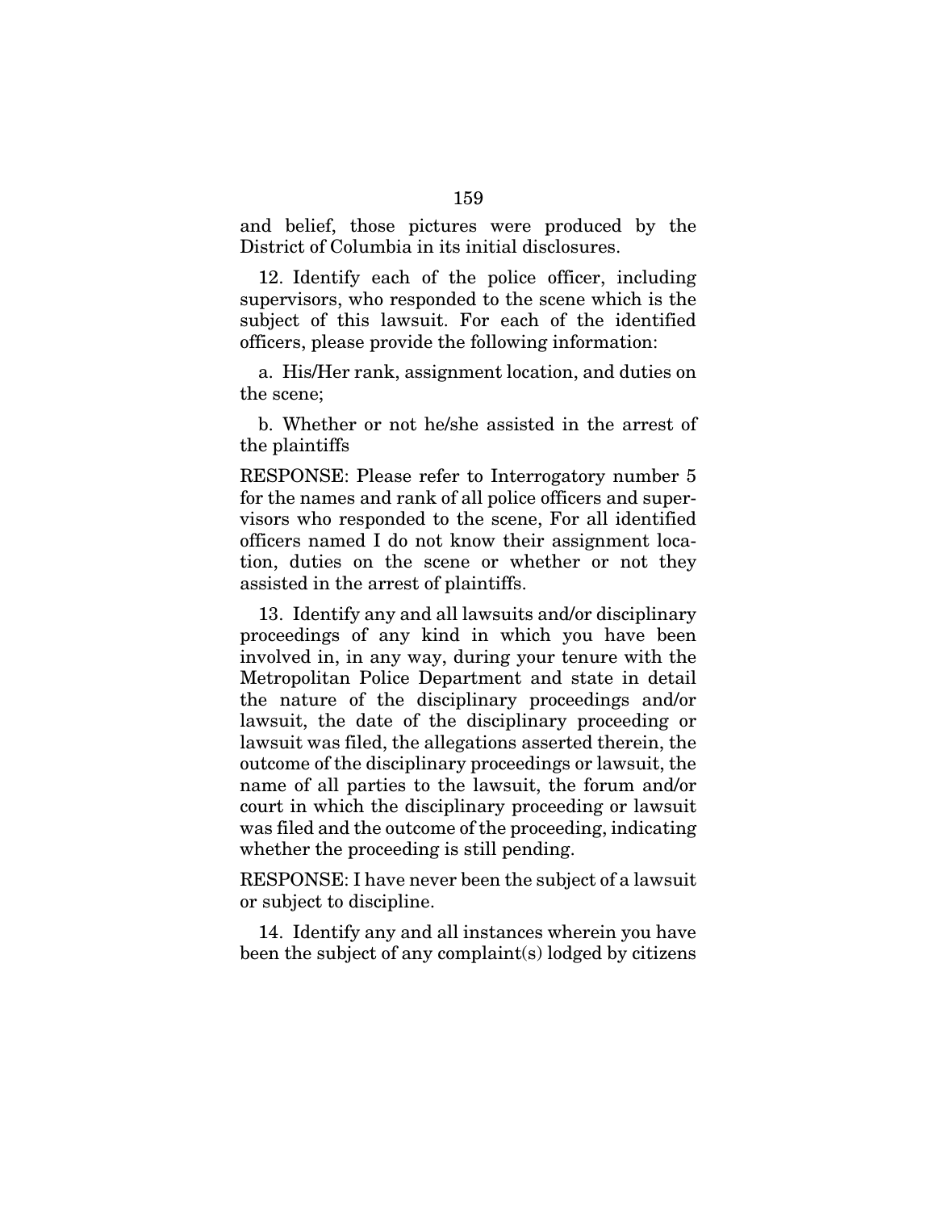and belief, those pictures were produced by the District of Columbia in its initial disclosures.

12. Identify each of the police officer, including supervisors, who responded to the scene which is the subject of this lawsuit. For each of the identified officers, please provide the following information:

a. His/Her rank, assignment location, and duties on the scene;

b. Whether or not he/she assisted in the arrest of the plaintiffs

RESPONSE: Please refer to Interrogatory number 5 for the names and rank of all police officers and supervisors who responded to the scene, For all identified officers named I do not know their assignment location, duties on the scene or whether or not they assisted in the arrest of plaintiffs.

13. Identify any and all lawsuits and/or disciplinary proceedings of any kind in which you have been involved in, in any way, during your tenure with the Metropolitan Police Department and state in detail the nature of the disciplinary proceedings and/or lawsuit, the date of the disciplinary proceeding or lawsuit was filed, the allegations asserted therein, the outcome of the disciplinary proceedings or lawsuit, the name of all parties to the lawsuit, the forum and/or court in which the disciplinary proceeding or lawsuit was filed and the outcome of the proceeding, indicating whether the proceeding is still pending.

RESPONSE: I have never been the subject of a lawsuit or subject to discipline.

14. Identify any and all instances wherein you have been the subject of any complaint(s) lodged by citizens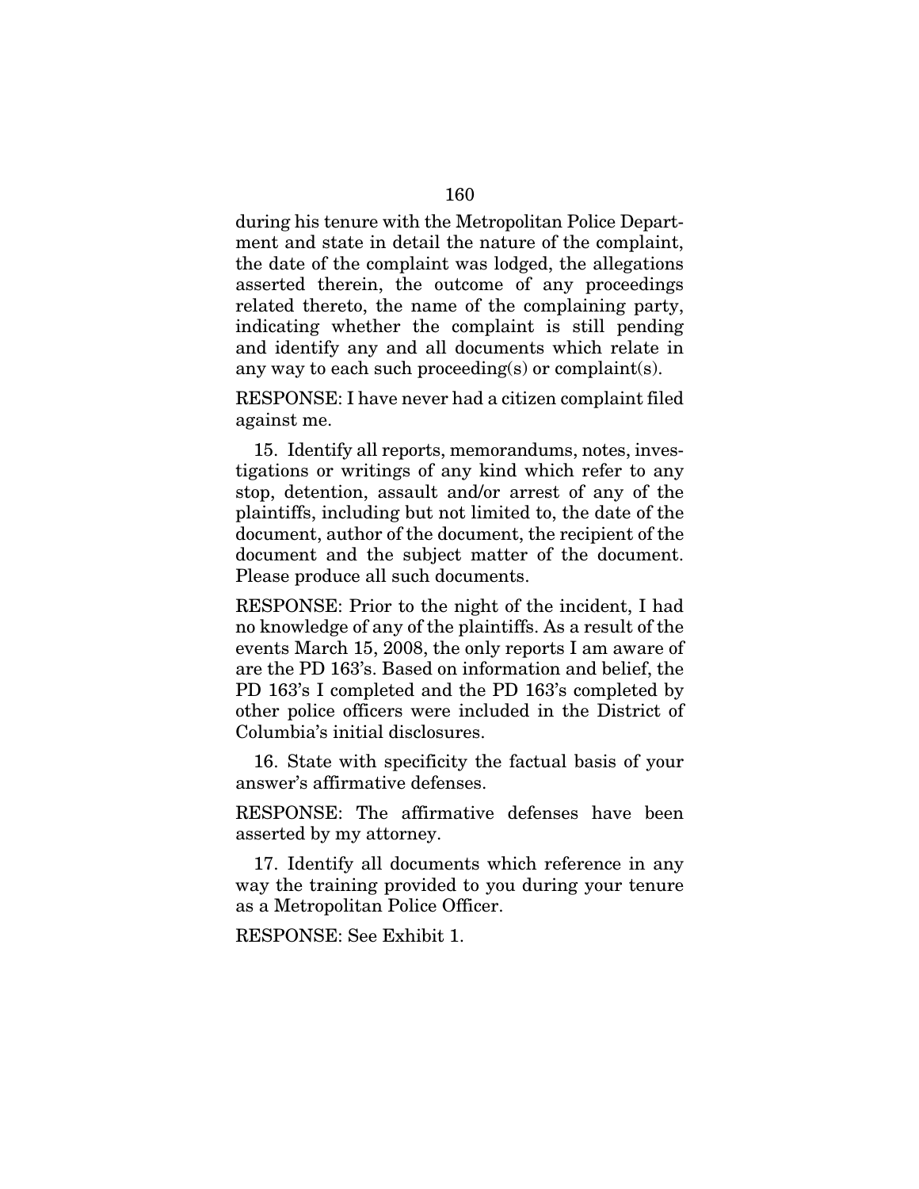during his tenure with the Metropolitan Police Department and state in detail the nature of the complaint, the date of the complaint was lodged, the allegations asserted therein, the outcome of any proceedings related thereto, the name of the complaining party, indicating whether the complaint is still pending and identify any and all documents which relate in any way to each such proceeding(s) or complaint(s).

RESPONSE: I have never had a citizen complaint filed against me.

15. Identify all reports, memorandums, notes, investigations or writings of any kind which refer to any stop, detention, assault and/or arrest of any of the plaintiffs, including but not limited to, the date of the document, author of the document, the recipient of the document and the subject matter of the document. Please produce all such documents.

RESPONSE: Prior to the night of the incident, I had no knowledge of any of the plaintiffs. As a result of the events March 15, 2008, the only reports I am aware of are the PD 163's. Based on information and belief, the PD 163's I completed and the PD 163's completed by other police officers were included in the District of Columbia's initial disclosures.

16. State with specificity the factual basis of your answer's affirmative defenses.

RESPONSE: The affirmative defenses have been asserted by my attorney.

17. Identify all documents which reference in any way the training provided to you during your tenure as a Metropolitan Police Officer.

RESPONSE: See Exhibit 1.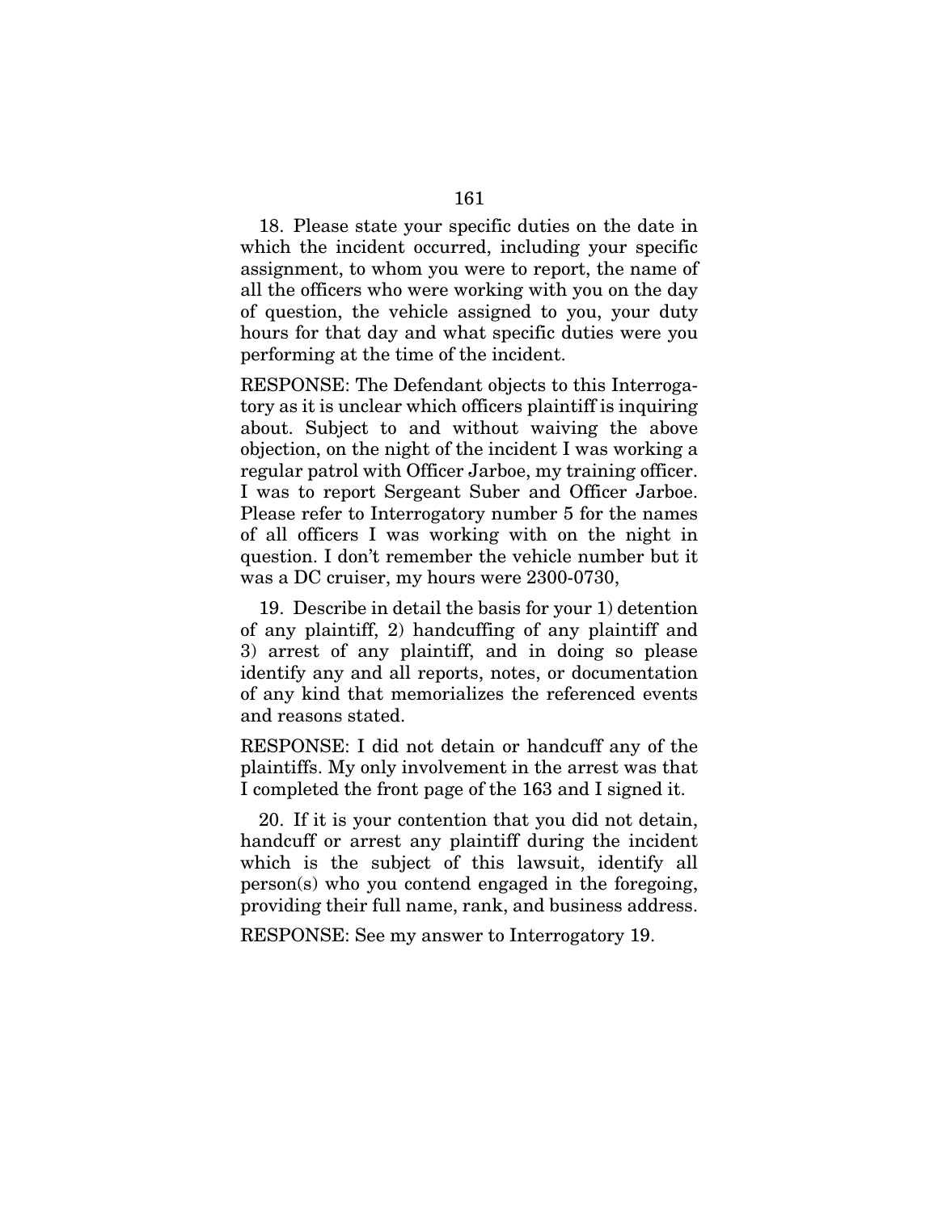18. Please state your specific duties on the date in which the incident occurred, including your specific assignment, to whom you were to report, the name of all the officers who were working with you on the day of question, the vehicle assigned to you, your duty hours for that day and what specific duties were you performing at the time of the incident.

RESPONSE: The Defendant objects to this Interrogatory as it is unclear which officers plaintiff is inquiring about. Subject to and without waiving the above objection, on the night of the incident I was working a regular patrol with Officer Jarboe, my training officer. I was to report Sergeant Suber and Officer Jarboe. Please refer to Interrogatory number 5 for the names of all officers I was working with on the night in question. I don't remember the vehicle number but it was a DC cruiser, my hours were 2300-0730,

19. Describe in detail the basis for your 1) detention of any plaintiff, 2) handcuffing of any plaintiff and 3) arrest of any plaintiff, and in doing so please identify any and all reports, notes, or documentation of any kind that memorializes the referenced events and reasons stated.

RESPONSE: I did not detain or handcuff any of the plaintiffs. My only involvement in the arrest was that I completed the front page of the 163 and I signed it.

20. If it is your contention that you did not detain, handcuff or arrest any plaintiff during the incident which is the subject of this lawsuit, identify all person(s) who you contend engaged in the foregoing, providing their full name, rank, and business address.

RESPONSE: See my answer to Interrogatory 19.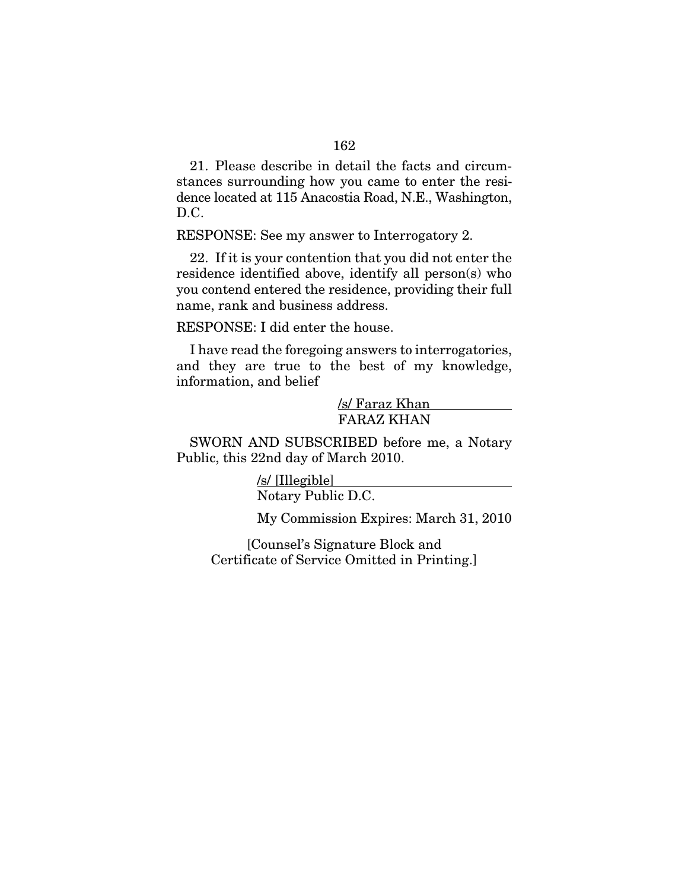21. Please describe in detail the facts and circumstances surrounding how you came to enter the residence located at 115 Anacostia Road, N.E., Washington, D.C.

RESPONSE: See my answer to Interrogatory 2.

22. If it is your contention that you did not enter the residence identified above, identify all person(s) who you contend entered the residence, providing their full name, rank and business address.

RESPONSE: I did enter the house.

I have read the foregoing answers to interrogatories, and they are true to the best of my knowledge, information, and belief

/s/ Faraz Khan
FARAZ KHAN

SWORN AND SUBSCRIBED before me, a Notary Public, this 22nd day of March 2010.

/s/ [Illegible]
Notary Public D.C.

My Commission Expires: March 31, 2010

[Counsel's Signature Block and Certificate of Service Omitted in Printing.]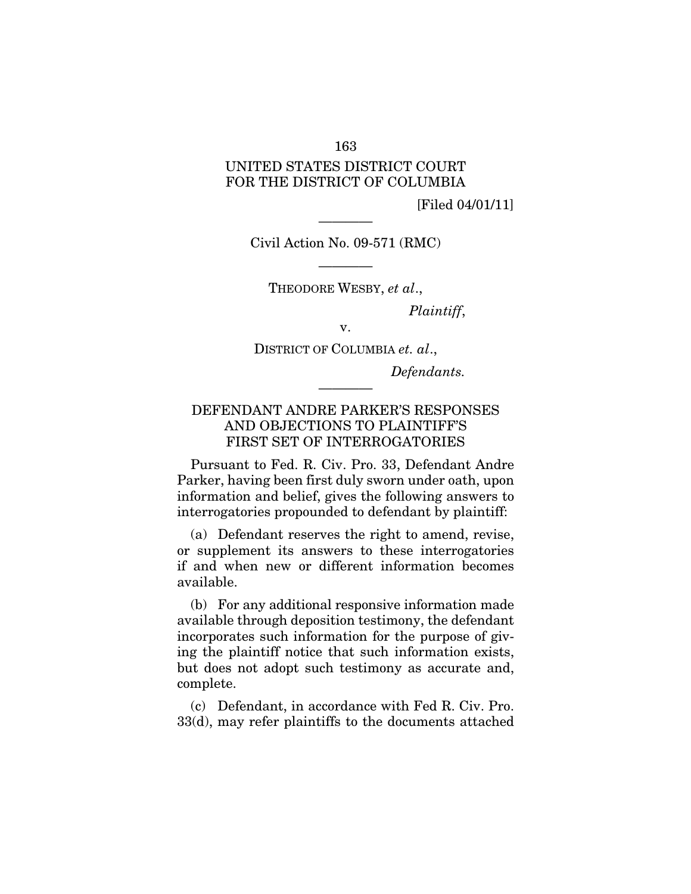UNITED STATES DISTRICT COURT
FOR THE DISTRICT OF COLUMBIA

[Filed 04/01/11]

Civil Action No. 09-571 (RMC)

THEODORE WESBY, *et al*.,

*Plaintiff*,

v.

DISTRICT OF COLUMBIA *et. al*.,

*Defendants.*

## DEFENDANT ANDRE PARKER'S RESPONSES AND OBJECTIONS TO PLAINTIFF'S FIRST SET OF INTERROGATORIES

Pursuant to Fed. R. Civ. Pro. 33, Defendant Andre Parker, having been first duly sworn under oath, upon information and belief, gives the following answers to interrogatories propounded to defendant by plaintiff:

(a) Defendant reserves the right to amend, revise, or supplement its answers to these interrogatories if and when new or different information becomes available.

(b) For any additional responsive information made available through deposition testimony, the defendant incorporates such information for the purpose of giving the plaintiff notice that such information exists, but does not adopt such testimony as accurate and, complete.

(c) Defendant, in accordance with Fed R. Civ. Pro. 33(d), may refer plaintiffs to the documents attached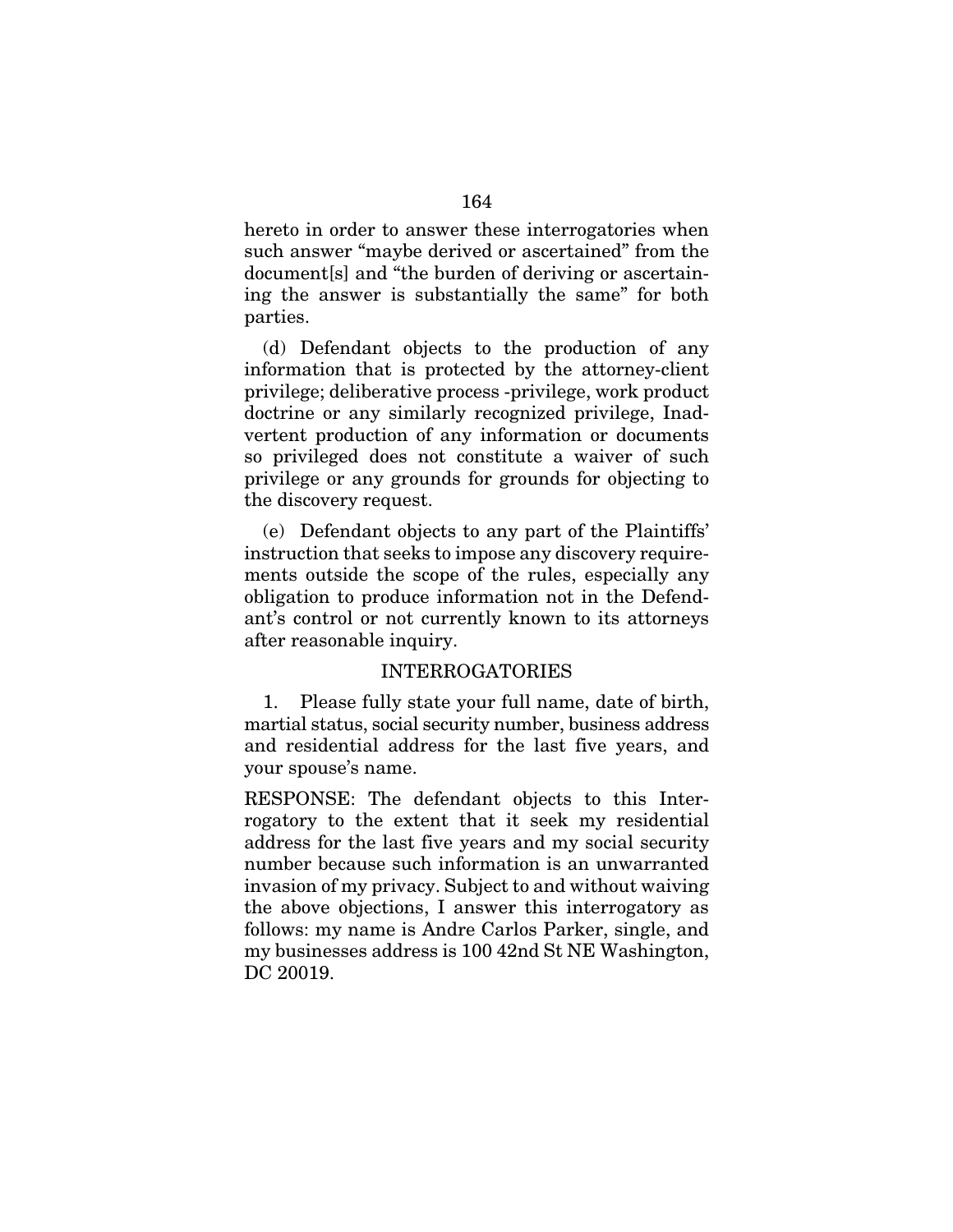hereto in order to answer these interrogatories when such answer "maybe derived or ascertained" from the document[s] and "the burden of deriving or ascertaining the answer is substantially the same" for both parties.

(d) Defendant objects to the production of any information that is protected by the attorney-client privilege; deliberative process -privilege, work product doctrine or any similarly recognized privilege, Inadvertent production of any information or documents so privileged does not constitute a waiver of such privilege or any grounds for grounds for objecting to the discovery request.

(e) Defendant objects to any part of the Plaintiffs' instruction that seeks to impose any discovery requirements outside the scope of the rules, especially any obligation to produce information not in the Defendant's control or not currently known to its attorneys after reasonable inquiry.

INTERROGATORIES

1. Please fully state your full name, date of birth, martial status, social security number, business address and residential address for the last five years, and your spouse's name.

RESPONSE: The defendant objects to this Interrogatory to the extent that it seek my residential address for the last five years and my social security number because such information is an unwarranted invasion of my privacy. Subject to and without waiving the above objections, I answer this interrogatory as follows: my name is Andre Carlos Parker, single, and my businesses address is 100 42nd St NE Washington, DC 20019.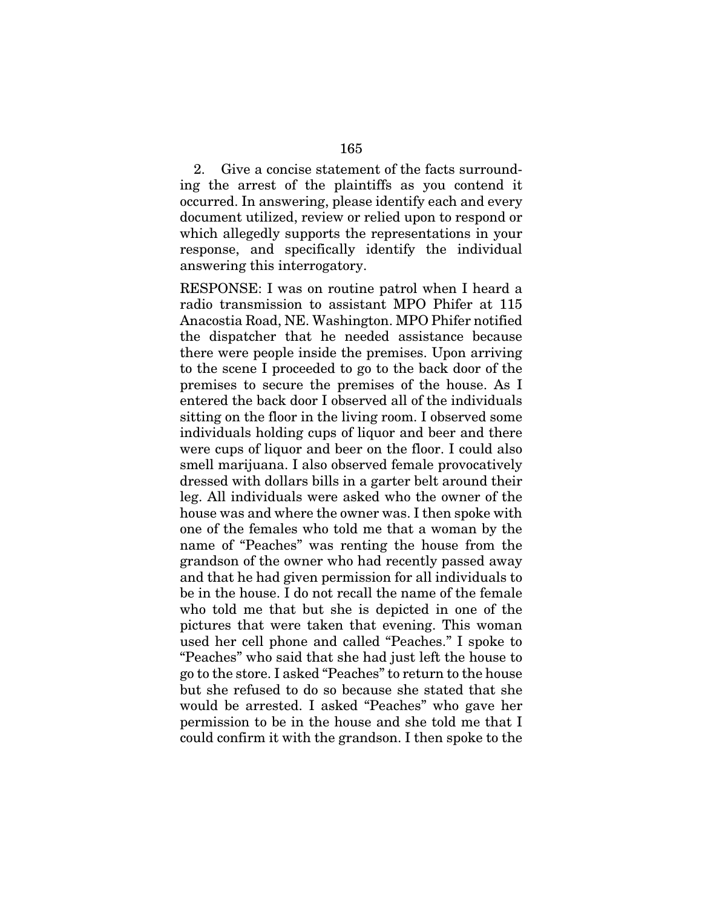2. Give a concise statement of the facts surrounding the arrest of the plaintiffs as you contend it occurred. In answering, please identify each and every document utilized, review or relied upon to respond or which allegedly supports the representations in your response, and specifically identify the individual answering this interrogatory.

RESPONSE: I was on routine patrol when I heard a radio transmission to assistant MPO Phifer at 115 Anacostia Road, NE. Washington. MPO Phifer notified the dispatcher that he needed assistance because there were people inside the premises. Upon arriving to the scene I proceeded to go to the back door of the premises to secure the premises of the house. As I entered the back door I observed all of the individuals sitting on the floor in the living room. I observed some individuals holding cups of liquor and beer and there were cups of liquor and beer on the floor. I could also smell marijuana. I also observed female provocatively dressed with dollars bills in a garter belt around their leg. All individuals were asked who the owner of the house was and where the owner was. I then spoke with one of the females who told me that a woman by the name of "Peaches" was renting the house from the grandson of the owner who had recently passed away and that he had given permission for all individuals to be in the house. I do not recall the name of the female who told me that but she is depicted in one of the pictures that were taken that evening. This woman used her cell phone and called "Peaches." I spoke to "Peaches" who said that she had just left the house to go to the store. I asked "Peaches" to return to the house but she refused to do so because she stated that she would be arrested. I asked "Peaches" who gave her permission to be in the house and she told me that I could confirm it with the grandson. I then spoke to the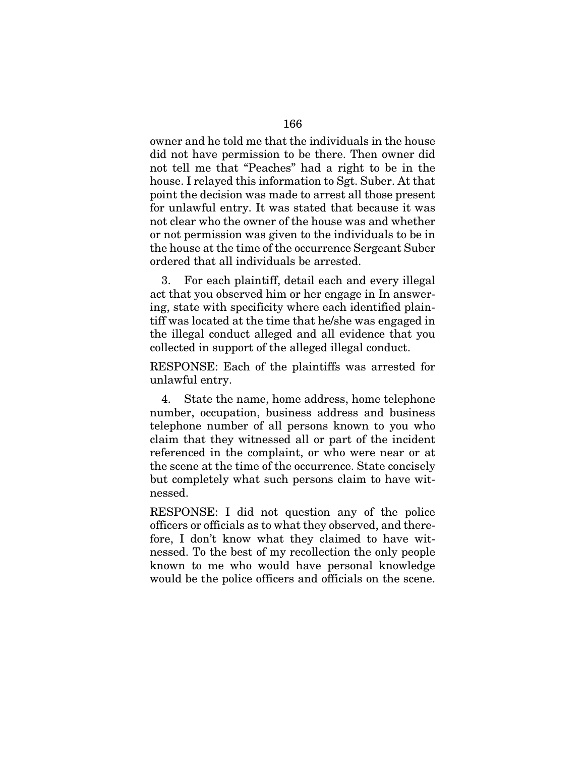owner and he told me that the individuals in the house did not have permission to be there. Then owner did not tell me that "Peaches" had a right to be in the house. I relayed this information to Sgt. Suber. At that point the decision was made to arrest all those present for unlawful entry. It was stated that because it was not clear who the owner of the house was and whether or not permission was given to the individuals to be in the house at the time of the occurrence Sergeant Suber ordered that all individuals be arrested.

3. For each plaintiff, detail each and every illegal act that you observed him or her engage in In answering, state with specificity where each identified plaintiff was located at the time that he/she was engaged in the illegal conduct alleged and all evidence that you collected in support of the alleged illegal conduct.

RESPONSE: Each of the plaintiffs was arrested for unlawful entry.

4. State the name, home address, home telephone number, occupation, business address and business telephone number of all persons known to you who claim that they witnessed all or part of the incident referenced in the complaint, or who were near or at the scene at the time of the occurrence. State concisely but completely what such persons claim to have witnessed.

RESPONSE: I did not question any of the police officers or officials as to what they observed, and therefore, I don't know what they claimed to have witnessed. To the best of my recollection the only people known to me who would have personal knowledge would be the police officers and officials on the scene.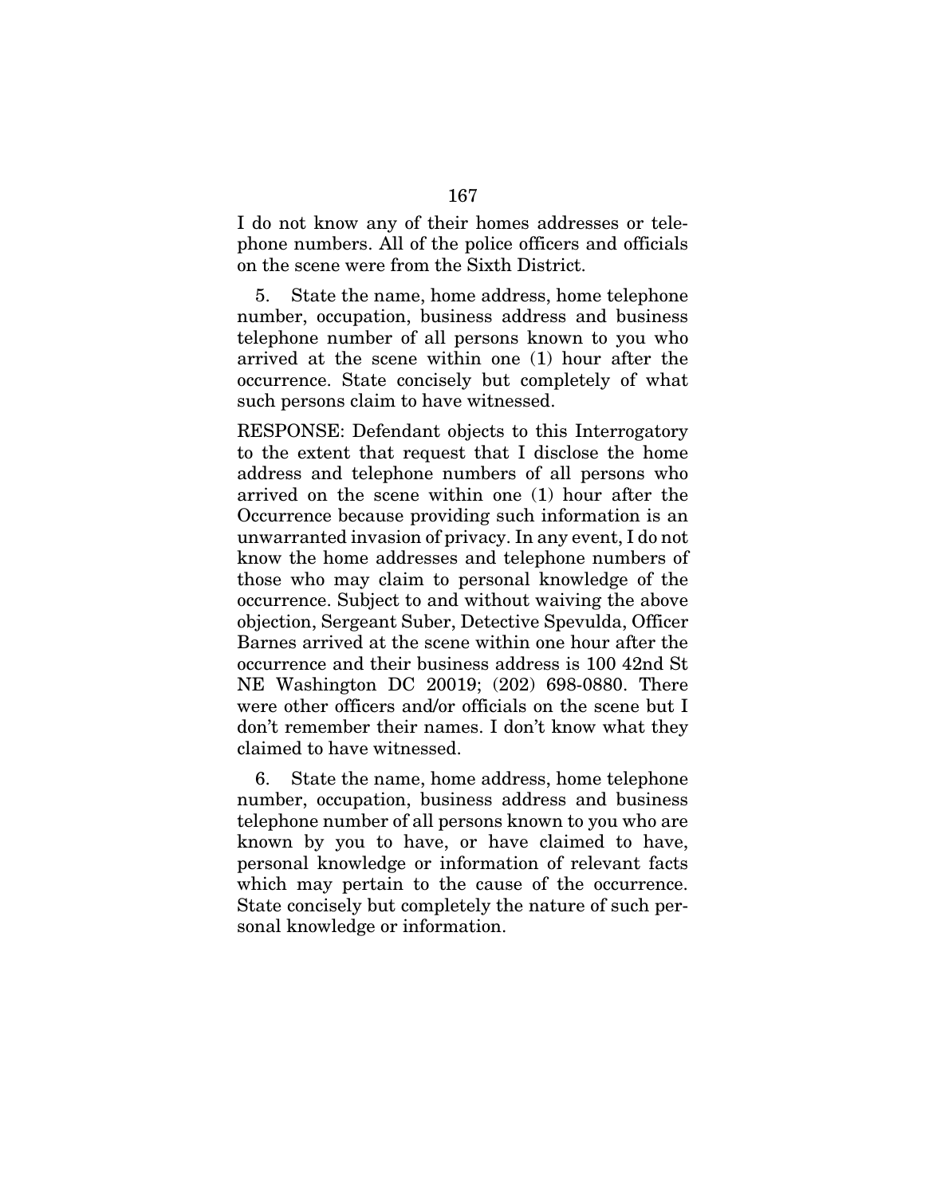I do not know any of their homes addresses or telephone numbers. All of the police officers and officials on the scene were from the Sixth District.

5. State the name, home address, home telephone number, occupation, business address and business telephone number of all persons known to you who arrived at the scene within one (1) hour after the occurrence. State concisely but completely of what such persons claim to have witnessed.

RESPONSE: Defendant objects to this Interrogatory to the extent that request that I disclose the home address and telephone numbers of all persons who arrived on the scene within one (1) hour after the Occurrence because providing such information is an unwarranted invasion of privacy. In any event, I do not know the home addresses and telephone numbers of those who may claim to personal knowledge of the occurrence. Subject to and without waiving the above objection, Sergeant Suber, Detective Spevulda, Officer Barnes arrived at the scene within one hour after the occurrence and their business address is 100 42nd St NE Washington DC 20019; (202) 698-0880. There were other officers and/or officials on the scene but I don't remember their names. I don't know what they claimed to have witnessed.

6. State the name, home address, home telephone number, occupation, business address and business telephone number of all persons known to you who are known by you to have, or have claimed to have, personal knowledge or information of relevant facts which may pertain to the cause of the occurrence. State concisely but completely the nature of such personal knowledge or information.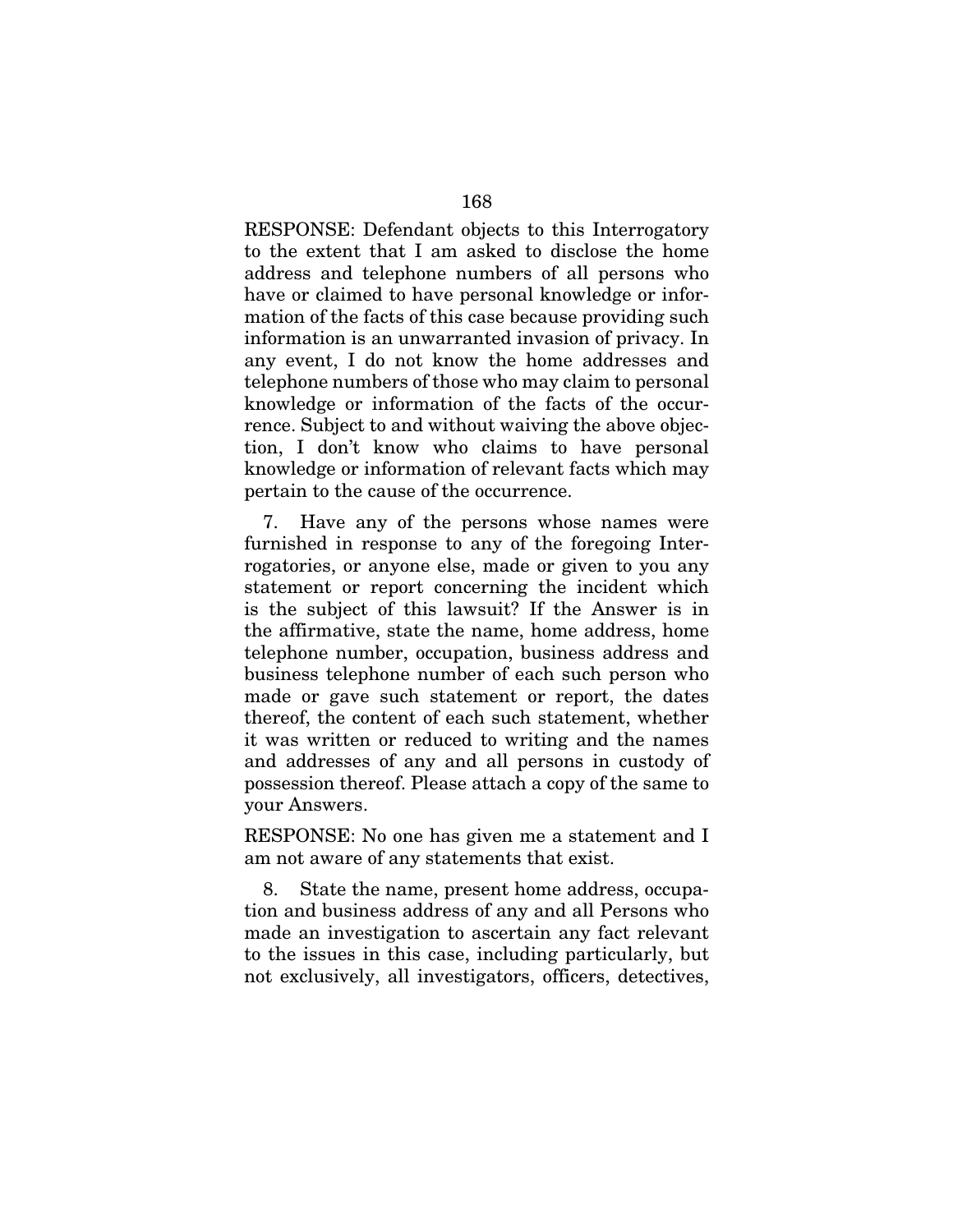RESPONSE: Defendant objects to this Interrogatory to the extent that I am asked to disclose the home address and telephone numbers of all persons who have or claimed to have personal knowledge or information of the facts of this case because providing such information is an unwarranted invasion of privacy. In any event, I do not know the home addresses and telephone numbers of those who may claim to personal knowledge or information of the facts of the occurrence. Subject to and without waiving the above objection, I don't know who claims to have personal knowledge or information of relevant facts which may pertain to the cause of the occurrence.

7. Have any of the persons whose names were furnished in response to any of the foregoing Interrogatories, or anyone else, made or given to you any statement or report concerning the incident which is the subject of this lawsuit? If the Answer is in the affirmative, state the name, home address, home telephone number, occupation, business address and business telephone number of each such person who made or gave such statement or report, the dates thereof, the content of each such statement, whether it was written or reduced to writing and the names and addresses of any and all persons in custody of possession thereof. Please attach a copy of the same to your Answers.

RESPONSE: No one has given me a statement and I am not aware of any statements that exist.

8. State the name, present home address, occupation and business address of any and all Persons who made an investigation to ascertain any fact relevant to the issues in this case, including particularly, but not exclusively, all investigators, officers, detectives,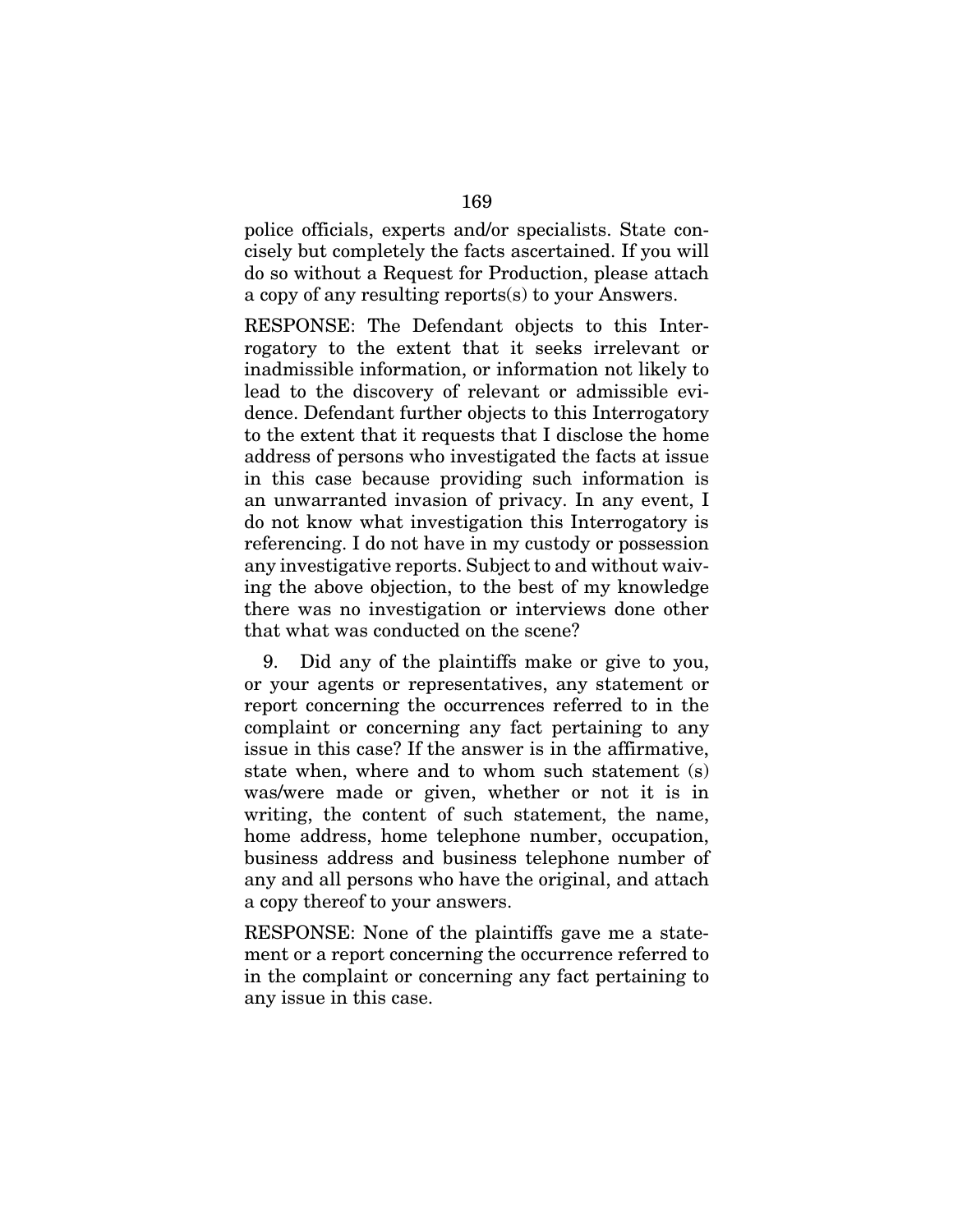police officials, experts and/or specialists. State concisely but completely the facts ascertained. If you will do so without a Request for Production, please attach a copy of any resulting reports(s) to your Answers.

RESPONSE: The Defendant objects to this Interrogatory to the extent that it seeks irrelevant or inadmissible information, or information not likely to lead to the discovery of relevant or admissible evidence. Defendant further objects to this Interrogatory to the extent that it requests that I disclose the home address of persons who investigated the facts at issue in this case because providing such information is an unwarranted invasion of privacy. In any event, I do not know what investigation this Interrogatory is referencing. I do not have in my custody or possession any investigative reports. Subject to and without waiving the above objection, to the best of my knowledge there was no investigation or interviews done other that what was conducted on the scene?

9. Did any of the plaintiffs make or give to you, or your agents or representatives, any statement or report concerning the occurrences referred to in the complaint or concerning any fact pertaining to any issue in this case? If the answer is in the affirmative, state when, where and to whom such statement (s) was/were made or given, whether or not it is in writing, the content of such statement, the name, home address, home telephone number, occupation, business address and business telephone number of any and all persons who have the original, and attach a copy thereof to your answers.

RESPONSE: None of the plaintiffs gave me a statement or a report concerning the occurrence referred to in the complaint or concerning any fact pertaining to any issue in this case.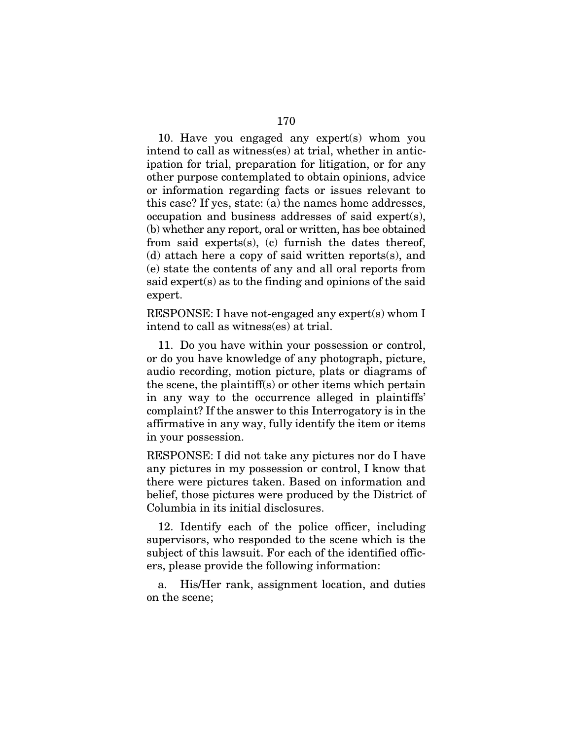10. Have you engaged any expert(s) whom you intend to call as witness(es) at trial, whether in anticipation for trial, preparation for litigation, or for any other purpose contemplated to obtain opinions, advice or information regarding facts or issues relevant to this case? If yes, state: (a) the names home addresses, occupation and business addresses of said expert(s), (b) whether any report, oral or written, has bee obtained from said experts(s), (c) furnish the dates thereof, (d) attach here a copy of said written reports(s), and (e) state the contents of any and all oral reports from said expert(s) as to the finding and opinions of the said expert.

RESPONSE: I have not-engaged any expert(s) whom I intend to call as witness(es) at trial.

11. Do you have within your possession or control, or do you have knowledge of any photograph, picture, audio recording, motion picture, plats or diagrams of the scene, the plaintiff(s) or other items which pertain in any way to the occurrence alleged in plaintiffs' complaint? If the answer to this Interrogatory is in the affirmative in any way, fully identify the item or items in your possession.

RESPONSE: I did not take any pictures nor do I have any pictures in my possession or control, I know that there were pictures taken. Based on information and belief, those pictures were produced by the District of Columbia in its initial disclosures.

12. Identify each of the police officer, including supervisors, who responded to the scene which is the subject of this lawsuit. For each of the identified officers, please provide the following information:

a. His/Her rank, assignment location, and duties on the scene;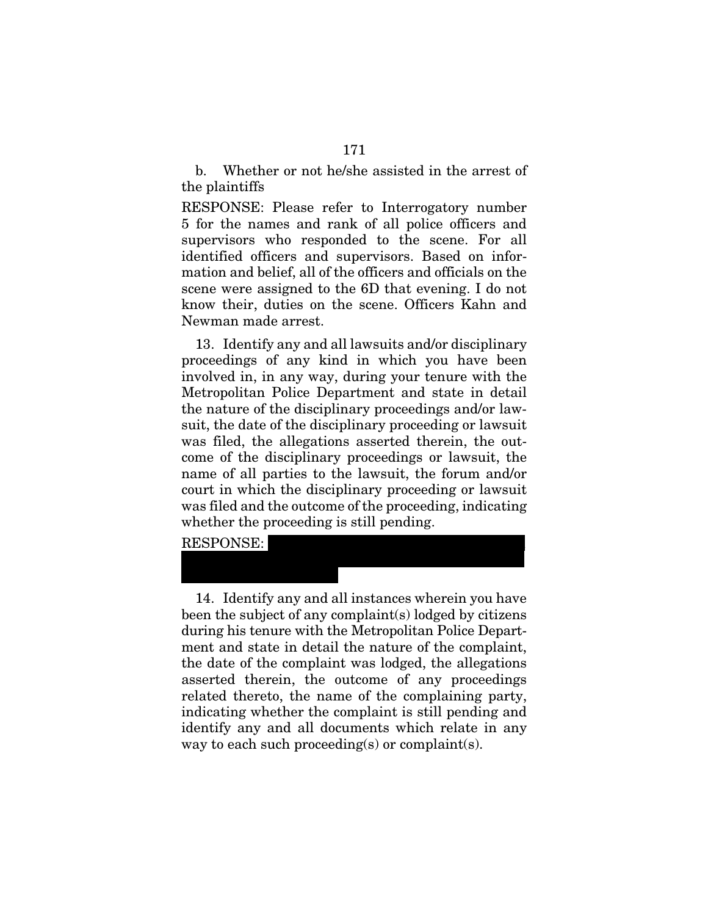b. Whether or not he/she assisted in the arrest of the plaintiffs

RESPONSE: Please refer to Interrogatory number 5 for the names and rank of all police officers and supervisors who responded to the scene. For all identified officers and supervisors. Based on information and belief, all of the officers and officials on the scene were assigned to the 6D that evening. I do not know their, duties on the scene. Officers Kahn and Newman made arrest.

13. Identify any and all lawsuits and/or disciplinary proceedings of any kind in which you have been involved in, in any way, during your tenure with the Metropolitan Police Department and state in detail the nature of the disciplinary proceedings and/or lawsuit, the date of the disciplinary proceeding or lawsuit was filed, the allegations asserted therein, the outcome of the disciplinary proceedings or lawsuit, the name of all parties to the lawsuit, the forum and/or court in which the disciplinary proceeding or lawsuit was filed and the outcome of the proceeding, indicating whether the proceeding is still pending.

RESPONSE:

14. Identify any and all instances wherein you have been the subject of any complaint(s) lodged by citizens during his tenure with the Metropolitan Police Department and state in detail the nature of the complaint, the date of the complaint was lodged, the allegations asserted therein, the outcome of any proceedings related thereto, the name of the complaining party, indicating whether the complaint is still pending and identify any and all documents which relate in any way to each such proceeding(s) or complaint(s).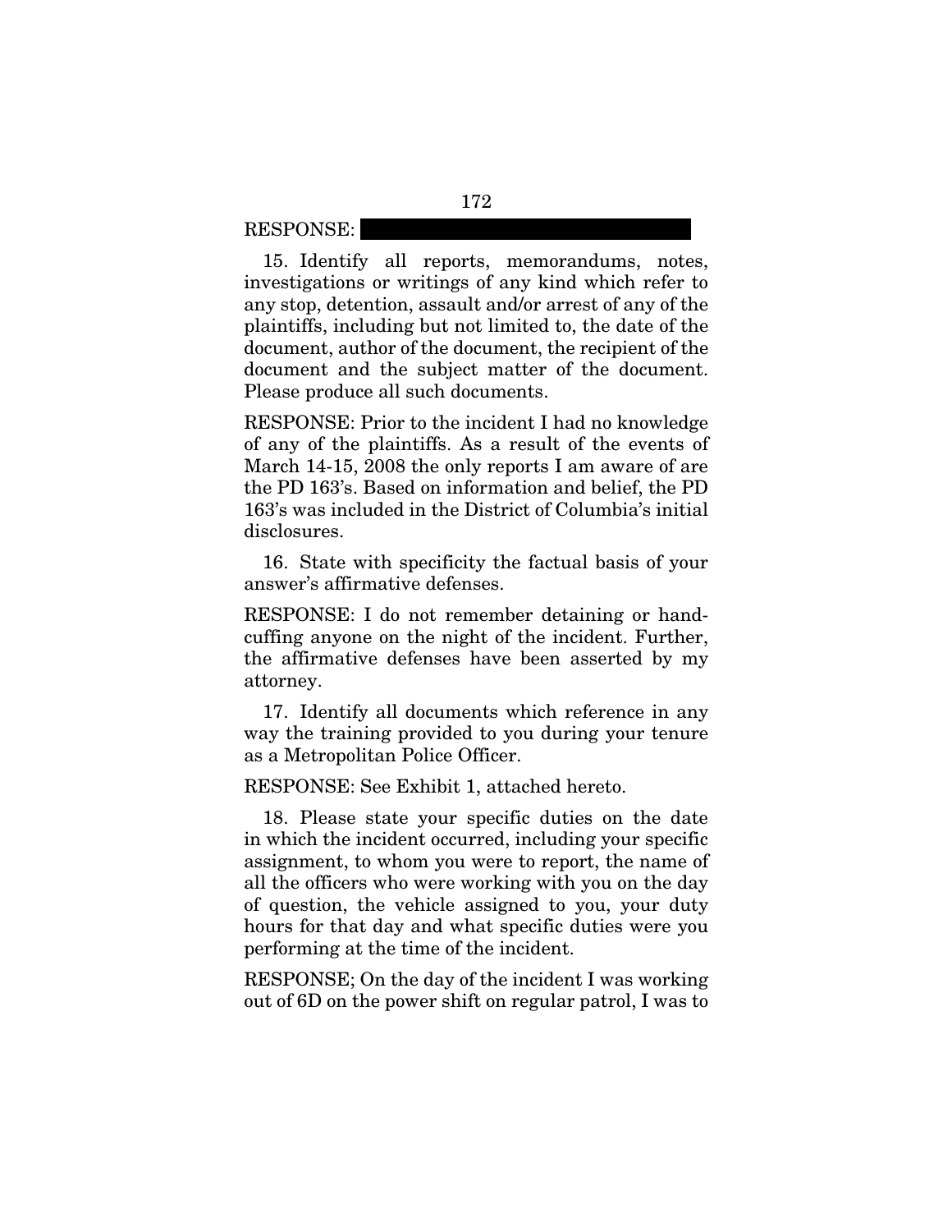RESPONSE: ████████████████████████████

15. Identify all reports, memorandums, notes, investigations or writings of any kind which refer to any stop, detention, assault and/or arrest of any of the plaintiffs, including but not limited to, the date of the document, author of the document, the recipient of the document and the subject matter of the document. Please produce all such documents.

RESPONSE: Prior to the incident I had no knowledge of any of the plaintiffs. As a result of the events of March 14-15, 2008 the only reports I am aware of are the PD 163's. Based on information and belief, the PD 163's was included in the District of Columbia's initial disclosures.

16. State with specificity the factual basis of your answer's affirmative defenses.

RESPONSE: I do not remember detaining or handcuffing anyone on the night of the incident. Further, the affirmative defenses have been asserted by my attorney.

17. Identify all documents which reference in any way the training provided to you during your tenure as a Metropolitan Police Officer.

RESPONSE: See Exhibit 1, attached hereto.

18. Please state your specific duties on the date in which the incident occurred, including your specific assignment, to whom you were to report, the name of all the officers who were working with you on the day of question, the vehicle assigned to you, your duty hours for that day and what specific duties were you performing at the time of the incident.

RESPONSE; On the day of the incident I was working out of 6D on the power shift on regular patrol, I was to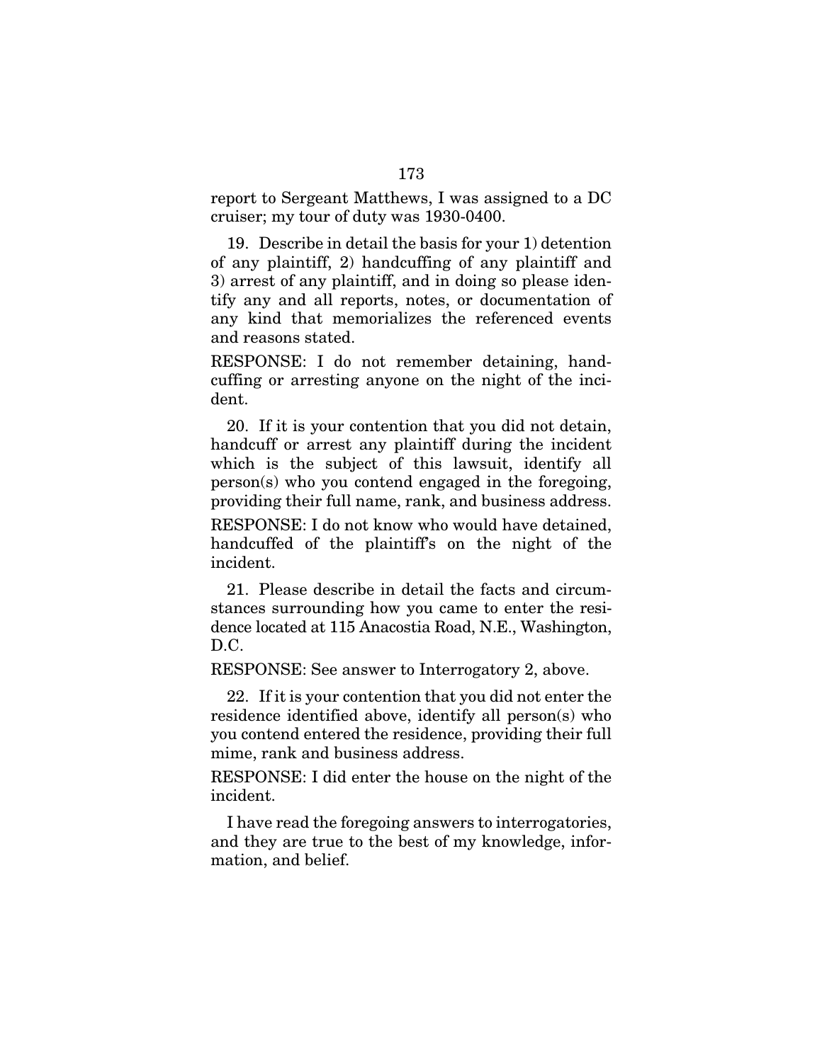report to Sergeant Matthews, I was assigned to a DC cruiser; my tour of duty was 1930-0400.

19. Describe in detail the basis for your 1) detention of any plaintiff, 2) handcuffing of any plaintiff and 3) arrest of any plaintiff, and in doing so please identify any and all reports, notes, or documentation of any kind that memorializes the referenced events and reasons stated.

RESPONSE: I do not remember detaining, handcuffing or arresting anyone on the night of the incident.

20. If it is your contention that you did not detain, handcuff or arrest any plaintiff during the incident which is the subject of this lawsuit, identify all person(s) who you contend engaged in the foregoing, providing their full name, rank, and business address.

RESPONSE: I do not know who would have detained, handcuffed of the plaintiff's on the night of the incident.

21. Please describe in detail the facts and circumstances surrounding how you came to enter the residence located at 115 Anacostia Road, N.E., Washington, D.C.

RESPONSE: See answer to Interrogatory 2, above.

22. If it is your contention that you did not enter the residence identified above, identify all person(s) who you contend entered the residence, providing their full mime, rank and business address.

RESPONSE: I did enter the house on the night of the incident.

I have read the foregoing answers to interrogatories, and they are true to the best of my knowledge, information, and belief.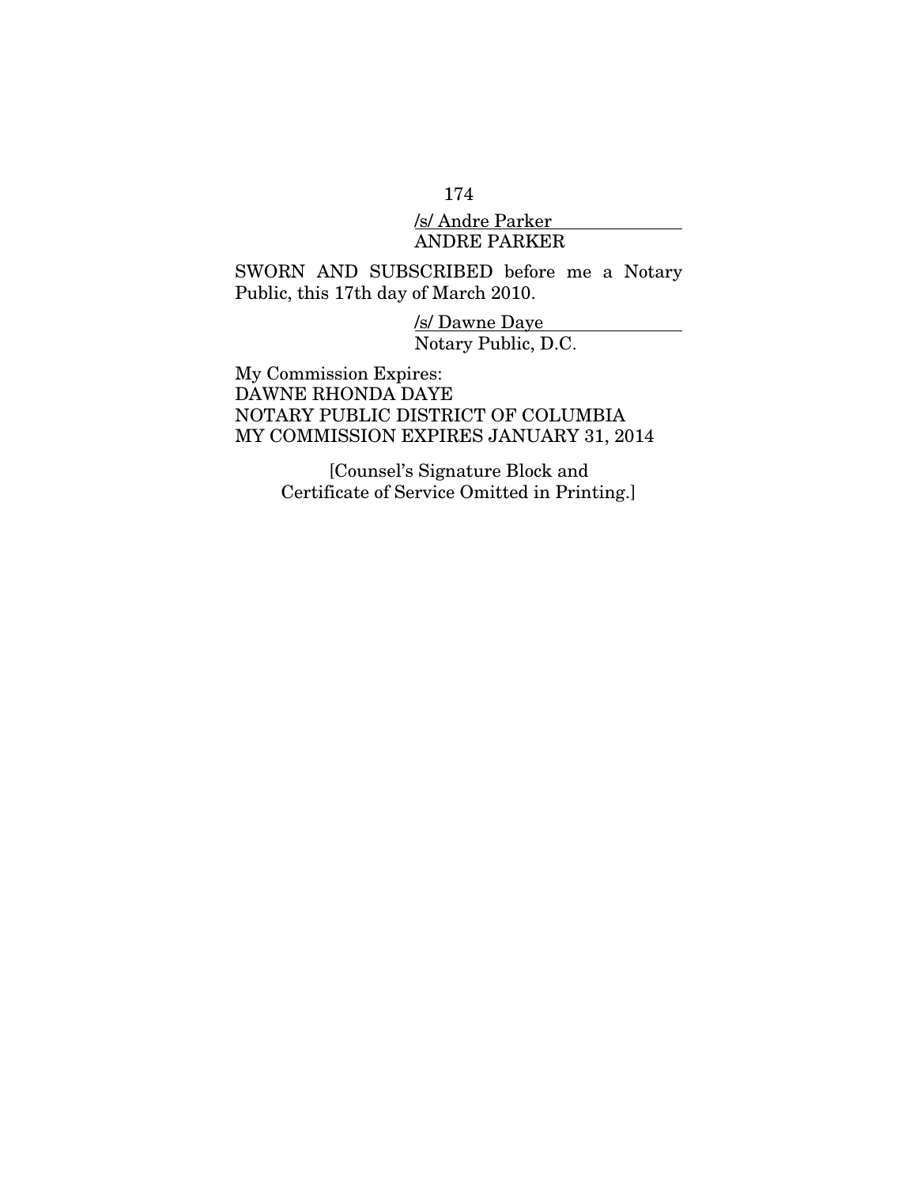/s/ Andre Parker
ANDRE PARKER

SWORN AND SUBSCRIBED before me a Notary Public, this 17th day of March 2010.

/s/ Dawne Daye
Notary Public, D.C.

My Commission Expires:
DAWNE RHONDA DAYE
NOTARY PUBLIC DISTRICT OF COLUMBIA
MY COMMISSION EXPIRES JANUARY 31, 2014

[Counsel's Signature Block and Certificate of Service Omitted in Printing.]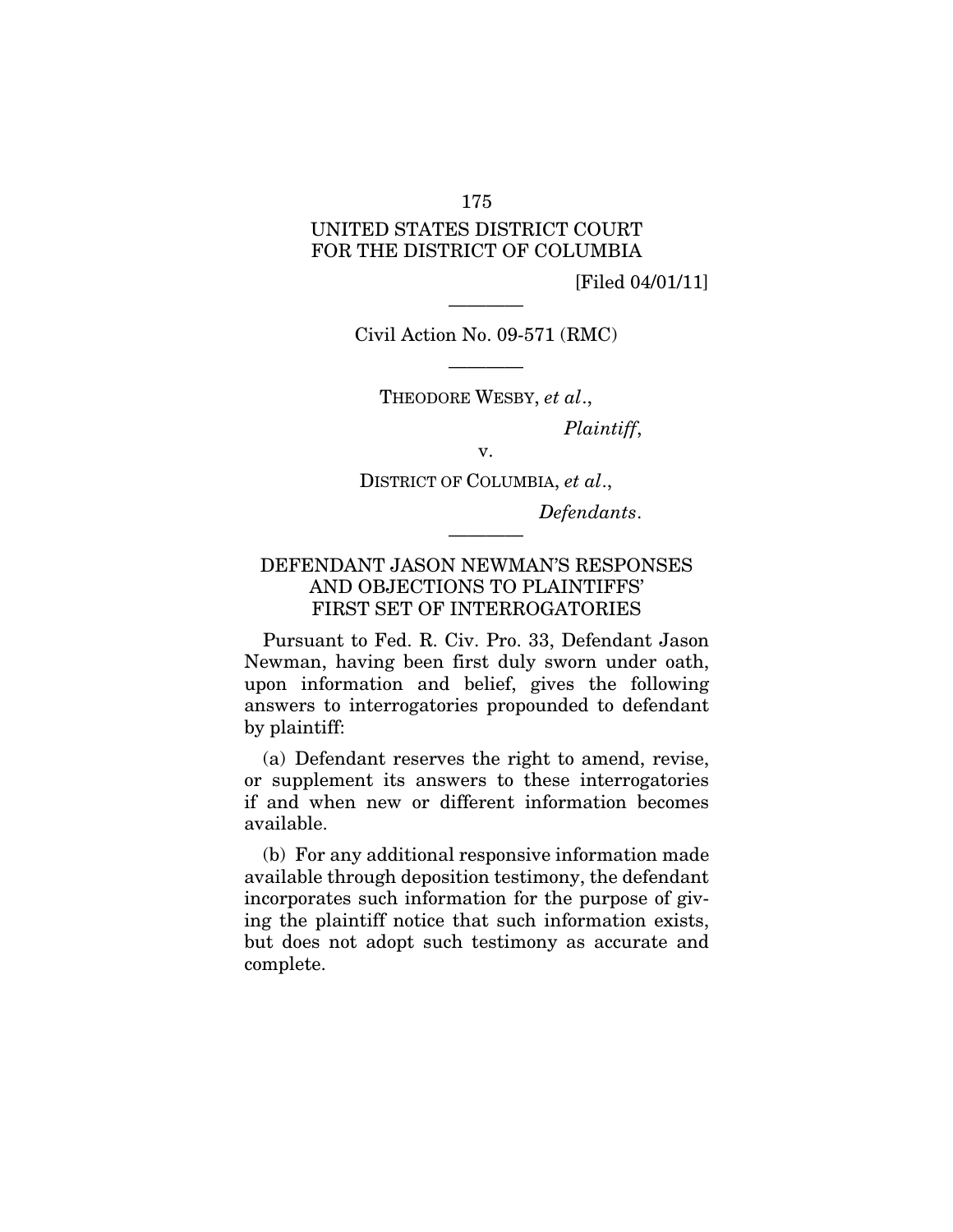UNITED STATES DISTRICT COURT
FOR THE DISTRICT OF COLUMBIA

[Filed 04/01/11]

---

Civil Action No. 09-571 (RMC)

---

THEODORE WESBY, *et al*.,

*Plaintiff*,

v.

DISTRICT OF COLUMBIA, *et al*.,

*Defendants*.

---

## DEFENDANT JASON NEWMAN'S RESPONSES AND OBJECTIONS TO PLAINTIFFS' FIRST SET OF INTERROGATORIES

Pursuant to Fed. R. Civ. Pro. 33, Defendant Jason Newman, having been first duly sworn under oath, upon information and belief, gives the following answers to interrogatories propounded to defendant by plaintiff:

(a) Defendant reserves the right to amend, revise, or supplement its answers to these interrogatories if and when new or different information becomes available.

(b) For any additional responsive information made available through deposition testimony, the defendant incorporates such information for the purpose of giving the plaintiff notice that such information exists, but does not adopt such testimony as accurate and complete.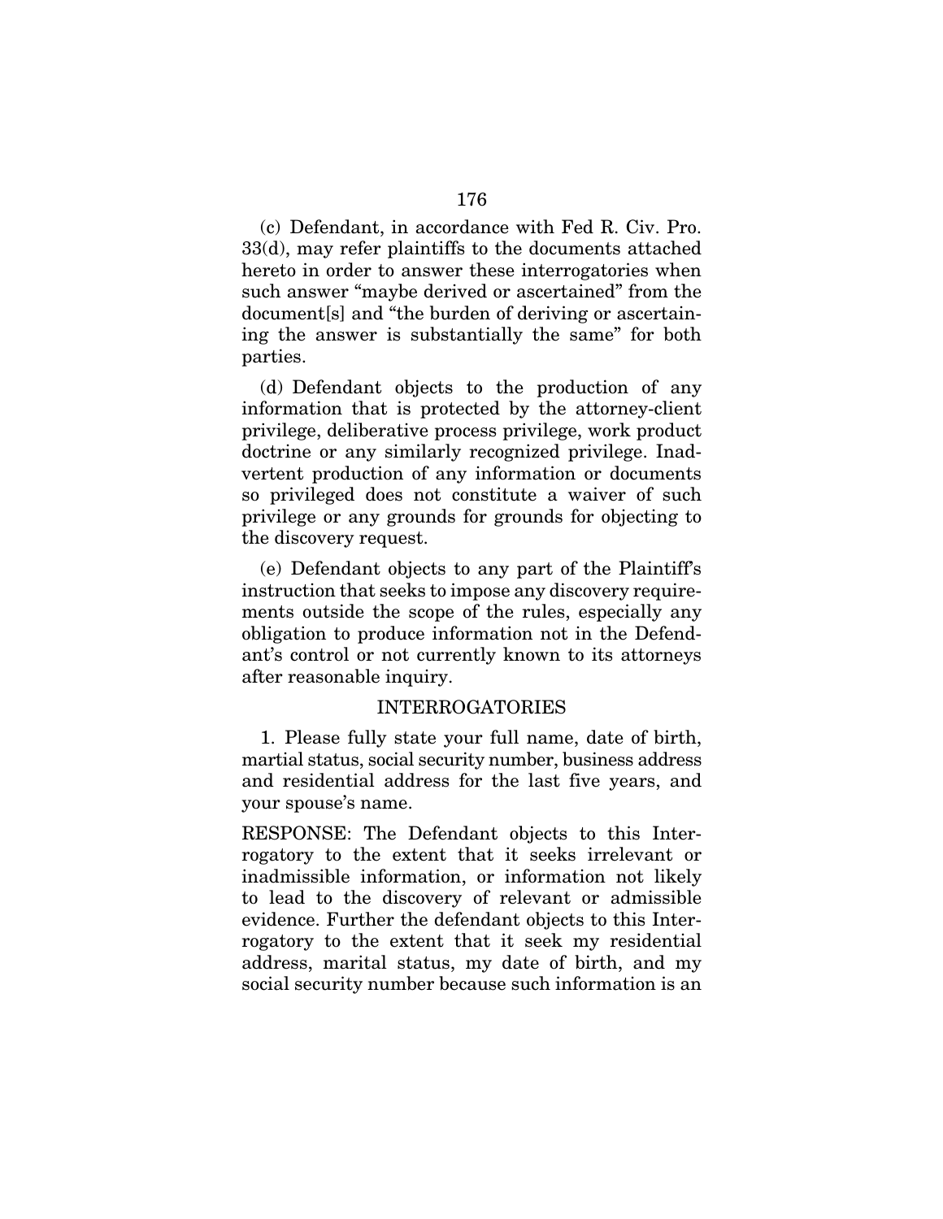(c) Defendant, in accordance with Fed R. Civ. Pro. 33(d), may refer plaintiffs to the documents attached hereto in order to answer these interrogatories when such answer "maybe derived or ascertained" from the document[s] and "the burden of deriving or ascertaining the answer is substantially the same" for both parties.

(d) Defendant objects to the production of any information that is protected by the attorney-client privilege, deliberative process privilege, work product doctrine or any similarly recognized privilege. Inadvertent production of any information or documents so privileged does not constitute a waiver of such privilege or any grounds for grounds for objecting to the discovery request.

(e) Defendant objects to any part of the Plaintiff's instruction that seeks to impose any discovery requirements outside the scope of the rules, especially any obligation to produce information not in the Defendant's control or not currently known to its attorneys after reasonable inquiry.

INTERROGATORIES

1. Please fully state your full name, date of birth, martial status, social security number, business address and residential address for the last five years, and your spouse's name.

RESPONSE: The Defendant objects to this Interrogatory to the extent that it seeks irrelevant or inadmissible information, or information not likely to lead to the discovery of relevant or admissible evidence. Further the defendant objects to this Interrogatory to the extent that it seek my residential address, marital status, my date of birth, and my social security number because such information is an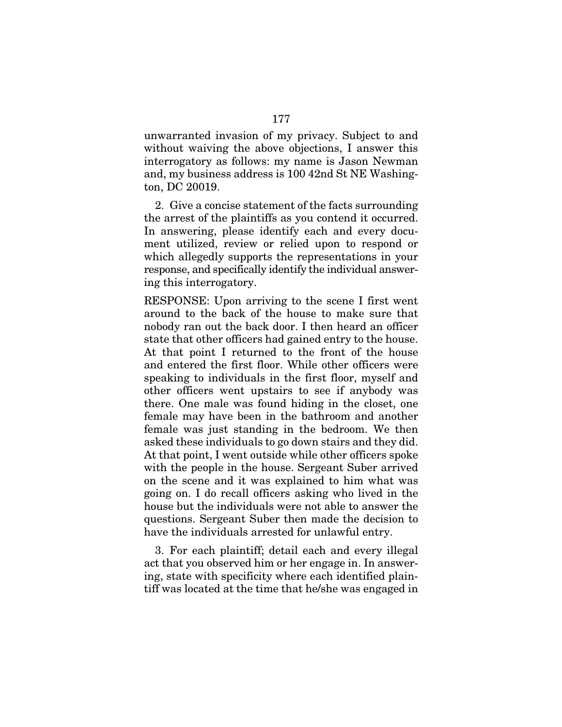unwarranted invasion of my privacy. Subject to and without waiving the above objections, I answer this interrogatory as follows: my name is Jason Newman and, my business address is 100 42nd St NE Washington, DC 20019.

2. Give a concise statement of the facts surrounding the arrest of the plaintiffs as you contend it occurred. In answering, please identify each and every document utilized, review or relied upon to respond or which allegedly supports the representations in your response, and specifically identify the individual answering this interrogatory.

RESPONSE: Upon arriving to the scene I first went around to the back of the house to make sure that nobody ran out the back door. I then heard an officer state that other officers had gained entry to the house. At that point I returned to the front of the house and entered the first floor. While other officers were speaking to individuals in the first floor, myself and other officers went upstairs to see if anybody was there. One male was found hiding in the closet, one female may have been in the bathroom and another female was just standing in the bedroom. We then asked these individuals to go down stairs and they did. At that point, I went outside while other officers spoke with the people in the house. Sergeant Suber arrived on the scene and it was explained to him what was going on. I do recall officers asking who lived in the house but the individuals were not able to answer the questions. Sergeant Suber then made the decision to have the individuals arrested for unlawful entry.

3. For each plaintiff; detail each and every illegal act that you observed him or her engage in. In answering, state with specificity where each identified plaintiff was located at the time that he/she was engaged in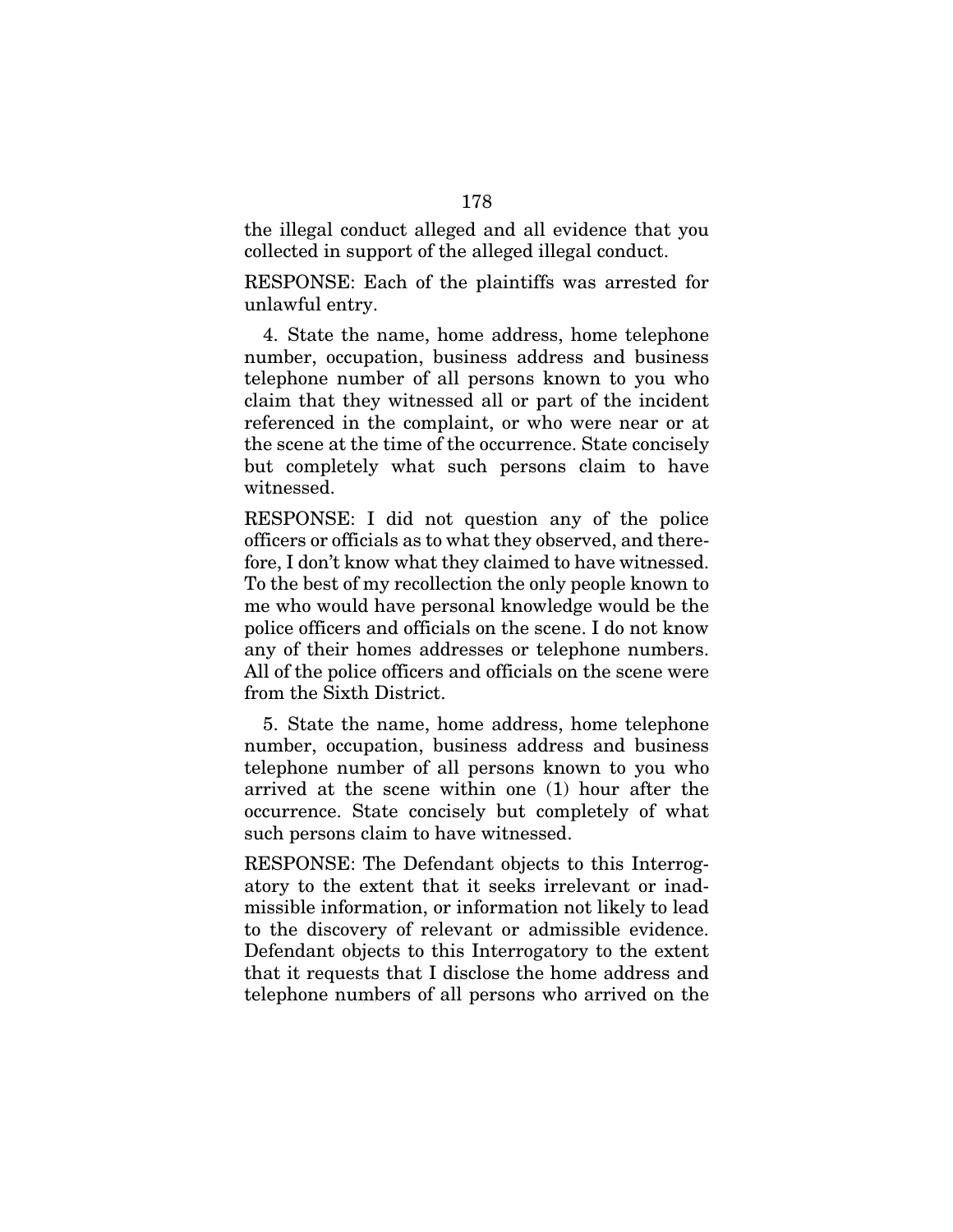the illegal conduct alleged and all evidence that you collected in support of the alleged illegal conduct.

RESPONSE: Each of the plaintiffs was arrested for unlawful entry.

4. State the name, home address, home telephone number, occupation, business address and business telephone number of all persons known to you who claim that they witnessed all or part of the incident referenced in the complaint, or who were near or at the scene at the time of the occurrence. State concisely but completely what such persons claim to have witnessed.

RESPONSE: I did not question any of the police officers or officials as to what they observed, and therefore, I don't know what they claimed to have witnessed. To the best of my recollection the only people known to me who would have personal knowledge would be the police officers and officials on the scene. I do not know any of their homes addresses or telephone numbers. All of the police officers and officials on the scene were from the Sixth District.

5. State the name, home address, home telephone number, occupation, business address and business telephone number of all persons known to you who arrived at the scene within one (1) hour after the occurrence. State concisely but completely of what such persons claim to have witnessed.

RESPONSE: The Defendant objects to this Interrogatory to the extent that it seeks irrelevant or inadmissible information, or information not likely to lead to the discovery of relevant or admissible evidence. Defendant objects to this Interrogatory to the extent that it requests that I disclose the home address and telephone numbers of all persons who arrived on the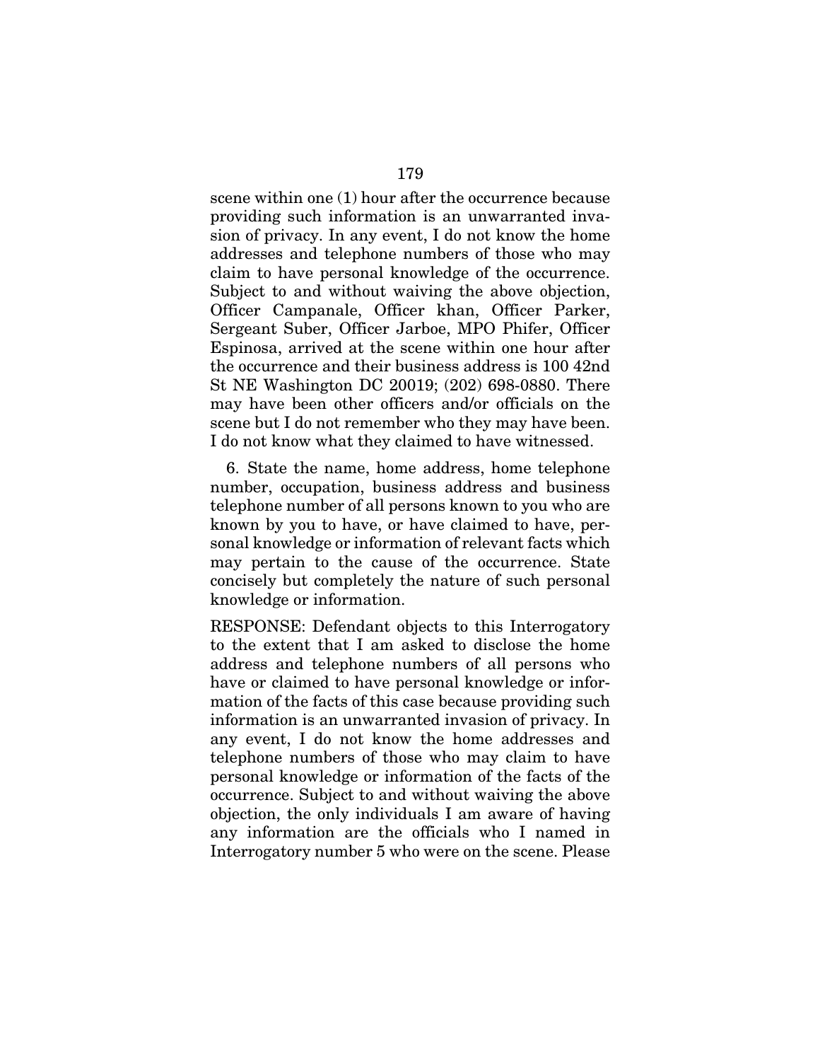scene within one (1) hour after the occurrence because providing such information is an unwarranted invasion of privacy. In any event, I do not know the home addresses and telephone numbers of those who may claim to have personal knowledge of the occurrence. Subject to and without waiving the above objection, Officer Campanale, Officer khan, Officer Parker, Sergeant Suber, Officer Jarboe, MPO Phifer, Officer Espinosa, arrived at the scene within one hour after the occurrence and their business address is 100 42nd St NE Washington DC 20019; (202) 698-0880. There may have been other officers and/or officials on the scene but I do not remember who they may have been. I do not know what they claimed to have witnessed.

6. State the name, home address, home telephone number, occupation, business address and business telephone number of all persons known to you who are known by you to have, or have claimed to have, personal knowledge or information of relevant facts which may pertain to the cause of the occurrence. State concisely but completely the nature of such personal knowledge or information.

RESPONSE: Defendant objects to this Interrogatory to the extent that I am asked to disclose the home address and telephone numbers of all persons who have or claimed to have personal knowledge or information of the facts of this case because providing such information is an unwarranted invasion of privacy. In any event, I do not know the home addresses and telephone numbers of those who may claim to have personal knowledge or information of the facts of the occurrence. Subject to and without waiving the above objection, the only individuals I am aware of having any information are the officials who I named in Interrogatory number 5 who were on the scene. Please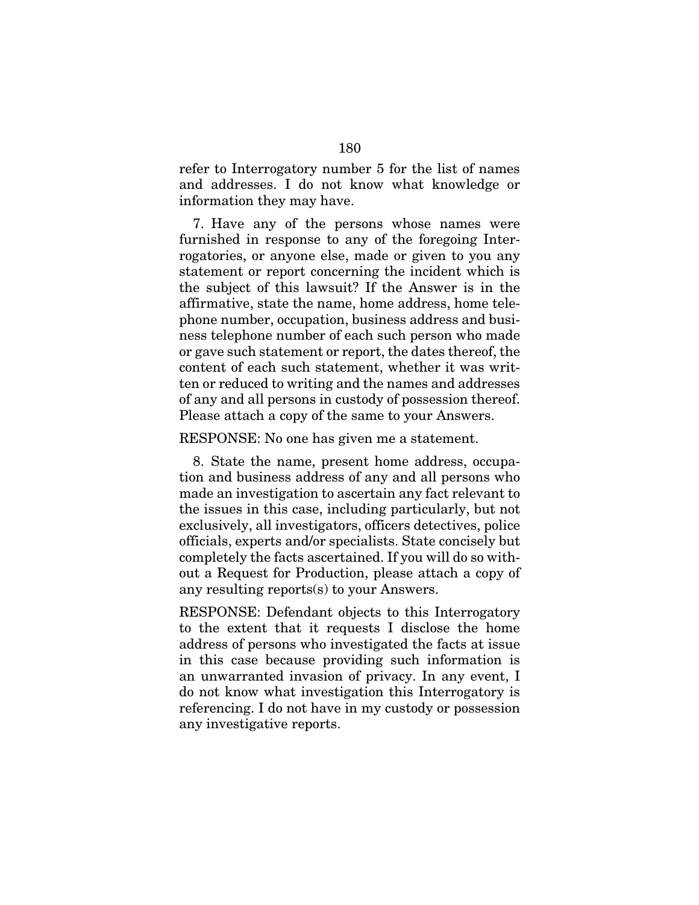refer to Interrogatory number 5 for the list of names and addresses. I do not know what knowledge or information they may have.

7. Have any of the persons whose names were furnished in response to any of the foregoing Interrogatories, or anyone else, made or given to you any statement or report concerning the incident which is the subject of this lawsuit? If the Answer is in the affirmative, state the name, home address, home telephone number, occupation, business address and business telephone number of each such person who made or gave such statement or report, the dates thereof, the content of each such statement, whether it was written or reduced to writing and the names and addresses of any and all persons in custody of possession thereof. Please attach a copy of the same to your Answers.

RESPONSE: No one has given me a statement.

8. State the name, present home address, occupation and business address of any and all persons who made an investigation to ascertain any fact relevant to the issues in this case, including particularly, but not exclusively, all investigators, officers detectives, police officials, experts and/or specialists. State concisely but completely the facts ascertained. If you will do so without a Request for Production, please attach a copy of any resulting reports(s) to your Answers.

RESPONSE: Defendant objects to this Interrogatory to the extent that it requests I disclose the home address of persons who investigated the facts at issue in this case because providing such information is an unwarranted invasion of privacy. In any event, I do not know what investigation this Interrogatory is referencing. I do not have in my custody or possession any investigative reports.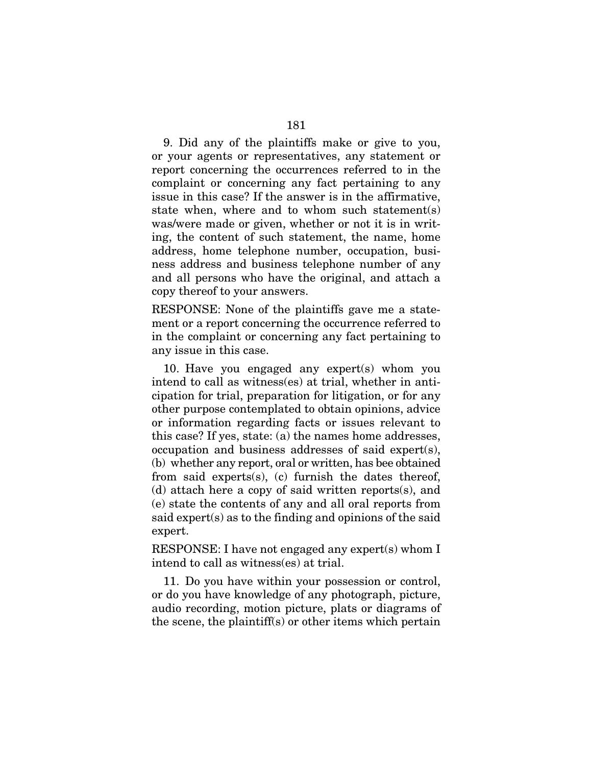9. Did any of the plaintiffs make or give to you, or your agents or representatives, any statement or report concerning the occurrences referred to in the complaint or concerning any fact pertaining to any issue in this case? If the answer is in the affirmative, state when, where and to whom such statement(s) was/were made or given, whether or not it is in writing, the content of such statement, the name, home address, home telephone number, occupation, business address and business telephone number of any and all persons who have the original, and attach a copy thereof to your answers.

RESPONSE: None of the plaintiffs gave me a statement or a report concerning the occurrence referred to in the complaint or concerning any fact pertaining to any issue in this case.

10. Have you engaged any expert(s) whom you intend to call as witness(es) at trial, whether in anticipation for trial, preparation for litigation, or for any other purpose contemplated to obtain opinions, advice or information regarding facts or issues relevant to this case? If yes, state: (a) the names home addresses, occupation and business addresses of said expert(s), (b) whether any report, oral or written, has bee obtained from said experts(s), (c) furnish the dates thereof, (d) attach here a copy of said written reports(s), and (e) state the contents of any and all oral reports from said expert(s) as to the finding and opinions of the said expert.

RESPONSE: I have not engaged any expert(s) whom I intend to call as witness(es) at trial.

11. Do you have within your possession or control, or do you have knowledge of any photograph, picture, audio recording, motion picture, plats or diagrams of the scene, the plaintiff(s) or other items which pertain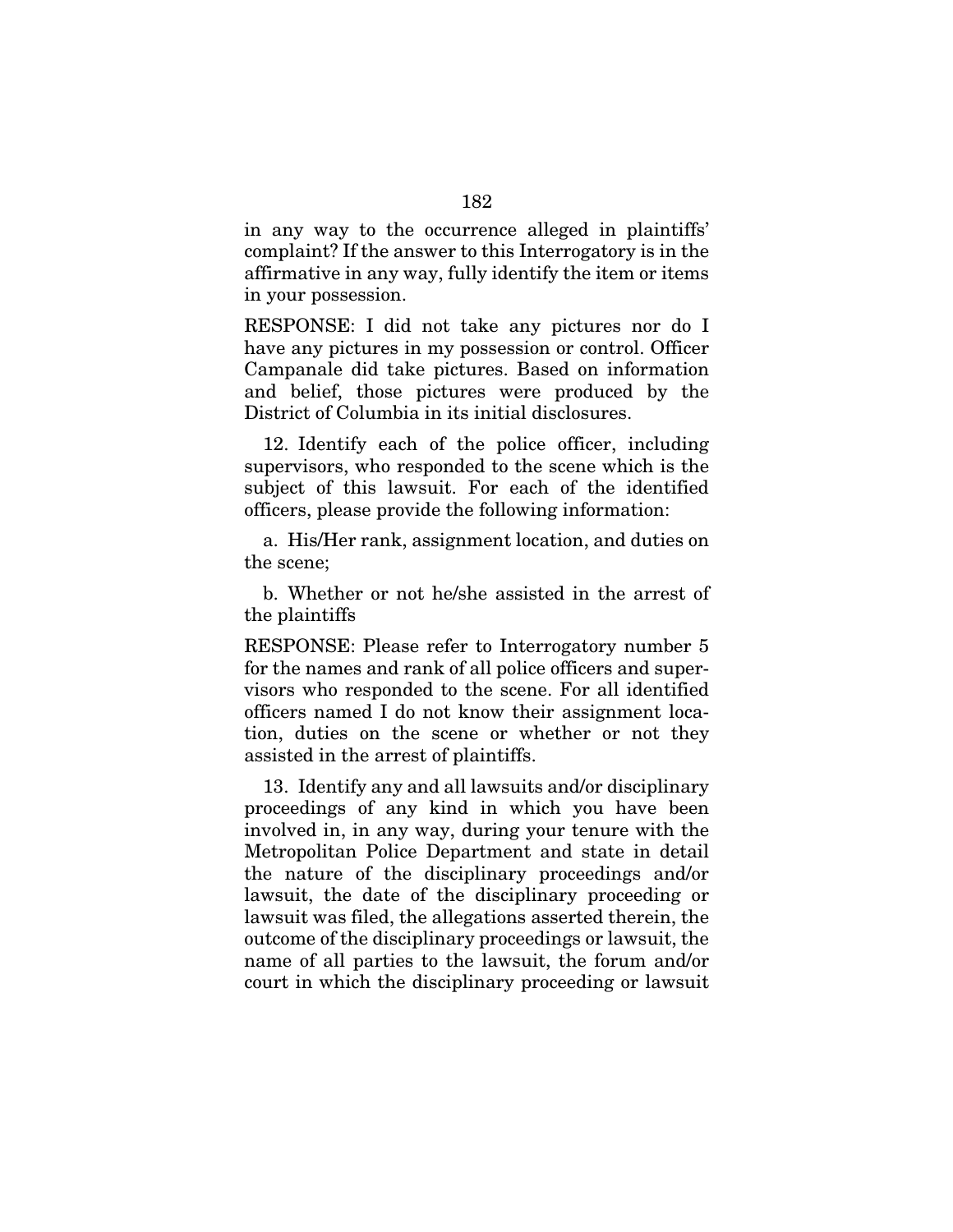in any way to the occurrence alleged in plaintiffs' complaint? If the answer to this Interrogatory is in the affirmative in any way, fully identify the item or items in your possession.

RESPONSE: I did not take any pictures nor do I have any pictures in my possession or control. Officer Campanale did take pictures. Based on information and belief, those pictures were produced by the District of Columbia in its initial disclosures.

12. Identify each of the police officer, including supervisors, who responded to the scene which is the subject of this lawsuit. For each of the identified officers, please provide the following information:

a. His/Her rank, assignment location, and duties on the scene;

b. Whether or not he/she assisted in the arrest of the plaintiffs

RESPONSE: Please refer to Interrogatory number 5 for the names and rank of all police officers and supervisors who responded to the scene. For all identified officers named I do not know their assignment location, duties on the scene or whether or not they assisted in the arrest of plaintiffs.

13. Identify any and all lawsuits and/or disciplinary proceedings of any kind in which you have been involved in, in any way, during your tenure with the Metropolitan Police Department and state in detail the nature of the disciplinary proceedings and/or lawsuit, the date of the disciplinary proceeding or lawsuit was filed, the allegations asserted therein, the outcome of the disciplinary proceedings or lawsuit, the name of all parties to the lawsuit, the forum and/or court in which the disciplinary proceeding or lawsuit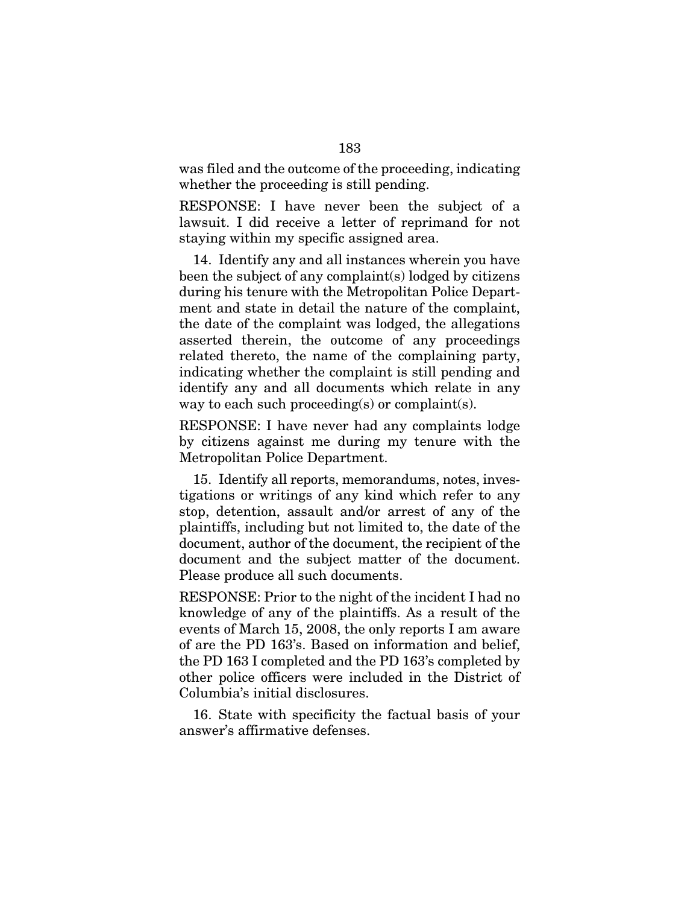was filed and the outcome of the proceeding, indicating whether the proceeding is still pending.

RESPONSE: I have never been the subject of a lawsuit. I did receive a letter of reprimand for not staying within my specific assigned area.

14. Identify any and all instances wherein you have been the subject of any complaint(s) lodged by citizens during his tenure with the Metropolitan Police Department and state in detail the nature of the complaint, the date of the complaint was lodged, the allegations asserted therein, the outcome of any proceedings related thereto, the name of the complaining party, indicating whether the complaint is still pending and identify any and all documents which relate in any way to each such proceeding(s) or complaint(s).

RESPONSE: I have never had any complaints lodge by citizens against me during my tenure with the Metropolitan Police Department.

15. Identify all reports, memorandums, notes, investigations or writings of any kind which refer to any stop, detention, assault and/or arrest of any of the plaintiffs, including but not limited to, the date of the document, author of the document, the recipient of the document and the subject matter of the document. Please produce all such documents.

RESPONSE: Prior to the night of the incident I had no knowledge of any of the plaintiffs. As a result of the events of March 15, 2008, the only reports I am aware of are the PD 163's. Based on information and belief, the PD 163 I completed and the PD 163's completed by other police officers were included in the District of Columbia's initial disclosures.

16. State with specificity the factual basis of your answer's affirmative defenses.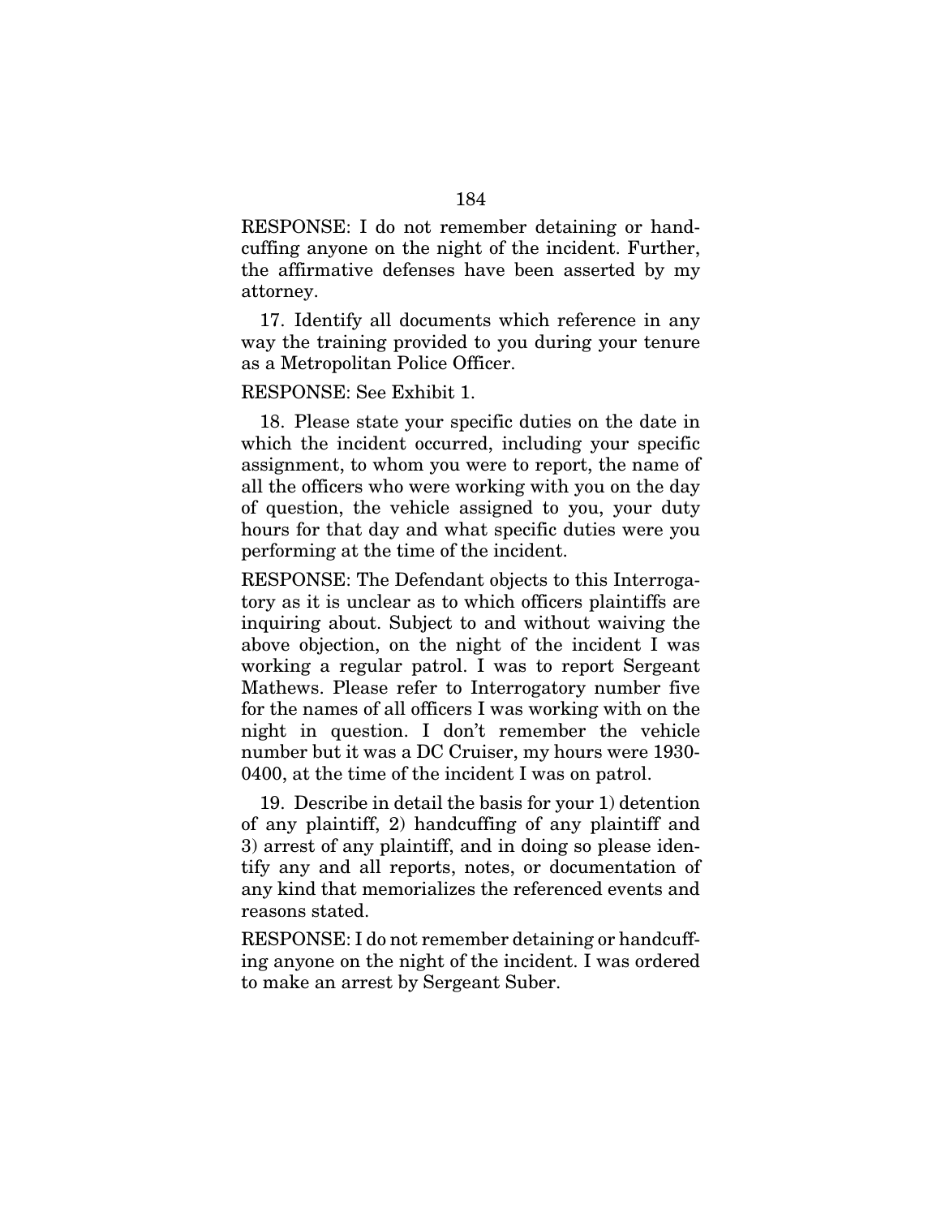RESPONSE: I do not remember detaining or handcuffing anyone on the night of the incident. Further, the affirmative defenses have been asserted by my attorney.

17. Identify all documents which reference in any way the training provided to you during your tenure as a Metropolitan Police Officer.

RESPONSE: See Exhibit 1.

18. Please state your specific duties on the date in which the incident occurred, including your specific assignment, to whom you were to report, the name of all the officers who were working with you on the day of question, the vehicle assigned to you, your duty hours for that day and what specific duties were you performing at the time of the incident.

RESPONSE: The Defendant objects to this Interrogatory as it is unclear as to which officers plaintiffs are inquiring about. Subject to and without waiving the above objection, on the night of the incident I was working a regular patrol. I was to report Sergeant Mathews. Please refer to Interrogatory number five for the names of all officers I was working with on the night in question. I don't remember the vehicle number but it was a DC Cruiser, my hours were 1930-0400, at the time of the incident I was on patrol.

19. Describe in detail the basis for your 1) detention of any plaintiff, 2) handcuffing of any plaintiff and 3) arrest of any plaintiff, and in doing so please identify any and all reports, notes, or documentation of any kind that memorializes the referenced events and reasons stated.

RESPONSE: I do not remember detaining or handcuffing anyone on the night of the incident. I was ordered to make an arrest by Sergeant Suber.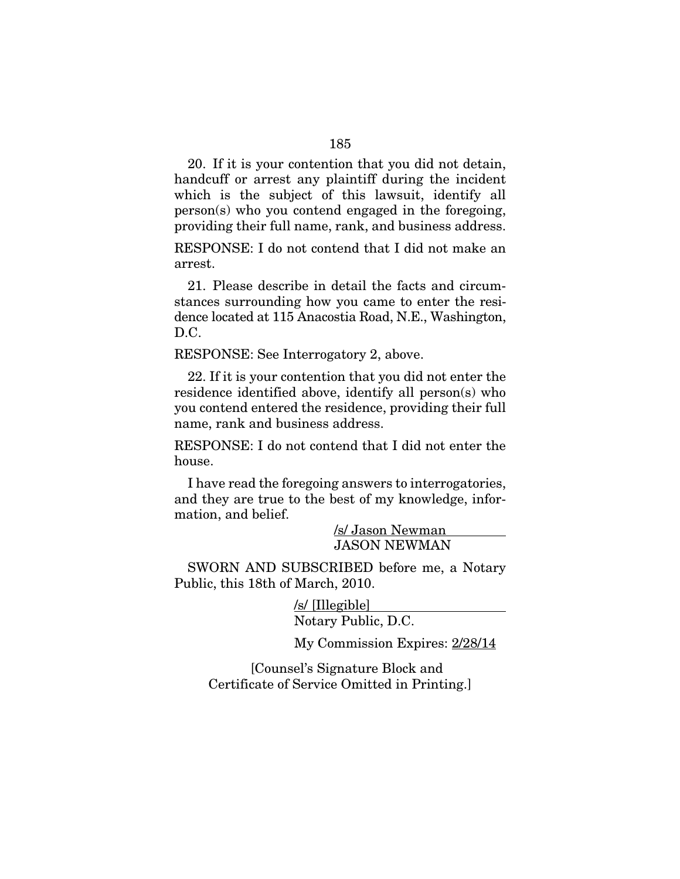20. If it is your contention that you did not detain, handcuff or arrest any plaintiff during the incident which is the subject of this lawsuit, identify all person(s) who you contend engaged in the foregoing, providing their full name, rank, and business address.

RESPONSE: I do not contend that I did not make an arrest.

21. Please describe in detail the facts and circumstances surrounding how you came to enter the residence located at 115 Anacostia Road, N.E., Washington, D.C.

RESPONSE: See Interrogatory 2, above.

22. If it is your contention that you did not enter the residence identified above, identify all person(s) who you contend entered the residence, providing their full name, rank and business address.

RESPONSE: I do not contend that I did not enter the house.

I have read the foregoing answers to interrogatories, and they are true to the best of my knowledge, information, and belief.

/s/ Jason Newman
JASON NEWMAN

SWORN AND SUBSCRIBED before me, a Notary Public, this 18th of March, 2010.

/s/ [Illegible]
Notary Public, D.C.

My Commission Expires: 2/28/14

[Counsel's Signature Block and Certificate of Service Omitted in Printing.]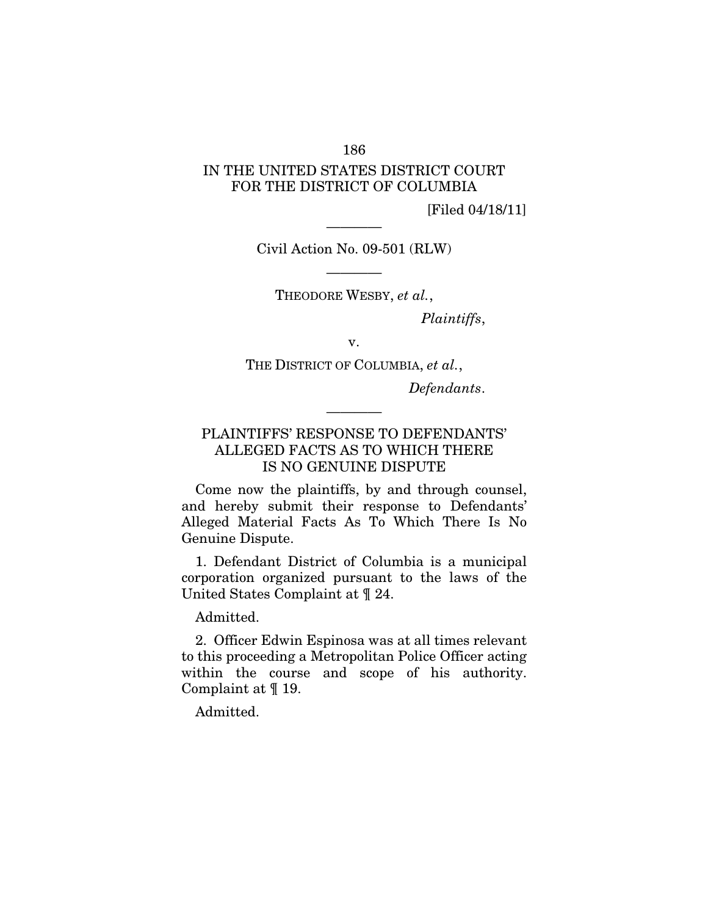IN THE UNITED STATES DISTRICT COURT
FOR THE DISTRICT OF COLUMBIA

[Filed 04/18/11]

————

Civil Action No. 09-501 (RLW)

————

THEODORE WESBY, *et al.*,

*Plaintiffs*,

v.

THE DISTRICT OF COLUMBIA, *et al.*,

*Defendants*.

————

PLAINTIFFS' RESPONSE TO DEFENDANTS' ALLEGED FACTS AS TO WHICH THERE IS NO GENUINE DISPUTE

Come now the plaintiffs, by and through counsel, and hereby submit their response to Defendants' Alleged Material Facts As To Which There Is No Genuine Dispute.

1. Defendant District of Columbia is a municipal corporation organized pursuant to the laws of the United States Complaint at ¶ 24.

Admitted.

2. Officer Edwin Espinosa was at all times relevant to this proceeding a Metropolitan Police Officer acting within the course and scope of his authority. Complaint at ¶ 19.

Admitted.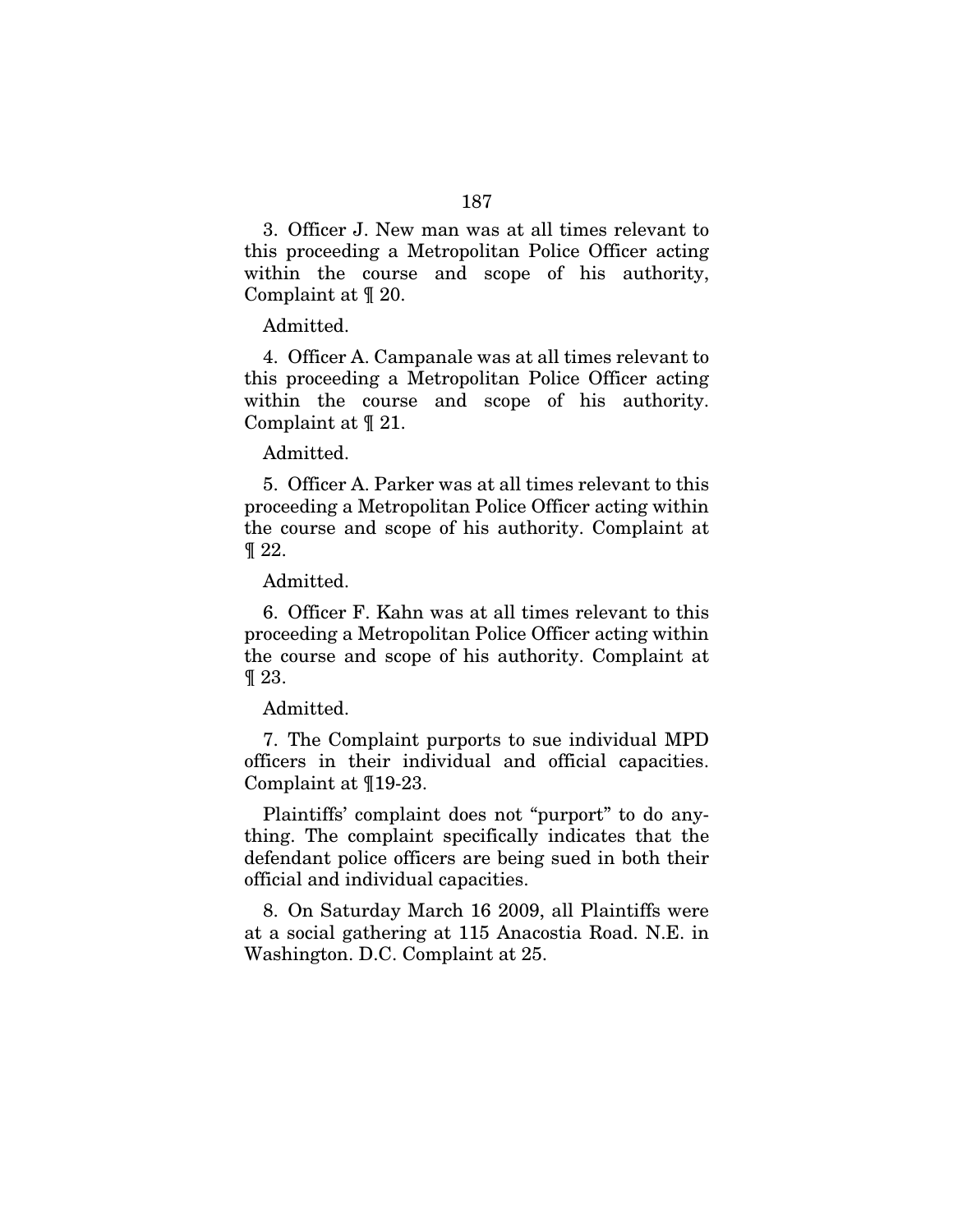3. Officer J. New man was at all times relevant to this proceeding a Metropolitan Police Officer acting within the course and scope of his authority, Complaint at ¶ 20.

Admitted.

4. Officer A. Campanale was at all times relevant to this proceeding a Metropolitan Police Officer acting within the course and scope of his authority. Complaint at ¶ 21.

Admitted.

5. Officer A. Parker was at all times relevant to this proceeding a Metropolitan Police Officer acting within the course and scope of his authority. Complaint at ¶ 22.

Admitted.

6. Officer F. Kahn was at all times relevant to this proceeding a Metropolitan Police Officer acting within the course and scope of his authority. Complaint at ¶ 23.

Admitted.

7. The Complaint purports to sue individual MPD officers in their individual and official capacities. Complaint at ¶19-23.

Plaintiffs' complaint does not "purport" to do anything. The complaint specifically indicates that the defendant police officers are being sued in both their official and individual capacities.

8. On Saturday March 16 2009, all Plaintiffs were at a social gathering at 115 Anacostia Road. N.E. in Washington. D.C. Complaint at 25.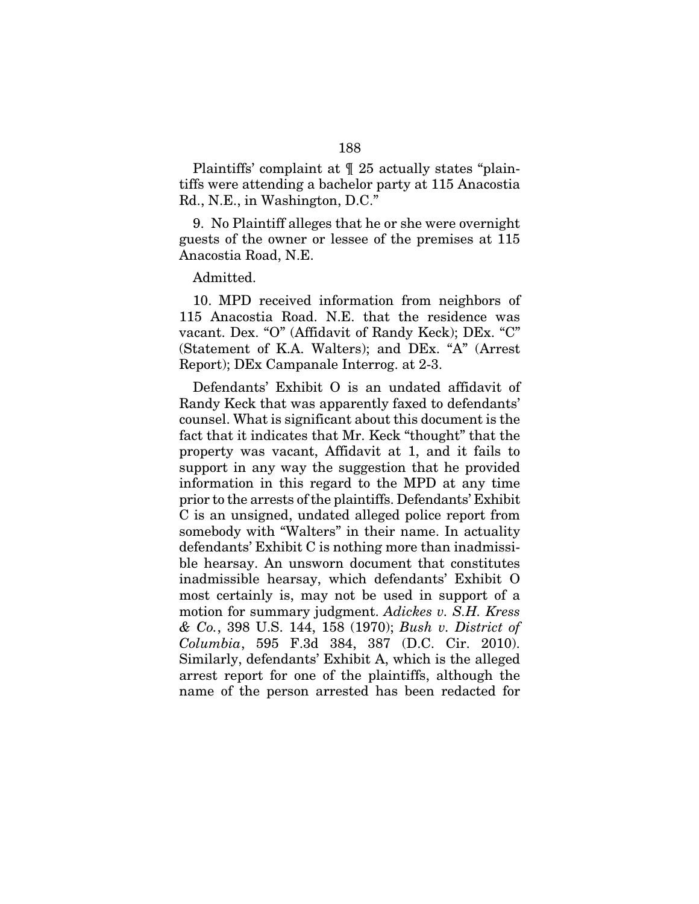Plaintiffs' complaint at ¶ 25 actually states "plaintiffs were attending a bachelor party at 115 Anacostia Rd., N.E., in Washington, D.C."

9. No Plaintiff alleges that he or she were overnight guests of the owner or lessee of the premises at 115 Anacostia Road, N.E.

Admitted.

10. MPD received information from neighbors of 115 Anacostia Road. N.E. that the residence was vacant. Dex. "O" (Affidavit of Randy Keck); DEx. "C" (Statement of K.A. Walters); and DEx. "A" (Arrest Report); DEx Campanale Interrog. at 2-3.

Defendants' Exhibit O is an undated affidavit of Randy Keck that was apparently faxed to defendants' counsel. What is significant about this document is the fact that it indicates that Mr. Keck "thought" that the property was vacant, Affidavit at 1, and it fails to support in any way the suggestion that he provided information in this regard to the MPD at any time prior to the arrests of the plaintiffs. Defendants' Exhibit C is an unsigned, undated alleged police report from somebody with "Walters" in their name. In actuality defendants' Exhibit C is nothing more than inadmissible hearsay. An unsworn document that constitutes inadmissible hearsay, which defendants' Exhibit O most certainly is, may not be used in support of a motion for summary judgment. *Adickes v. S.H. Kress & Co.*, 398 U.S. 144, 158 (1970); *Bush v. District of Columbia*, 595 F.3d 384, 387 (D.C. Cir. 2010). Similarly, defendants' Exhibit A, which is the alleged arrest report for one of the plaintiffs, although the name of the person arrested has been redacted for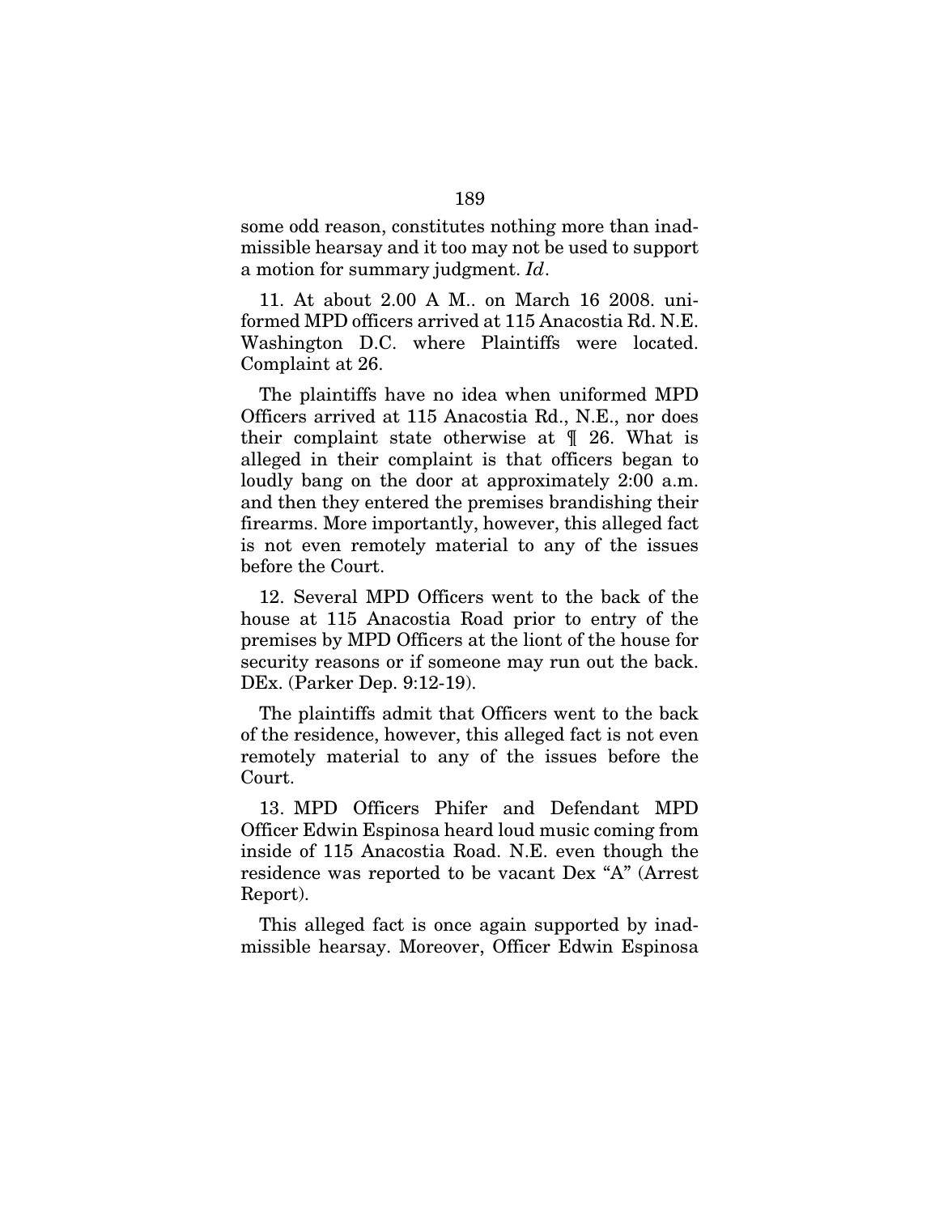some odd reason, constitutes nothing more than inadmissible hearsay and it too may not be used to support a motion for summary judgment. *Id*.

11. At about 2.00 A M.. on March 16 2008. uniformed MPD officers arrived at 115 Anacostia Rd. N.E. Washington D.C. where Plaintiffs were located. Complaint at 26.

The plaintiffs have no idea when uniformed MPD Officers arrived at 115 Anacostia Rd., N.E., nor does their complaint state otherwise at ¶ 26. What is alleged in their complaint is that officers began to loudly bang on the door at approximately 2:00 a.m. and then they entered the premises brandishing their firearms. More importantly, however, this alleged fact is not even remotely material to any of the issues before the Court.

12. Several MPD Officers went to the back of the house at 115 Anacostia Road prior to entry of the premises by MPD Officers at the liont of the house for security reasons or if someone may run out the back. DEx. (Parker Dep. 9:12-19).

The plaintiffs admit that Officers went to the back of the residence, however, this alleged fact is not even remotely material to any of the issues before the Court.

13. MPD Officers Phifer and Defendant MPD Officer Edwin Espinosa heard loud music coming from inside of 115 Anacostia Road. N.E. even though the residence was reported to be vacant Dex "A" (Arrest Report).

This alleged fact is once again supported by inadmissible hearsay. Moreover, Officer Edwin Espinosa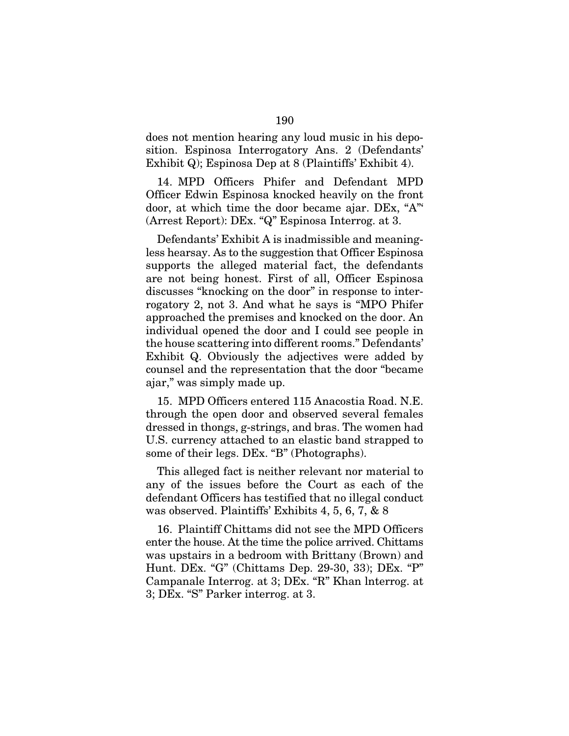does not mention hearing any loud music in his deposition. Espinosa Interrogatory Ans. 2 (Defendants' Exhibit Q); Espinosa Dep at 8 (Plaintiffs' Exhibit 4).

14. MPD Officers Phifer and Defendant MPD Officer Edwin Espinosa knocked heavily on the front door, at which time the door became ajar. DEx, "A"' (Arrest Report): DEx. "Q" Espinosa Interrog. at 3.

Defendants' Exhibit A is inadmissible and meaningless hearsay. As to the suggestion that Officer Espinosa supports the alleged material fact, the defendants are not being honest. First of all, Officer Espinosa discusses "knocking on the door" in response to interrogatory 2, not 3. And what he says is "MPO Phifer approached the premises and knocked on the door. An individual opened the door and I could see people in the house scattering into different rooms." Defendants' Exhibit Q. Obviously the adjectives were added by counsel and the representation that the door "became ajar," was simply made up.

15. MPD Officers entered 115 Anacostia Road. N.E. through the open door and observed several females dressed in thongs, g-strings, and bras. The women had U.S. currency attached to an elastic band strapped to some of their legs. DEx. "B" (Photographs).

This alleged fact is neither relevant nor material to any of the issues before the Court as each of the defendant Officers has testified that no illegal conduct was observed. Plaintiffs' Exhibits 4, 5, 6, 7, & 8

16. Plaintiff Chittams did not see the MPD Officers enter the house. At the time the police arrived. Chittams was upstairs in a bedroom with Brittany (Brown) and Hunt. DEx. "G" (Chittams Dep. 29-30, 33); DEx. "P" Campanale Interrog. at 3; DEx. "R" Khan lnterrog. at 3; DEx. "S" Parker interrog. at 3.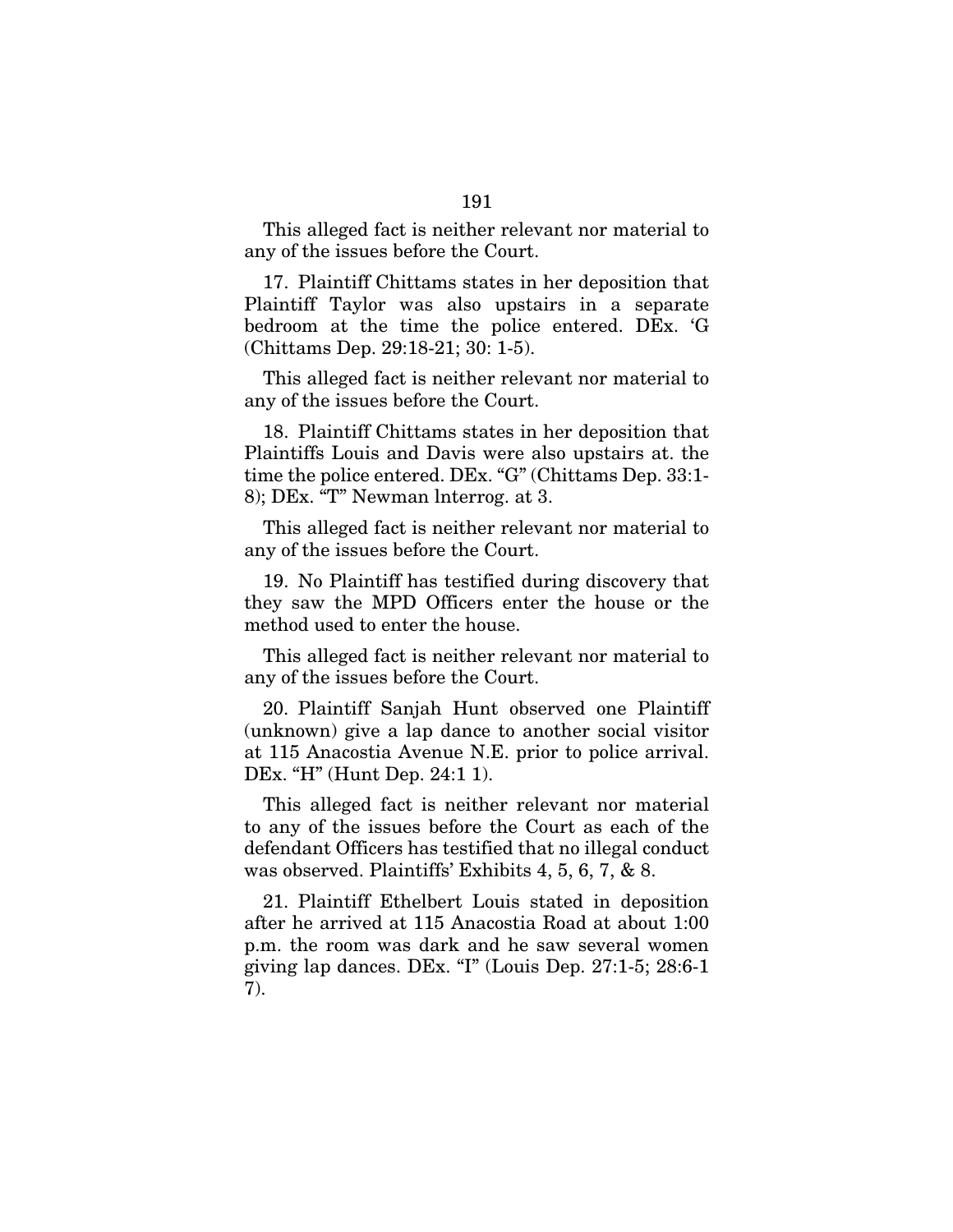This alleged fact is neither relevant nor material to any of the issues before the Court.

17. Plaintiff Chittams states in her deposition that Plaintiff Taylor was also upstairs in a separate bedroom at the time the police entered. DEx. 'G (Chittams Dep. 29:18-21; 30: 1-5).

This alleged fact is neither relevant nor material to any of the issues before the Court.

18. Plaintiff Chittams states in her deposition that Plaintiffs Louis and Davis were also upstairs at. the time the police entered. DEx. "G" (Chittams Dep. 33:1-8); DEx. "T" Newman lnterrog. at 3.

This alleged fact is neither relevant nor material to any of the issues before the Court.

19. No Plaintiff has testified during discovery that they saw the MPD Officers enter the house or the method used to enter the house.

This alleged fact is neither relevant nor material to any of the issues before the Court.

20. Plaintiff Sanjah Hunt observed one Plaintiff (unknown) give a lap dance to another social visitor at 115 Anacostia Avenue N.E. prior to police arrival. DEx. "H" (Hunt Dep. 24:1 1).

This alleged fact is neither relevant nor material to any of the issues before the Court as each of the defendant Officers has testified that no illegal conduct was observed. Plaintiffs' Exhibits 4, 5, 6, 7, & 8.

21. Plaintiff Ethelbert Louis stated in deposition after he arrived at 115 Anacostia Road at about 1:00 p.m. the room was dark and he saw several women giving lap dances. DEx. "I" (Louis Dep. 27:1-5; 28:6-1 7).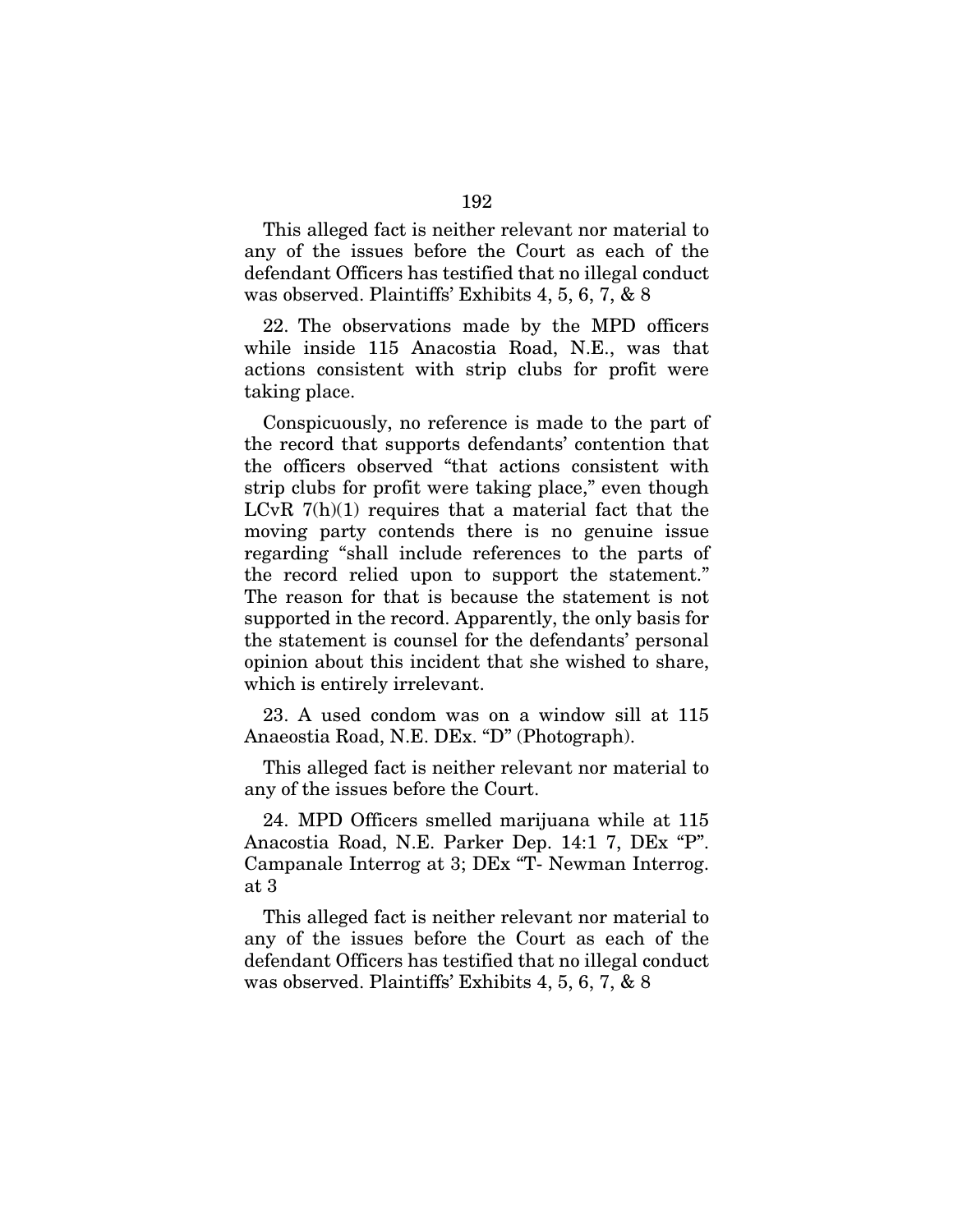This alleged fact is neither relevant nor material to any of the issues before the Court as each of the defendant Officers has testified that no illegal conduct was observed. Plaintiffs' Exhibits 4, 5, 6, 7, & 8

22. The observations made by the MPD officers while inside 115 Anacostia Road, N.E., was that actions consistent with strip clubs for profit were taking place.

Conspicuously, no reference is made to the part of the record that supports defendants' contention that the officers observed "that actions consistent with strip clubs for profit were taking place," even though LCvR 7(h)(1) requires that a material fact that the moving party contends there is no genuine issue regarding "shall include references to the parts of the record relied upon to support the statement." The reason for that is because the statement is not supported in the record. Apparently, the only basis for the statement is counsel for the defendants' personal opinion about this incident that she wished to share, which is entirely irrelevant.

23. A used condom was on a window sill at 115 Anaeostia Road, N.E. DEx. "D" (Photograph).

This alleged fact is neither relevant nor material to any of the issues before the Court.

24. MPD Officers smelled marijuana while at 115 Anacostia Road, N.E. Parker Dep. 14:1 7, DEx "P". Campanale Interrog at 3; DEx "T- Newman Interrog. at 3

This alleged fact is neither relevant nor material to any of the issues before the Court as each of the defendant Officers has testified that no illegal conduct was observed. Plaintiffs' Exhibits 4, 5, 6, 7, & 8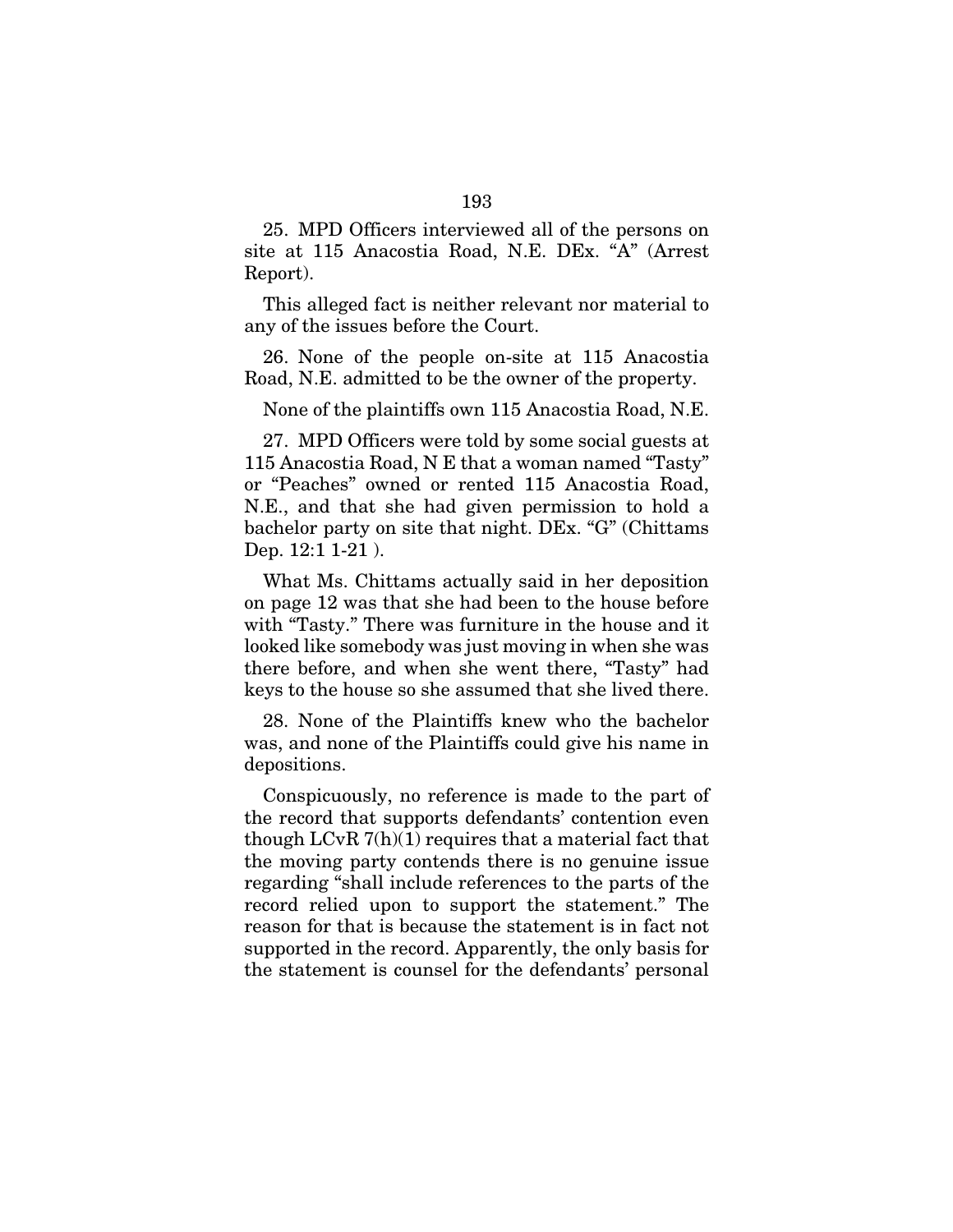25. MPD Officers interviewed all of the persons on site at 115 Anacostia Road, N.E. DEx. "A" (Arrest Report).

This alleged fact is neither relevant nor material to any of the issues before the Court.

26. None of the people on-site at 115 Anacostia Road, N.E. admitted to be the owner of the property.

None of the plaintiffs own 115 Anacostia Road, N.E.

27. MPD Officers were told by some social guests at 115 Anacostia Road, N E that a woman named "Tasty" or "Peaches" owned or rented 115 Anacostia Road, N.E., and that she had given permission to hold a bachelor party on site that night. DEx. "G" (Chittams Dep. 12:1 1-21 ).

What Ms. Chittams actually said in her deposition on page 12 was that she had been to the house before with "Tasty." There was furniture in the house and it looked like somebody was just moving in when she was there before, and when she went there, "Tasty" had keys to the house so she assumed that she lived there.

28. None of the Plaintiffs knew who the bachelor was, and none of the Plaintiffs could give his name in depositions.

Conspicuously, no reference is made to the part of the record that supports defendants' contention even though LCvR 7(h)(1) requires that a material fact that the moving party contends there is no genuine issue regarding "shall include references to the parts of the record relied upon to support the statement." The reason for that is because the statement is in fact not supported in the record. Apparently, the only basis for the statement is counsel for the defendants' personal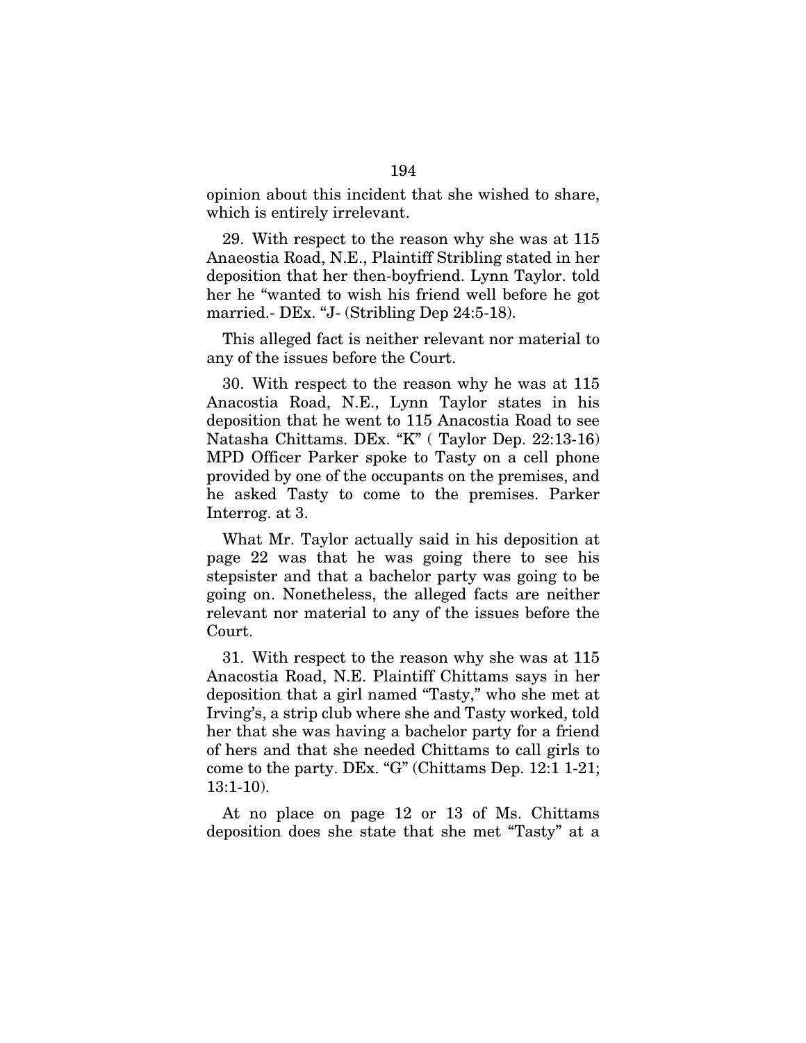opinion about this incident that she wished to share, which is entirely irrelevant.

29. With respect to the reason why she was at 115 Anaeostia Road, N.E., Plaintiff Stribling stated in her deposition that her then-boyfriend. Lynn Taylor. told her he "wanted to wish his friend well before he got married.- DEx. "J- (Stribling Dep 24:5-18).

This alleged fact is neither relevant nor material to any of the issues before the Court.

30. With respect to the reason why he was at 115 Anacostia Road, N.E., Lynn Taylor states in his deposition that he went to 115 Anacostia Road to see Natasha Chittams. DEx. "K" ( Taylor Dep. 22:13-16) MPD Officer Parker spoke to Tasty on a cell phone provided by one of the occupants on the premises, and he asked Tasty to come to the premises. Parker Interrog. at 3.

What Mr. Taylor actually said in his deposition at page 22 was that he was going there to see his stepsister and that a bachelor party was going to be going on. Nonetheless, the alleged facts are neither relevant nor material to any of the issues before the Court.

31. With respect to the reason why she was at 115 Anacostia Road, N.E. Plaintiff Chittams says in her deposition that a girl named "Tasty," who she met at Irving's, a strip club where she and Tasty worked, told her that she was having a bachelor party for a friend of hers and that she needed Chittams to call girls to come to the party. DEx. "G" (Chittams Dep. 12:1 1-21; 13:1-10).

At no place on page 12 or 13 of Ms. Chittams deposition does she state that she met "Tasty" at a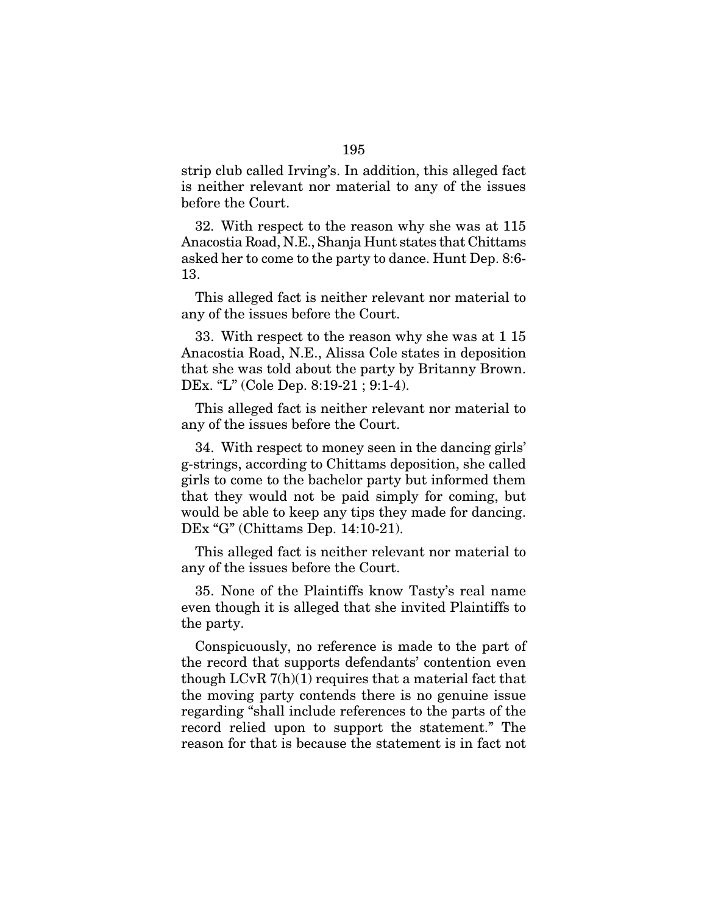strip club called Irving's. In addition, this alleged fact is neither relevant nor material to any of the issues before the Court.

32. With respect to the reason why she was at 115 Anacostia Road, N.E., Shanja Hunt states that Chittams asked her to come to the party to dance. Hunt Dep. 8:6-13.

This alleged fact is neither relevant nor material to any of the issues before the Court.

33. With respect to the reason why she was at 1 15 Anacostia Road, N.E., Alissa Cole states in deposition that she was told about the party by Britanny Brown. DEx. "L" (Cole Dep. 8:19-21 ; 9:1-4).

This alleged fact is neither relevant nor material to any of the issues before the Court.

34. With respect to money seen in the dancing girls' g-strings, according to Chittams deposition, she called girls to come to the bachelor party but informed them that they would not be paid simply for coming, but would be able to keep any tips they made for dancing. DEx "G" (Chittams Dep. 14:10-21).

This alleged fact is neither relevant nor material to any of the issues before the Court.

35. None of the Plaintiffs know Tasty's real name even though it is alleged that she invited Plaintiffs to the party.

Conspicuously, no reference is made to the part of the record that supports defendants' contention even though LCvR 7(h)(1) requires that a material fact that the moving party contends there is no genuine issue regarding "shall include references to the parts of the record relied upon to support the statement." The reason for that is because the statement is in fact not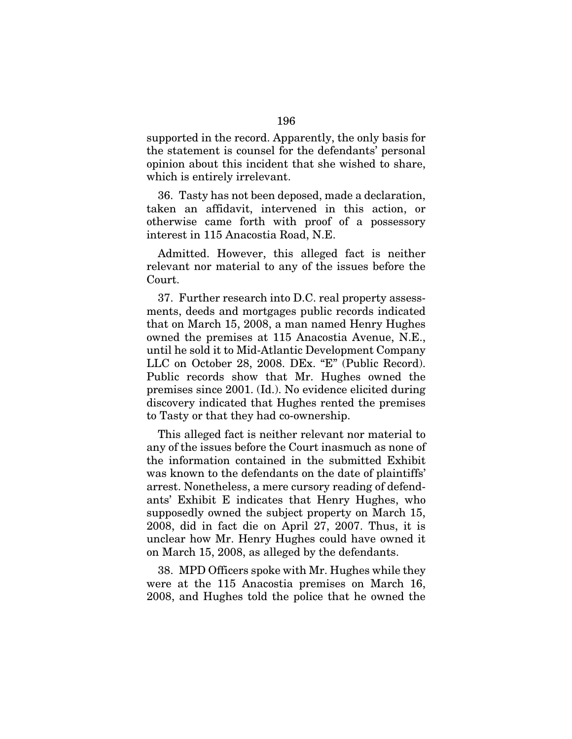supported in the record. Apparently, the only basis for the statement is counsel for the defendants' personal opinion about this incident that she wished to share, which is entirely irrelevant.

36. Tasty has not been deposed, made a declaration, taken an affidavit, intervened in this action, or otherwise came forth with proof of a possessory interest in 115 Anacostia Road, N.E.

Admitted. However, this alleged fact is neither relevant nor material to any of the issues before the Court.

37. Further research into D.C. real property assessments, deeds and mortgages public records indicated that on March 15, 2008, a man named Henry Hughes owned the premises at 115 Anacostia Avenue, N.E., until he sold it to Mid-Atlantic Development Company LLC on October 28, 2008. DEx. "E" (Public Record). Public records show that Mr. Hughes owned the premises since 2001. (Id.). No evidence elicited during discovery indicated that Hughes rented the premises to Tasty or that they had co-ownership.

This alleged fact is neither relevant nor material to any of the issues before the Court inasmuch as none of the information contained in the submitted Exhibit was known to the defendants on the date of plaintiffs' arrest. Nonetheless, a mere cursory reading of defendants' Exhibit E indicates that Henry Hughes, who supposedly owned the subject property on March 15, 2008, did in fact die on April 27, 2007. Thus, it is unclear how Mr. Henry Hughes could have owned it on March 15, 2008, as alleged by the defendants.

38. MPD Officers spoke with Mr. Hughes while they were at the 115 Anacostia premises on March 16, 2008, and Hughes told the police that he owned the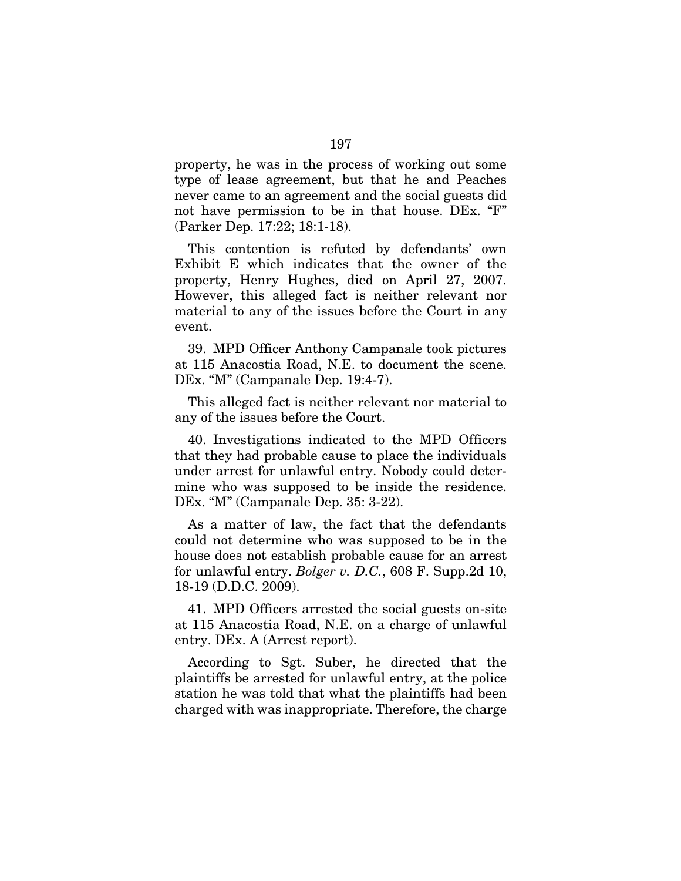property, he was in the process of working out some type of lease agreement, but that he and Peaches never came to an agreement and the social guests did not have permission to be in that house. DEx. "F" (Parker Dep. 17:22; 18:1-18).

This contention is refuted by defendants' own Exhibit E which indicates that the owner of the property, Henry Hughes, died on April 27, 2007. However, this alleged fact is neither relevant nor material to any of the issues before the Court in any event.

39. MPD Officer Anthony Campanale took pictures at 115 Anacostia Road, N.E. to document the scene. DEx. "M" (Campanale Dep. 19:4-7).

This alleged fact is neither relevant nor material to any of the issues before the Court.

40. Investigations indicated to the MPD Officers that they had probable cause to place the individuals under arrest for unlawful entry. Nobody could determine who was supposed to be inside the residence. DEx. "M" (Campanale Dep. 35: 3-22).

As a matter of law, the fact that the defendants could not determine who was supposed to be in the house does not establish probable cause for an arrest for unlawful entry. *Bolger v. D.C.*, 608 F. Supp.2d 10, 18-19 (D.D.C. 2009).

41. MPD Officers arrested the social guests on-site at 115 Anacostia Road, N.E. on a charge of unlawful entry. DEx. A (Arrest report).

According to Sgt. Suber, he directed that the plaintiffs be arrested for unlawful entry, at the police station he was told that what the plaintiffs had been charged with was inappropriate. Therefore, the charge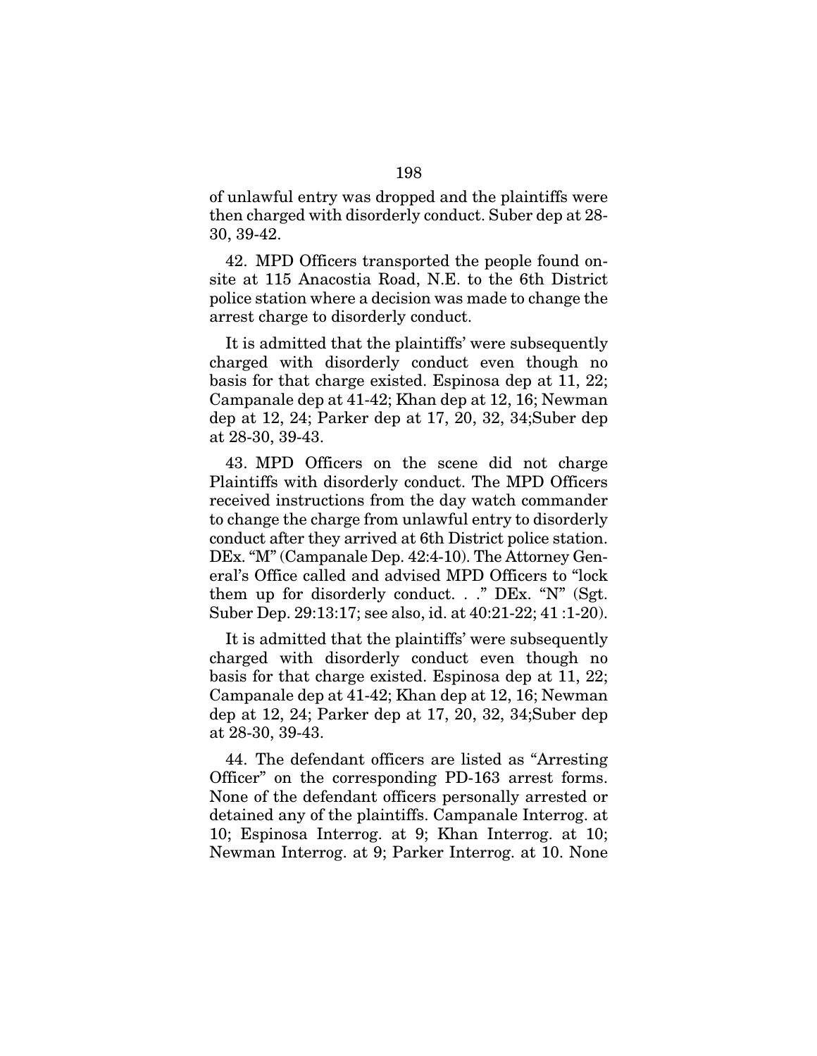of unlawful entry was dropped and the plaintiffs were then charged with disorderly conduct. Suber dep at 28-30, 39-42.

42. MPD Officers transported the people found on-site at 115 Anacostia Road, N.E. to the 6th District police station where a decision was made to change the arrest charge to disorderly conduct.

It is admitted that the plaintiffs' were subsequently charged with disorderly conduct even though no basis for that charge existed. Espinosa dep at 11, 22; Campanale dep at 41-42; Khan dep at 12, 16; Newman dep at 12, 24; Parker dep at 17, 20, 32, 34;Suber dep at 28-30, 39-43.

43. MPD Officers on the scene did not charge Plaintiffs with disorderly conduct. The MPD Officers received instructions from the day watch commander to change the charge from unlawful entry to disorderly conduct after they arrived at 6th District police station. DEx. "M" (Campanale Dep. 42:4-10). The Attorney General's Office called and advised MPD Officers to "lock them up for disorderly conduct. . ." DEx. "N" (Sgt. Suber Dep. 29:13:17; see also, id. at 40:21-22; 41 :1-20).

It is admitted that the plaintiffs' were subsequently charged with disorderly conduct even though no basis for that charge existed. Espinosa dep at 11, 22; Campanale dep at 41-42; Khan dep at 12, 16; Newman dep at 12, 24; Parker dep at 17, 20, 32, 34;Suber dep at 28-30, 39-43.

44. The defendant officers are listed as "Arresting Officer" on the corresponding PD-163 arrest forms. None of the defendant officers personally arrested or detained any of the plaintiffs. Campanale Interrog. at 10; Espinosa Interrog. at 9; Khan Interrog. at 10; Newman Interrog. at 9; Parker Interrog. at 10. None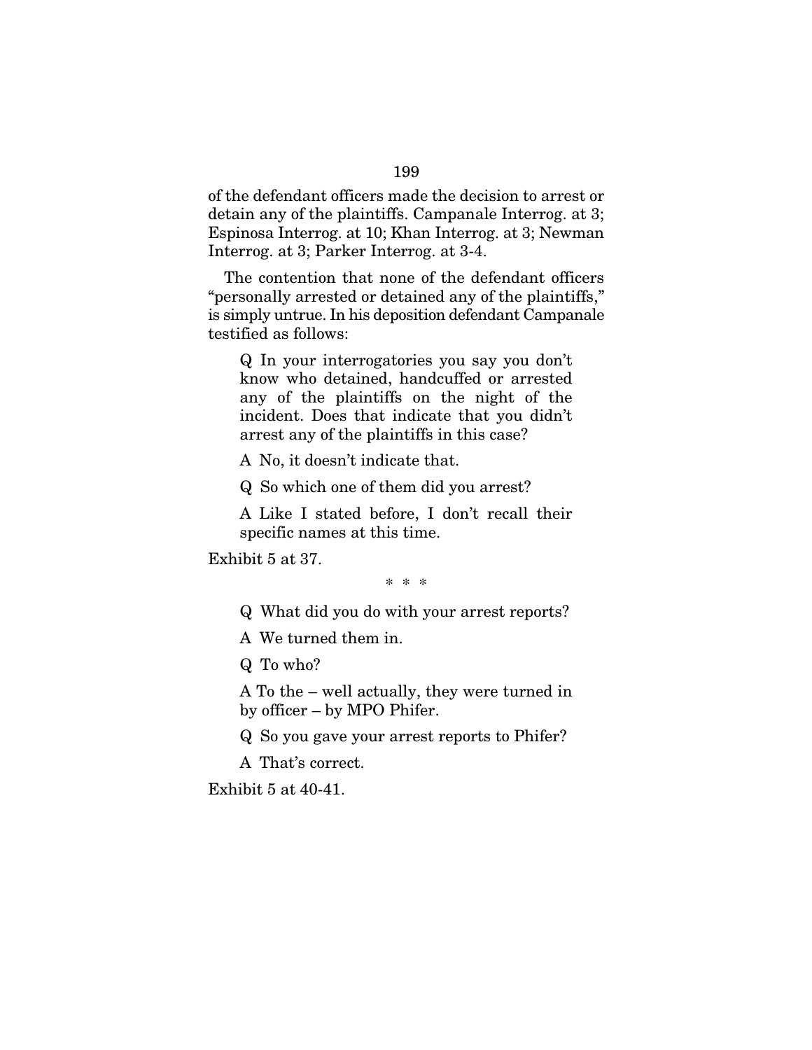of the defendant officers made the decision to arrest or detain any of the plaintiffs. Campanale Interrog. at 3; Espinosa Interrog. at 10; Khan Interrog. at 3; Newman Interrog. at 3; Parker Interrog. at 3-4.

The contention that none of the defendant officers "personally arrested or detained any of the plaintiffs," is simply untrue. In his deposition defendant Campanale testified as follows:

> Q In your interrogatories you say you don't know who detained, handcuffed or arrested any of the plaintiffs on the night of the incident. Does that indicate that you didn't arrest any of the plaintiffs in this case?
>
> A No, it doesn't indicate that.
>
> Q So which one of them did you arrest?
>
> A Like I stated before, I don't recall their specific names at this time.

Exhibit 5 at 37.

\* \* \*

> Q What did you do with your arrest reports?
>
> A We turned them in.
>
> Q To who?
>
> A To the – well actually, they were turned in by officer – by MPO Phifer.
>
> Q So you gave your arrest reports to Phifer?
>
> A That's correct.

Exhibit 5 at 40-41.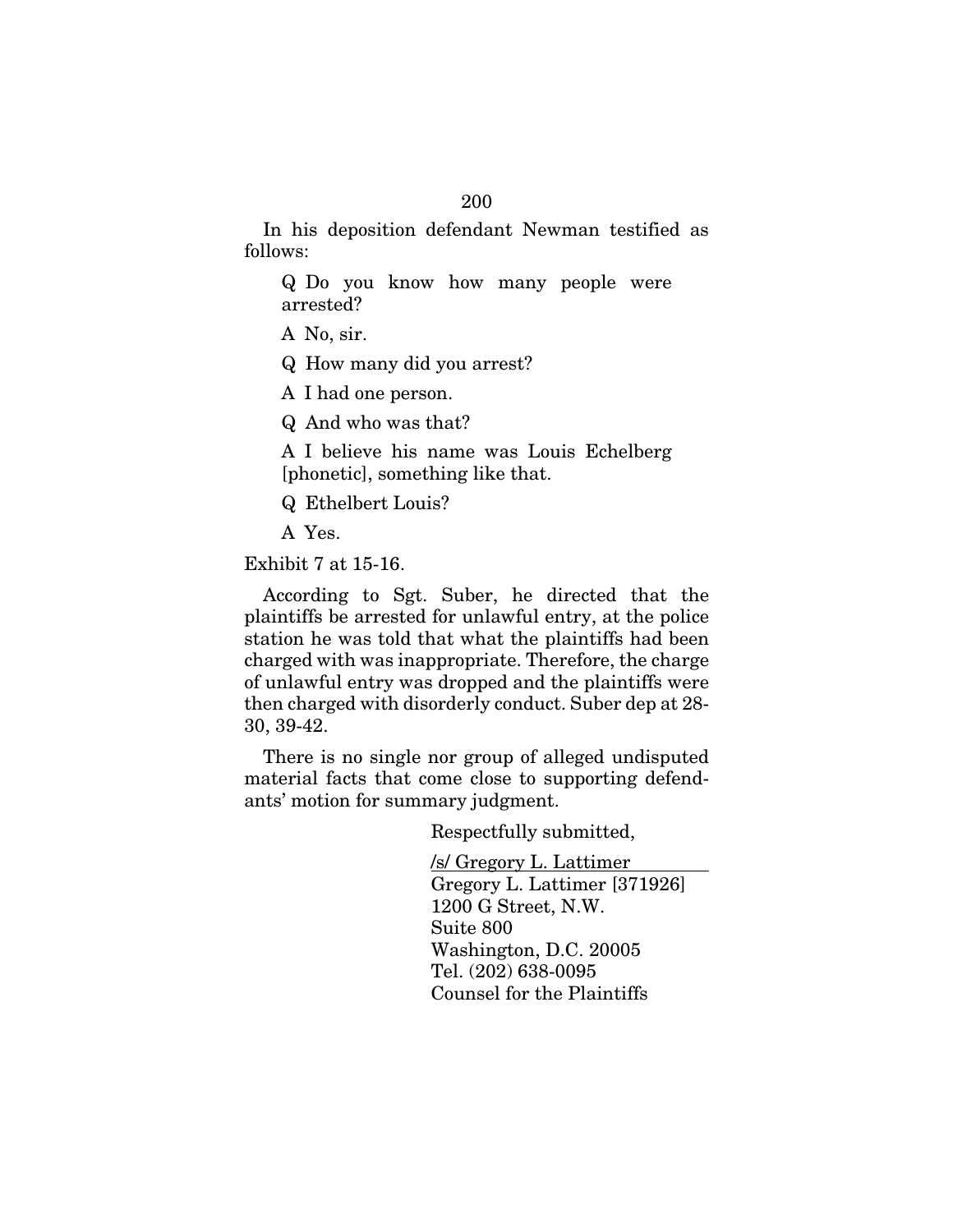In his deposition defendant Newman testified as follows:

> Q Do you know how many people were arrested?
>
> A No, sir.
>
> Q How many did you arrest?
>
> A I had one person.
>
> Q And who was that?
>
> A I believe his name was Louis Echelberg [phonetic], something like that.
>
> Q Ethelbert Louis?
>
> A Yes.

Exhibit 7 at 15-16.

According to Sgt. Suber, he directed that the plaintiffs be arrested for unlawful entry, at the police station he was told that what the plaintiffs had been charged with was inappropriate. Therefore, the charge of unlawful entry was dropped and the plaintiffs were then charged with disorderly conduct. Suber dep at 28-30, 39-42.

There is no single nor group of alleged undisputed material facts that come close to supporting defendants' motion for summary judgment.

Respectfully submitted,

/s/ Gregory L. Lattimer
Gregory L. Lattimer [371926]
1200 G Street, N.W.
Suite 800
Washington, D.C. 20005
Tel. (202) 638-0095
Counsel for the Plaintiffs